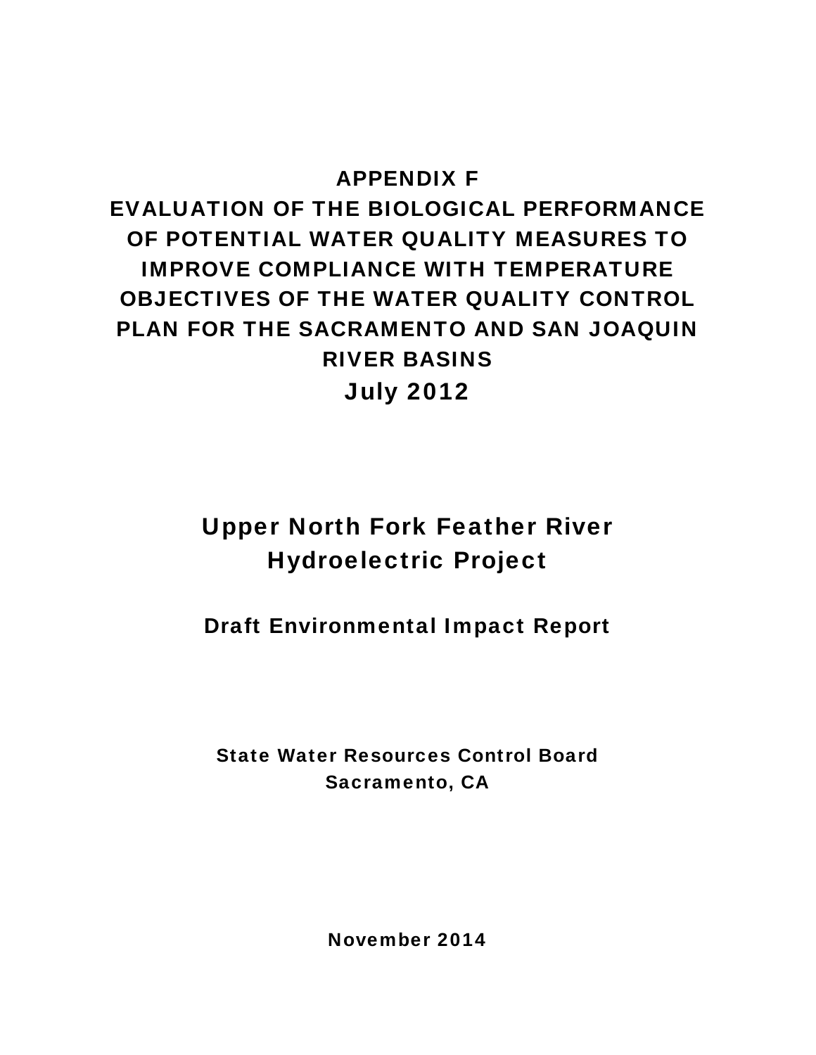# APPENDIX F
# EVALUATION OF THE BIOLOGICAL PERFORMANCE OF POTENTIAL WATER QUALITY MEASURES TO IMPROVE COMPLIANCE WITH TEMPERATURE OBJECTIVES OF THE WATER QUALITY CONTROL PLAN FOR THE SACRAMENTO AND SAN JOAQUIN RIVER BASINS

## July 2012

## Upper North Fork Feather River Hydroelectric Project

### Draft Environmental Impact Report

**State Water Resources Control Board**
**Sacramento, CA**

**November 2014**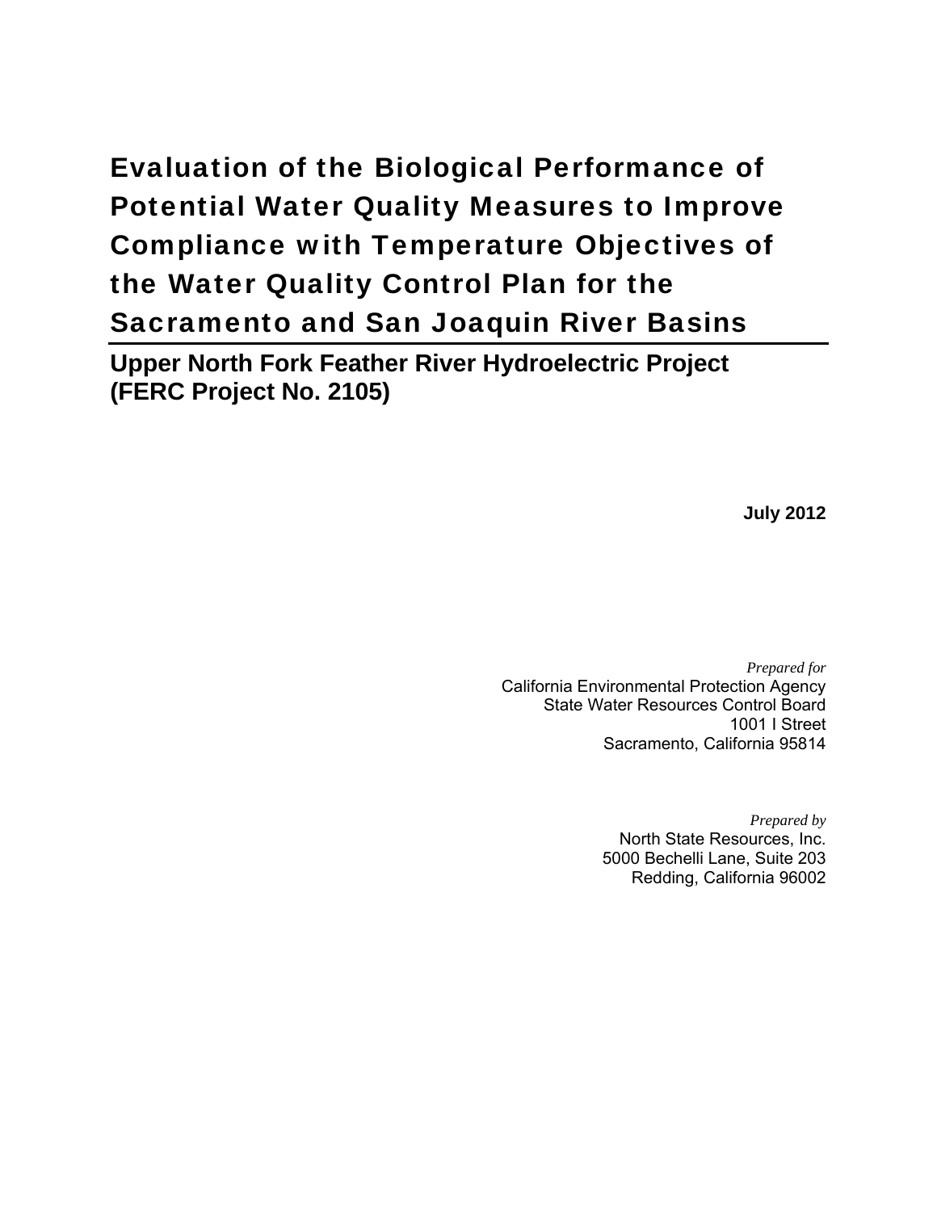# Evaluation of the Biological Performance of Potential Water Quality Measures to Improve Compliance with Temperature Objectives of the Water Quality Control Plan for the Sacramento and San Joaquin River Basins

## Upper North Fork Feather River Hydroelectric Project (FERC Project No. 2105)

**July 2012**

*Prepared for*
California Environmental Protection Agency
State Water Resources Control Board
1001 I Street
Sacramento, California 95814

*Prepared by*
North State Resources, Inc.
5000 Bechelli Lane, Suite 203
Redding, California 96002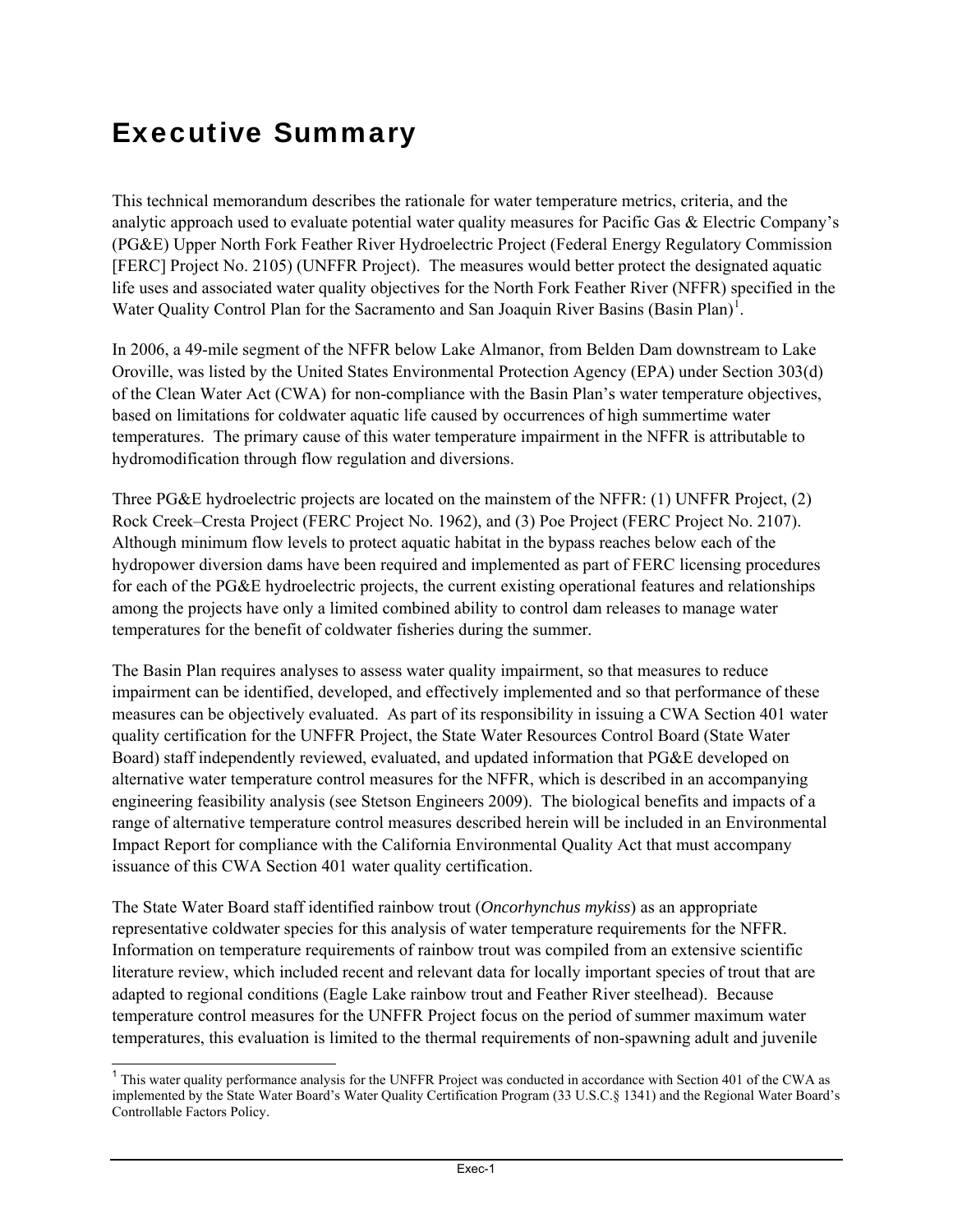# Executive Summary

This technical memorandum describes the rationale for water temperature metrics, criteria, and the analytic approach used to evaluate potential water quality measures for Pacific Gas & Electric Company's (PG&E) Upper North Fork Feather River Hydroelectric Project (Federal Energy Regulatory Commission [FERC] Project No. 2105) (UNFFR Project). The measures would better protect the designated aquatic life uses and associated water quality objectives for the North Fork Feather River (NFFR) specified in the Water Quality Control Plan for the Sacramento and San Joaquin River Basins (Basin Plan)[1].

In 2006, a 49-mile segment of the NFFR below Lake Almanor, from Belden Dam downstream to Lake Oroville, was listed by the United States Environmental Protection Agency (EPA) under Section 303(d) of the Clean Water Act (CWA) for non-compliance with the Basin Plan's water temperature objectives, based on limitations for coldwater aquatic life caused by occurrences of high summertime water temperatures. The primary cause of this water temperature impairment in the NFFR is attributable to hydromodification through flow regulation and diversions.

Three PG&E hydroelectric projects are located on the mainstem of the NFFR: (1) UNFFR Project, (2) Rock Creek–Cresta Project (FERC Project No. 1962), and (3) Poe Project (FERC Project No. 2107). Although minimum flow levels to protect aquatic habitat in the bypass reaches below each of the hydropower diversion dams have been required and implemented as part of FERC licensing procedures for each of the PG&E hydroelectric projects, the current existing operational features and relationships among the projects have only a limited combined ability to control dam releases to manage water temperatures for the benefit of coldwater fisheries during the summer.

The Basin Plan requires analyses to assess water quality impairment, so that measures to reduce impairment can be identified, developed, and effectively implemented and so that performance of these measures can be objectively evaluated. As part of its responsibility in issuing a CWA Section 401 water quality certification for the UNFFR Project, the State Water Resources Control Board (State Water Board) staff independently reviewed, evaluated, and updated information that PG&E developed on alternative water temperature control measures for the NFFR, which is described in an accompanying engineering feasibility analysis (see Stetson Engineers 2009). The biological benefits and impacts of a range of alternative temperature control measures described herein will be included in an Environmental Impact Report for compliance with the California Environmental Quality Act that must accompany issuance of this CWA Section 401 water quality certification.

The State Water Board staff identified rainbow trout (*Oncorhynchus mykiss*) as an appropriate representative coldwater species for this analysis of water temperature requirements for the NFFR. Information on temperature requirements of rainbow trout was compiled from an extensive scientific literature review, which included recent and relevant data for locally important species of trout that are adapted to regional conditions (Eagle Lake rainbow trout and Feather River steelhead). Because temperature control measures for the UNFFR Project focus on the period of summer maximum water temperatures, this evaluation is limited to the thermal requirements of non-spawning adult and juvenile

[1] This water quality performance analysis for the UNFFR Project was conducted in accordance with Section 401 of the CWA as implemented by the State Water Board's Water Quality Certification Program (33 U.S.C.§ 1341) and the Regional Water Board's Controllable Factors Policy.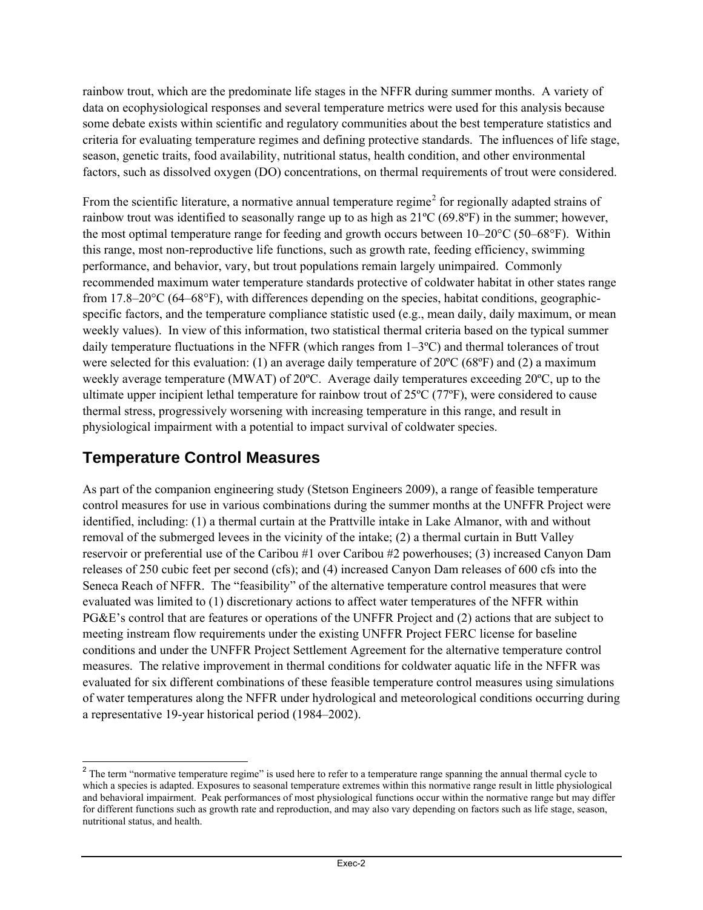rainbow trout, which are the predominate life stages in the NFFR during summer months. A variety of data on ecophysiological responses and several temperature metrics were used for this analysis because some debate exists within scientific and regulatory communities about the best temperature statistics and criteria for evaluating temperature regimes and defining protective standards. The influences of life stage, season, genetic traits, food availability, nutritional status, health condition, and other environmental factors, such as dissolved oxygen (DO) concentrations, on thermal requirements of trout were considered.

From the scientific literature, a normative annual temperature regime[2] for regionally adapted strains of rainbow trout was identified to seasonally range up to as high as 21ºC (69.8ºF) in the summer; however, the most optimal temperature range for feeding and growth occurs between 10–20°C (50–68°F). Within this range, most non-reproductive life functions, such as growth rate, feeding efficiency, swimming performance, and behavior, vary, but trout populations remain largely unimpaired. Commonly recommended maximum water temperature standards protective of coldwater habitat in other states range from 17.8–20°C (64–68°F), with differences depending on the species, habitat conditions, geographic-specific factors, and the temperature compliance statistic used (e.g., mean daily, daily maximum, or mean weekly values). In view of this information, two statistical thermal criteria based on the typical summer daily temperature fluctuations in the NFFR (which ranges from 1–3ºC) and thermal tolerances of trout were selected for this evaluation: (1) an average daily temperature of 20ºC (68ºF) and (2) a maximum weekly average temperature (MWAT) of 20ºC. Average daily temperatures exceeding 20ºC, up to the ultimate upper incipient lethal temperature for rainbow trout of 25ºC (77ºF), were considered to cause thermal stress, progressively worsening with increasing temperature in this range, and result in physiological impairment with a potential to impact survival of coldwater species.

## Temperature Control Measures

As part of the companion engineering study (Stetson Engineers 2009), a range of feasible temperature control measures for use in various combinations during the summer months at the UNFFR Project were identified, including: (1) a thermal curtain at the Prattville intake in Lake Almanor, with and without removal of the submerged levees in the vicinity of the intake; (2) a thermal curtain in Butt Valley reservoir or preferential use of the Caribou #1 over Caribou #2 powerhouses; (3) increased Canyon Dam releases of 250 cubic feet per second (cfs); and (4) increased Canyon Dam releases of 600 cfs into the Seneca Reach of NFFR. The "feasibility" of the alternative temperature control measures that were evaluated was limited to (1) discretionary actions to affect water temperatures of the NFFR within PG&E's control that are features or operations of the UNFFR Project and (2) actions that are subject to meeting instream flow requirements under the existing UNFFR Project FERC license for baseline conditions and under the UNFFR Project Settlement Agreement for the alternative temperature control measures. The relative improvement in thermal conditions for coldwater aquatic life in the NFFR was evaluated for six different combinations of these feasible temperature control measures using simulations of water temperatures along the NFFR under hydrological and meteorological conditions occurring during a representative 19-year historical period (1984–2002).

[2] The term "normative temperature regime" is used here to refer to a temperature range spanning the annual thermal cycle to which a species is adapted. Exposures to seasonal temperature extremes within this normative range result in little physiological and behavioral impairment. Peak performances of most physiological functions occur within the normative range but may differ for different functions such as growth rate and reproduction, and may also vary depending on factors such as life stage, season, nutritional status, and health.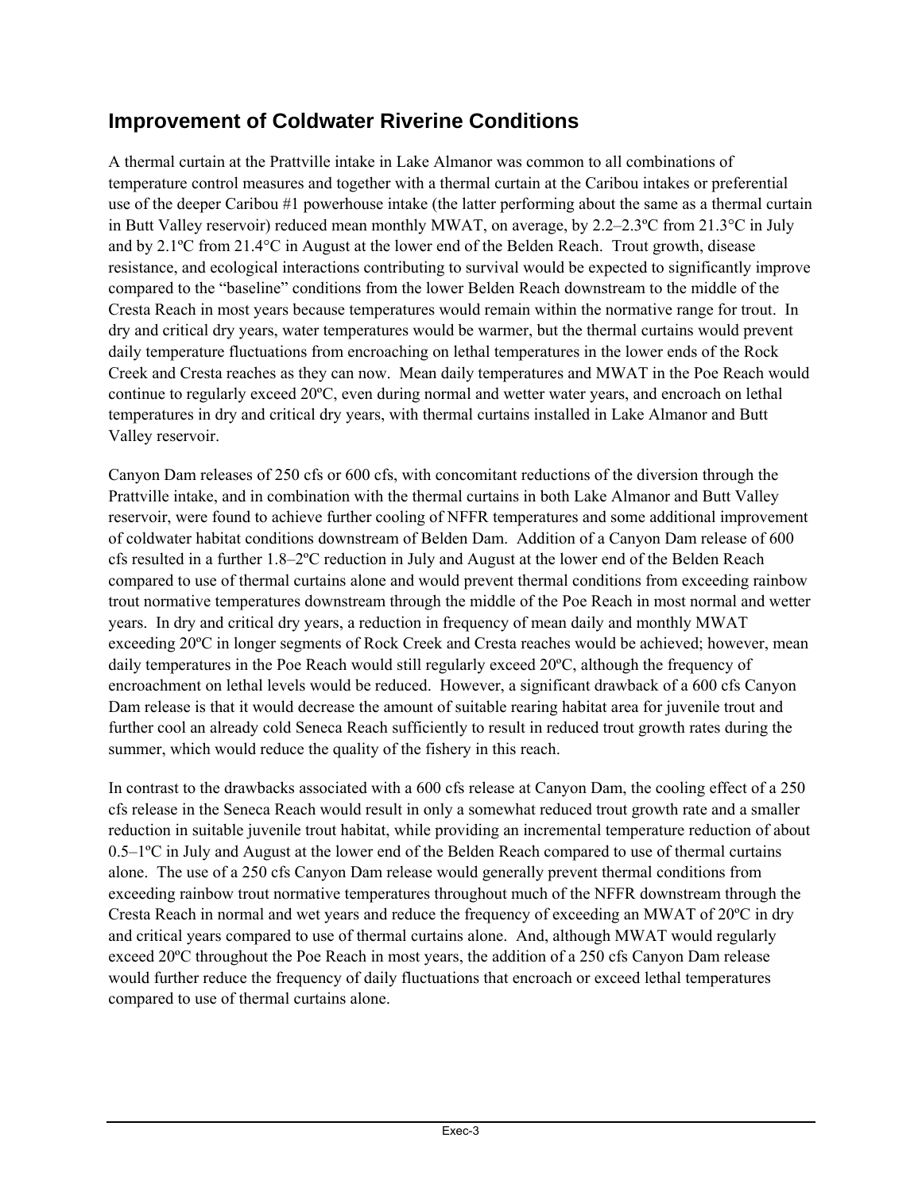## Improvement of Coldwater Riverine Conditions

A thermal curtain at the Prattville intake in Lake Almanor was common to all combinations of temperature control measures and together with a thermal curtain at the Caribou intakes or preferential use of the deeper Caribou #1 powerhouse intake (the latter performing about the same as a thermal curtain in Butt Valley reservoir) reduced mean monthly MWAT, on average, by 2.2–2.3ºC from 21.3°C in July and by 2.1ºC from 21.4°C in August at the lower end of the Belden Reach. Trout growth, disease resistance, and ecological interactions contributing to survival would be expected to significantly improve compared to the "baseline" conditions from the lower Belden Reach downstream to the middle of the Cresta Reach in most years because temperatures would remain within the normative range for trout. In dry and critical dry years, water temperatures would be warmer, but the thermal curtains would prevent daily temperature fluctuations from encroaching on lethal temperatures in the lower ends of the Rock Creek and Cresta reaches as they can now. Mean daily temperatures and MWAT in the Poe Reach would continue to regularly exceed 20ºC, even during normal and wetter water years, and encroach on lethal temperatures in dry and critical dry years, with thermal curtains installed in Lake Almanor and Butt Valley reservoir.

Canyon Dam releases of 250 cfs or 600 cfs, with concomitant reductions of the diversion through the Prattville intake, and in combination with the thermal curtains in both Lake Almanor and Butt Valley reservoir, were found to achieve further cooling of NFFR temperatures and some additional improvement of coldwater habitat conditions downstream of Belden Dam. Addition of a Canyon Dam release of 600 cfs resulted in a further 1.8–2ºC reduction in July and August at the lower end of the Belden Reach compared to use of thermal curtains alone and would prevent thermal conditions from exceeding rainbow trout normative temperatures downstream through the middle of the Poe Reach in most normal and wetter years. In dry and critical dry years, a reduction in frequency of mean daily and monthly MWAT exceeding 20ºC in longer segments of Rock Creek and Cresta reaches would be achieved; however, mean daily temperatures in the Poe Reach would still regularly exceed 20ºC, although the frequency of encroachment on lethal levels would be reduced. However, a significant drawback of a 600 cfs Canyon Dam release is that it would decrease the amount of suitable rearing habitat area for juvenile trout and further cool an already cold Seneca Reach sufficiently to result in reduced trout growth rates during the summer, which would reduce the quality of the fishery in this reach.

In contrast to the drawbacks associated with a 600 cfs release at Canyon Dam, the cooling effect of a 250 cfs release in the Seneca Reach would result in only a somewhat reduced trout growth rate and a smaller reduction in suitable juvenile trout habitat, while providing an incremental temperature reduction of about 0.5–1ºC in July and August at the lower end of the Belden Reach compared to use of thermal curtains alone. The use of a 250 cfs Canyon Dam release would generally prevent thermal conditions from exceeding rainbow trout normative temperatures throughout much of the NFFR downstream through the Cresta Reach in normal and wet years and reduce the frequency of exceeding an MWAT of 20ºC in dry and critical years compared to use of thermal curtains alone. And, although MWAT would regularly exceed 20ºC throughout the Poe Reach in most years, the addition of a 250 cfs Canyon Dam release would further reduce the frequency of daily fluctuations that encroach or exceed lethal temperatures compared to use of thermal curtains alone.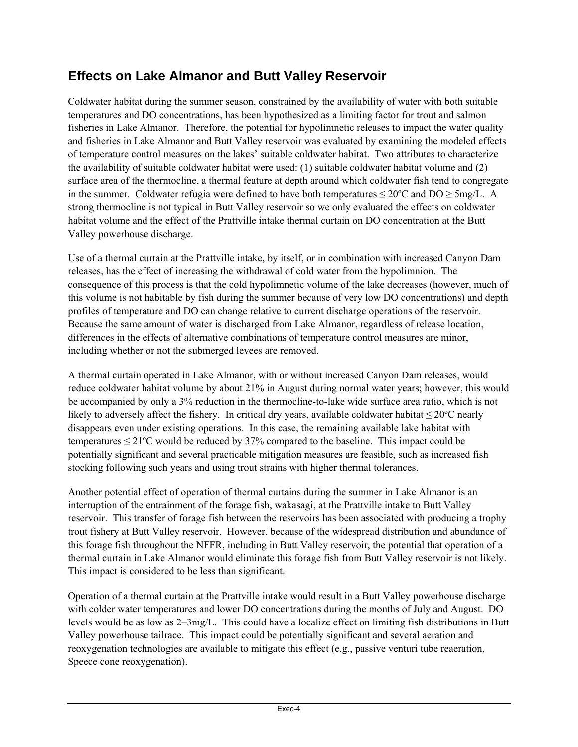## Effects on Lake Almanor and Butt Valley Reservoir

Coldwater habitat during the summer season, constrained by the availability of water with both suitable temperatures and DO concentrations, has been hypothesized as a limiting factor for trout and salmon fisheries in Lake Almanor. Therefore, the potential for hypolimnetic releases to impact the water quality and fisheries in Lake Almanor and Butt Valley reservoir was evaluated by examining the modeled effects of temperature control measures on the lakes' suitable coldwater habitat. Two attributes to characterize the availability of suitable coldwater habitat were used: (1) suitable coldwater habitat volume and (2) surface area of the thermocline, a thermal feature at depth around which coldwater fish tend to congregate in the summer. Coldwater refugia were defined to have both temperatures ≤ 20ºC and DO ≥ 5mg/L. A strong thermocline is not typical in Butt Valley reservoir so we only evaluated the effects on coldwater habitat volume and the effect of the Prattville intake thermal curtain on DO concentration at the Butt Valley powerhouse discharge.

Use of a thermal curtain at the Prattville intake, by itself, or in combination with increased Canyon Dam releases, has the effect of increasing the withdrawal of cold water from the hypolimnion. The consequence of this process is that the cold hypolimnetic volume of the lake decreases (however, much of this volume is not habitable by fish during the summer because of very low DO concentrations) and depth profiles of temperature and DO can change relative to current discharge operations of the reservoir. Because the same amount of water is discharged from Lake Almanor, regardless of release location, differences in the effects of alternative combinations of temperature control measures are minor, including whether or not the submerged levees are removed.

A thermal curtain operated in Lake Almanor, with or without increased Canyon Dam releases, would reduce coldwater habitat volume by about 21% in August during normal water years; however, this would be accompanied by only a 3% reduction in the thermocline-to-lake wide surface area ratio, which is not likely to adversely affect the fishery. In critical dry years, available coldwater habitat ≤ 20ºC nearly disappears even under existing operations. In this case, the remaining available lake habitat with temperatures ≤ 21ºC would be reduced by 37% compared to the baseline. This impact could be potentially significant and several practicable mitigation measures are feasible, such as increased fish stocking following such years and using trout strains with higher thermal tolerances.

Another potential effect of operation of thermal curtains during the summer in Lake Almanor is an interruption of the entrainment of the forage fish, wakasagi, at the Prattville intake to Butt Valley reservoir. This transfer of forage fish between the reservoirs has been associated with producing a trophy trout fishery at Butt Valley reservoir. However, because of the widespread distribution and abundance of this forage fish throughout the NFFR, including in Butt Valley reservoir, the potential that operation of a thermal curtain in Lake Almanor would eliminate this forage fish from Butt Valley reservoir is not likely. This impact is considered to be less than significant.

Operation of a thermal curtain at the Prattville intake would result in a Butt Valley powerhouse discharge with colder water temperatures and lower DO concentrations during the months of July and August. DO levels would be as low as 2–3mg/L. This could have a localize effect on limiting fish distributions in Butt Valley powerhouse tailrace. This impact could be potentially significant and several aeration and reoxygenation technologies are available to mitigate this effect (e.g., passive venturi tube reaeration, Speece cone reoxygenation).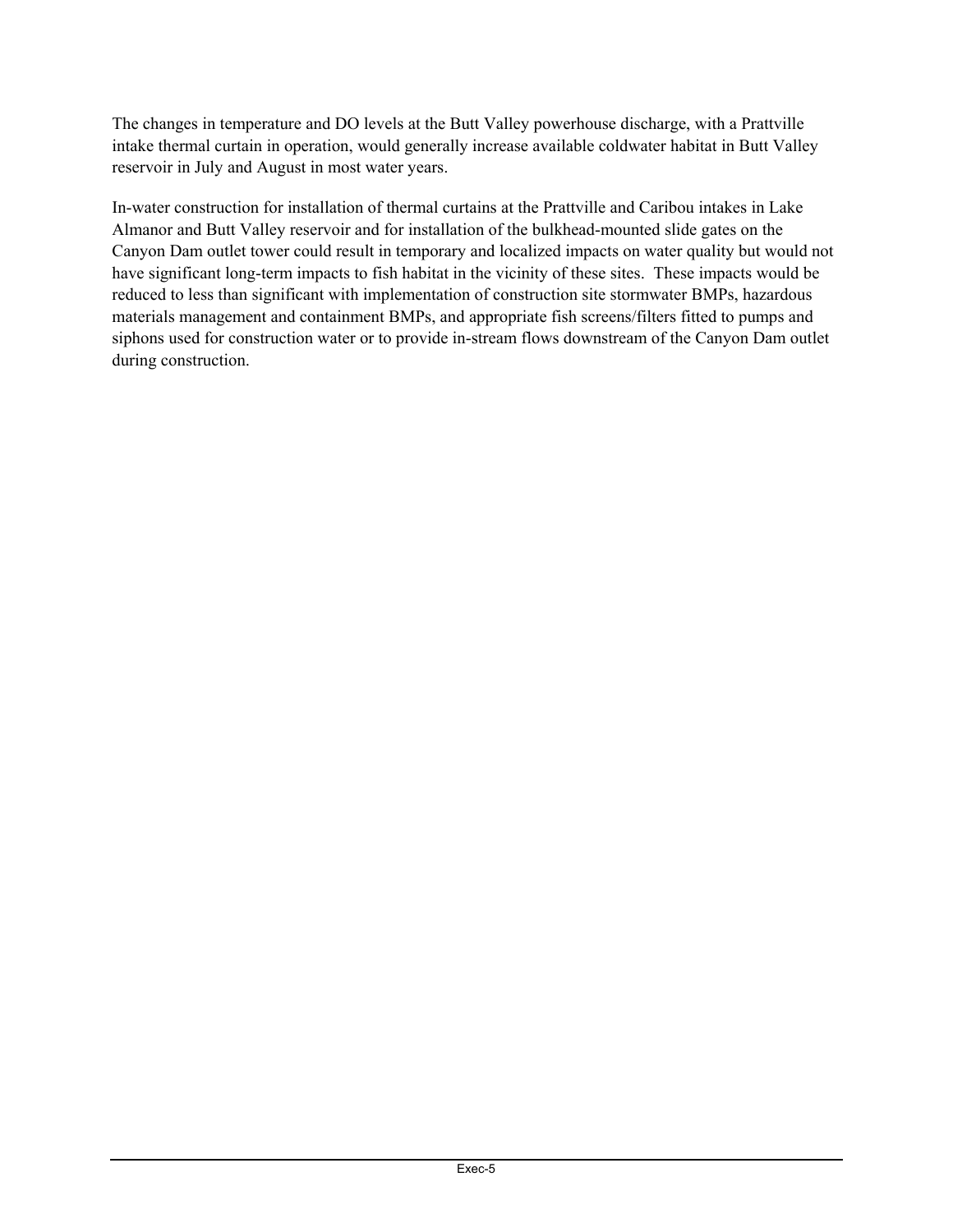The changes in temperature and DO levels at the Butt Valley powerhouse discharge, with a Prattville intake thermal curtain in operation, would generally increase available coldwater habitat in Butt Valley reservoir in July and August in most water years.

In-water construction for installation of thermal curtains at the Prattville and Caribou intakes in Lake Almanor and Butt Valley reservoir and for installation of the bulkhead-mounted slide gates on the Canyon Dam outlet tower could result in temporary and localized impacts on water quality but would not have significant long-term impacts to fish habitat in the vicinity of these sites. These impacts would be reduced to less than significant with implementation of construction site stormwater BMPs, hazardous materials management and containment BMPs, and appropriate fish screens/filters fitted to pumps and siphons used for construction water or to provide in-stream flows downstream of the Canyon Dam outlet during construction.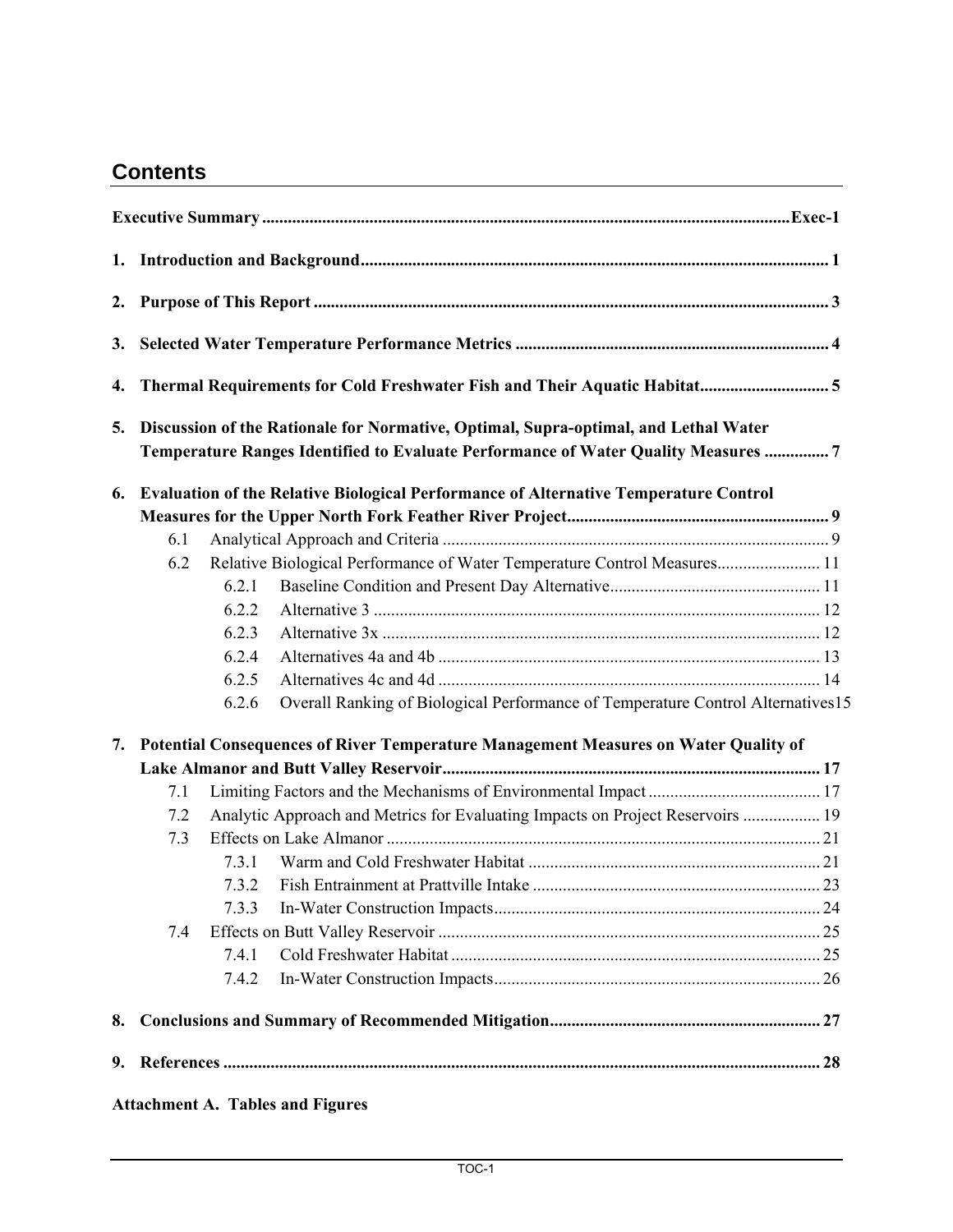## Contents

**Executive Summary ........................................................................................................Exec-1**

**1. Introduction and Background.......................................................................................... 1**

**2. Purpose of This Report .................................................................................................... 3**

**3. Selected Water Temperature Performance Metrics ........................................................ 4**

**4. Thermal Requirements for Cold Freshwater Fish and Their Aquatic Habitat............................ 5**

**5. Discussion of the Rationale for Normative, Optimal, Supra-optimal, and Lethal Water Temperature Ranges Identified to Evaluate Performance of Water Quality Measures ............... 7**

**6. Evaluation of the Relative Biological Performance of Alternative Temperature Control Measures for the Upper North Fork Feather River Project............................................................ 9**

- 6.1 Analytical Approach and Criteria ......................................................................................... 9
- 6.2 Relative Biological Performance of Water Temperature Control Measures........................ 11
  - 6.2.1 Baseline Condition and Present Day Alternative................................................ 11
  - 6.2.2 Alternative 3 ....................................................................................................... 12
  - 6.2.3 Alternative 3x ..................................................................................................... 12
  - 6.2.4 Alternatives 4a and 4b ........................................................................................ 13
  - 6.2.5 Alternatives 4c and 4d ........................................................................................ 14
  - 6.2.6 Overall Ranking of Biological Performance of Temperature Control Alternatives15

**7. Potential Consequences of River Temperature Management Measures on Water Quality of Lake Almanor and Butt Valley Reservoir....................................................................................... 17**

- 7.1 Limiting Factors and the Mechanisms of Environmental Impact ........................................ 17
- 7.2 Analytic Approach and Metrics for Evaluating Impacts on Project Reservoirs .................. 19
- 7.3 Effects on Lake Almanor .................................................................................................... 21
  - 7.3.1 Warm and Cold Freshwater Habitat ................................................................... 21
  - 7.3.2 Fish Entrainment at Prattville Intake .................................................................. 23
  - 7.3.3 In-Water Construction Impacts........................................................................... 24
- 7.4 Effects on Butt Valley Reservoir ........................................................................................ 25
  - 7.4.1 Cold Freshwater Habitat ..................................................................................... 25
  - 7.4.2 In-Water Construction Impacts........................................................................... 26

**8. Conclusions and Summary of Recommended Mitigation............................................................... 27**

**9. References .......................................................................................................................... 28**

**Attachment A. Tables and Figures**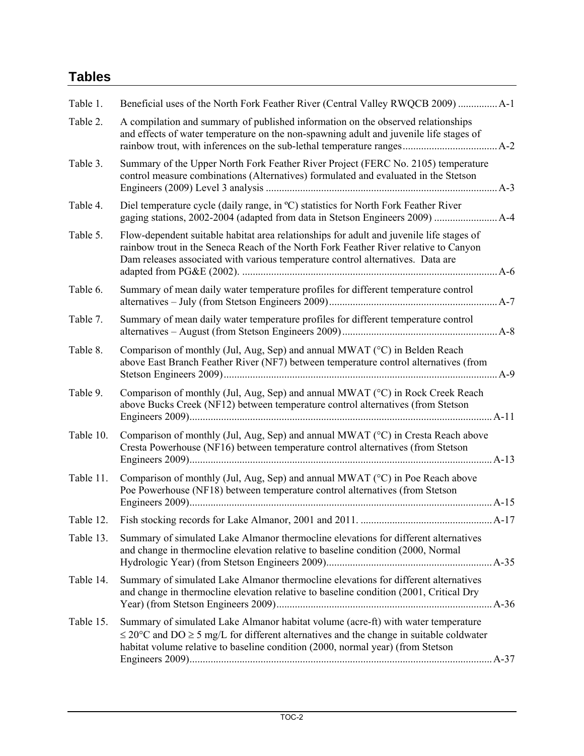## Tables

Table 1. Beneficial uses of the North Fork Feather River (Central Valley RWQCB 2009) ............... A-1

Table 2. A compilation and summary of published information on the observed relationships and effects of water temperature on the non-spawning adult and juvenile life stages of rainbow trout, with inferences on the sub-lethal temperature ranges .................................... A-2

Table 3. Summary of the Upper North Fork Feather River Project (FERC No. 2105) temperature control measure combinations (Alternatives) formulated and evaluated in the Stetson Engineers (2009) Level 3 analysis ........................................................................................ A-3

Table 4. Diel temperature cycle (daily range, in ºC) statistics for North Fork Feather River gaging stations, 2002-2004 (adapted from data in Stetson Engineers 2009) ........................ A-4

Table 5. Flow-dependent suitable habitat area relationships for adult and juvenile life stages of rainbow trout in the Seneca Reach of the North Fork Feather River relative to Canyon Dam releases associated with various temperature control alternatives. Data are adapted from PG&E (2002). ................................................................................................ A-6

Table 6. Summary of mean daily water temperature profiles for different temperature control alternatives – July (from Stetson Engineers 2009) ............................................................... A-7

Table 7. Summary of mean daily water temperature profiles for different temperature control alternatives – August (from Stetson Engineers 2009) .......................................................... A-8

Table 8. Comparison of monthly (Jul, Aug, Sep) and annual MWAT (°C) in Belden Reach above East Branch Feather River (NF7) between temperature control alternatives (from Stetson Engineers 2009) ....................................................................................................... A-9

Table 9. Comparison of monthly (Jul, Aug, Sep) and annual MWAT (°C) in Rock Creek Reach above Bucks Creek (NF12) between temperature control alternatives (from Stetson Engineers 2009) .................................................................................................................. A-11

Table 10. Comparison of monthly (Jul, Aug, Sep) and annual MWAT (°C) in Cresta Reach above Cresta Powerhouse (NF16) between temperature control alternatives (from Stetson Engineers 2009) .................................................................................................................. A-13

Table 11. Comparison of monthly (Jul, Aug, Sep) and annual MWAT (°C) in Poe Reach above Poe Powerhouse (NF18) between temperature control alternatives (from Stetson Engineers 2009) .................................................................................................................. A-15

Table 12. Fish stocking records for Lake Almanor, 2001 and 2011. .................................................. A-17

Table 13. Summary of simulated Lake Almanor thermocline elevations for different alternatives and change in thermocline elevation relative to baseline condition (2000, Normal Hydrologic Year) (from Stetson Engineers 2009) ............................................................... A-35

Table 14. Summary of simulated Lake Almanor thermocline elevations for different alternatives and change in thermocline elevation relative to baseline condition (2001, Critical Dry Year) (from Stetson Engineers 2009) ................................................................................. A-36

Table 15. Summary of simulated Lake Almanor habitat volume (acre-ft) with water temperature $\leq 20°C$ and DO $\geq 5$ mg/L for different alternatives and the change in suitable coldwater habitat volume relative to baseline condition (2000, normal year) (from Stetson Engineers 2009) .................................................................................................................. A-37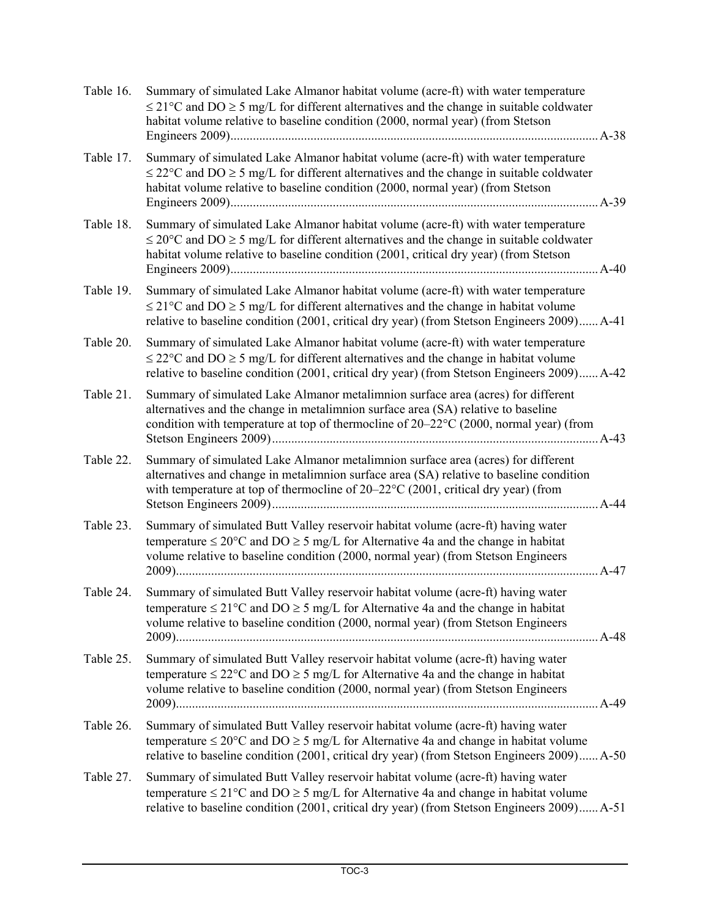Table 16. Summary of simulated Lake Almanor habitat volume (acre-ft) with water temperature ≤ 21°C and DO ≥ 5 mg/L for different alternatives and the change in suitable coldwater habitat volume relative to baseline condition (2000, normal year) (from Stetson Engineers 2009) ........ A-38

Table 17. Summary of simulated Lake Almanor habitat volume (acre-ft) with water temperature ≤ 22°C and DO ≥ 5 mg/L for different alternatives and the change in suitable coldwater habitat volume relative to baseline condition (2000, normal year) (from Stetson Engineers 2009) ........ A-39

Table 18. Summary of simulated Lake Almanor habitat volume (acre-ft) with water temperature ≤ 20°C and DO ≥ 5 mg/L for different alternatives and the change in suitable coldwater habitat volume relative to baseline condition (2001, critical dry year) (from Stetson Engineers 2009) ........ A-40

Table 19. Summary of simulated Lake Almanor habitat volume (acre-ft) with water temperature ≤ 21°C and DO ≥ 5 mg/L for different alternatives and the change in habitat volume relative to baseline condition (2001, critical dry year) (from Stetson Engineers 2009) ...... A-41

Table 20. Summary of simulated Lake Almanor habitat volume (acre-ft) with water temperature ≤ 22°C and DO ≥ 5 mg/L for different alternatives and the change in habitat volume relative to baseline condition (2001, critical dry year) (from Stetson Engineers 2009) ...... A-42

Table 21. Summary of simulated Lake Almanor metalimnion surface area (acres) for different alternatives and the change in metalimnion surface area (SA) relative to baseline condition with temperature at top of thermocline of 20–22°C (2000, normal year) (from Stetson Engineers 2009) ........ A-43

Table 22. Summary of simulated Lake Almanor metalimnion surface area (acres) for different alternatives and change in metalimnion surface area (SA) relative to baseline condition with temperature at top of thermocline of 20–22°C (2001, critical dry year) (from Stetson Engineers 2009) ........ A-44

Table 23. Summary of simulated Butt Valley reservoir habitat volume (acre-ft) having water temperature ≤ 20°C and DO ≥ 5 mg/L for Alternative 4a and the change in habitat volume relative to baseline condition (2000, normal year) (from Stetson Engineers 2009) ........ A-47

Table 24. Summary of simulated Butt Valley reservoir habitat volume (acre-ft) having water temperature ≤ 21°C and DO ≥ 5 mg/L for Alternative 4a and the change in habitat volume relative to baseline condition (2000, normal year) (from Stetson Engineers 2009) ........ A-48

Table 25. Summary of simulated Butt Valley reservoir habitat volume (acre-ft) having water temperature ≤ 22°C and DO ≥ 5 mg/L for Alternative 4a and the change in habitat volume relative to baseline condition (2000, normal year) (from Stetson Engineers 2009) ........ A-49

Table 26. Summary of simulated Butt Valley reservoir habitat volume (acre-ft) having water temperature ≤ 20°C and DO ≥ 5 mg/L for Alternative 4a and change in habitat volume relative to baseline condition (2001, critical dry year) (from Stetson Engineers 2009) ...... A-50

Table 27. Summary of simulated Butt Valley reservoir habitat volume (acre-ft) having water temperature ≤ 21°C and DO ≥ 5 mg/L for Alternative 4a and change in habitat volume relative to baseline condition (2001, critical dry year) (from Stetson Engineers 2009) ...... A-51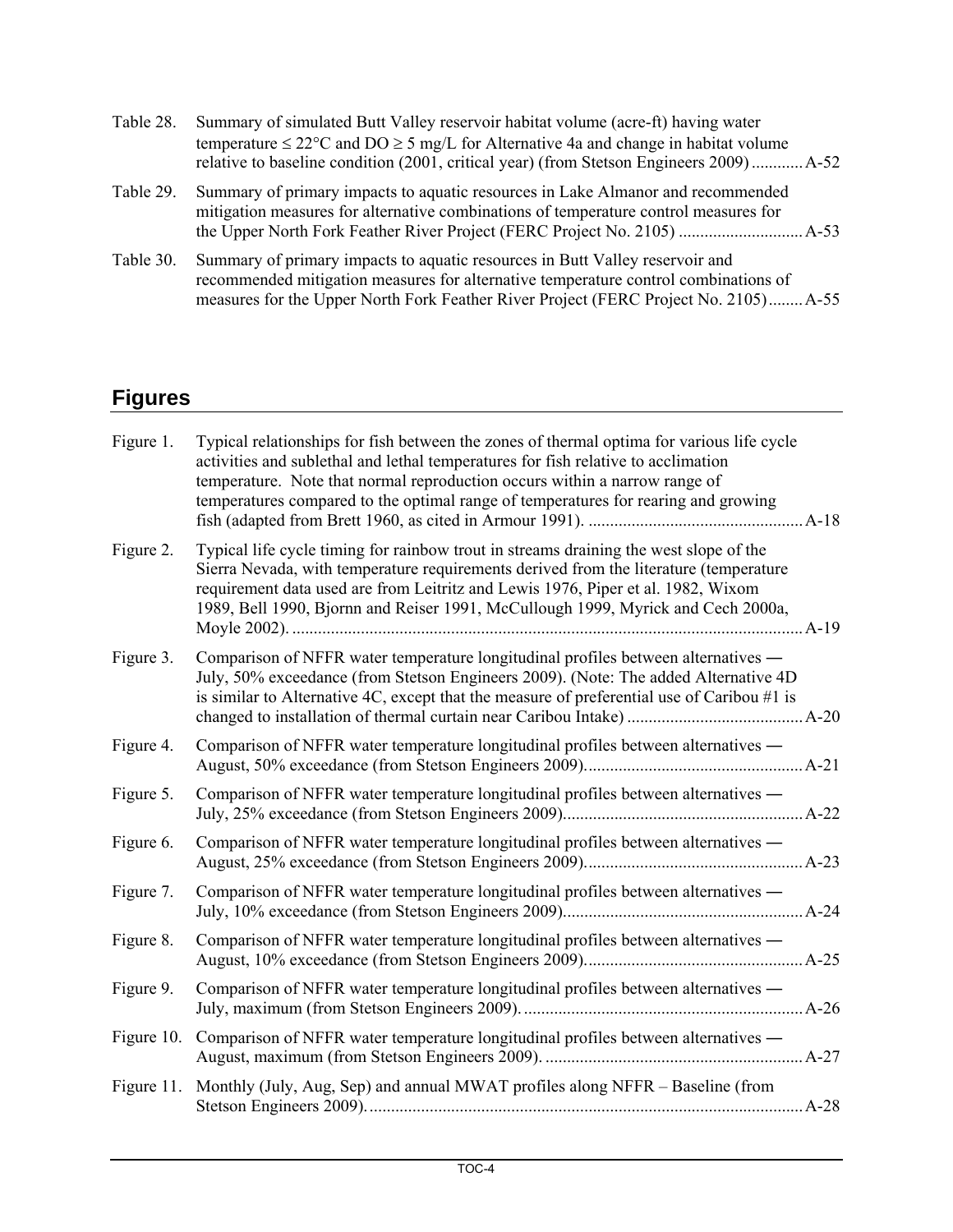| | | |
|---|---|---|
| Table 28. | Summary of simulated Butt Valley reservoir habitat volume (acre-ft) having water temperature ≤ 22°C and DO ≥ 5 mg/L for Alternative 4a and change in habitat volume relative to baseline condition (2001, critical year) (from Stetson Engineers 2009) | A-52 |
| Table 29. | Summary of primary impacts to aquatic resources in Lake Almanor and recommended mitigation measures for alternative combinations of temperature control measures for the Upper North Fork Feather River Project (FERC Project No. 2105) | A-53 |
| Table 30. | Summary of primary impacts to aquatic resources in Butt Valley reservoir and recommended mitigation measures for alternative temperature control combinations of measures for the Upper North Fork Feather River Project (FERC Project No. 2105) | A-55 |

## Figures

| | | |
|---|---|---|
| Figure 1. | Typical relationships for fish between the zones of thermal optima for various life cycle activities and sublethal and lethal temperatures for fish relative to acclimation temperature. Note that normal reproduction occurs within a narrow range of temperatures compared to the optimal range of temperatures for rearing and growing fish (adapted from Brett 1960, as cited in Armour 1991). | A-18 |
| Figure 2. | Typical life cycle timing for rainbow trout in streams draining the west slope of the Sierra Nevada, with temperature requirements derived from the literature (temperature requirement data used are from Leitritz and Lewis 1976, Piper et al. 1982, Wixom 1989, Bell 1990, Bjornn and Reiser 1991, McCullough 1999, Myrick and Cech 2000a, Moyle 2002). | A-19 |
| Figure 3. | Comparison of NFFR water temperature longitudinal profiles between alternatives ― July, 50% exceedance (from Stetson Engineers 2009). (Note: The added Alternative 4D is similar to Alternative 4C, except that the measure of preferential use of Caribou #1 is changed to installation of thermal curtain near Caribou Intake) | A-20 |
| Figure 4. | Comparison of NFFR water temperature longitudinal profiles between alternatives ― August, 50% exceedance (from Stetson Engineers 2009). | A-21 |
| Figure 5. | Comparison of NFFR water temperature longitudinal profiles between alternatives ― July, 25% exceedance (from Stetson Engineers 2009). | A-22 |
| Figure 6. | Comparison of NFFR water temperature longitudinal profiles between alternatives ― August, 25% exceedance (from Stetson Engineers 2009). | A-23 |
| Figure 7. | Comparison of NFFR water temperature longitudinal profiles between alternatives ― July, 10% exceedance (from Stetson Engineers 2009). | A-24 |
| Figure 8. | Comparison of NFFR water temperature longitudinal profiles between alternatives ― August, 10% exceedance (from Stetson Engineers 2009). | A-25 |
| Figure 9. | Comparison of NFFR water temperature longitudinal profiles between alternatives ― July, maximum (from Stetson Engineers 2009). | A-26 |
| Figure 10. | Comparison of NFFR water temperature longitudinal profiles between alternatives ― August, maximum (from Stetson Engineers 2009). | A-27 |
| Figure 11. | Monthly (July, Aug, Sep) and annual MWAT profiles along NFFR – Baseline (from Stetson Engineers 2009). | A-28 |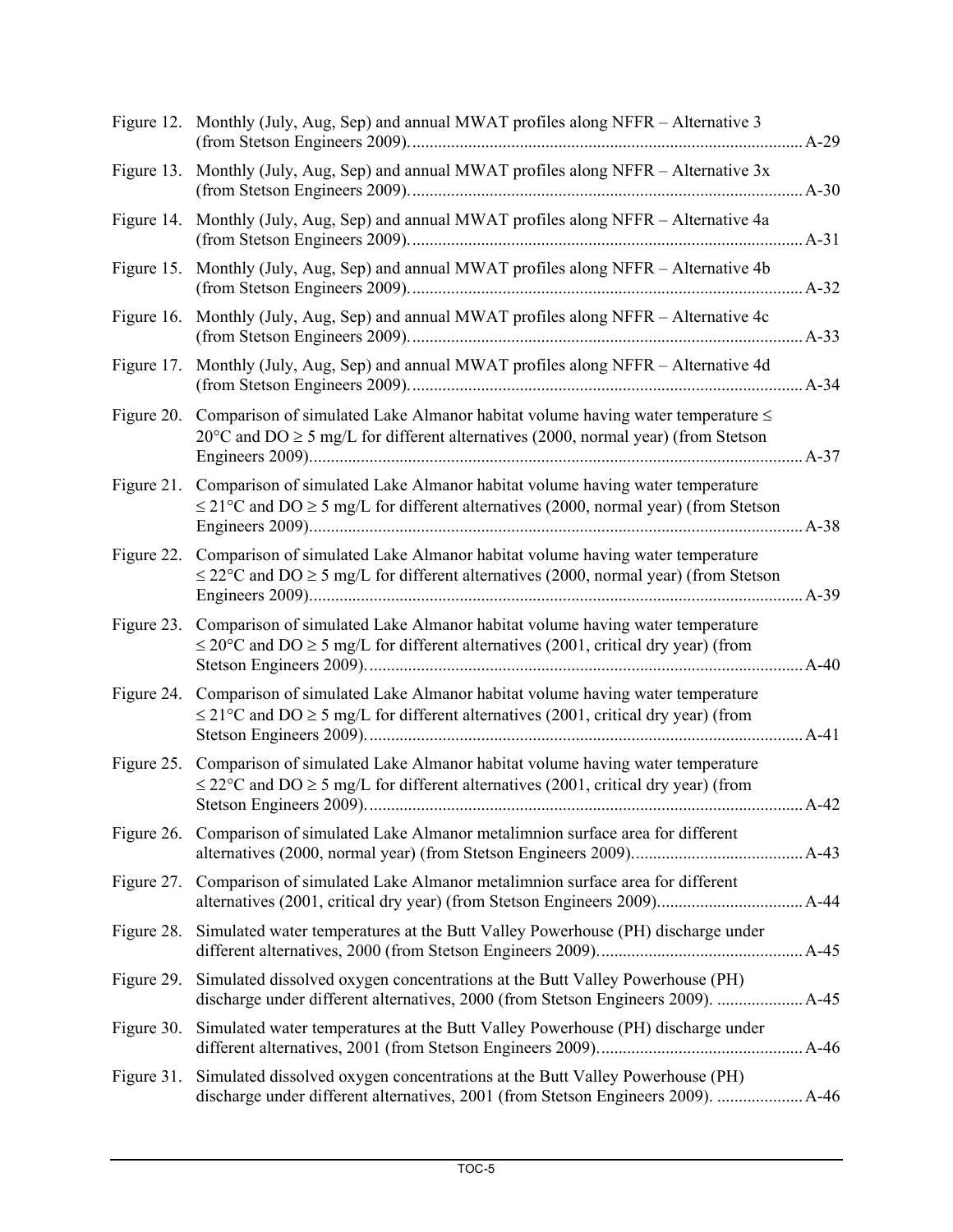Figure 12. Monthly (July, Aug, Sep) and annual MWAT profiles along NFFR – Alternative 3 (from Stetson Engineers 2009)........................................................................................ A-29

Figure 13. Monthly (July, Aug, Sep) and annual MWAT profiles along NFFR – Alternative 3x (from Stetson Engineers 2009)........................................................................................ A-30

Figure 14. Monthly (July, Aug, Sep) and annual MWAT profiles along NFFR – Alternative 4a (from Stetson Engineers 2009)........................................................................................ A-31

Figure 15. Monthly (July, Aug, Sep) and annual MWAT profiles along NFFR – Alternative 4b (from Stetson Engineers 2009)........................................................................................ A-32

Figure 16. Monthly (July, Aug, Sep) and annual MWAT profiles along NFFR – Alternative 4c (from Stetson Engineers 2009)........................................................................................ A-33

Figure 17. Monthly (July, Aug, Sep) and annual MWAT profiles along NFFR – Alternative 4d (from Stetson Engineers 2009)........................................................................................ A-34

Figure 20. Comparison of simulated Lake Almanor habitat volume having water temperature ≤ 20°C and DO ≥ 5 mg/L for different alternatives (2000, normal year) (from Stetson Engineers 2009)................................................................................................................ A-37

Figure 21. Comparison of simulated Lake Almanor habitat volume having water temperature ≤ 21°C and DO ≥ 5 mg/L for different alternatives (2000, normal year) (from Stetson Engineers 2009)................................................................................................................ A-38

Figure 22. Comparison of simulated Lake Almanor habitat volume having water temperature ≤ 22°C and DO ≥ 5 mg/L for different alternatives (2000, normal year) (from Stetson Engineers 2009)................................................................................................................ A-39

Figure 23. Comparison of simulated Lake Almanor habitat volume having water temperature ≤ 20°C and DO ≥ 5 mg/L for different alternatives (2001, critical dry year) (from Stetson Engineers 2009)................................................................................................... A-40

Figure 24. Comparison of simulated Lake Almanor habitat volume having water temperature ≤ 21°C and DO ≥ 5 mg/L for different alternatives (2001, critical dry year) (from Stetson Engineers 2009)................................................................................................... A-41

Figure 25. Comparison of simulated Lake Almanor habitat volume having water temperature ≤ 22°C and DO ≥ 5 mg/L for different alternatives (2001, critical dry year) (from Stetson Engineers 2009)................................................................................................... A-42

Figure 26. Comparison of simulated Lake Almanor metalimnion surface area for different alternatives (2000, normal year) (from Stetson Engineers 2009)....................................... A-43

Figure 27. Comparison of simulated Lake Almanor metalimnion surface area for different alternatives (2001, critical dry year) (from Stetson Engineers 2009)................................. A-44

Figure 28. Simulated water temperatures at the Butt Valley Powerhouse (PH) discharge under different alternatives, 2000 (from Stetson Engineers 2009)............................................... A-45

Figure 29. Simulated dissolved oxygen concentrations at the Butt Valley Powerhouse (PH) discharge under different alternatives, 2000 (from Stetson Engineers 2009). ................... A-45

Figure 30. Simulated water temperatures at the Butt Valley Powerhouse (PH) discharge under different alternatives, 2001 (from Stetson Engineers 2009)............................................... A-46

Figure 31. Simulated dissolved oxygen concentrations at the Butt Valley Powerhouse (PH) discharge under different alternatives, 2001 (from Stetson Engineers 2009). ................... A-46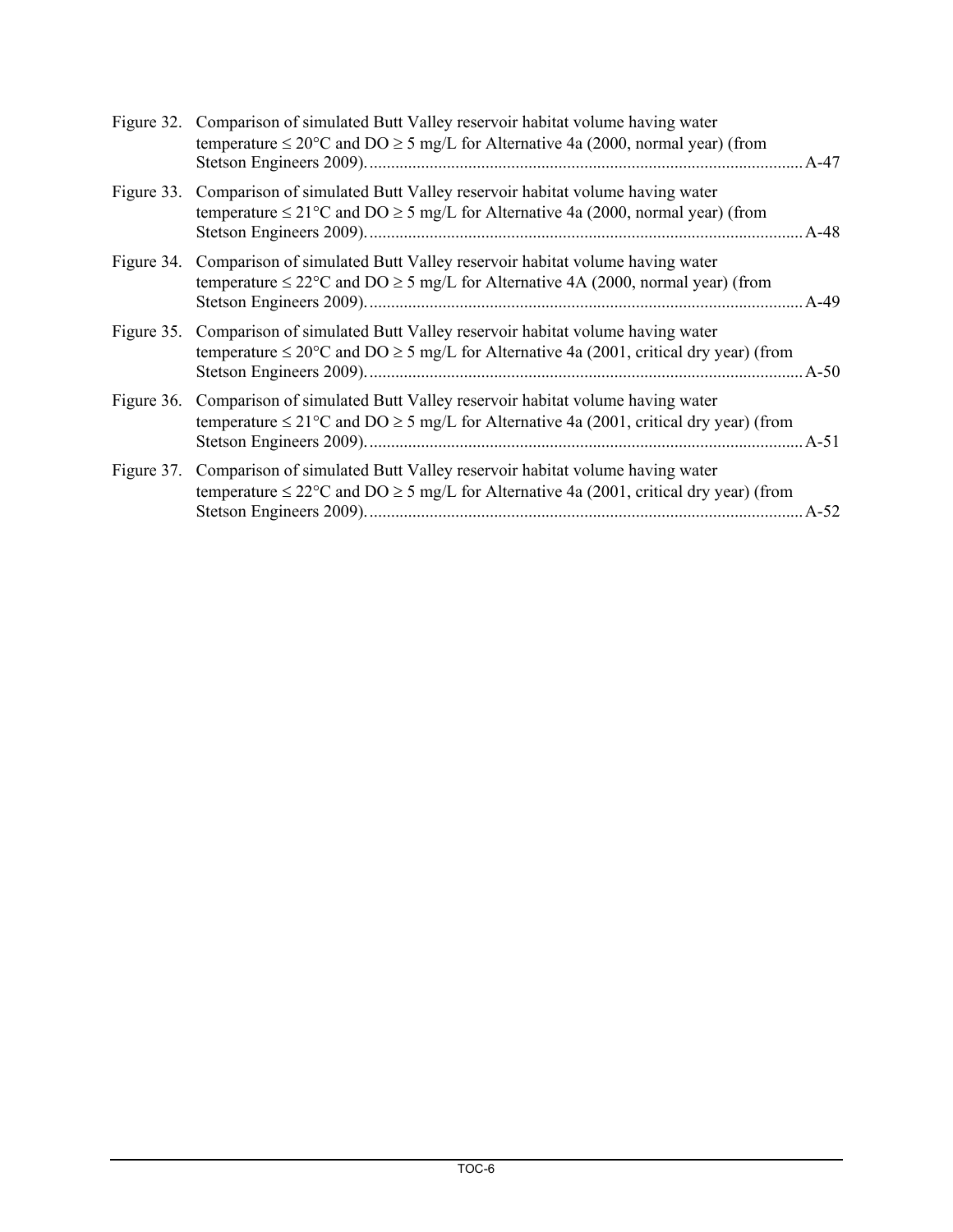Figure 32. Comparison of simulated Butt Valley reservoir habitat volume having water temperature ≤ 20°C and DO ≥ 5 mg/L for Alternative 4a (2000, normal year) (from Stetson Engineers 2009). ........ A-47

Figure 33. Comparison of simulated Butt Valley reservoir habitat volume having water temperature ≤ 21°C and DO ≥ 5 mg/L for Alternative 4a (2000, normal year) (from Stetson Engineers 2009). ........ A-48

Figure 34. Comparison of simulated Butt Valley reservoir habitat volume having water temperature ≤ 22°C and DO ≥ 5 mg/L for Alternative 4A (2000, normal year) (from Stetson Engineers 2009). ........ A-49

Figure 35. Comparison of simulated Butt Valley reservoir habitat volume having water temperature ≤ 20°C and DO ≥ 5 mg/L for Alternative 4a (2001, critical dry year) (from Stetson Engineers 2009). ........ A-50

Figure 36. Comparison of simulated Butt Valley reservoir habitat volume having water temperature ≤ 21°C and DO ≥ 5 mg/L for Alternative 4a (2001, critical dry year) (from Stetson Engineers 2009). ........ A-51

Figure 37. Comparison of simulated Butt Valley reservoir habitat volume having water temperature ≤ 22°C and DO ≥ 5 mg/L for Alternative 4a (2001, critical dry year) (from Stetson Engineers 2009). ........ A-52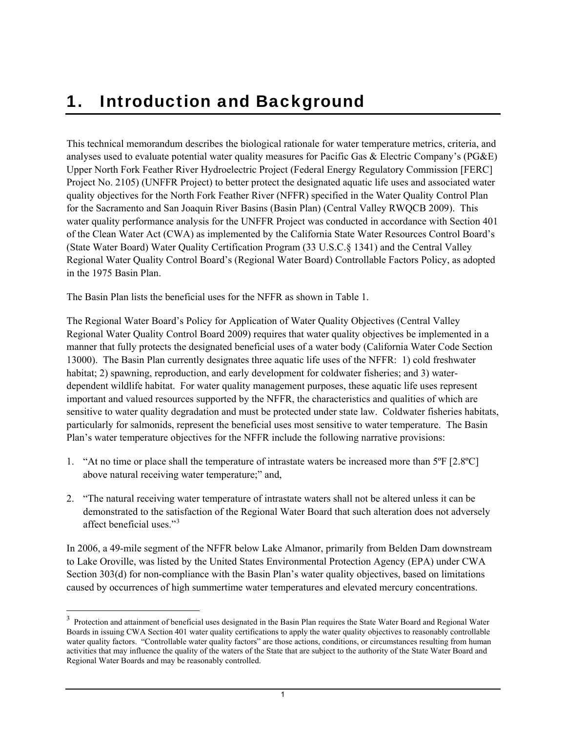# 1. Introduction and Background

This technical memorandum describes the biological rationale for water temperature metrics, criteria, and analyses used to evaluate potential water quality measures for Pacific Gas & Electric Company's (PG&E) Upper North Fork Feather River Hydroelectric Project (Federal Energy Regulatory Commission [FERC] Project No. 2105) (UNFFR Project) to better protect the designated aquatic life uses and associated water quality objectives for the North Fork Feather River (NFFR) specified in the Water Quality Control Plan for the Sacramento and San Joaquin River Basins (Basin Plan) (Central Valley RWQCB 2009). This water quality performance analysis for the UNFFR Project was conducted in accordance with Section 401 of the Clean Water Act (CWA) as implemented by the California State Water Resources Control Board's (State Water Board) Water Quality Certification Program (33 U.S.C.§ 1341) and the Central Valley Regional Water Quality Control Board's (Regional Water Board) Controllable Factors Policy, as adopted in the 1975 Basin Plan.

The Basin Plan lists the beneficial uses for the NFFR as shown in Table 1.

The Regional Water Board's Policy for Application of Water Quality Objectives (Central Valley Regional Water Quality Control Board 2009) requires that water quality objectives be implemented in a manner that fully protects the designated beneficial uses of a water body (California Water Code Section 13000). The Basin Plan currently designates three aquatic life uses of the NFFR: 1) cold freshwater habitat; 2) spawning, reproduction, and early development for coldwater fisheries; and 3) water-dependent wildlife habitat. For water quality management purposes, these aquatic life uses represent important and valued resources supported by the NFFR, the characteristics and qualities of which are sensitive to water quality degradation and must be protected under state law. Coldwater fisheries habitats, particularly for salmonids, represent the beneficial uses most sensitive to water temperature. The Basin Plan's water temperature objectives for the NFFR include the following narrative provisions:

1. "At no time or place shall the temperature of intrastate waters be increased more than 5ºF [2.8ºC] above natural receiving water temperature;" and,

2. "The natural receiving water temperature of intrastate waters shall not be altered unless it can be demonstrated to the satisfaction of the Regional Water Board that such alteration does not adversely affect beneficial uses."[3]

In 2006, a 49-mile segment of the NFFR below Lake Almanor, primarily from Belden Dam downstream to Lake Oroville, was listed by the United States Environmental Protection Agency (EPA) under CWA Section 303(d) for non-compliance with the Basin Plan's water quality objectives, based on limitations caused by occurrences of high summertime water temperatures and elevated mercury concentrations.

---

[3] Protection and attainment of beneficial uses designated in the Basin Plan requires the State Water Board and Regional Water Boards in issuing CWA Section 401 water quality certifications to apply the water quality objectives to reasonably controllable water quality factors. "Controllable water quality factors" are those actions, conditions, or circumstances resulting from human activities that may influence the quality of the waters of the State that are subject to the authority of the State Water Board and Regional Water Boards and may be reasonably controlled.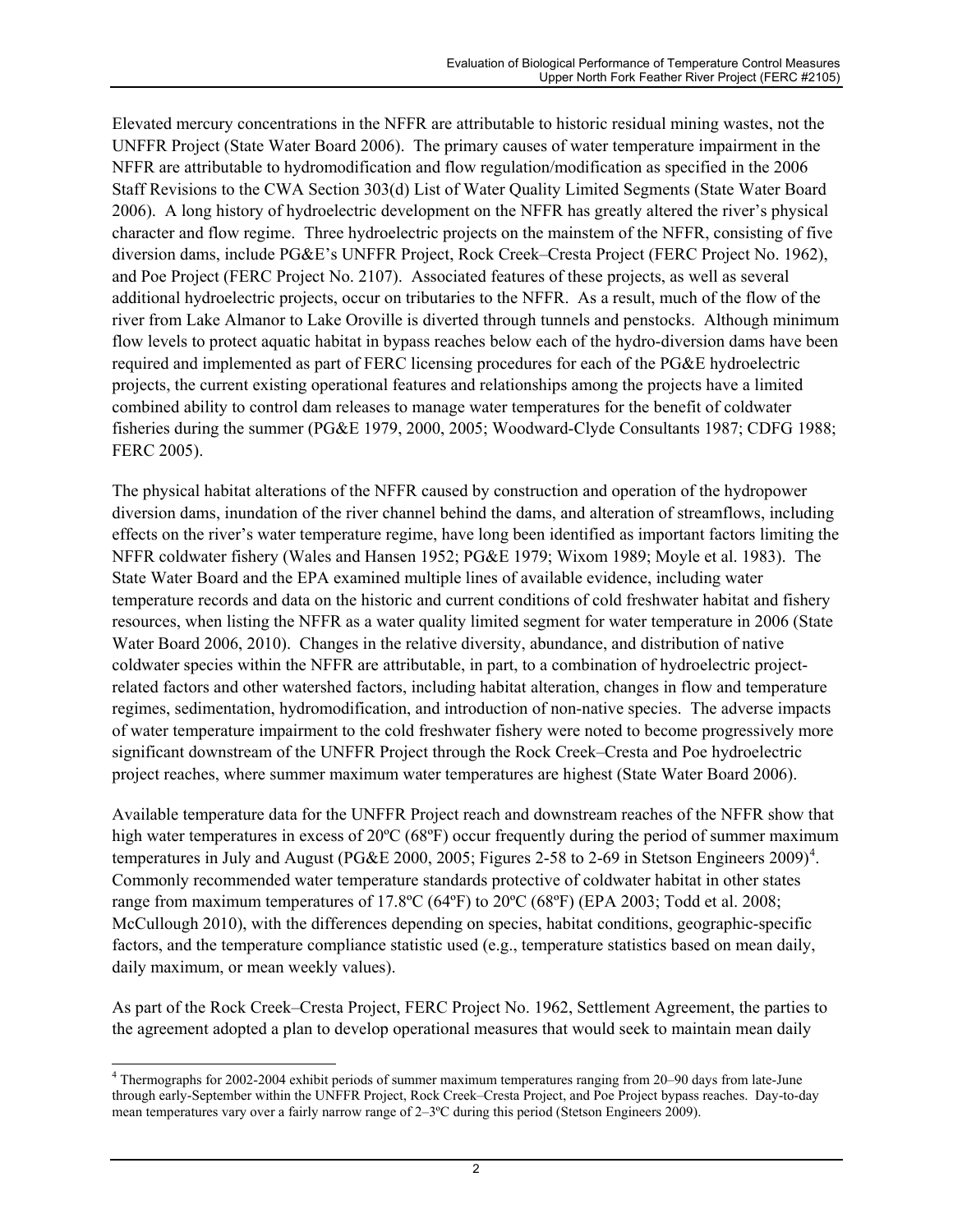Elevated mercury concentrations in the NFFR are attributable to historic residual mining wastes, not the UNFFR Project (State Water Board 2006). The primary causes of water temperature impairment in the NFFR are attributable to hydromodification and flow regulation/modification as specified in the 2006 Staff Revisions to the CWA Section 303(d) List of Water Quality Limited Segments (State Water Board 2006). A long history of hydroelectric development on the NFFR has greatly altered the river's physical character and flow regime. Three hydroelectric projects on the mainstem of the NFFR, consisting of five diversion dams, include PG&E's UNFFR Project, Rock Creek–Cresta Project (FERC Project No. 1962), and Poe Project (FERC Project No. 2107). Associated features of these projects, as well as several additional hydroelectric projects, occur on tributaries to the NFFR. As a result, much of the flow of the river from Lake Almanor to Lake Oroville is diverted through tunnels and penstocks. Although minimum flow levels to protect aquatic habitat in bypass reaches below each of the hydro-diversion dams have been required and implemented as part of FERC licensing procedures for each of the PG&E hydroelectric projects, the current existing operational features and relationships among the projects have a limited combined ability to control dam releases to manage water temperatures for the benefit of coldwater fisheries during the summer (PG&E 1979, 2000, 2005; Woodward-Clyde Consultants 1987; CDFG 1988; FERC 2005).

The physical habitat alterations of the NFFR caused by construction and operation of the hydropower diversion dams, inundation of the river channel behind the dams, and alteration of streamflows, including effects on the river's water temperature regime, have long been identified as important factors limiting the NFFR coldwater fishery (Wales and Hansen 1952; PG&E 1979; Wixom 1989; Moyle et al. 1983). The State Water Board and the EPA examined multiple lines of available evidence, including water temperature records and data on the historic and current conditions of cold freshwater habitat and fishery resources, when listing the NFFR as a water quality limited segment for water temperature in 2006 (State Water Board 2006, 2010). Changes in the relative diversity, abundance, and distribution of native coldwater species within the NFFR are attributable, in part, to a combination of hydroelectric project-related factors and other watershed factors, including habitat alteration, changes in flow and temperature regimes, sedimentation, hydromodification, and introduction of non-native species. The adverse impacts of water temperature impairment to the cold freshwater fishery were noted to become progressively more significant downstream of the UNFFR Project through the Rock Creek–Cresta and Poe hydroelectric project reaches, where summer maximum water temperatures are highest (State Water Board 2006).

Available temperature data for the UNFFR Project reach and downstream reaches of the NFFR show that high water temperatures in excess of 20ºC (68ºF) occur frequently during the period of summer maximum temperatures in July and August (PG&E 2000, 2005; Figures 2-58 to 2-69 in Stetson Engineers 2009)[4]. Commonly recommended water temperature standards protective of coldwater habitat in other states range from maximum temperatures of 17.8ºC (64ºF) to 20ºC (68ºF) (EPA 2003; Todd et al. 2008; McCullough 2010), with the differences depending on species, habitat conditions, geographic-specific factors, and the temperature compliance statistic used (e.g., temperature statistics based on mean daily, daily maximum, or mean weekly values).

As part of the Rock Creek–Cresta Project, FERC Project No. 1962, Settlement Agreement, the parties to the agreement adopted a plan to develop operational measures that would seek to maintain mean daily

---

[4] Thermographs for 2002-2004 exhibit periods of summer maximum temperatures ranging from 20–90 days from late-June through early-September within the UNFFR Project, Rock Creek–Cresta Project, and Poe Project bypass reaches. Day-to-day mean temperatures vary over a fairly narrow range of 2–3ºC during this period (Stetson Engineers 2009).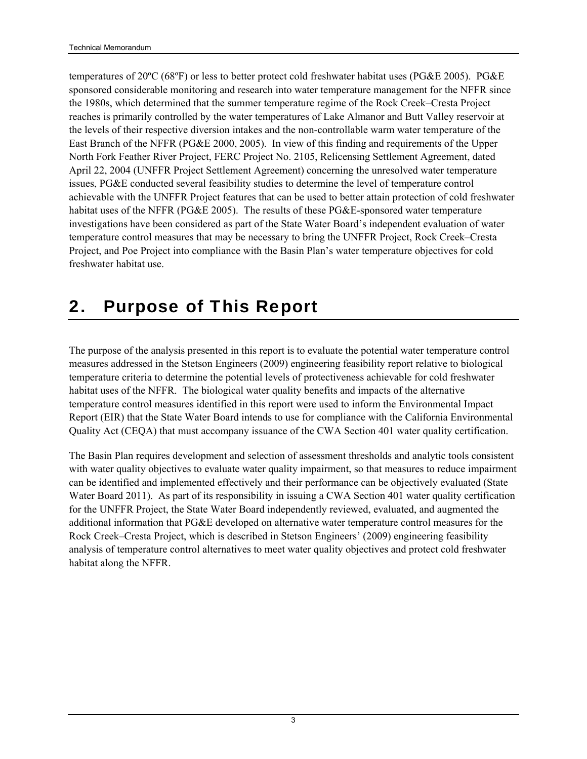temperatures of 20ºC (68ºF) or less to better protect cold freshwater habitat uses (PG&E 2005). PG&E sponsored considerable monitoring and research into water temperature management for the NFFR since the 1980s, which determined that the summer temperature regime of the Rock Creek–Cresta Project reaches is primarily controlled by the water temperatures of Lake Almanor and Butt Valley reservoir at the levels of their respective diversion intakes and the non-controllable warm water temperature of the East Branch of the NFFR (PG&E 2000, 2005). In view of this finding and requirements of the Upper North Fork Feather River Project, FERC Project No. 2105, Relicensing Settlement Agreement, dated April 22, 2004 (UNFFR Project Settlement Agreement) concerning the unresolved water temperature issues, PG&E conducted several feasibility studies to determine the level of temperature control achievable with the UNFFR Project features that can be used to better attain protection of cold freshwater habitat uses of the NFFR (PG&E 2005). The results of these PG&E-sponsored water temperature investigations have been considered as part of the State Water Board's independent evaluation of water temperature control measures that may be necessary to bring the UNFFR Project, Rock Creek–Cresta Project, and Poe Project into compliance with the Basin Plan's water temperature objectives for cold freshwater habitat use.

# 2. Purpose of This Report

The purpose of the analysis presented in this report is to evaluate the potential water temperature control measures addressed in the Stetson Engineers (2009) engineering feasibility report relative to biological temperature criteria to determine the potential levels of protectiveness achievable for cold freshwater habitat uses of the NFFR. The biological water quality benefits and impacts of the alternative temperature control measures identified in this report were used to inform the Environmental Impact Report (EIR) that the State Water Board intends to use for compliance with the California Environmental Quality Act (CEQA) that must accompany issuance of the CWA Section 401 water quality certification.

The Basin Plan requires development and selection of assessment thresholds and analytic tools consistent with water quality objectives to evaluate water quality impairment, so that measures to reduce impairment can be identified and implemented effectively and their performance can be objectively evaluated (State Water Board 2011). As part of its responsibility in issuing a CWA Section 401 water quality certification for the UNFFR Project, the State Water Board independently reviewed, evaluated, and augmented the additional information that PG&E developed on alternative water temperature control measures for the Rock Creek–Cresta Project, which is described in Stetson Engineers' (2009) engineering feasibility analysis of temperature control alternatives to meet water quality objectives and protect cold freshwater habitat along the NFFR.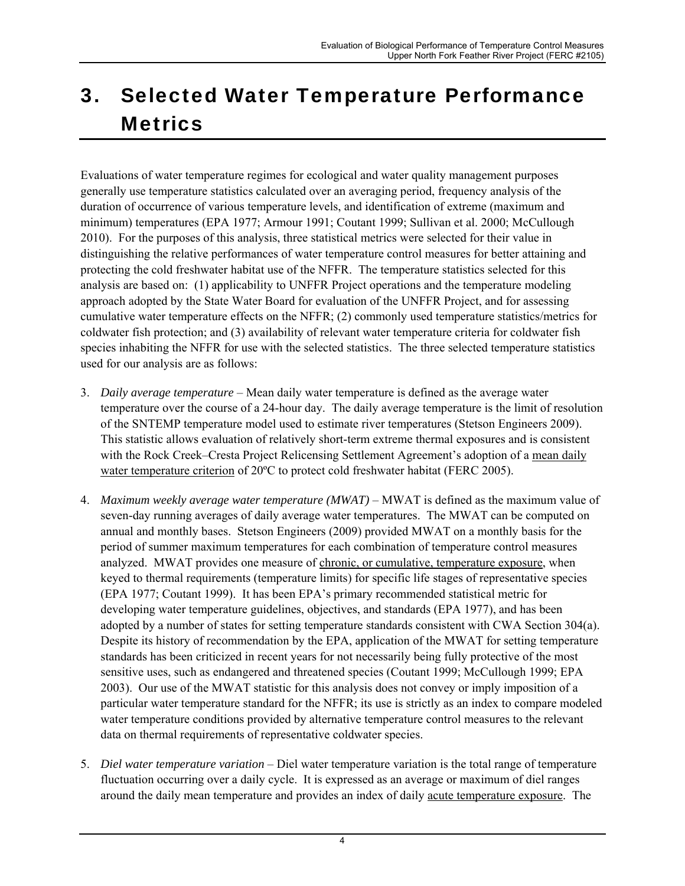# 3. Selected Water Temperature Performance Metrics

Evaluations of water temperature regimes for ecological and water quality management purposes generally use temperature statistics calculated over an averaging period, frequency analysis of the duration of occurrence of various temperature levels, and identification of extreme (maximum and minimum) temperatures (EPA 1977; Armour 1991; Coutant 1999; Sullivan et al. 2000; McCullough 2010). For the purposes of this analysis, three statistical metrics were selected for their value in distinguishing the relative performances of water temperature control measures for better attaining and protecting the cold freshwater habitat use of the NFFR. The temperature statistics selected for this analysis are based on: (1) applicability to UNFFR Project operations and the temperature modeling approach adopted by the State Water Board for evaluation of the UNFFR Project, and for assessing cumulative water temperature effects on the NFFR; (2) commonly used temperature statistics/metrics for coldwater fish protection; and (3) availability of relevant water temperature criteria for coldwater fish species inhabiting the NFFR for use with the selected statistics. The three selected temperature statistics used for our analysis are as follows:

3. *Daily average temperature* – Mean daily water temperature is defined as the average water temperature over the course of a 24-hour day. The daily average temperature is the limit of resolution of the SNTEMP temperature model used to estimate river temperatures (Stetson Engineers 2009). This statistic allows evaluation of relatively short-term extreme thermal exposures and is consistent with the Rock Creek–Cresta Project Relicensing Settlement Agreement's adoption of a <u>mean daily water temperature criterion</u> of 20ºC to protect cold freshwater habitat (FERC 2005).

4. *Maximum weekly average water temperature (MWAT)* – MWAT is defined as the maximum value of seven-day running averages of daily average water temperatures. The MWAT can be computed on annual and monthly bases. Stetson Engineers (2009) provided MWAT on a monthly basis for the period of summer maximum temperatures for each combination of temperature control measures analyzed. MWAT provides one measure of <u>chronic, or cumulative, temperature exposure</u>, when keyed to thermal requirements (temperature limits) for specific life stages of representative species (EPA 1977; Coutant 1999). It has been EPA's primary recommended statistical metric for developing water temperature guidelines, objectives, and standards (EPA 1977), and has been adopted by a number of states for setting temperature standards consistent with CWA Section 304(a). Despite its history of recommendation by the EPA, application of the MWAT for setting temperature standards has been criticized in recent years for not necessarily being fully protective of the most sensitive uses, such as endangered and threatened species (Coutant 1999; McCullough 1999; EPA 2003). Our use of the MWAT statistic for this analysis does not convey or imply imposition of a particular water temperature standard for the NFFR; its use is strictly as an index to compare modeled water temperature conditions provided by alternative temperature control measures to the relevant data on thermal requirements of representative coldwater species.

5. *Diel water temperature variation* – Diel water temperature variation is the total range of temperature fluctuation occurring over a daily cycle. It is expressed as an average or maximum of diel ranges around the daily mean temperature and provides an index of daily <u>acute temperature exposure</u>. The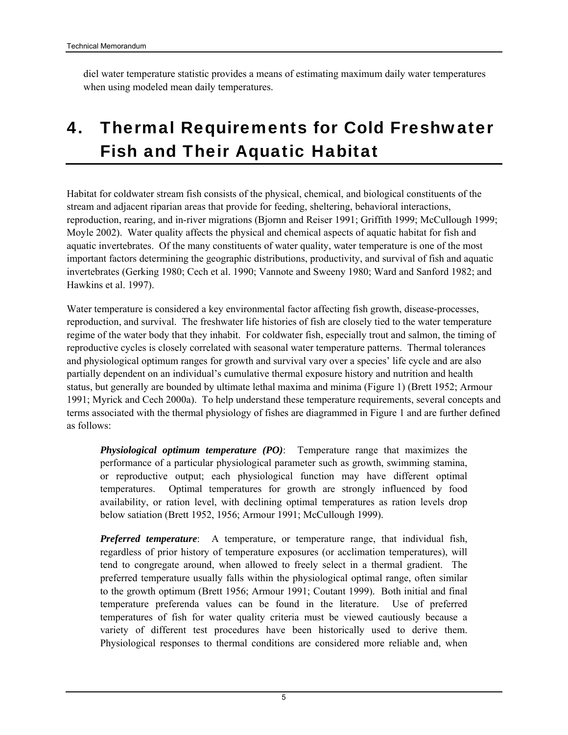diel water temperature statistic provides a means of estimating maximum daily water temperatures when using modeled mean daily temperatures.

# 4. Thermal Requirements for Cold Freshwater Fish and Their Aquatic Habitat

Habitat for coldwater stream fish consists of the physical, chemical, and biological constituents of the stream and adjacent riparian areas that provide for feeding, sheltering, behavioral interactions, reproduction, rearing, and in-river migrations (Bjornn and Reiser 1991; Griffith 1999; McCullough 1999; Moyle 2002). Water quality affects the physical and chemical aspects of aquatic habitat for fish and aquatic invertebrates. Of the many constituents of water quality, water temperature is one of the most important factors determining the geographic distributions, productivity, and survival of fish and aquatic invertebrates (Gerking 1980; Cech et al. 1990; Vannote and Sweeny 1980; Ward and Sanford 1982; and Hawkins et al. 1997).

Water temperature is considered a key environmental factor affecting fish growth, disease-processes, reproduction, and survival. The freshwater life histories of fish are closely tied to the water temperature regime of the water body that they inhabit. For coldwater fish, especially trout and salmon, the timing of reproductive cycles is closely correlated with seasonal water temperature patterns. Thermal tolerances and physiological optimum ranges for growth and survival vary over a species' life cycle and are also partially dependent on an individual's cumulative thermal exposure history and nutrition and health status, but generally are bounded by ultimate lethal maxima and minima (Figure 1) (Brett 1952; Armour 1991; Myrick and Cech 2000a). To help understand these temperature requirements, several concepts and terms associated with the thermal physiology of fishes are diagrammed in Figure 1 and are further defined as follows:

***Physiological optimum temperature (PO)***: Temperature range that maximizes the performance of a particular physiological parameter such as growth, swimming stamina, or reproductive output; each physiological function may have different optimal temperatures. Optimal temperatures for growth are strongly influenced by food availability, or ration level, with declining optimal temperatures as ration levels drop below satiation (Brett 1952, 1956; Armour 1991; McCullough 1999).

***Preferred temperature***: A temperature, or temperature range, that individual fish, regardless of prior history of temperature exposures (or acclimation temperatures), will tend to congregate around, when allowed to freely select in a thermal gradient. The preferred temperature usually falls within the physiological optimal range, often similar to the growth optimum (Brett 1956; Armour 1991; Coutant 1999). Both initial and final temperature preferenda values can be found in the literature. Use of preferred temperatures of fish for water quality criteria must be viewed cautiously because a variety of different test procedures have been historically used to derive them. Physiological responses to thermal conditions are considered more reliable and, when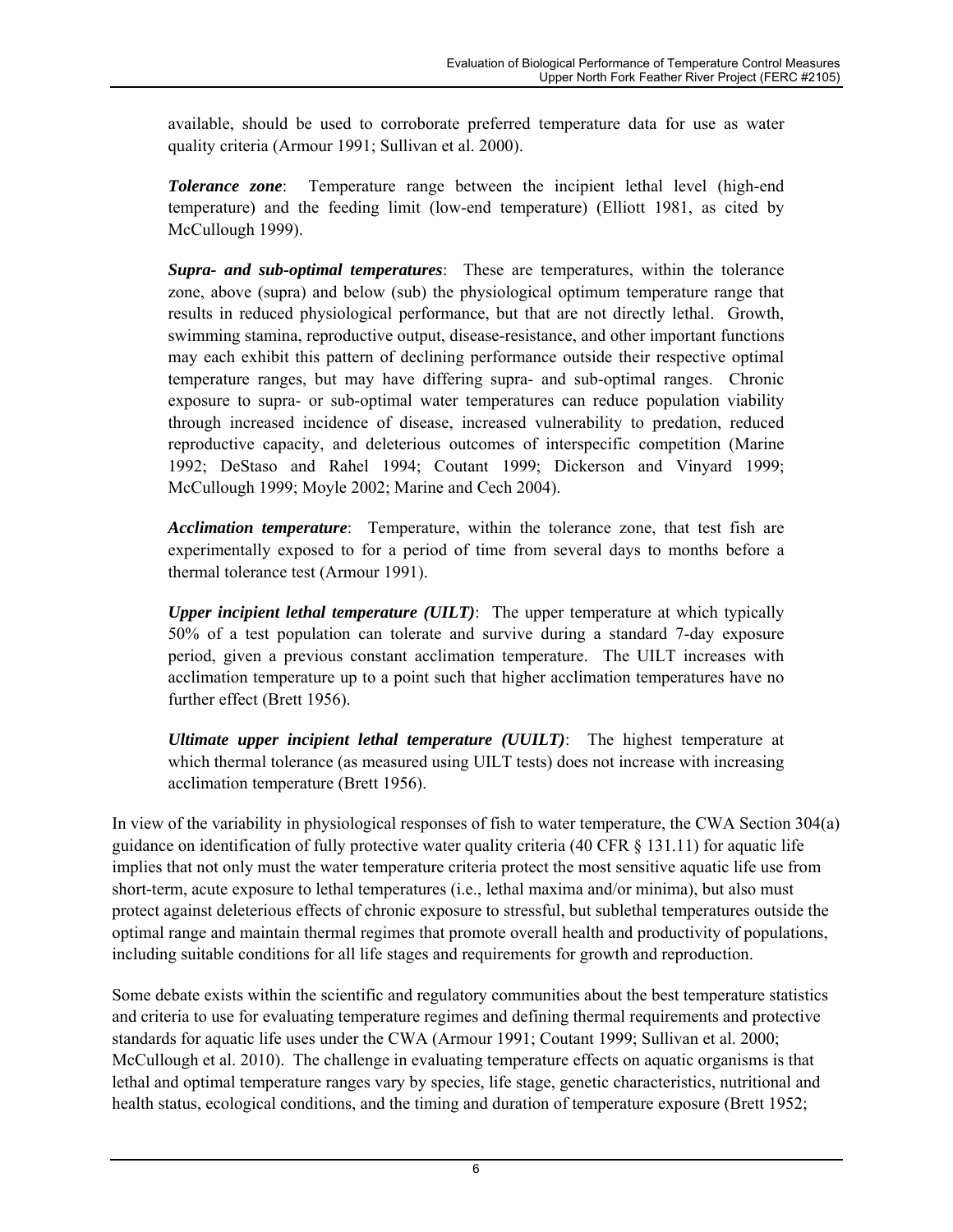available, should be used to corroborate preferred temperature data for use as water quality criteria (Armour 1991; Sullivan et al. 2000).

***Tolerance zone***: Temperature range between the incipient lethal level (high-end temperature) and the feeding limit (low-end temperature) (Elliott 1981, as cited by McCullough 1999).

***Supra- and sub-optimal temperatures***: These are temperatures, within the tolerance zone, above (supra) and below (sub) the physiological optimum temperature range that results in reduced physiological performance, but that are not directly lethal. Growth, swimming stamina, reproductive output, disease-resistance, and other important functions may each exhibit this pattern of declining performance outside their respective optimal temperature ranges, but may have differing supra- and sub-optimal ranges. Chronic exposure to supra- or sub-optimal water temperatures can reduce population viability through increased incidence of disease, increased vulnerability to predation, reduced reproductive capacity, and deleterious outcomes of interspecific competition (Marine 1992; DeStaso and Rahel 1994; Coutant 1999; Dickerson and Vinyard 1999; McCullough 1999; Moyle 2002; Marine and Cech 2004).

***Acclimation temperature***: Temperature, within the tolerance zone, that test fish are experimentally exposed to for a period of time from several days to months before a thermal tolerance test (Armour 1991).

***Upper incipient lethal temperature (UILT)***: The upper temperature at which typically 50% of a test population can tolerate and survive during a standard 7-day exposure period, given a previous constant acclimation temperature. The UILT increases with acclimation temperature up to a point such that higher acclimation temperatures have no further effect (Brett 1956).

***Ultimate upper incipient lethal temperature (UUILT)***: The highest temperature at which thermal tolerance (as measured using UILT tests) does not increase with increasing acclimation temperature (Brett 1956).

In view of the variability in physiological responses of fish to water temperature, the CWA Section 304(a) guidance on identification of fully protective water quality criteria (40 CFR § 131.11) for aquatic life implies that not only must the water temperature criteria protect the most sensitive aquatic life use from short-term, acute exposure to lethal temperatures (i.e., lethal maxima and/or minima), but also must protect against deleterious effects of chronic exposure to stressful, but sublethal temperatures outside the optimal range and maintain thermal regimes that promote overall health and productivity of populations, including suitable conditions for all life stages and requirements for growth and reproduction.

Some debate exists within the scientific and regulatory communities about the best temperature statistics and criteria to use for evaluating temperature regimes and defining thermal requirements and protective standards for aquatic life uses under the CWA (Armour 1991; Coutant 1999; Sullivan et al. 2000; McCullough et al. 2010). The challenge in evaluating temperature effects on aquatic organisms is that lethal and optimal temperature ranges vary by species, life stage, genetic characteristics, nutritional and health status, ecological conditions, and the timing and duration of temperature exposure (Brett 1952;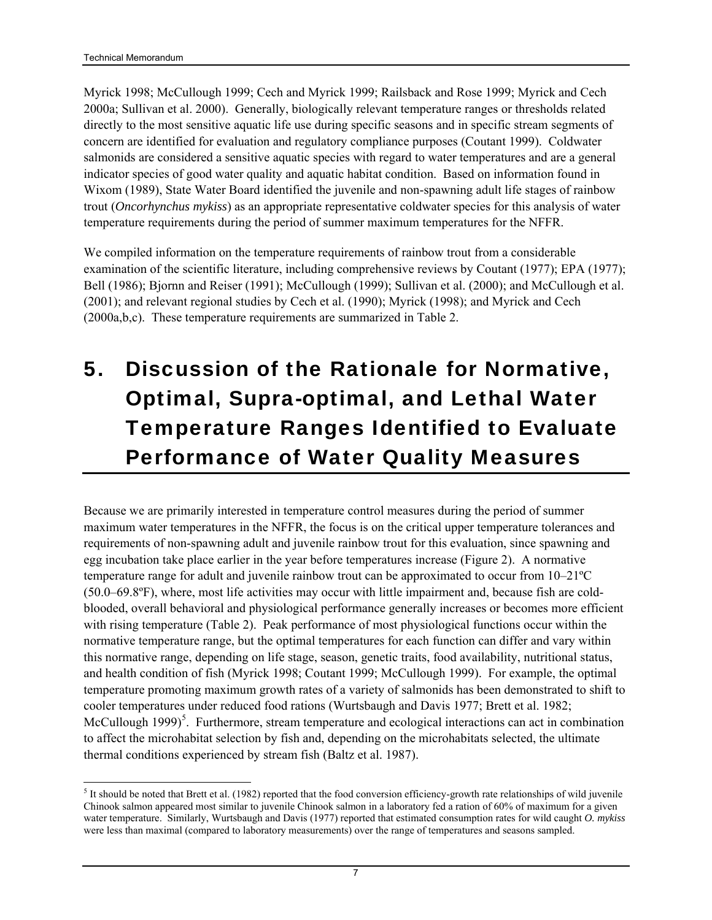Myrick 1998; McCullough 1999; Cech and Myrick 1999; Railsback and Rose 1999; Myrick and Cech 2000a; Sullivan et al. 2000). Generally, biologically relevant temperature ranges or thresholds related directly to the most sensitive aquatic life use during specific seasons and in specific stream segments of concern are identified for evaluation and regulatory compliance purposes (Coutant 1999). Coldwater salmonids are considered a sensitive aquatic species with regard to water temperatures and are a general indicator species of good water quality and aquatic habitat condition. Based on information found in Wixom (1989), State Water Board identified the juvenile and non-spawning adult life stages of rainbow trout (*Oncorhynchus mykiss*) as an appropriate representative coldwater species for this analysis of water temperature requirements during the period of summer maximum temperatures for the NFFR.

We compiled information on the temperature requirements of rainbow trout from a considerable examination of the scientific literature, including comprehensive reviews by Coutant (1977); EPA (1977); Bell (1986); Bjornn and Reiser (1991); McCullough (1999); Sullivan et al. (2000); and McCullough et al. (2001); and relevant regional studies by Cech et al. (1990); Myrick (1998); and Myrick and Cech (2000a,b,c). These temperature requirements are summarized in Table 2.

# 5. Discussion of the Rationale for Normative, Optimal, Supra-optimal, and Lethal Water Temperature Ranges Identified to Evaluate Performance of Water Quality Measures

Because we are primarily interested in temperature control measures during the period of summer maximum water temperatures in the NFFR, the focus is on the critical upper temperature tolerances and requirements of non-spawning adult and juvenile rainbow trout for this evaluation, since spawning and egg incubation take place earlier in the year before temperatures increase (Figure 2). A normative temperature range for adult and juvenile rainbow trout can be approximated to occur from 10–21ºC (50.0–69.8ºF), where, most life activities may occur with little impairment and, because fish are cold-blooded, overall behavioral and physiological performance generally increases or becomes more efficient with rising temperature (Table 2). Peak performance of most physiological functions occur within the normative temperature range, but the optimal temperatures for each function can differ and vary within this normative range, depending on life stage, season, genetic traits, food availability, nutritional status, and health condition of fish (Myrick 1998; Coutant 1999; McCullough 1999). For example, the optimal temperature promoting maximum growth rates of a variety of salmonids has been demonstrated to shift to cooler temperatures under reduced food rations (Wurtsbaugh and Davis 1977; Brett et al. 1982; McCullough 1999)[5]. Furthermore, stream temperature and ecological interactions can act in combination to affect the microhabitat selection by fish and, depending on the microhabitats selected, the ultimate thermal conditions experienced by stream fish (Baltz et al. 1987).

[5] It should be noted that Brett et al. (1982) reported that the food conversion efficiency-growth rate relationships of wild juvenile Chinook salmon appeared most similar to juvenile Chinook salmon in a laboratory fed a ration of 60% of maximum for a given water temperature. Similarly, Wurtsbaugh and Davis (1977) reported that estimated consumption rates for wild caught *O. mykiss* were less than maximal (compared to laboratory measurements) over the range of temperatures and seasons sampled.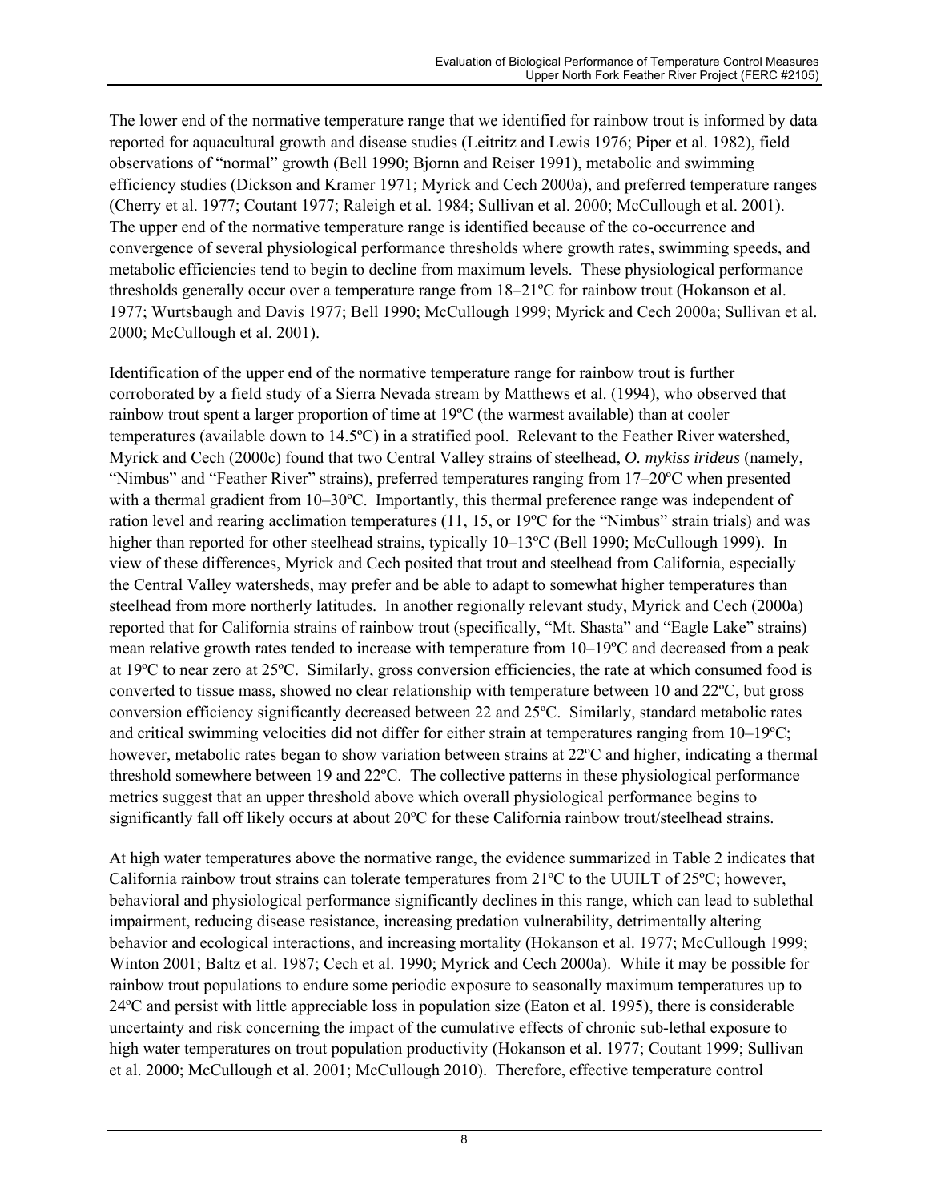The lower end of the normative temperature range that we identified for rainbow trout is informed by data reported for aquacultural growth and disease studies (Leitritz and Lewis 1976; Piper et al. 1982), field observations of "normal" growth (Bell 1990; Bjornn and Reiser 1991), metabolic and swimming efficiency studies (Dickson and Kramer 1971; Myrick and Cech 2000a), and preferred temperature ranges (Cherry et al. 1977; Coutant 1977; Raleigh et al. 1984; Sullivan et al. 2000; McCullough et al. 2001). The upper end of the normative temperature range is identified because of the co-occurrence and convergence of several physiological performance thresholds where growth rates, swimming speeds, and metabolic efficiencies tend to begin to decline from maximum levels. These physiological performance thresholds generally occur over a temperature range from 18–21ºC for rainbow trout (Hokanson et al. 1977; Wurtsbaugh and Davis 1977; Bell 1990; McCullough 1999; Myrick and Cech 2000a; Sullivan et al. 2000; McCullough et al. 2001).

Identification of the upper end of the normative temperature range for rainbow trout is further corroborated by a field study of a Sierra Nevada stream by Matthews et al. (1994), who observed that rainbow trout spent a larger proportion of time at 19ºC (the warmest available) than at cooler temperatures (available down to 14.5ºC) in a stratified pool. Relevant to the Feather River watershed, Myrick and Cech (2000c) found that two Central Valley strains of steelhead, *O. mykiss irideus* (namely, "Nimbus" and "Feather River" strains), preferred temperatures ranging from 17–20ºC when presented with a thermal gradient from 10–30ºC. Importantly, this thermal preference range was independent of ration level and rearing acclimation temperatures (11, 15, or 19ºC for the "Nimbus" strain trials) and was higher than reported for other steelhead strains, typically 10–13ºC (Bell 1990; McCullough 1999). In view of these differences, Myrick and Cech posited that trout and steelhead from California, especially the Central Valley watersheds, may prefer and be able to adapt to somewhat higher temperatures than steelhead from more northerly latitudes. In another regionally relevant study, Myrick and Cech (2000a) reported that for California strains of rainbow trout (specifically, "Mt. Shasta" and "Eagle Lake" strains) mean relative growth rates tended to increase with temperature from 10–19ºC and decreased from a peak at 19ºC to near zero at 25ºC. Similarly, gross conversion efficiencies, the rate at which consumed food is converted to tissue mass, showed no clear relationship with temperature between 10 and 22ºC, but gross conversion efficiency significantly decreased between 22 and 25ºC. Similarly, standard metabolic rates and critical swimming velocities did not differ for either strain at temperatures ranging from 10–19ºC; however, metabolic rates began to show variation between strains at 22ºC and higher, indicating a thermal threshold somewhere between 19 and 22ºC. The collective patterns in these physiological performance metrics suggest that an upper threshold above which overall physiological performance begins to significantly fall off likely occurs at about 20ºC for these California rainbow trout/steelhead strains.

At high water temperatures above the normative range, the evidence summarized in Table 2 indicates that California rainbow trout strains can tolerate temperatures from 21ºC to the UUILT of 25ºC; however, behavioral and physiological performance significantly declines in this range, which can lead to sublethal impairment, reducing disease resistance, increasing predation vulnerability, detrimentally altering behavior and ecological interactions, and increasing mortality (Hokanson et al. 1977; McCullough 1999; Winton 2001; Baltz et al. 1987; Cech et al. 1990; Myrick and Cech 2000a). While it may be possible for rainbow trout populations to endure some periodic exposure to seasonally maximum temperatures up to 24ºC and persist with little appreciable loss in population size (Eaton et al. 1995), there is considerable uncertainty and risk concerning the impact of the cumulative effects of chronic sub-lethal exposure to high water temperatures on trout population productivity (Hokanson et al. 1977; Coutant 1999; Sullivan et al. 2000; McCullough et al. 2001; McCullough 2010). Therefore, effective temperature control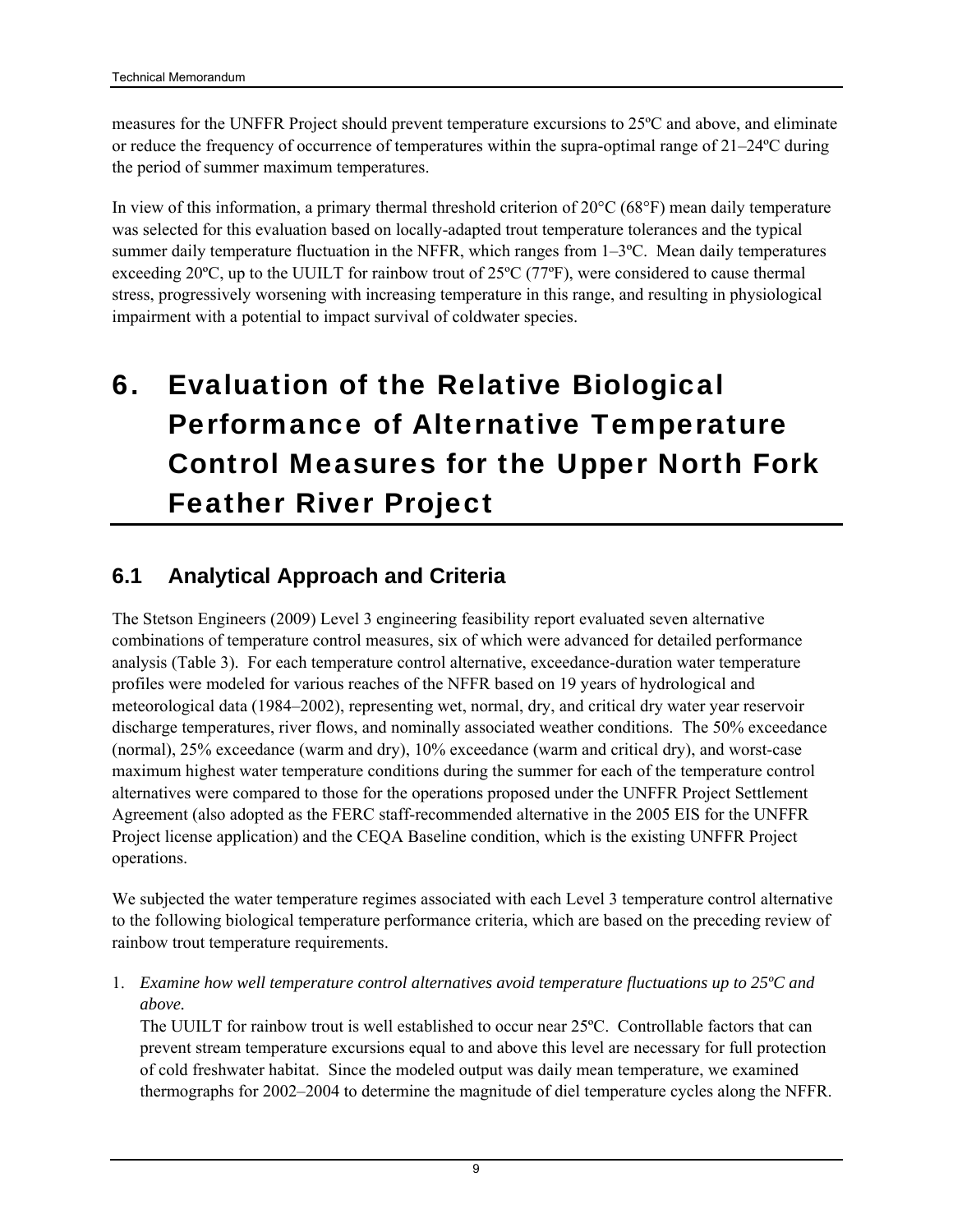measures for the UNFFR Project should prevent temperature excursions to 25ºC and above, and eliminate or reduce the frequency of occurrence of temperatures within the supra-optimal range of 21–24ºC during the period of summer maximum temperatures.

In view of this information, a primary thermal threshold criterion of 20°C (68°F) mean daily temperature was selected for this evaluation based on locally-adapted trout temperature tolerances and the typical summer daily temperature fluctuation in the NFFR, which ranges from 1–3ºC. Mean daily temperatures exceeding 20ºC, up to the UUILT for rainbow trout of 25ºC (77ºF), were considered to cause thermal stress, progressively worsening with increasing temperature in this range, and resulting in physiological impairment with a potential to impact survival of coldwater species.

# 6. Evaluation of the Relative Biological Performance of Alternative Temperature Control Measures for the Upper North Fork Feather River Project

## 6.1 Analytical Approach and Criteria

The Stetson Engineers (2009) Level 3 engineering feasibility report evaluated seven alternative combinations of temperature control measures, six of which were advanced for detailed performance analysis (Table 3). For each temperature control alternative, exceedance-duration water temperature profiles were modeled for various reaches of the NFFR based on 19 years of hydrological and meteorological data (1984–2002), representing wet, normal, dry, and critical dry water year reservoir discharge temperatures, river flows, and nominally associated weather conditions. The 50% exceedance (normal), 25% exceedance (warm and dry), 10% exceedance (warm and critical dry), and worst-case maximum highest water temperature conditions during the summer for each of the temperature control alternatives were compared to those for the operations proposed under the UNFFR Project Settlement Agreement (also adopted as the FERC staff-recommended alternative in the 2005 EIS for the UNFFR Project license application) and the CEQA Baseline condition, which is the existing UNFFR Project operations.

We subjected the water temperature regimes associated with each Level 3 temperature control alternative to the following biological temperature performance criteria, which are based on the preceding review of rainbow trout temperature requirements.

1. *Examine how well temperature control alternatives avoid temperature fluctuations up to 25ºC and above.*
   The UUILT for rainbow trout is well established to occur near 25ºC. Controllable factors that can prevent stream temperature excursions equal to and above this level are necessary for full protection of cold freshwater habitat. Since the modeled output was daily mean temperature, we examined thermographs for 2002–2004 to determine the magnitude of diel temperature cycles along the NFFR.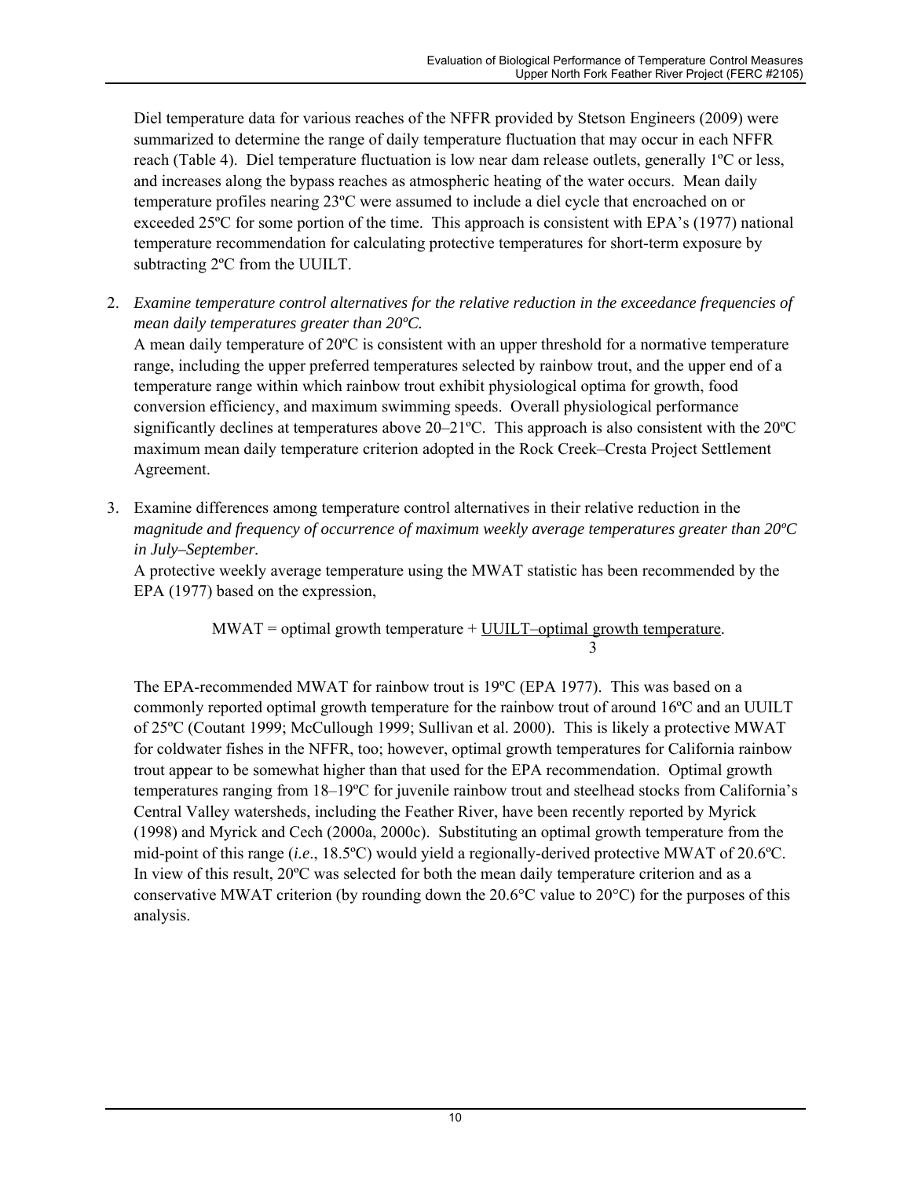Diel temperature data for various reaches of the NFFR provided by Stetson Engineers (2009) were summarized to determine the range of daily temperature fluctuation that may occur in each NFFR reach (Table 4). Diel temperature fluctuation is low near dam release outlets, generally 1ºC or less, and increases along the bypass reaches as atmospheric heating of the water occurs. Mean daily temperature profiles nearing 23ºC were assumed to include a diel cycle that encroached on or exceeded 25ºC for some portion of the time. This approach is consistent with EPA's (1977) national temperature recommendation for calculating protective temperatures for short-term exposure by subtracting 2ºC from the UUILT.

2. *Examine temperature control alternatives for the relative reduction in the exceedance frequencies of mean daily temperatures greater than 20ºC.*
   A mean daily temperature of 20ºC is consistent with an upper threshold for a normative temperature range, including the upper preferred temperatures selected by rainbow trout, and the upper end of a temperature range within which rainbow trout exhibit physiological optima for growth, food conversion efficiency, and maximum swimming speeds. Overall physiological performance significantly declines at temperatures above 20–21ºC. This approach is also consistent with the 20ºC maximum mean daily temperature criterion adopted in the Rock Creek–Cresta Project Settlement Agreement.

3. Examine differences among temperature control alternatives in their relative reduction in the *magnitude and frequency of occurrence of maximum weekly average temperatures greater than 20ºC in July–September.*
   A protective weekly average temperature using the MWAT statistic has been recommended by the EPA (1977) based on the expression,

$$\text{MWAT} = \text{optimal growth temperature} + \frac{\text{UUILT} - \text{optimal growth temperature}}{3}.$$

The EPA-recommended MWAT for rainbow trout is 19ºC (EPA 1977). This was based on a commonly reported optimal growth temperature for the rainbow trout of around 16ºC and an UUILT of 25ºC (Coutant 1999; McCullough 1999; Sullivan et al. 2000). This is likely a protective MWAT for coldwater fishes in the NFFR, too; however, optimal growth temperatures for California rainbow trout appear to be somewhat higher than that used for the EPA recommendation. Optimal growth temperatures ranging from 18–19ºC for juvenile rainbow trout and steelhead stocks from California's Central Valley watersheds, including the Feather River, have been recently reported by Myrick (1998) and Myrick and Cech (2000a, 2000c). Substituting an optimal growth temperature from the mid-point of this range (*i.e*., 18.5ºC) would yield a regionally-derived protective MWAT of 20.6ºC. In view of this result, 20ºC was selected for both the mean daily temperature criterion and as a conservative MWAT criterion (by rounding down the 20.6°C value to 20°C) for the purposes of this analysis.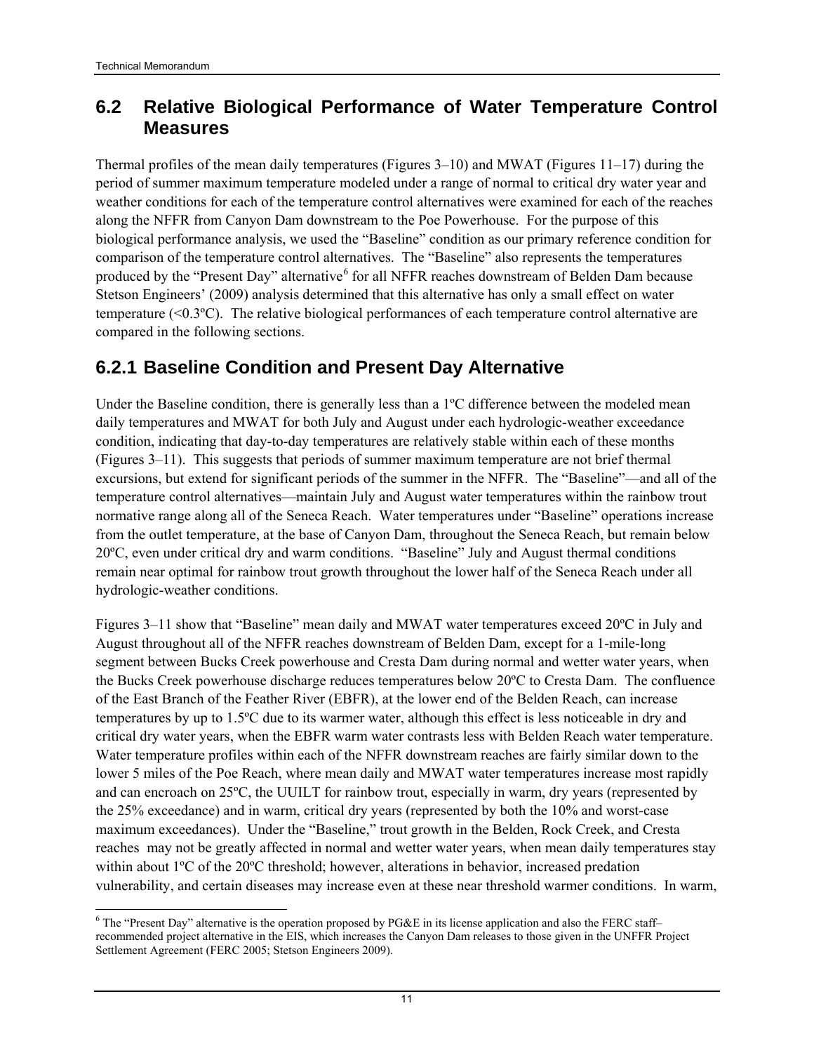## 6.2 Relative Biological Performance of Water Temperature Control Measures

Thermal profiles of the mean daily temperatures (Figures 3–10) and MWAT (Figures 11–17) during the period of summer maximum temperature modeled under a range of normal to critical dry water year and weather conditions for each of the temperature control alternatives were examined for each of the reaches along the NFFR from Canyon Dam downstream to the Poe Powerhouse. For the purpose of this biological performance analysis, we used the "Baseline" condition as our primary reference condition for comparison of the temperature control alternatives. The "Baseline" also represents the temperatures produced by the "Present Day" alternative[6] for all NFFR reaches downstream of Belden Dam because Stetson Engineers' (2009) analysis determined that this alternative has only a small effect on water temperature (<0.3ºC). The relative biological performances of each temperature control alternative are compared in the following sections.

### 6.2.1 Baseline Condition and Present Day Alternative

Under the Baseline condition, there is generally less than a 1ºC difference between the modeled mean daily temperatures and MWAT for both July and August under each hydrologic-weather exceedance condition, indicating that day-to-day temperatures are relatively stable within each of these months (Figures 3–11). This suggests that periods of summer maximum temperature are not brief thermal excursions, but extend for significant periods of the summer in the NFFR. The "Baseline"—and all of the temperature control alternatives—maintain July and August water temperatures within the rainbow trout normative range along all of the Seneca Reach. Water temperatures under "Baseline" operations increase from the outlet temperature, at the base of Canyon Dam, throughout the Seneca Reach, but remain below 20ºC, even under critical dry and warm conditions. "Baseline" July and August thermal conditions remain near optimal for rainbow trout growth throughout the lower half of the Seneca Reach under all hydrologic-weather conditions.

Figures 3–11 show that "Baseline" mean daily and MWAT water temperatures exceed 20ºC in July and August throughout all of the NFFR reaches downstream of Belden Dam, except for a 1-mile-long segment between Bucks Creek powerhouse and Cresta Dam during normal and wetter water years, when the Bucks Creek powerhouse discharge reduces temperatures below 20ºC to Cresta Dam. The confluence of the East Branch of the Feather River (EBFR), at the lower end of the Belden Reach, can increase temperatures by up to 1.5ºC due to its warmer water, although this effect is less noticeable in dry and critical dry water years, when the EBFR warm water contrasts less with Belden Reach water temperature. Water temperature profiles within each of the NFFR downstream reaches are fairly similar down to the lower 5 miles of the Poe Reach, where mean daily and MWAT water temperatures increase most rapidly and can encroach on 25ºC, the UUILT for rainbow trout, especially in warm, dry years (represented by the 25% exceedance) and in warm, critical dry years (represented by both the 10% and worst-case maximum exceedances). Under the "Baseline," trout growth in the Belden, Rock Creek, and Cresta reaches may not be greatly affected in normal and wetter water years, when mean daily temperatures stay within about 1ºC of the 20ºC threshold; however, alterations in behavior, increased predation vulnerability, and certain diseases may increase even at these near threshold warmer conditions. In warm,

[6] The "Present Day" alternative is the operation proposed by PG&E in its license application and also the FERC staff–recommended project alternative in the EIS, which increases the Canyon Dam releases to those given in the UNFFR Project Settlement Agreement (FERC 2005; Stetson Engineers 2009).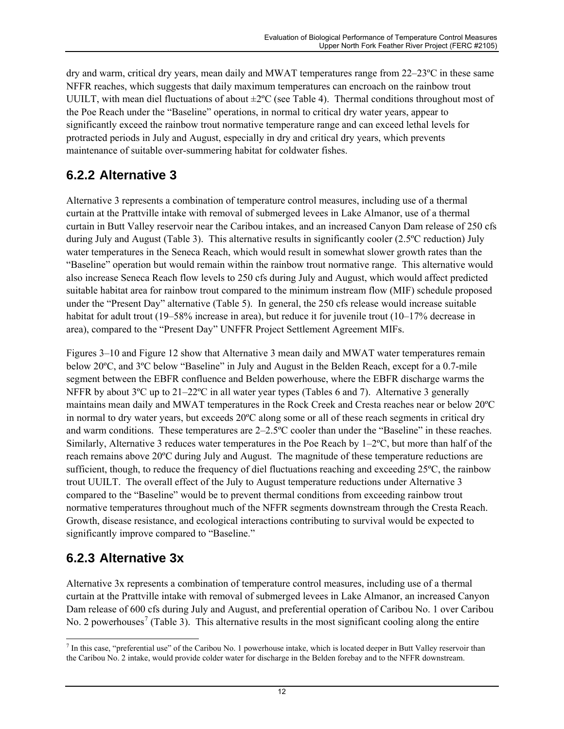dry and warm, critical dry years, mean daily and MWAT temperatures range from 22–23ºC in these same NFFR reaches, which suggests that daily maximum temperatures can encroach on the rainbow trout UUILT, with mean diel fluctuations of about ±2ºC (see Table 4). Thermal conditions throughout most of the Poe Reach under the "Baseline" operations, in normal to critical dry water years, appear to significantly exceed the rainbow trout normative temperature range and can exceed lethal levels for protracted periods in July and August, especially in dry and critical dry years, which prevents maintenance of suitable over-summering habitat for coldwater fishes.

## 6.2.2 Alternative 3

Alternative 3 represents a combination of temperature control measures, including use of a thermal curtain at the Prattville intake with removal of submerged levees in Lake Almanor, use of a thermal curtain in Butt Valley reservoir near the Caribou intakes, and an increased Canyon Dam release of 250 cfs during July and August (Table 3). This alternative results in significantly cooler (2.5ºC reduction) July water temperatures in the Seneca Reach, which would result in somewhat slower growth rates than the "Baseline" operation but would remain within the rainbow trout normative range. This alternative would also increase Seneca Reach flow levels to 250 cfs during July and August, which would affect predicted suitable habitat area for rainbow trout compared to the minimum instream flow (MIF) schedule proposed under the "Present Day" alternative (Table 5). In general, the 250 cfs release would increase suitable habitat for adult trout (19–58% increase in area), but reduce it for juvenile trout (10–17% decrease in area), compared to the "Present Day" UNFFR Project Settlement Agreement MIFs.

Figures 3–10 and Figure 12 show that Alternative 3 mean daily and MWAT water temperatures remain below 20ºC, and 3ºC below "Baseline" in July and August in the Belden Reach, except for a 0.7-mile segment between the EBFR confluence and Belden powerhouse, where the EBFR discharge warms the NFFR by about 3ºC up to 21–22ºC in all water year types (Tables 6 and 7). Alternative 3 generally maintains mean daily and MWAT temperatures in the Rock Creek and Cresta reaches near or below 20ºC in normal to dry water years, but exceeds 20ºC along some or all of these reach segments in critical dry and warm conditions. These temperatures are 2–2.5ºC cooler than under the "Baseline" in these reaches. Similarly, Alternative 3 reduces water temperatures in the Poe Reach by 1–2ºC, but more than half of the reach remains above 20ºC during July and August. The magnitude of these temperature reductions are sufficient, though, to reduce the frequency of diel fluctuations reaching and exceeding 25ºC, the rainbow trout UUILT. The overall effect of the July to August temperature reductions under Alternative 3 compared to the "Baseline" would be to prevent thermal conditions from exceeding rainbow trout normative temperatures throughout much of the NFFR segments downstream through the Cresta Reach. Growth, disease resistance, and ecological interactions contributing to survival would be expected to significantly improve compared to "Baseline."

## 6.2.3 Alternative 3x

Alternative 3x represents a combination of temperature control measures, including use of a thermal curtain at the Prattville intake with removal of submerged levees in Lake Almanor, an increased Canyon Dam release of 600 cfs during July and August, and preferential operation of Caribou No. 1 over Caribou No. 2 powerhouses[7] (Table 3). This alternative results in the most significant cooling along the entire

[7] In this case, "preferential use" of the Caribou No. 1 powerhouse intake, which is located deeper in Butt Valley reservoir than the Caribou No. 2 intake, would provide colder water for discharge in the Belden forebay and to the NFFR downstream.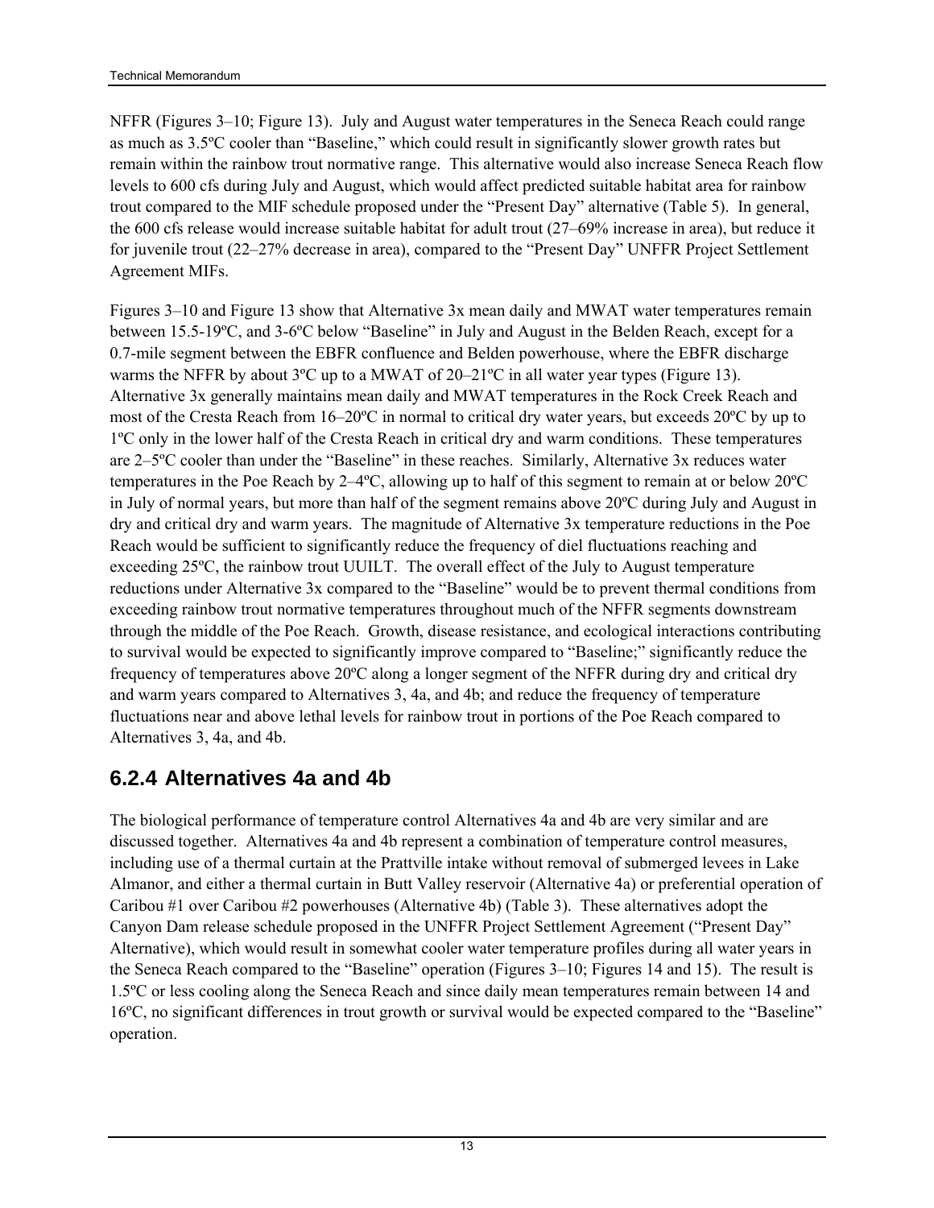NFFR (Figures 3–10; Figure 13). July and August water temperatures in the Seneca Reach could range as much as 3.5ºC cooler than "Baseline," which could result in significantly slower growth rates but remain within the rainbow trout normative range. This alternative would also increase Seneca Reach flow levels to 600 cfs during July and August, which would affect predicted suitable habitat area for rainbow trout compared to the MIF schedule proposed under the "Present Day" alternative (Table 5). In general, the 600 cfs release would increase suitable habitat for adult trout (27–69% increase in area), but reduce it for juvenile trout (22–27% decrease in area), compared to the "Present Day" UNFFR Project Settlement Agreement MIFs.

Figures 3–10 and Figure 13 show that Alternative 3x mean daily and MWAT water temperatures remain between 15.5-19ºC, and 3-6ºC below "Baseline" in July and August in the Belden Reach, except for a 0.7-mile segment between the EBFR confluence and Belden powerhouse, where the EBFR discharge warms the NFFR by about 3ºC up to a MWAT of 20–21ºC in all water year types (Figure 13). Alternative 3x generally maintains mean daily and MWAT temperatures in the Rock Creek Reach and most of the Cresta Reach from 16–20ºC in normal to critical dry water years, but exceeds 20ºC by up to 1ºC only in the lower half of the Cresta Reach in critical dry and warm conditions. These temperatures are 2–5ºC cooler than under the "Baseline" in these reaches. Similarly, Alternative 3x reduces water temperatures in the Poe Reach by 2–4ºC, allowing up to half of this segment to remain at or below 20ºC in July of normal years, but more than half of the segment remains above 20ºC during July and August in dry and critical dry and warm years. The magnitude of Alternative 3x temperature reductions in the Poe Reach would be sufficient to significantly reduce the frequency of diel fluctuations reaching and exceeding 25ºC, the rainbow trout UUILT. The overall effect of the July to August temperature reductions under Alternative 3x compared to the "Baseline" would be to prevent thermal conditions from exceeding rainbow trout normative temperatures throughout much of the NFFR segments downstream through the middle of the Poe Reach. Growth, disease resistance, and ecological interactions contributing to survival would be expected to significantly improve compared to "Baseline;" significantly reduce the frequency of temperatures above 20ºC along a longer segment of the NFFR during dry and critical dry and warm years compared to Alternatives 3, 4a, and 4b; and reduce the frequency of temperature fluctuations near and above lethal levels for rainbow trout in portions of the Poe Reach compared to Alternatives 3, 4a, and 4b.

## 6.2.4 Alternatives 4a and 4b

The biological performance of temperature control Alternatives 4a and 4b are very similar and are discussed together. Alternatives 4a and 4b represent a combination of temperature control measures, including use of a thermal curtain at the Prattville intake without removal of submerged levees in Lake Almanor, and either a thermal curtain in Butt Valley reservoir (Alternative 4a) or preferential operation of Caribou #1 over Caribou #2 powerhouses (Alternative 4b) (Table 3). These alternatives adopt the Canyon Dam release schedule proposed in the UNFFR Project Settlement Agreement ("Present Day" Alternative), which would result in somewhat cooler water temperature profiles during all water years in the Seneca Reach compared to the "Baseline" operation (Figures 3–10; Figures 14 and 15). The result is 1.5ºC or less cooling along the Seneca Reach and since daily mean temperatures remain between 14 and 16ºC, no significant differences in trout growth or survival would be expected compared to the "Baseline" operation.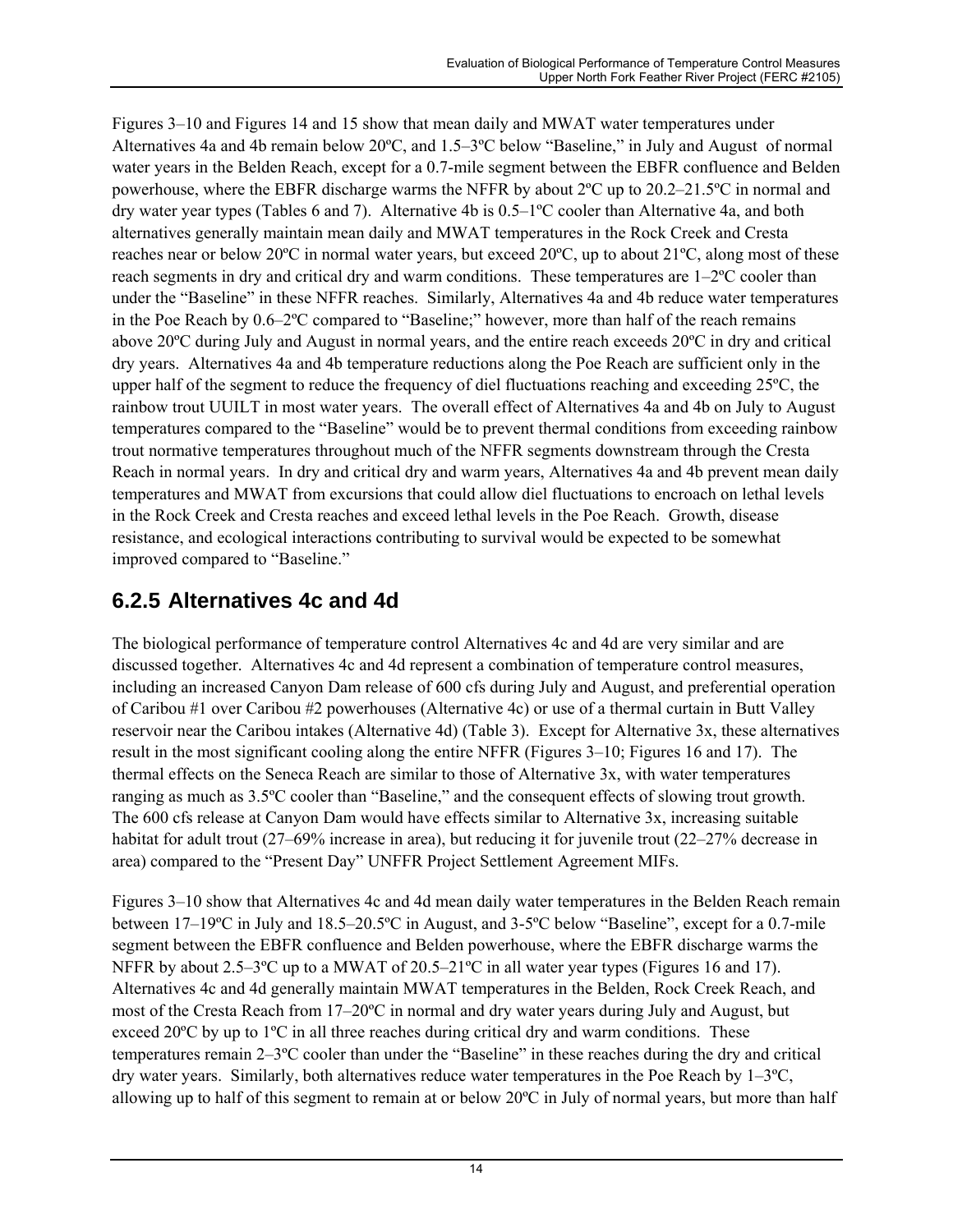Figures 3–10 and Figures 14 and 15 show that mean daily and MWAT water temperatures under Alternatives 4a and 4b remain below 20ºC, and 1.5–3ºC below "Baseline," in July and August of normal water years in the Belden Reach, except for a 0.7-mile segment between the EBFR confluence and Belden powerhouse, where the EBFR discharge warms the NFFR by about 2ºC up to 20.2–21.5ºC in normal and dry water year types (Tables 6 and 7). Alternative 4b is 0.5–1ºC cooler than Alternative 4a, and both alternatives generally maintain mean daily and MWAT temperatures in the Rock Creek and Cresta reaches near or below 20ºC in normal water years, but exceed 20ºC, up to about 21ºC, along most of these reach segments in dry and critical dry and warm conditions. These temperatures are 1–2ºC cooler than under the "Baseline" in these NFFR reaches. Similarly, Alternatives 4a and 4b reduce water temperatures in the Poe Reach by 0.6–2ºC compared to "Baseline;" however, more than half of the reach remains above 20ºC during July and August in normal years, and the entire reach exceeds 20ºC in dry and critical dry years. Alternatives 4a and 4b temperature reductions along the Poe Reach are sufficient only in the upper half of the segment to reduce the frequency of diel fluctuations reaching and exceeding 25ºC, the rainbow trout UUILT in most water years. The overall effect of Alternatives 4a and 4b on July to August temperatures compared to the "Baseline" would be to prevent thermal conditions from exceeding rainbow trout normative temperatures throughout much of the NFFR segments downstream through the Cresta Reach in normal years. In dry and critical dry and warm years, Alternatives 4a and 4b prevent mean daily temperatures and MWAT from excursions that could allow diel fluctuations to encroach on lethal levels in the Rock Creek and Cresta reaches and exceed lethal levels in the Poe Reach. Growth, disease resistance, and ecological interactions contributing to survival would be expected to be somewhat improved compared to "Baseline."

## 6.2.5 Alternatives 4c and 4d

The biological performance of temperature control Alternatives 4c and 4d are very similar and are discussed together. Alternatives 4c and 4d represent a combination of temperature control measures, including an increased Canyon Dam release of 600 cfs during July and August, and preferential operation of Caribou #1 over Caribou #2 powerhouses (Alternative 4c) or use of a thermal curtain in Butt Valley reservoir near the Caribou intakes (Alternative 4d) (Table 3). Except for Alternative 3x, these alternatives result in the most significant cooling along the entire NFFR (Figures 3–10; Figures 16 and 17). The thermal effects on the Seneca Reach are similar to those of Alternative 3x, with water temperatures ranging as much as 3.5ºC cooler than "Baseline," and the consequent effects of slowing trout growth. The 600 cfs release at Canyon Dam would have effects similar to Alternative 3x, increasing suitable habitat for adult trout (27–69% increase in area), but reducing it for juvenile trout (22–27% decrease in area) compared to the "Present Day" UNFFR Project Settlement Agreement MIFs.

Figures 3–10 show that Alternatives 4c and 4d mean daily water temperatures in the Belden Reach remain between 17–19ºC in July and 18.5–20.5ºC in August, and 3-5ºC below "Baseline", except for a 0.7-mile segment between the EBFR confluence and Belden powerhouse, where the EBFR discharge warms the NFFR by about 2.5–3ºC up to a MWAT of 20.5–21ºC in all water year types (Figures 16 and 17). Alternatives 4c and 4d generally maintain MWAT temperatures in the Belden, Rock Creek Reach, and most of the Cresta Reach from 17–20ºC in normal and dry water years during July and August, but exceed 20ºC by up to 1ºC in all three reaches during critical dry and warm conditions. These temperatures remain 2–3ºC cooler than under the "Baseline" in these reaches during the dry and critical dry water years. Similarly, both alternatives reduce water temperatures in the Poe Reach by 1–3ºC, allowing up to half of this segment to remain at or below 20ºC in July of normal years, but more than half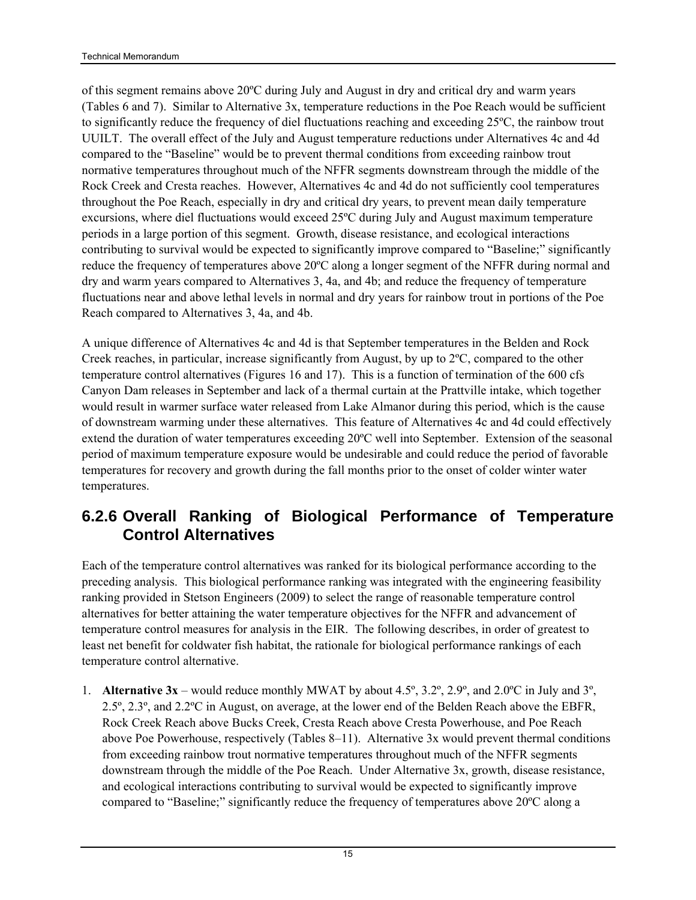of this segment remains above 20ºC during July and August in dry and critical dry and warm years (Tables 6 and 7). Similar to Alternative 3x, temperature reductions in the Poe Reach would be sufficient to significantly reduce the frequency of diel fluctuations reaching and exceeding 25ºC, the rainbow trout UUILT. The overall effect of the July and August temperature reductions under Alternatives 4c and 4d compared to the "Baseline" would be to prevent thermal conditions from exceeding rainbow trout normative temperatures throughout much of the NFFR segments downstream through the middle of the Rock Creek and Cresta reaches. However, Alternatives 4c and 4d do not sufficiently cool temperatures throughout the Poe Reach, especially in dry and critical dry years, to prevent mean daily temperature excursions, where diel fluctuations would exceed 25ºC during July and August maximum temperature periods in a large portion of this segment. Growth, disease resistance, and ecological interactions contributing to survival would be expected to significantly improve compared to "Baseline;" significantly reduce the frequency of temperatures above 20ºC along a longer segment of the NFFR during normal and dry and warm years compared to Alternatives 3, 4a, and 4b; and reduce the frequency of temperature fluctuations near and above lethal levels in normal and dry years for rainbow trout in portions of the Poe Reach compared to Alternatives 3, 4a, and 4b.

A unique difference of Alternatives 4c and 4d is that September temperatures in the Belden and Rock Creek reaches, in particular, increase significantly from August, by up to 2ºC, compared to the other temperature control alternatives (Figures 16 and 17). This is a function of termination of the 600 cfs Canyon Dam releases in September and lack of a thermal curtain at the Prattville intake, which together would result in warmer surface water released from Lake Almanor during this period, which is the cause of downstream warming under these alternatives. This feature of Alternatives 4c and 4d could effectively extend the duration of water temperatures exceeding 20ºC well into September. Extension of the seasonal period of maximum temperature exposure would be undesirable and could reduce the period of favorable temperatures for recovery and growth during the fall months prior to the onset of colder winter water temperatures.

### 6.2.6 Overall Ranking of Biological Performance of Temperature Control Alternatives

Each of the temperature control alternatives was ranked for its biological performance according to the preceding analysis. This biological performance ranking was integrated with the engineering feasibility ranking provided in Stetson Engineers (2009) to select the range of reasonable temperature control alternatives for better attaining the water temperature objectives for the NFFR and advancement of temperature control measures for analysis in the EIR. The following describes, in order of greatest to least net benefit for coldwater fish habitat, the rationale for biological performance rankings of each temperature control alternative.

1. **Alternative 3x** – would reduce monthly MWAT by about 4.5º, 3.2º, 2.9º, and 2.0ºC in July and 3º, 2.5º, 2.3º, and 2.2ºC in August, on average, at the lower end of the Belden Reach above the EBFR, Rock Creek Reach above Bucks Creek, Cresta Reach above Cresta Powerhouse, and Poe Reach above Poe Powerhouse, respectively (Tables 8–11). Alternative 3x would prevent thermal conditions from exceeding rainbow trout normative temperatures throughout much of the NFFR segments downstream through the middle of the Poe Reach. Under Alternative 3x, growth, disease resistance, and ecological interactions contributing to survival would be expected to significantly improve compared to "Baseline;" significantly reduce the frequency of temperatures above 20ºC along a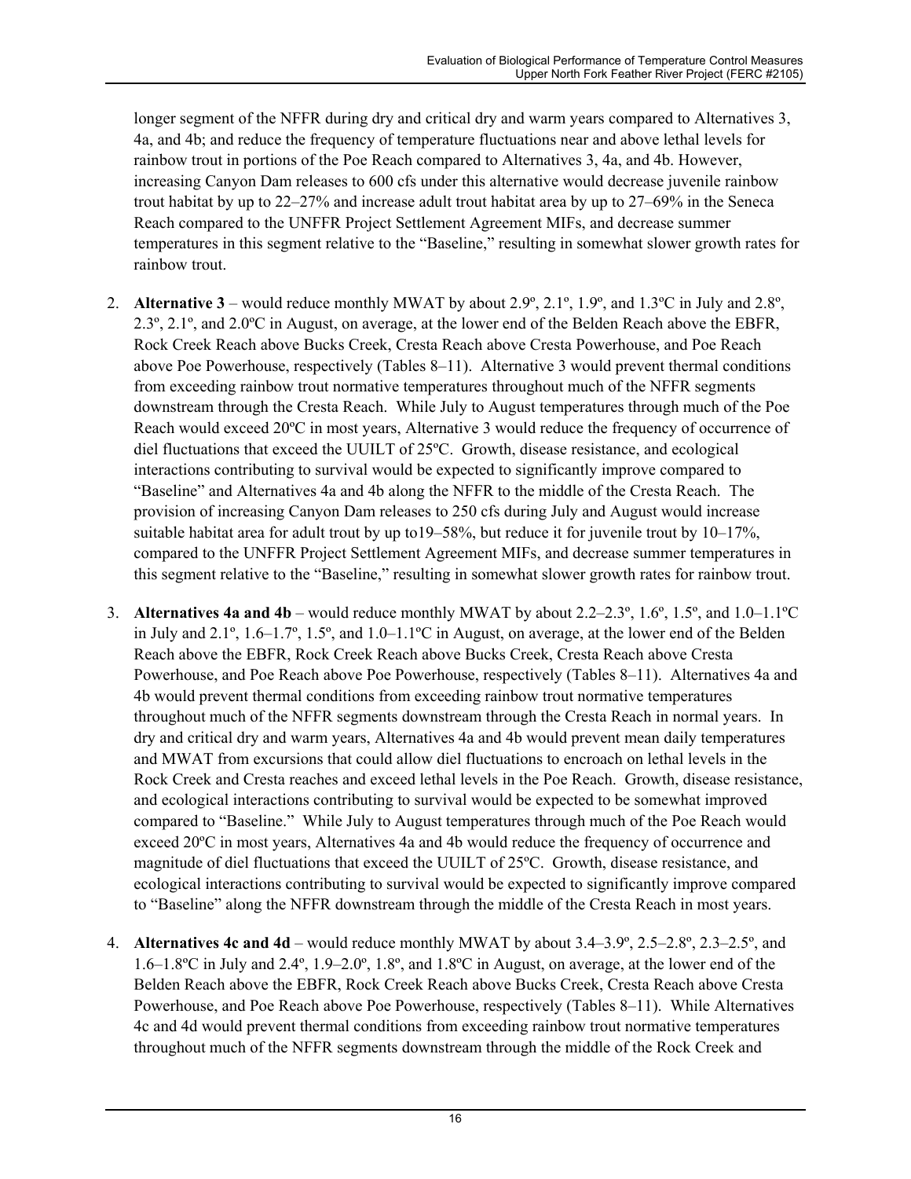longer segment of the NFFR during dry and critical dry and warm years compared to Alternatives 3, 4a, and 4b; and reduce the frequency of temperature fluctuations near and above lethal levels for rainbow trout in portions of the Poe Reach compared to Alternatives 3, 4a, and 4b. However, increasing Canyon Dam releases to 600 cfs under this alternative would decrease juvenile rainbow trout habitat by up to 22–27% and increase adult trout habitat area by up to 27–69% in the Seneca Reach compared to the UNFFR Project Settlement Agreement MIFs, and decrease summer temperatures in this segment relative to the "Baseline," resulting in somewhat slower growth rates for rainbow trout.

2. **Alternative 3** – would reduce monthly MWAT by about 2.9º, 2.1º, 1.9º, and 1.3ºC in July and 2.8º, 2.3º, 2.1º, and 2.0ºC in August, on average, at the lower end of the Belden Reach above the EBFR, Rock Creek Reach above Bucks Creek, Cresta Reach above Cresta Powerhouse, and Poe Reach above Poe Powerhouse, respectively (Tables 8–11). Alternative 3 would prevent thermal conditions from exceeding rainbow trout normative temperatures throughout much of the NFFR segments downstream through the Cresta Reach. While July to August temperatures through much of the Poe Reach would exceed 20ºC in most years, Alternative 3 would reduce the frequency of occurrence of diel fluctuations that exceed the UUILT of 25ºC. Growth, disease resistance, and ecological interactions contributing to survival would be expected to significantly improve compared to "Baseline" and Alternatives 4a and 4b along the NFFR to the middle of the Cresta Reach. The provision of increasing Canyon Dam releases to 250 cfs during July and August would increase suitable habitat area for adult trout by up to19–58%, but reduce it for juvenile trout by 10–17%, compared to the UNFFR Project Settlement Agreement MIFs, and decrease summer temperatures in this segment relative to the "Baseline," resulting in somewhat slower growth rates for rainbow trout.

3. **Alternatives 4a and 4b** – would reduce monthly MWAT by about 2.2–2.3º, 1.6º, 1.5º, and 1.0–1.1ºC in July and 2.1º, 1.6–1.7º, 1.5º, and 1.0–1.1ºC in August, on average, at the lower end of the Belden Reach above the EBFR, Rock Creek Reach above Bucks Creek, Cresta Reach above Cresta Powerhouse, and Poe Reach above Poe Powerhouse, respectively (Tables 8–11). Alternatives 4a and 4b would prevent thermal conditions from exceeding rainbow trout normative temperatures throughout much of the NFFR segments downstream through the Cresta Reach in normal years. In dry and critical dry and warm years, Alternatives 4a and 4b would prevent mean daily temperatures and MWAT from excursions that could allow diel fluctuations to encroach on lethal levels in the Rock Creek and Cresta reaches and exceed lethal levels in the Poe Reach. Growth, disease resistance, and ecological interactions contributing to survival would be expected to be somewhat improved compared to "Baseline." While July to August temperatures through much of the Poe Reach would exceed 20ºC in most years, Alternatives 4a and 4b would reduce the frequency of occurrence and magnitude of diel fluctuations that exceed the UUILT of 25ºC. Growth, disease resistance, and ecological interactions contributing to survival would be expected to significantly improve compared to "Baseline" along the NFFR downstream through the middle of the Cresta Reach in most years.

4. **Alternatives 4c and 4d** – would reduce monthly MWAT by about 3.4–3.9º, 2.5–2.8º, 2.3–2.5º, and 1.6–1.8ºC in July and 2.4º, 1.9–2.0º, 1.8º, and 1.8ºC in August, on average, at the lower end of the Belden Reach above the EBFR, Rock Creek Reach above Bucks Creek, Cresta Reach above Cresta Powerhouse, and Poe Reach above Poe Powerhouse, respectively (Tables 8–11). While Alternatives 4c and 4d would prevent thermal conditions from exceeding rainbow trout normative temperatures throughout much of the NFFR segments downstream through the middle of the Rock Creek and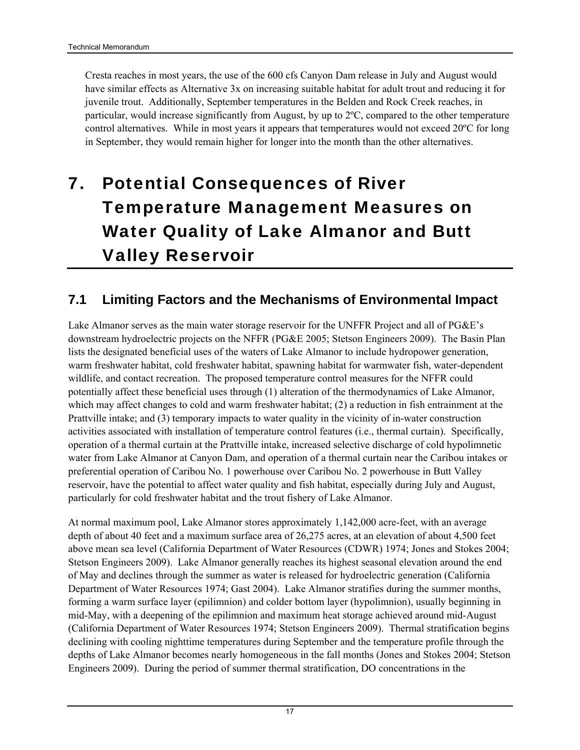Cresta reaches in most years, the use of the 600 cfs Canyon Dam release in July and August would have similar effects as Alternative 3x on increasing suitable habitat for adult trout and reducing it for juvenile trout. Additionally, September temperatures in the Belden and Rock Creek reaches, in particular, would increase significantly from August, by up to 2ºC, compared to the other temperature control alternatives. While in most years it appears that temperatures would not exceed 20ºC for long in September, they would remain higher for longer into the month than the other alternatives.

# 7. Potential Consequences of River Temperature Management Measures on Water Quality of Lake Almanor and Butt Valley Reservoir

## 7.1 Limiting Factors and the Mechanisms of Environmental Impact

Lake Almanor serves as the main water storage reservoir for the UNFFR Project and all of PG&E's downstream hydroelectric projects on the NFFR (PG&E 2005; Stetson Engineers 2009). The Basin Plan lists the designated beneficial uses of the waters of Lake Almanor to include hydropower generation, warm freshwater habitat, cold freshwater habitat, spawning habitat for warmwater fish, water-dependent wildlife, and contact recreation. The proposed temperature control measures for the NFFR could potentially affect these beneficial uses through (1) alteration of the thermodynamics of Lake Almanor, which may affect changes to cold and warm freshwater habitat; (2) a reduction in fish entrainment at the Prattville intake; and (3) temporary impacts to water quality in the vicinity of in-water construction activities associated with installation of temperature control features (i.e., thermal curtain). Specifically, operation of a thermal curtain at the Prattville intake, increased selective discharge of cold hypolimnetic water from Lake Almanor at Canyon Dam, and operation of a thermal curtain near the Caribou intakes or preferential operation of Caribou No. 1 powerhouse over Caribou No. 2 powerhouse in Butt Valley reservoir, have the potential to affect water quality and fish habitat, especially during July and August, particularly for cold freshwater habitat and the trout fishery of Lake Almanor.

At normal maximum pool, Lake Almanor stores approximately 1,142,000 acre-feet, with an average depth of about 40 feet and a maximum surface area of 26,275 acres, at an elevation of about 4,500 feet above mean sea level (California Department of Water Resources (CDWR) 1974; Jones and Stokes 2004; Stetson Engineers 2009). Lake Almanor generally reaches its highest seasonal elevation around the end of May and declines through the summer as water is released for hydroelectric generation (California Department of Water Resources 1974; Gast 2004). Lake Almanor stratifies during the summer months, forming a warm surface layer (epilimnion) and colder bottom layer (hypolimnion), usually beginning in mid-May, with a deepening of the epilimnion and maximum heat storage achieved around mid-August (California Department of Water Resources 1974; Stetson Engineers 2009). Thermal stratification begins declining with cooling nighttime temperatures during September and the temperature profile through the depths of Lake Almanor becomes nearly homogeneous in the fall months (Jones and Stokes 2004; Stetson Engineers 2009). During the period of summer thermal stratification, DO concentrations in the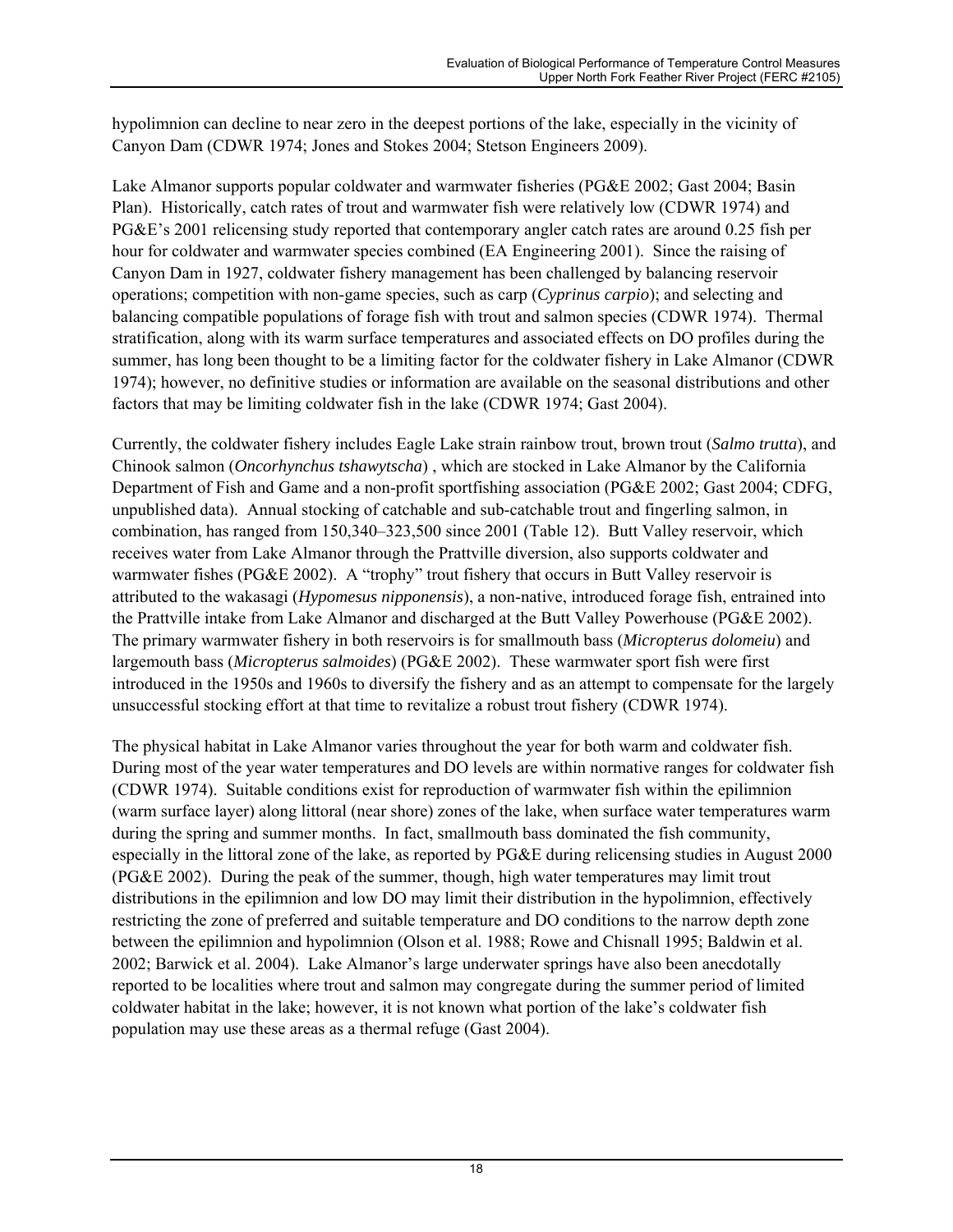hypolimnion can decline to near zero in the deepest portions of the lake, especially in the vicinity of Canyon Dam (CDWR 1974; Jones and Stokes 2004; Stetson Engineers 2009).

Lake Almanor supports popular coldwater and warmwater fisheries (PG&E 2002; Gast 2004; Basin Plan). Historically, catch rates of trout and warmwater fish were relatively low (CDWR 1974) and PG&E's 2001 relicensing study reported that contemporary angler catch rates are around 0.25 fish per hour for coldwater and warmwater species combined (EA Engineering 2001). Since the raising of Canyon Dam in 1927, coldwater fishery management has been challenged by balancing reservoir operations; competition with non-game species, such as carp (*Cyprinus carpio*); and selecting and balancing compatible populations of forage fish with trout and salmon species (CDWR 1974). Thermal stratification, along with its warm surface temperatures and associated effects on DO profiles during the summer, has long been thought to be a limiting factor for the coldwater fishery in Lake Almanor (CDWR 1974); however, no definitive studies or information are available on the seasonal distributions and other factors that may be limiting coldwater fish in the lake (CDWR 1974; Gast 2004).

Currently, the coldwater fishery includes Eagle Lake strain rainbow trout, brown trout (*Salmo trutta*), and Chinook salmon (*Oncorhynchus tshawytscha*) , which are stocked in Lake Almanor by the California Department of Fish and Game and a non-profit sportfishing association (PG&E 2002; Gast 2004; CDFG, unpublished data). Annual stocking of catchable and sub-catchable trout and fingerling salmon, in combination, has ranged from 150,340–323,500 since 2001 (Table 12). Butt Valley reservoir, which receives water from Lake Almanor through the Prattville diversion, also supports coldwater and warmwater fishes (PG&E 2002). A "trophy" trout fishery that occurs in Butt Valley reservoir is attributed to the wakasagi (*Hypomesus nipponensis*), a non-native, introduced forage fish, entrained into the Prattville intake from Lake Almanor and discharged at the Butt Valley Powerhouse (PG&E 2002). The primary warmwater fishery in both reservoirs is for smallmouth bass (*Micropterus dolomeiu*) and largemouth bass (*Micropterus salmoides*) (PG&E 2002). These warmwater sport fish were first introduced in the 1950s and 1960s to diversify the fishery and as an attempt to compensate for the largely unsuccessful stocking effort at that time to revitalize a robust trout fishery (CDWR 1974).

The physical habitat in Lake Almanor varies throughout the year for both warm and coldwater fish. During most of the year water temperatures and DO levels are within normative ranges for coldwater fish (CDWR 1974). Suitable conditions exist for reproduction of warmwater fish within the epilimnion (warm surface layer) along littoral (near shore) zones of the lake, when surface water temperatures warm during the spring and summer months. In fact, smallmouth bass dominated the fish community, especially in the littoral zone of the lake, as reported by PG&E during relicensing studies in August 2000 (PG&E 2002). During the peak of the summer, though, high water temperatures may limit trout distributions in the epilimnion and low DO may limit their distribution in the hypolimnion, effectively restricting the zone of preferred and suitable temperature and DO conditions to the narrow depth zone between the epilimnion and hypolimnion (Olson et al. 1988; Rowe and Chisnall 1995; Baldwin et al. 2002; Barwick et al. 2004). Lake Almanor's large underwater springs have also been anecdotally reported to be localities where trout and salmon may congregate during the summer period of limited coldwater habitat in the lake; however, it is not known what portion of the lake's coldwater fish population may use these areas as a thermal refuge (Gast 2004).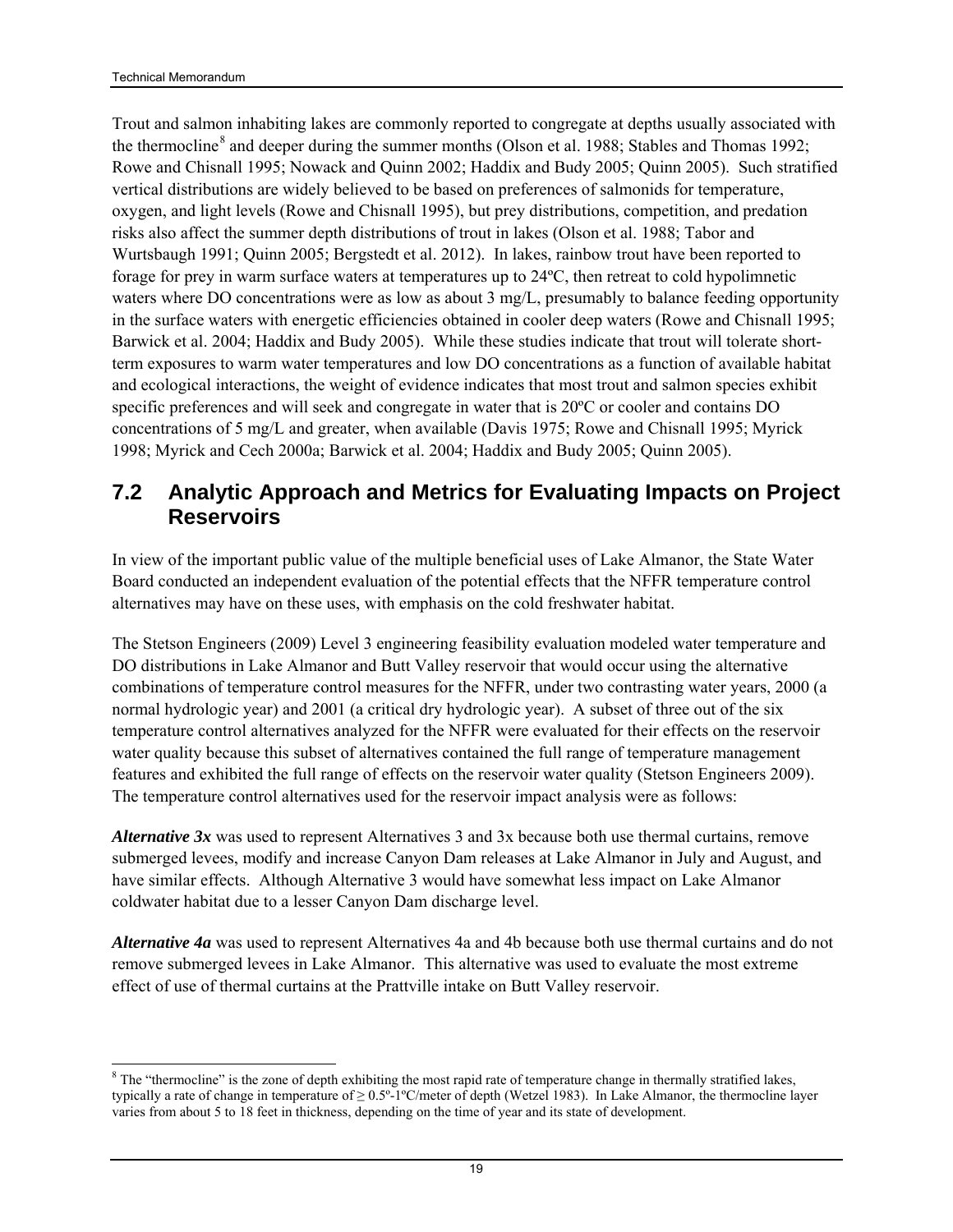Trout and salmon inhabiting lakes are commonly reported to congregate at depths usually associated with the thermocline[8] and deeper during the summer months (Olson et al. 1988; Stables and Thomas 1992; Rowe and Chisnall 1995; Nowack and Quinn 2002; Haddix and Budy 2005; Quinn 2005). Such stratified vertical distributions are widely believed to be based on preferences of salmonids for temperature, oxygen, and light levels (Rowe and Chisnall 1995), but prey distributions, competition, and predation risks also affect the summer depth distributions of trout in lakes (Olson et al. 1988; Tabor and Wurtsbaugh 1991; Quinn 2005; Bergstedt et al. 2012). In lakes, rainbow trout have been reported to forage for prey in warm surface waters at temperatures up to 24ºC, then retreat to cold hypolimnetic waters where DO concentrations were as low as about 3 mg/L, presumably to balance feeding opportunity in the surface waters with energetic efficiencies obtained in cooler deep waters (Rowe and Chisnall 1995; Barwick et al. 2004; Haddix and Budy 2005). While these studies indicate that trout will tolerate short-term exposures to warm water temperatures and low DO concentrations as a function of available habitat and ecological interactions, the weight of evidence indicates that most trout and salmon species exhibit specific preferences and will seek and congregate in water that is 20ºC or cooler and contains DO concentrations of 5 mg/L and greater, when available (Davis 1975; Rowe and Chisnall 1995; Myrick 1998; Myrick and Cech 2000a; Barwick et al. 2004; Haddix and Budy 2005; Quinn 2005).

## 7.2 Analytic Approach and Metrics for Evaluating Impacts on Project Reservoirs

In view of the important public value of the multiple beneficial uses of Lake Almanor, the State Water Board conducted an independent evaluation of the potential effects that the NFFR temperature control alternatives may have on these uses, with emphasis on the cold freshwater habitat.

The Stetson Engineers (2009) Level 3 engineering feasibility evaluation modeled water temperature and DO distributions in Lake Almanor and Butt Valley reservoir that would occur using the alternative combinations of temperature control measures for the NFFR, under two contrasting water years, 2000 (a normal hydrologic year) and 2001 (a critical dry hydrologic year). A subset of three out of the six temperature control alternatives analyzed for the NFFR were evaluated for their effects on the reservoir water quality because this subset of alternatives contained the full range of temperature management features and exhibited the full range of effects on the reservoir water quality (Stetson Engineers 2009). The temperature control alternatives used for the reservoir impact analysis were as follows:

***Alternative 3x*** was used to represent Alternatives 3 and 3x because both use thermal curtains, remove submerged levees, modify and increase Canyon Dam releases at Lake Almanor in July and August, and have similar effects. Although Alternative 3 would have somewhat less impact on Lake Almanor coldwater habitat due to a lesser Canyon Dam discharge level.

***Alternative 4a*** was used to represent Alternatives 4a and 4b because both use thermal curtains and do not remove submerged levees in Lake Almanor. This alternative was used to evaluate the most extreme effect of use of thermal curtains at the Prattville intake on Butt Valley reservoir.

[8] The "thermocline" is the zone of depth exhibiting the most rapid rate of temperature change in thermally stratified lakes, typically a rate of change in temperature of ≥ 0.5º-1ºC/meter of depth (Wetzel 1983). In Lake Almanor, the thermocline layer varies from about 5 to 18 feet in thickness, depending on the time of year and its state of development.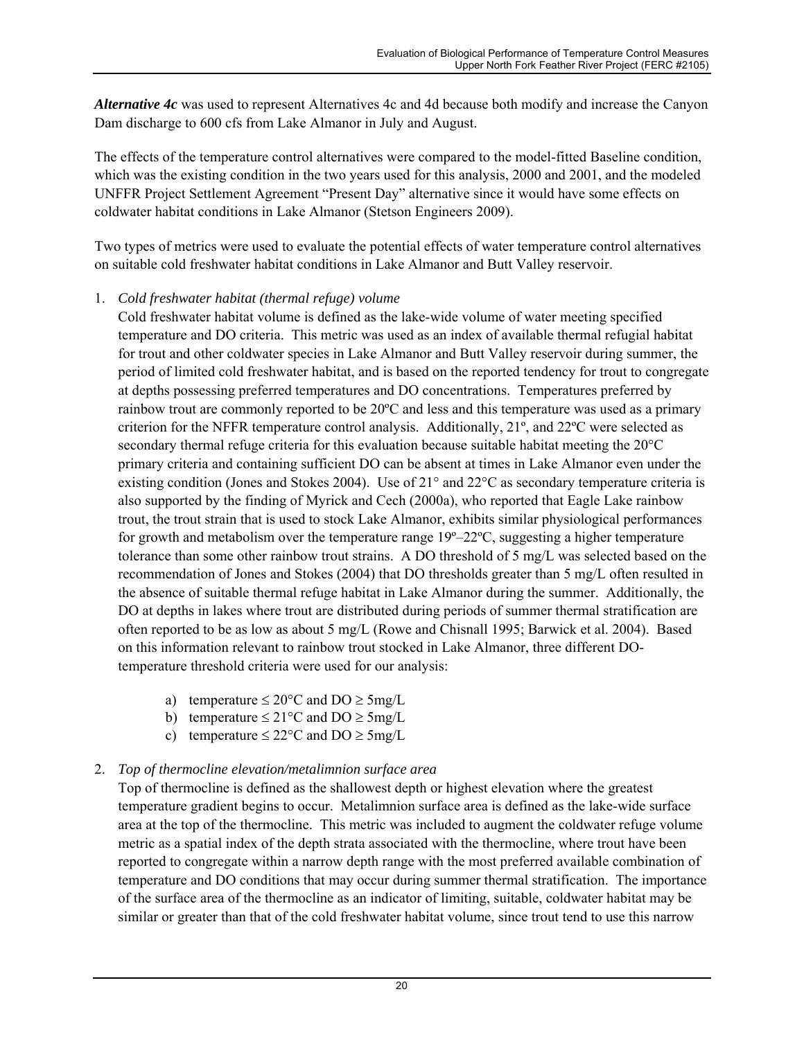***Alternative 4c*** was used to represent Alternatives 4c and 4d because both modify and increase the Canyon Dam discharge to 600 cfs from Lake Almanor in July and August.

The effects of the temperature control alternatives were compared to the model-fitted Baseline condition, which was the existing condition in the two years used for this analysis, 2000 and 2001, and the modeled UNFFR Project Settlement Agreement "Present Day" alternative since it would have some effects on coldwater habitat conditions in Lake Almanor (Stetson Engineers 2009).

Two types of metrics were used to evaluate the potential effects of water temperature control alternatives on suitable cold freshwater habitat conditions in Lake Almanor and Butt Valley reservoir.

1. *Cold freshwater habitat (thermal refuge) volume*

   Cold freshwater habitat volume is defined as the lake-wide volume of water meeting specified temperature and DO criteria. This metric was used as an index of available thermal refugial habitat for trout and other coldwater species in Lake Almanor and Butt Valley reservoir during summer, the period of limited cold freshwater habitat, and is based on the reported tendency for trout to congregate at depths possessing preferred temperatures and DO concentrations. Temperatures preferred by rainbow trout are commonly reported to be 20ºC and less and this temperature was used as a primary criterion for the NFFR temperature control analysis. Additionally, 21º, and 22ºC were selected as secondary thermal refuge criteria for this evaluation because suitable habitat meeting the 20°C primary criteria and containing sufficient DO can be absent at times in Lake Almanor even under the existing condition (Jones and Stokes 2004). Use of 21° and 22°C as secondary temperature criteria is also supported by the finding of Myrick and Cech (2000a), who reported that Eagle Lake rainbow trout, the trout strain that is used to stock Lake Almanor, exhibits similar physiological performances for growth and metabolism over the temperature range 19º–22ºC, suggesting a higher temperature tolerance than some other rainbow trout strains. A DO threshold of 5 mg/L was selected based on the recommendation of Jones and Stokes (2004) that DO thresholds greater than 5 mg/L often resulted in the absence of suitable thermal refuge habitat in Lake Almanor during the summer. Additionally, the DO at depths in lakes where trout are distributed during periods of summer thermal stratification are often reported to be as low as about 5 mg/L (Rowe and Chisnall 1995; Barwick et al. 2004). Based on this information relevant to rainbow trout stocked in Lake Almanor, three different DO-temperature threshold criteria were used for our analysis:

   a) temperature ≤ 20°C and DO ≥ 5mg/L
   b) temperature ≤ 21°C and DO ≥ 5mg/L
   c) temperature ≤ 22°C and DO ≥ 5mg/L

2. *Top of thermocline elevation/metalimnion surface area*

   Top of thermocline is defined as the shallowest depth or highest elevation where the greatest temperature gradient begins to occur. Metalimnion surface area is defined as the lake-wide surface area at the top of the thermocline. This metric was included to augment the coldwater refuge volume metric as a spatial index of the depth strata associated with the thermocline, where trout have been reported to congregate within a narrow depth range with the most preferred available combination of temperature and DO conditions that may occur during summer thermal stratification. The importance of the surface area of the thermocline as an indicator of limiting, suitable, coldwater habitat may be similar or greater than that of the cold freshwater habitat volume, since trout tend to use this narrow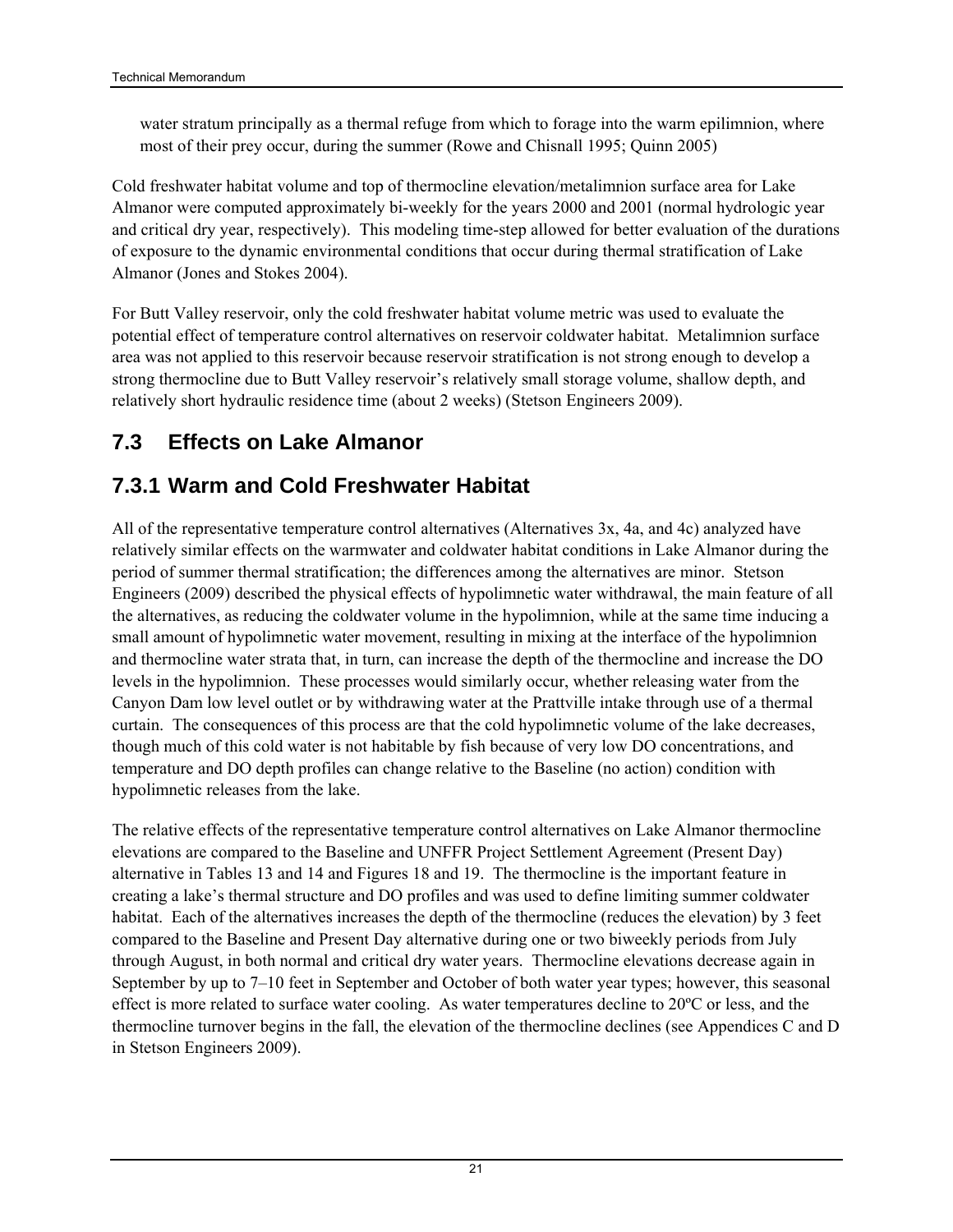water stratum principally as a thermal refuge from which to forage into the warm epilimnion, where most of their prey occur, during the summer (Rowe and Chisnall 1995; Quinn 2005)

Cold freshwater habitat volume and top of thermocline elevation/metalimnion surface area for Lake Almanor were computed approximately bi-weekly for the years 2000 and 2001 (normal hydrologic year and critical dry year, respectively). This modeling time-step allowed for better evaluation of the durations of exposure to the dynamic environmental conditions that occur during thermal stratification of Lake Almanor (Jones and Stokes 2004).

For Butt Valley reservoir, only the cold freshwater habitat volume metric was used to evaluate the potential effect of temperature control alternatives on reservoir coldwater habitat. Metalimnion surface area was not applied to this reservoir because reservoir stratification is not strong enough to develop a strong thermocline due to Butt Valley reservoir's relatively small storage volume, shallow depth, and relatively short hydraulic residence time (about 2 weeks) (Stetson Engineers 2009).

## 7.3 Effects on Lake Almanor

### 7.3.1 Warm and Cold Freshwater Habitat

All of the representative temperature control alternatives (Alternatives 3x, 4a, and 4c) analyzed have relatively similar effects on the warmwater and coldwater habitat conditions in Lake Almanor during the period of summer thermal stratification; the differences among the alternatives are minor. Stetson Engineers (2009) described the physical effects of hypolimnetic water withdrawal, the main feature of all the alternatives, as reducing the coldwater volume in the hypolimnion, while at the same time inducing a small amount of hypolimnetic water movement, resulting in mixing at the interface of the hypolimnion and thermocline water strata that, in turn, can increase the depth of the thermocline and increase the DO levels in the hypolimnion. These processes would similarly occur, whether releasing water from the Canyon Dam low level outlet or by withdrawing water at the Prattville intake through use of a thermal curtain. The consequences of this process are that the cold hypolimnetic volume of the lake decreases, though much of this cold water is not habitable by fish because of very low DO concentrations, and temperature and DO depth profiles can change relative to the Baseline (no action) condition with hypolimnetic releases from the lake.

The relative effects of the representative temperature control alternatives on Lake Almanor thermocline elevations are compared to the Baseline and UNFFR Project Settlement Agreement (Present Day) alternative in Tables 13 and 14 and Figures 18 and 19. The thermocline is the important feature in creating a lake's thermal structure and DO profiles and was used to define limiting summer coldwater habitat. Each of the alternatives increases the depth of the thermocline (reduces the elevation) by 3 feet compared to the Baseline and Present Day alternative during one or two biweekly periods from July through August, in both normal and critical dry water years. Thermocline elevations decrease again in September by up to 7–10 feet in September and October of both water year types; however, this seasonal effect is more related to surface water cooling. As water temperatures decline to 20ºC or less, and the thermocline turnover begins in the fall, the elevation of the thermocline declines (see Appendices C and D in Stetson Engineers 2009).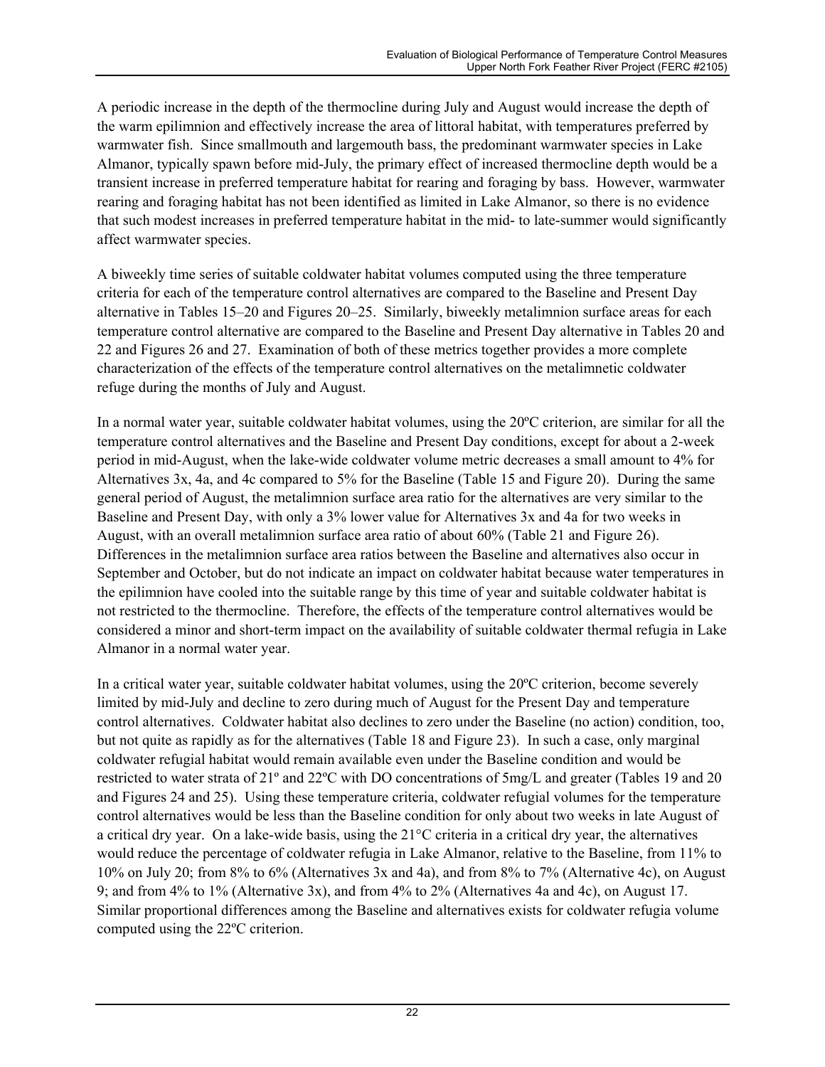A periodic increase in the depth of the thermocline during July and August would increase the depth of the warm epilimnion and effectively increase the area of littoral habitat, with temperatures preferred by warmwater fish. Since smallmouth and largemouth bass, the predominant warmwater species in Lake Almanor, typically spawn before mid-July, the primary effect of increased thermocline depth would be a transient increase in preferred temperature habitat for rearing and foraging by bass. However, warmwater rearing and foraging habitat has not been identified as limited in Lake Almanor, so there is no evidence that such modest increases in preferred temperature habitat in the mid- to late-summer would significantly affect warmwater species.

A biweekly time series of suitable coldwater habitat volumes computed using the three temperature criteria for each of the temperature control alternatives are compared to the Baseline and Present Day alternative in Tables 15–20 and Figures 20–25. Similarly, biweekly metalimnion surface areas for each temperature control alternative are compared to the Baseline and Present Day alternative in Tables 20 and 22 and Figures 26 and 27. Examination of both of these metrics together provides a more complete characterization of the effects of the temperature control alternatives on the metalimnetic coldwater refuge during the months of July and August.

In a normal water year, suitable coldwater habitat volumes, using the 20ºC criterion, are similar for all the temperature control alternatives and the Baseline and Present Day conditions, except for about a 2-week period in mid-August, when the lake-wide coldwater volume metric decreases a small amount to 4% for Alternatives 3x, 4a, and 4c compared to 5% for the Baseline (Table 15 and Figure 20). During the same general period of August, the metalimnion surface area ratio for the alternatives are very similar to the Baseline and Present Day, with only a 3% lower value for Alternatives 3x and 4a for two weeks in August, with an overall metalimnion surface area ratio of about 60% (Table 21 and Figure 26). Differences in the metalimnion surface area ratios between the Baseline and alternatives also occur in September and October, but do not indicate an impact on coldwater habitat because water temperatures in the epilimnion have cooled into the suitable range by this time of year and suitable coldwater habitat is not restricted to the thermocline. Therefore, the effects of the temperature control alternatives would be considered a minor and short-term impact on the availability of suitable coldwater thermal refugia in Lake Almanor in a normal water year.

In a critical water year, suitable coldwater habitat volumes, using the 20ºC criterion, become severely limited by mid-July and decline to zero during much of August for the Present Day and temperature control alternatives. Coldwater habitat also declines to zero under the Baseline (no action) condition, too, but not quite as rapidly as for the alternatives (Table 18 and Figure 23). In such a case, only marginal coldwater refugial habitat would remain available even under the Baseline condition and would be restricted to water strata of 21º and 22ºC with DO concentrations of 5mg/L and greater (Tables 19 and 20 and Figures 24 and 25). Using these temperature criteria, coldwater refugial volumes for the temperature control alternatives would be less than the Baseline condition for only about two weeks in late August of a critical dry year. On a lake-wide basis, using the 21°C criteria in a critical dry year, the alternatives would reduce the percentage of coldwater refugia in Lake Almanor, relative to the Baseline, from 11% to 10% on July 20; from 8% to 6% (Alternatives 3x and 4a), and from 8% to 7% (Alternative 4c), on August 9; and from 4% to 1% (Alternative 3x), and from 4% to 2% (Alternatives 4a and 4c), on August 17. Similar proportional differences among the Baseline and alternatives exists for coldwater refugia volume computed using the 22ºC criterion.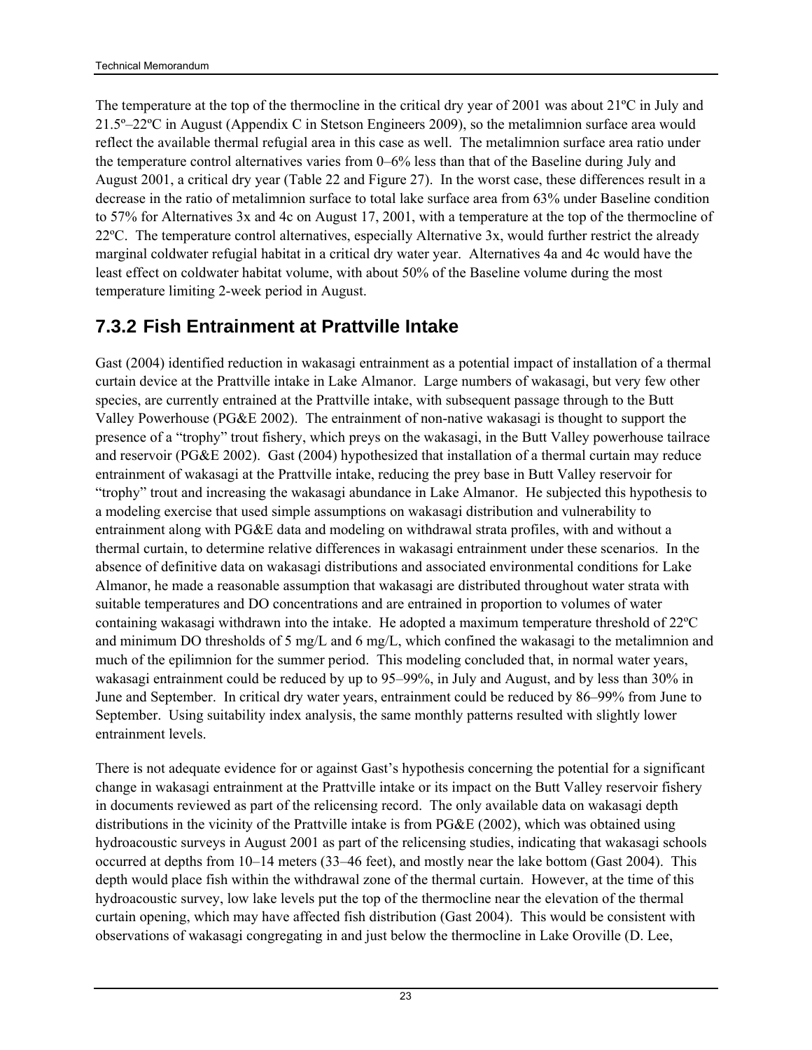The temperature at the top of the thermocline in the critical dry year of 2001 was about 21ºC in July and 21.5º–22ºC in August (Appendix C in Stetson Engineers 2009), so the metalimnion surface area would reflect the available thermal refugial area in this case as well. The metalimnion surface area ratio under the temperature control alternatives varies from 0–6% less than that of the Baseline during July and August 2001, a critical dry year (Table 22 and Figure 27). In the worst case, these differences result in a decrease in the ratio of metalimnion surface to total lake surface area from 63% under Baseline condition to 57% for Alternatives 3x and 4c on August 17, 2001, with a temperature at the top of the thermocline of 22ºC. The temperature control alternatives, especially Alternative 3x, would further restrict the already marginal coldwater refugial habitat in a critical dry water year. Alternatives 4a and 4c would have the least effect on coldwater habitat volume, with about 50% of the Baseline volume during the most temperature limiting 2-week period in August.

### 7.3.2 Fish Entrainment at Prattville Intake

Gast (2004) identified reduction in wakasagi entrainment as a potential impact of installation of a thermal curtain device at the Prattville intake in Lake Almanor. Large numbers of wakasagi, but very few other species, are currently entrained at the Prattville intake, with subsequent passage through to the Butt Valley Powerhouse (PG&E 2002). The entrainment of non-native wakasagi is thought to support the presence of a "trophy" trout fishery, which preys on the wakasagi, in the Butt Valley powerhouse tailrace and reservoir (PG&E 2002). Gast (2004) hypothesized that installation of a thermal curtain may reduce entrainment of wakasagi at the Prattville intake, reducing the prey base in Butt Valley reservoir for "trophy" trout and increasing the wakasagi abundance in Lake Almanor. He subjected this hypothesis to a modeling exercise that used simple assumptions on wakasagi distribution and vulnerability to entrainment along with PG&E data and modeling on withdrawal strata profiles, with and without a thermal curtain, to determine relative differences in wakasagi entrainment under these scenarios. In the absence of definitive data on wakasagi distributions and associated environmental conditions for Lake Almanor, he made a reasonable assumption that wakasagi are distributed throughout water strata with suitable temperatures and DO concentrations and are entrained in proportion to volumes of water containing wakasagi withdrawn into the intake. He adopted a maximum temperature threshold of 22ºC and minimum DO thresholds of 5 mg/L and 6 mg/L, which confined the wakasagi to the metalimnion and much of the epilimnion for the summer period. This modeling concluded that, in normal water years, wakasagi entrainment could be reduced by up to 95–99%, in July and August, and by less than 30% in June and September. In critical dry water years, entrainment could be reduced by 86–99% from June to September. Using suitability index analysis, the same monthly patterns resulted with slightly lower entrainment levels.

There is not adequate evidence for or against Gast's hypothesis concerning the potential for a significant change in wakasagi entrainment at the Prattville intake or its impact on the Butt Valley reservoir fishery in documents reviewed as part of the relicensing record. The only available data on wakasagi depth distributions in the vicinity of the Prattville intake is from PG&E (2002), which was obtained using hydroacoustic surveys in August 2001 as part of the relicensing studies, indicating that wakasagi schools occurred at depths from 10–14 meters (33–46 feet), and mostly near the lake bottom (Gast 2004). This depth would place fish within the withdrawal zone of the thermal curtain. However, at the time of this hydroacoustic survey, low lake levels put the top of the thermocline near the elevation of the thermal curtain opening, which may have affected fish distribution (Gast 2004). This would be consistent with observations of wakasagi congregating in and just below the thermocline in Lake Oroville (D. Lee,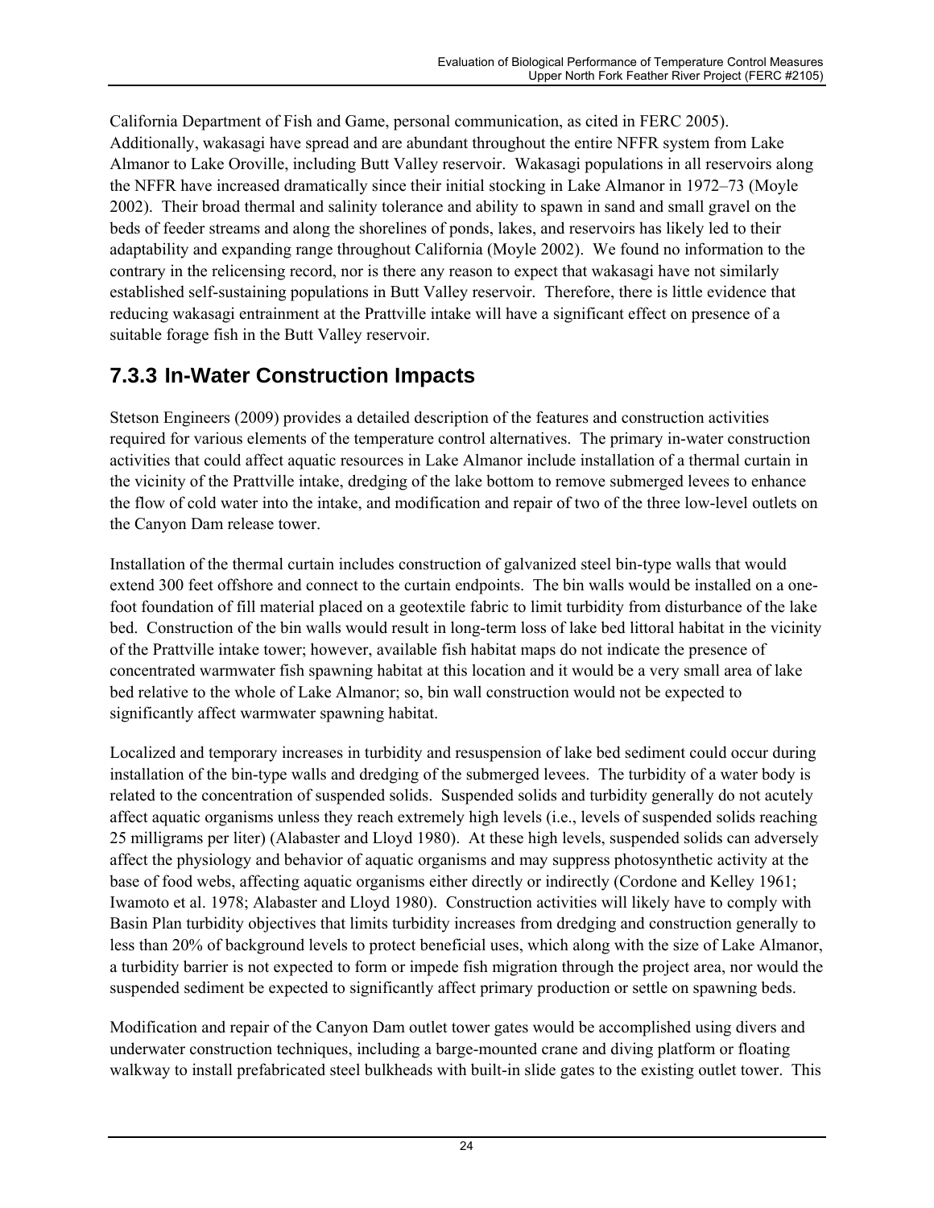California Department of Fish and Game, personal communication, as cited in FERC 2005). Additionally, wakasagi have spread and are abundant throughout the entire NFFR system from Lake Almanor to Lake Oroville, including Butt Valley reservoir. Wakasagi populations in all reservoirs along the NFFR have increased dramatically since their initial stocking in Lake Almanor in 1972–73 (Moyle 2002). Their broad thermal and salinity tolerance and ability to spawn in sand and small gravel on the beds of feeder streams and along the shorelines of ponds, lakes, and reservoirs has likely led to their adaptability and expanding range throughout California (Moyle 2002). We found no information to the contrary in the relicensing record, nor is there any reason to expect that wakasagi have not similarly established self-sustaining populations in Butt Valley reservoir. Therefore, there is little evidence that reducing wakasagi entrainment at the Prattville intake will have a significant effect on presence of a suitable forage fish in the Butt Valley reservoir.

## 7.3.3 In-Water Construction Impacts

Stetson Engineers (2009) provides a detailed description of the features and construction activities required for various elements of the temperature control alternatives. The primary in-water construction activities that could affect aquatic resources in Lake Almanor include installation of a thermal curtain in the vicinity of the Prattville intake, dredging of the lake bottom to remove submerged levees to enhance the flow of cold water into the intake, and modification and repair of two of the three low-level outlets on the Canyon Dam release tower.

Installation of the thermal curtain includes construction of galvanized steel bin-type walls that would extend 300 feet offshore and connect to the curtain endpoints. The bin walls would be installed on a one-foot foundation of fill material placed on a geotextile fabric to limit turbidity from disturbance of the lake bed. Construction of the bin walls would result in long-term loss of lake bed littoral habitat in the vicinity of the Prattville intake tower; however, available fish habitat maps do not indicate the presence of concentrated warmwater fish spawning habitat at this location and it would be a very small area of lake bed relative to the whole of Lake Almanor; so, bin wall construction would not be expected to significantly affect warmwater spawning habitat.

Localized and temporary increases in turbidity and resuspension of lake bed sediment could occur during installation of the bin-type walls and dredging of the submerged levees. The turbidity of a water body is related to the concentration of suspended solids. Suspended solids and turbidity generally do not acutely affect aquatic organisms unless they reach extremely high levels (i.e., levels of suspended solids reaching 25 milligrams per liter) (Alabaster and Lloyd 1980). At these high levels, suspended solids can adversely affect the physiology and behavior of aquatic organisms and may suppress photosynthetic activity at the base of food webs, affecting aquatic organisms either directly or indirectly (Cordone and Kelley 1961; Iwamoto et al. 1978; Alabaster and Lloyd 1980). Construction activities will likely have to comply with Basin Plan turbidity objectives that limits turbidity increases from dredging and construction generally to less than 20% of background levels to protect beneficial uses, which along with the size of Lake Almanor, a turbidity barrier is not expected to form or impede fish migration through the project area, nor would the suspended sediment be expected to significantly affect primary production or settle on spawning beds.

Modification and repair of the Canyon Dam outlet tower gates would be accomplished using divers and underwater construction techniques, including a barge-mounted crane and diving platform or floating walkway to install prefabricated steel bulkheads with built-in slide gates to the existing outlet tower. This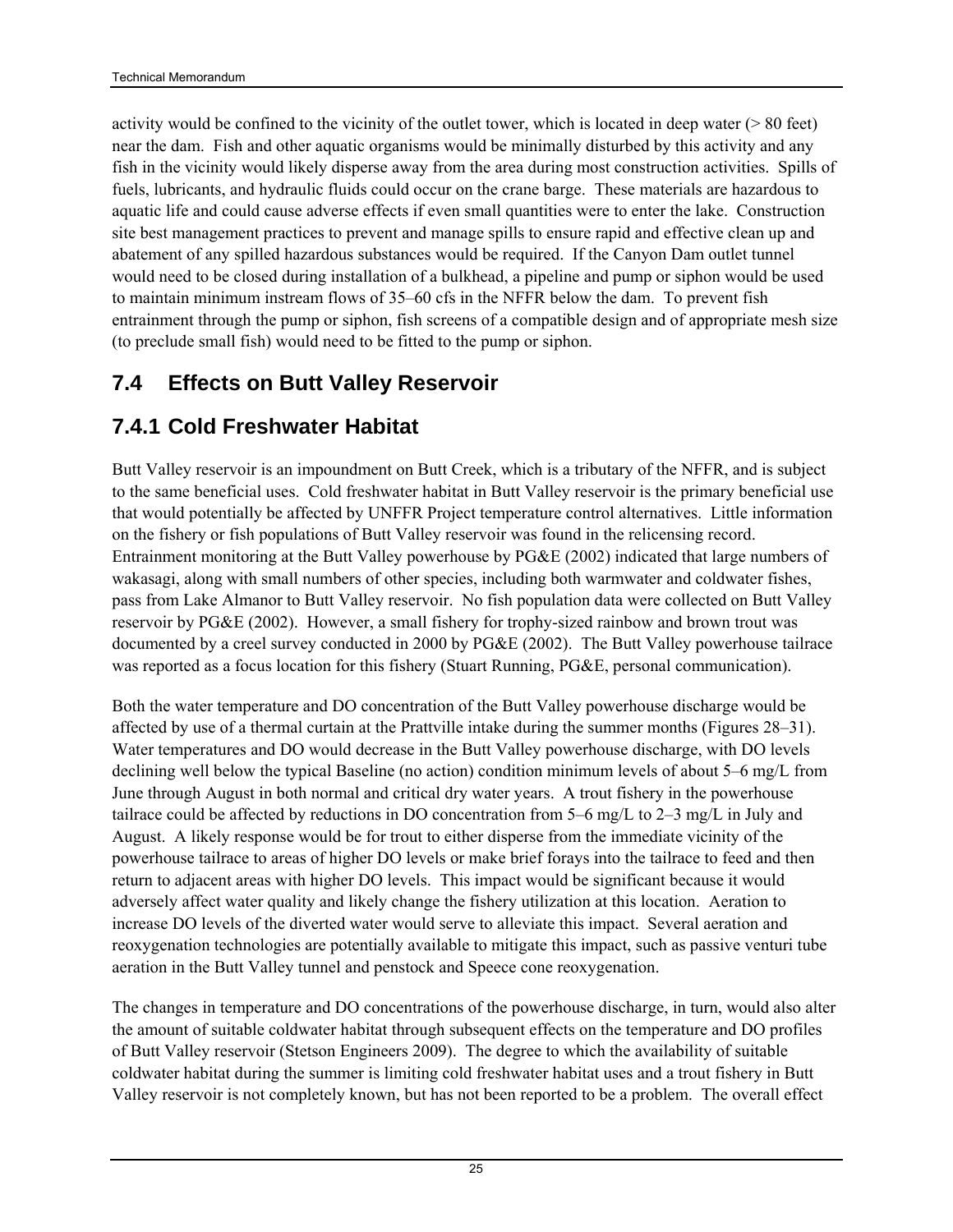activity would be confined to the vicinity of the outlet tower, which is located in deep water (> 80 feet) near the dam. Fish and other aquatic organisms would be minimally disturbed by this activity and any fish in the vicinity would likely disperse away from the area during most construction activities. Spills of fuels, lubricants, and hydraulic fluids could occur on the crane barge. These materials are hazardous to aquatic life and could cause adverse effects if even small quantities were to enter the lake. Construction site best management practices to prevent and manage spills to ensure rapid and effective clean up and abatement of any spilled hazardous substances would be required. If the Canyon Dam outlet tunnel would need to be closed during installation of a bulkhead, a pipeline and pump or siphon would be used to maintain minimum instream flows of 35–60 cfs in the NFFR below the dam. To prevent fish entrainment through the pump or siphon, fish screens of a compatible design and of appropriate mesh size (to preclude small fish) would need to be fitted to the pump or siphon.

## 7.4 Effects on Butt Valley Reservoir

### 7.4.1 Cold Freshwater Habitat

Butt Valley reservoir is an impoundment on Butt Creek, which is a tributary of the NFFR, and is subject to the same beneficial uses. Cold freshwater habitat in Butt Valley reservoir is the primary beneficial use that would potentially be affected by UNFFR Project temperature control alternatives. Little information on the fishery or fish populations of Butt Valley reservoir was found in the relicensing record. Entrainment monitoring at the Butt Valley powerhouse by PG&E (2002) indicated that large numbers of wakasagi, along with small numbers of other species, including both warmwater and coldwater fishes, pass from Lake Almanor to Butt Valley reservoir. No fish population data were collected on Butt Valley reservoir by PG&E (2002). However, a small fishery for trophy-sized rainbow and brown trout was documented by a creel survey conducted in 2000 by PG&E (2002). The Butt Valley powerhouse tailrace was reported as a focus location for this fishery (Stuart Running, PG&E, personal communication).

Both the water temperature and DO concentration of the Butt Valley powerhouse discharge would be affected by use of a thermal curtain at the Prattville intake during the summer months (Figures 28–31). Water temperatures and DO would decrease in the Butt Valley powerhouse discharge, with DO levels declining well below the typical Baseline (no action) condition minimum levels of about 5–6 mg/L from June through August in both normal and critical dry water years. A trout fishery in the powerhouse tailrace could be affected by reductions in DO concentration from 5–6 mg/L to 2–3 mg/L in July and August. A likely response would be for trout to either disperse from the immediate vicinity of the powerhouse tailrace to areas of higher DO levels or make brief forays into the tailrace to feed and then return to adjacent areas with higher DO levels. This impact would be significant because it would adversely affect water quality and likely change the fishery utilization at this location. Aeration to increase DO levels of the diverted water would serve to alleviate this impact. Several aeration and reoxygenation technologies are potentially available to mitigate this impact, such as passive venturi tube aeration in the Butt Valley tunnel and penstock and Speece cone reoxygenation.

The changes in temperature and DO concentrations of the powerhouse discharge, in turn, would also alter the amount of suitable coldwater habitat through subsequent effects on the temperature and DO profiles of Butt Valley reservoir (Stetson Engineers 2009). The degree to which the availability of suitable coldwater habitat during the summer is limiting cold freshwater habitat uses and a trout fishery in Butt Valley reservoir is not completely known, but has not been reported to be a problem. The overall effect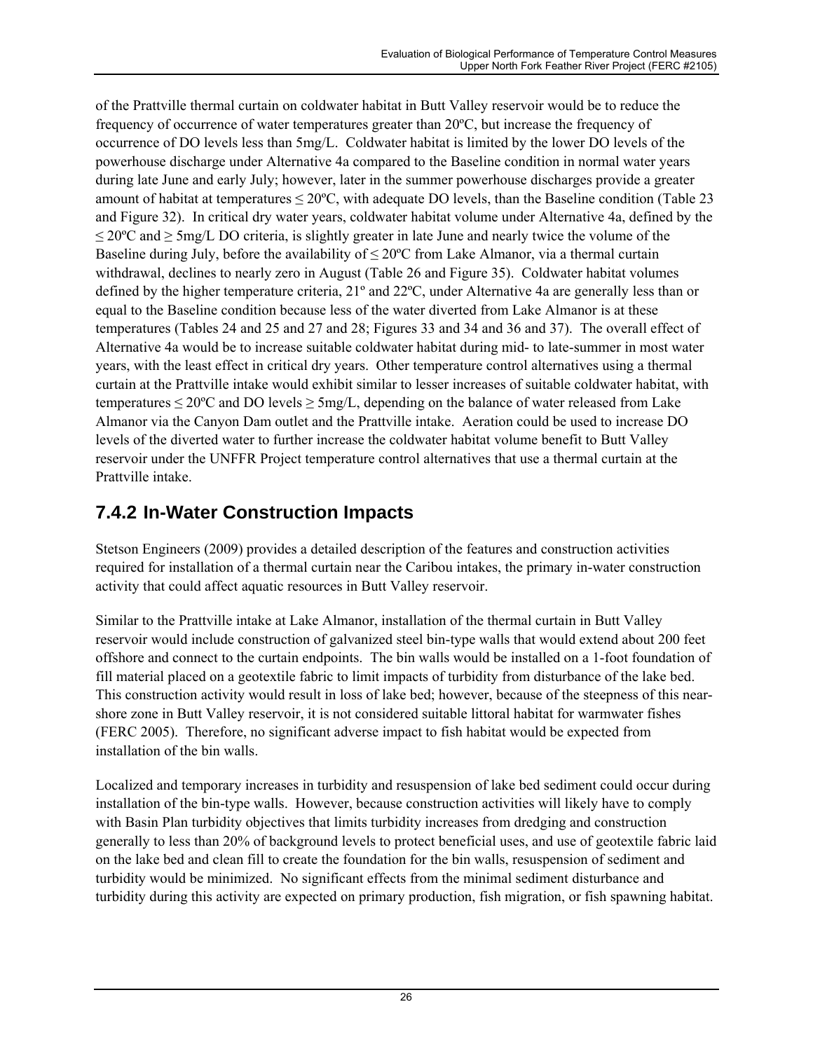of the Prattville thermal curtain on coldwater habitat in Butt Valley reservoir would be to reduce the frequency of occurrence of water temperatures greater than 20ºC, but increase the frequency of occurrence of DO levels less than 5mg/L. Coldwater habitat is limited by the lower DO levels of the powerhouse discharge under Alternative 4a compared to the Baseline condition in normal water years during late June and early July; however, later in the summer powerhouse discharges provide a greater amount of habitat at temperatures ≤ 20ºC, with adequate DO levels, than the Baseline condition (Table 23 and Figure 32). In critical dry water years, coldwater habitat volume under Alternative 4a, defined by the ≤ 20ºC and ≥ 5mg/L DO criteria, is slightly greater in late June and nearly twice the volume of the Baseline during July, before the availability of ≤ 20ºC from Lake Almanor, via a thermal curtain withdrawal, declines to nearly zero in August (Table 26 and Figure 35). Coldwater habitat volumes defined by the higher temperature criteria, 21º and 22ºC, under Alternative 4a are generally less than or equal to the Baseline condition because less of the water diverted from Lake Almanor is at these temperatures (Tables 24 and 25 and 27 and 28; Figures 33 and 34 and 36 and 37). The overall effect of Alternative 4a would be to increase suitable coldwater habitat during mid- to late-summer in most water years, with the least effect in critical dry years. Other temperature control alternatives using a thermal curtain at the Prattville intake would exhibit similar to lesser increases of suitable coldwater habitat, with temperatures ≤ 20ºC and DO levels ≥ 5mg/L, depending on the balance of water released from Lake Almanor via the Canyon Dam outlet and the Prattville intake. Aeration could be used to increase DO levels of the diverted water to further increase the coldwater habitat volume benefit to Butt Valley reservoir under the UNFFR Project temperature control alternatives that use a thermal curtain at the Prattville intake.

## 7.4.2 In-Water Construction Impacts

Stetson Engineers (2009) provides a detailed description of the features and construction activities required for installation of a thermal curtain near the Caribou intakes, the primary in-water construction activity that could affect aquatic resources in Butt Valley reservoir.

Similar to the Prattville intake at Lake Almanor, installation of the thermal curtain in Butt Valley reservoir would include construction of galvanized steel bin-type walls that would extend about 200 feet offshore and connect to the curtain endpoints. The bin walls would be installed on a 1-foot foundation of fill material placed on a geotextile fabric to limit impacts of turbidity from disturbance of the lake bed. This construction activity would result in loss of lake bed; however, because of the steepness of this near-shore zone in Butt Valley reservoir, it is not considered suitable littoral habitat for warmwater fishes (FERC 2005). Therefore, no significant adverse impact to fish habitat would be expected from installation of the bin walls.

Localized and temporary increases in turbidity and resuspension of lake bed sediment could occur during installation of the bin-type walls. However, because construction activities will likely have to comply with Basin Plan turbidity objectives that limits turbidity increases from dredging and construction generally to less than 20% of background levels to protect beneficial uses, and use of geotextile fabric laid on the lake bed and clean fill to create the foundation for the bin walls, resuspension of sediment and turbidity would be minimized. No significant effects from the minimal sediment disturbance and turbidity during this activity are expected on primary production, fish migration, or fish spawning habitat.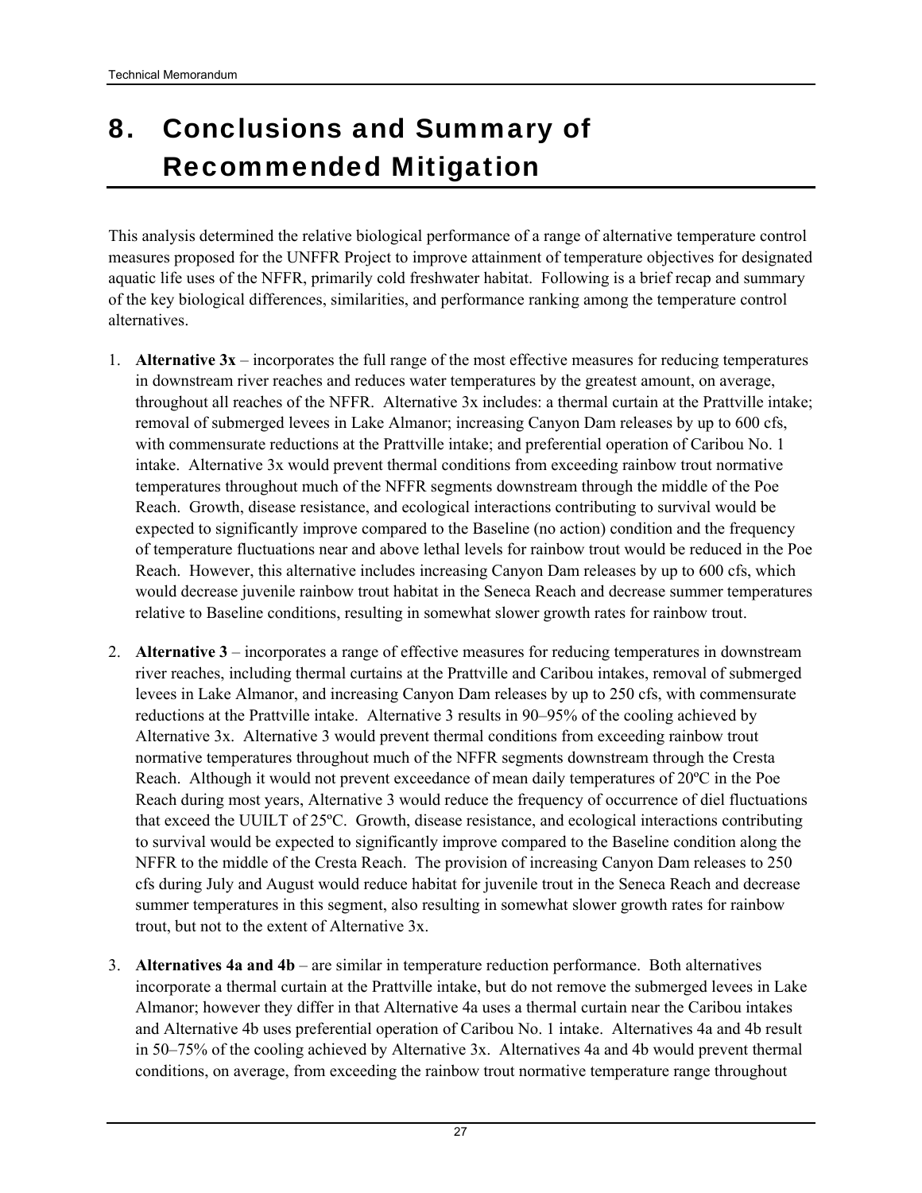# 8. Conclusions and Summary of Recommended Mitigation

This analysis determined the relative biological performance of a range of alternative temperature control measures proposed for the UNFFR Project to improve attainment of temperature objectives for designated aquatic life uses of the NFFR, primarily cold freshwater habitat. Following is a brief recap and summary of the key biological differences, similarities, and performance ranking among the temperature control alternatives.

1. **Alternative 3x** – incorporates the full range of the most effective measures for reducing temperatures in downstream river reaches and reduces water temperatures by the greatest amount, on average, throughout all reaches of the NFFR. Alternative 3x includes: a thermal curtain at the Prattville intake; removal of submerged levees in Lake Almanor; increasing Canyon Dam releases by up to 600 cfs, with commensurate reductions at the Prattville intake; and preferential operation of Caribou No. 1 intake. Alternative 3x would prevent thermal conditions from exceeding rainbow trout normative temperatures throughout much of the NFFR segments downstream through the middle of the Poe Reach. Growth, disease resistance, and ecological interactions contributing to survival would be expected to significantly improve compared to the Baseline (no action) condition and the frequency of temperature fluctuations near and above lethal levels for rainbow trout would be reduced in the Poe Reach. However, this alternative includes increasing Canyon Dam releases by up to 600 cfs, which would decrease juvenile rainbow trout habitat in the Seneca Reach and decrease summer temperatures relative to Baseline conditions, resulting in somewhat slower growth rates for rainbow trout.

2. **Alternative 3** – incorporates a range of effective measures for reducing temperatures in downstream river reaches, including thermal curtains at the Prattville and Caribou intakes, removal of submerged levees in Lake Almanor, and increasing Canyon Dam releases by up to 250 cfs, with commensurate reductions at the Prattville intake. Alternative 3 results in 90–95% of the cooling achieved by Alternative 3x. Alternative 3 would prevent thermal conditions from exceeding rainbow trout normative temperatures throughout much of the NFFR segments downstream through the Cresta Reach. Although it would not prevent exceedance of mean daily temperatures of 20ºC in the Poe Reach during most years, Alternative 3 would reduce the frequency of occurrence of diel fluctuations that exceed the UUILT of 25ºC. Growth, disease resistance, and ecological interactions contributing to survival would be expected to significantly improve compared to the Baseline condition along the NFFR to the middle of the Cresta Reach. The provision of increasing Canyon Dam releases to 250 cfs during July and August would reduce habitat for juvenile trout in the Seneca Reach and decrease summer temperatures in this segment, also resulting in somewhat slower growth rates for rainbow trout, but not to the extent of Alternative 3x.

3. **Alternatives 4a and 4b** – are similar in temperature reduction performance. Both alternatives incorporate a thermal curtain at the Prattville intake, but do not remove the submerged levees in Lake Almanor; however they differ in that Alternative 4a uses a thermal curtain near the Caribou intakes and Alternative 4b uses preferential operation of Caribou No. 1 intake. Alternatives 4a and 4b result in 50–75% of the cooling achieved by Alternative 3x. Alternatives 4a and 4b would prevent thermal conditions, on average, from exceeding the rainbow trout normative temperature range throughout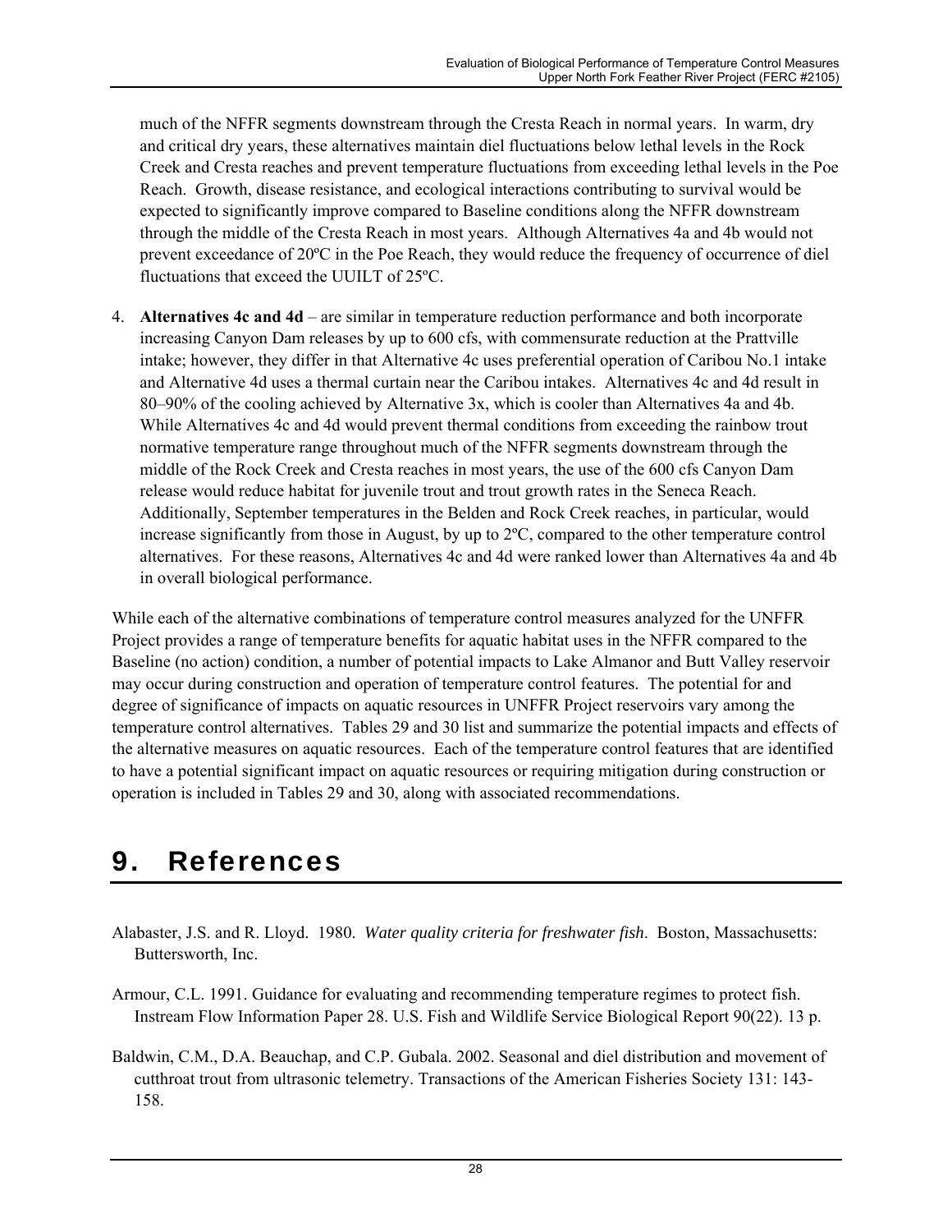much of the NFFR segments downstream through the Cresta Reach in normal years. In warm, dry and critical dry years, these alternatives maintain diel fluctuations below lethal levels in the Rock Creek and Cresta reaches and prevent temperature fluctuations from exceeding lethal levels in the Poe Reach. Growth, disease resistance, and ecological interactions contributing to survival would be expected to significantly improve compared to Baseline conditions along the NFFR downstream through the middle of the Cresta Reach in most years. Although Alternatives 4a and 4b would not prevent exceedance of 20ºC in the Poe Reach, they would reduce the frequency of occurrence of diel fluctuations that exceed the UUILT of 25ºC.

4. **Alternatives 4c and 4d** – are similar in temperature reduction performance and both incorporate increasing Canyon Dam releases by up to 600 cfs, with commensurate reduction at the Prattville intake; however, they differ in that Alternative 4c uses preferential operation of Caribou No.1 intake and Alternative 4d uses a thermal curtain near the Caribou intakes. Alternatives 4c and 4d result in 80–90% of the cooling achieved by Alternative 3x, which is cooler than Alternatives 4a and 4b. While Alternatives 4c and 4d would prevent thermal conditions from exceeding the rainbow trout normative temperature range throughout much of the NFFR segments downstream through the middle of the Rock Creek and Cresta reaches in most years, the use of the 600 cfs Canyon Dam release would reduce habitat for juvenile trout and trout growth rates in the Seneca Reach. Additionally, September temperatures in the Belden and Rock Creek reaches, in particular, would increase significantly from those in August, by up to 2ºC, compared to the other temperature control alternatives. For these reasons, Alternatives 4c and 4d were ranked lower than Alternatives 4a and 4b in overall biological performance.

While each of the alternative combinations of temperature control measures analyzed for the UNFFR Project provides a range of temperature benefits for aquatic habitat uses in the NFFR compared to the Baseline (no action) condition, a number of potential impacts to Lake Almanor and Butt Valley reservoir may occur during construction and operation of temperature control features. The potential for and degree of significance of impacts on aquatic resources in UNFFR Project reservoirs vary among the temperature control alternatives. Tables 29 and 30 list and summarize the potential impacts and effects of the alternative measures on aquatic resources. Each of the temperature control features that are identified to have a potential significant impact on aquatic resources or requiring mitigation during construction or operation is included in Tables 29 and 30, along with associated recommendations.

# 9. References

Alabaster, J.S. and R. Lloyd. 1980. *Water quality criteria for freshwater fish*. Boston, Massachusetts: Buttersworth, Inc.

Armour, C.L. 1991. Guidance for evaluating and recommending temperature regimes to protect fish. Instream Flow Information Paper 28. U.S. Fish and Wildlife Service Biological Report 90(22). 13 p.

Baldwin, C.M., D.A. Beauchap, and C.P. Gubala. 2002. Seasonal and diel distribution and movement of cutthroat trout from ultrasonic telemetry. Transactions of the American Fisheries Society 131: 143-158.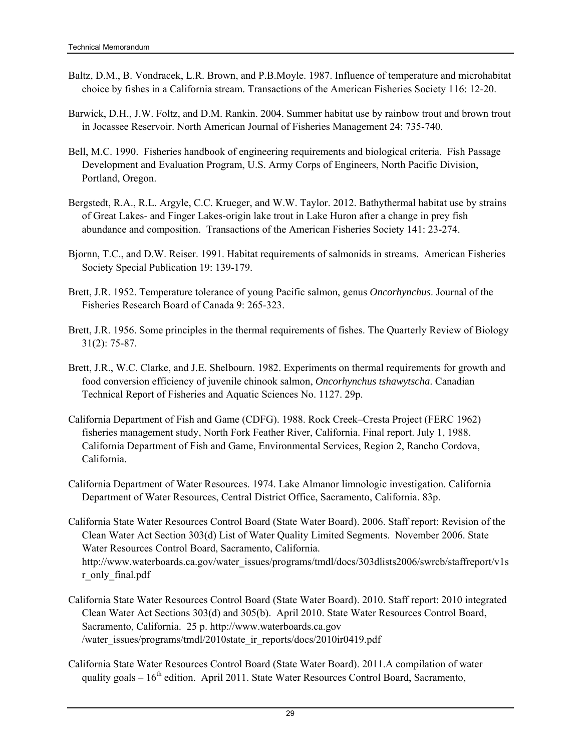Baltz, D.M., B. Vondracek, L.R. Brown, and P.B.Moyle. 1987. Influence of temperature and microhabitat choice by fishes in a California stream. Transactions of the American Fisheries Society 116: 12-20.

Barwick, D.H., J.W. Foltz, and D.M. Rankin. 2004. Summer habitat use by rainbow trout and brown trout in Jocassee Reservoir. North American Journal of Fisheries Management 24: 735-740.

Bell, M.C. 1990. Fisheries handbook of engineering requirements and biological criteria. Fish Passage Development and Evaluation Program, U.S. Army Corps of Engineers, North Pacific Division, Portland, Oregon.

Bergstedt, R.A., R.L. Argyle, C.C. Krueger, and W.W. Taylor. 2012. Bathythermal habitat use by strains of Great Lakes- and Finger Lakes-origin lake trout in Lake Huron after a change in prey fish abundance and composition. Transactions of the American Fisheries Society 141: 23-274.

Bjornn, T.C., and D.W. Reiser. 1991. Habitat requirements of salmonids in streams. American Fisheries Society Special Publication 19: 139-179.

Brett, J.R. 1952. Temperature tolerance of young Pacific salmon, genus *Oncorhynchus*. Journal of the Fisheries Research Board of Canada 9: 265-323.

Brett, J.R. 1956. Some principles in the thermal requirements of fishes. The Quarterly Review of Biology 31(2): 75-87.

Brett, J.R., W.C. Clarke, and J.E. Shelbourn. 1982. Experiments on thermal requirements for growth and food conversion efficiency of juvenile chinook salmon, *Oncorhynchus tshawytscha*. Canadian Technical Report of Fisheries and Aquatic Sciences No. 1127. 29p.

California Department of Fish and Game (CDFG). 1988. Rock Creek–Cresta Project (FERC 1962) fisheries management study, North Fork Feather River, California. Final report. July 1, 1988. California Department of Fish and Game, Environmental Services, Region 2, Rancho Cordova, California.

California Department of Water Resources. 1974. Lake Almanor limnologic investigation. California Department of Water Resources, Central District Office, Sacramento, California. 83p.

California State Water Resources Control Board (State Water Board). 2006. Staff report: Revision of the Clean Water Act Section 303(d) List of Water Quality Limited Segments. November 2006. State Water Resources Control Board, Sacramento, California. http://www.waterboards.ca.gov/water_issues/programs/tmdl/docs/303dlists2006/swrcb/staffreport/v1sr_only_final.pdf

California State Water Resources Control Board (State Water Board). 2010. Staff report: 2010 integrated Clean Water Act Sections 303(d) and 305(b). April 2010. State Water Resources Control Board, Sacramento, California. 25 p. http://www.waterboards.ca.gov /water_issues/programs/tmdl/2010state_ir_reports/docs/2010ir0419.pdf

California State Water Resources Control Board (State Water Board). 2011.A compilation of water quality goals – 16th edition. April 2011. State Water Resources Control Board, Sacramento,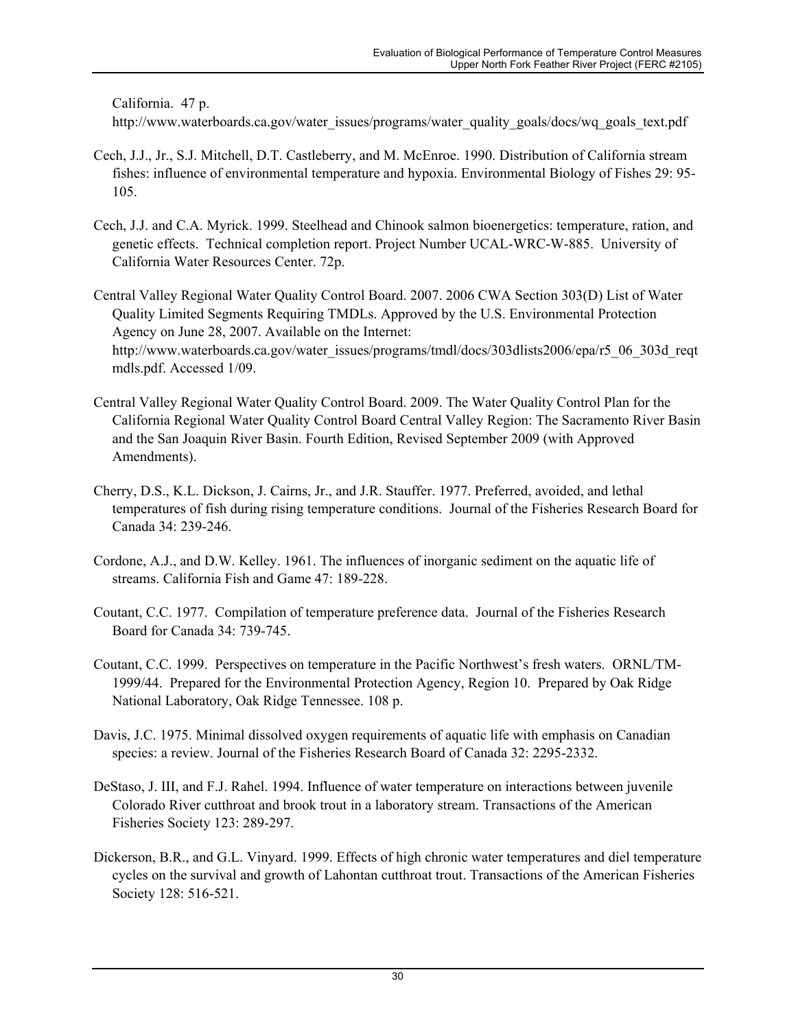California. 47 p.
http://www.waterboards.ca.gov/water_issues/programs/water_quality_goals/docs/wq_goals_text.pdf

Cech, J.J., Jr., S.J. Mitchell, D.T. Castleberry, and M. McEnroe. 1990. Distribution of California stream fishes: influence of environmental temperature and hypoxia. Environmental Biology of Fishes 29: 95-105.

Cech, J.J. and C.A. Myrick. 1999. Steelhead and Chinook salmon bioenergetics: temperature, ration, and genetic effects. Technical completion report. Project Number UCAL-WRC-W-885. University of California Water Resources Center. 72p.

Central Valley Regional Water Quality Control Board. 2007. 2006 CWA Section 303(D) List of Water Quality Limited Segments Requiring TMDLs. Approved by the U.S. Environmental Protection Agency on June 28, 2007. Available on the Internet: http://www.waterboards.ca.gov/water_issues/programs/tmdl/docs/303dlists2006/epa/r5_06_303d_reqtmdls.pdf. Accessed 1/09.

Central Valley Regional Water Quality Control Board. 2009. The Water Quality Control Plan for the California Regional Water Quality Control Board Central Valley Region: The Sacramento River Basin and the San Joaquin River Basin. Fourth Edition, Revised September 2009 (with Approved Amendments).

Cherry, D.S., K.L. Dickson, J. Cairns, Jr., and J.R. Stauffer. 1977. Preferred, avoided, and lethal temperatures of fish during rising temperature conditions. Journal of the Fisheries Research Board for Canada 34: 239-246.

Cordone, A.J., and D.W. Kelley. 1961. The influences of inorganic sediment on the aquatic life of streams. California Fish and Game 47: 189-228.

Coutant, C.C. 1977. Compilation of temperature preference data. Journal of the Fisheries Research Board for Canada 34: 739-745.

Coutant, C.C. 1999. Perspectives on temperature in the Pacific Northwest's fresh waters. ORNL/TM-1999/44. Prepared for the Environmental Protection Agency, Region 10. Prepared by Oak Ridge National Laboratory, Oak Ridge Tennessee. 108 p.

Davis, J.C. 1975. Minimal dissolved oxygen requirements of aquatic life with emphasis on Canadian species: a review. Journal of the Fisheries Research Board of Canada 32: 2295-2332.

DeStaso, J. III, and F.J. Rahel. 1994. Influence of water temperature on interactions between juvenile Colorado River cutthroat and brook trout in a laboratory stream. Transactions of the American Fisheries Society 123: 289-297.

Dickerson, B.R., and G.L. Vinyard. 1999. Effects of high chronic water temperatures and diel temperature cycles on the survival and growth of Lahontan cutthroat trout. Transactions of the American Fisheries Society 128: 516-521.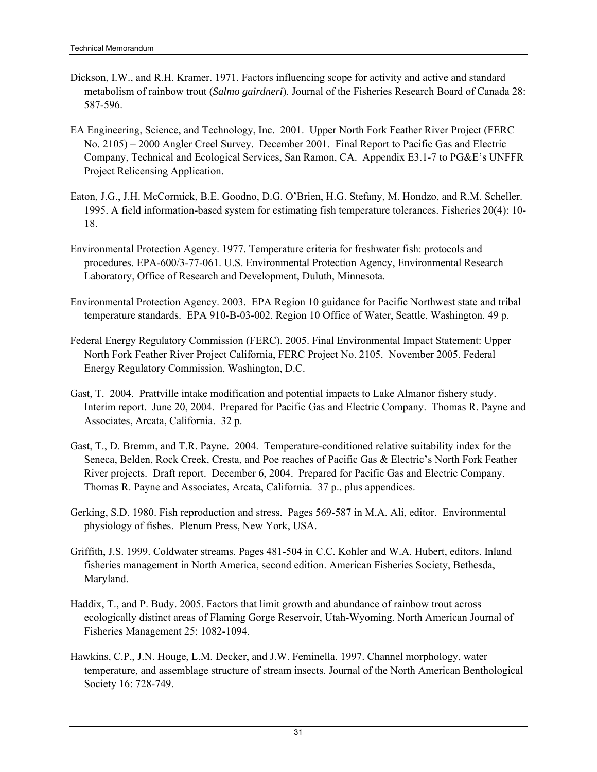Dickson, I.W., and R.H. Kramer. 1971. Factors influencing scope for activity and active and standard metabolism of rainbow trout (*Salmo gairdneri*). Journal of the Fisheries Research Board of Canada 28: 587-596.

EA Engineering, Science, and Technology, Inc. 2001. Upper North Fork Feather River Project (FERC No. 2105) – 2000 Angler Creel Survey. December 2001. Final Report to Pacific Gas and Electric Company, Technical and Ecological Services, San Ramon, CA. Appendix E3.1-7 to PG&E's UNFFR Project Relicensing Application.

Eaton, J.G., J.H. McCormick, B.E. Goodno, D.G. O'Brien, H.G. Stefany, M. Hondzo, and R.M. Scheller. 1995. A field information-based system for estimating fish temperature tolerances. Fisheries 20(4): 10-18.

Environmental Protection Agency. 1977. Temperature criteria for freshwater fish: protocols and procedures. EPA-600/3-77-061. U.S. Environmental Protection Agency, Environmental Research Laboratory, Office of Research and Development, Duluth, Minnesota.

Environmental Protection Agency. 2003. EPA Region 10 guidance for Pacific Northwest state and tribal temperature standards. EPA 910-B-03-002. Region 10 Office of Water, Seattle, Washington. 49 p.

Federal Energy Regulatory Commission (FERC). 2005. Final Environmental Impact Statement: Upper North Fork Feather River Project California, FERC Project No. 2105. November 2005. Federal Energy Regulatory Commission, Washington, D.C.

Gast, T. 2004. Prattville intake modification and potential impacts to Lake Almanor fishery study. Interim report. June 20, 2004. Prepared for Pacific Gas and Electric Company. Thomas R. Payne and Associates, Arcata, California. 32 p.

Gast, T., D. Bremm, and T.R. Payne. 2004. Temperature-conditioned relative suitability index for the Seneca, Belden, Rock Creek, Cresta, and Poe reaches of Pacific Gas & Electric's North Fork Feather River projects. Draft report. December 6, 2004. Prepared for Pacific Gas and Electric Company. Thomas R. Payne and Associates, Arcata, California. 37 p., plus appendices.

Gerking, S.D. 1980. Fish reproduction and stress. Pages 569-587 in M.A. Ali, editor. Environmental physiology of fishes. Plenum Press, New York, USA.

Griffith, J.S. 1999. Coldwater streams. Pages 481-504 in C.C. Kohler and W.A. Hubert, editors. Inland fisheries management in North America, second edition. American Fisheries Society, Bethesda, Maryland.

Haddix, T., and P. Budy. 2005. Factors that limit growth and abundance of rainbow trout across ecologically distinct areas of Flaming Gorge Reservoir, Utah-Wyoming. North American Journal of Fisheries Management 25: 1082-1094.

Hawkins, C.P., J.N. Houge, L.M. Decker, and J.W. Feminella. 1997. Channel morphology, water temperature, and assemblage structure of stream insects. Journal of the North American Benthological Society 16: 728-749.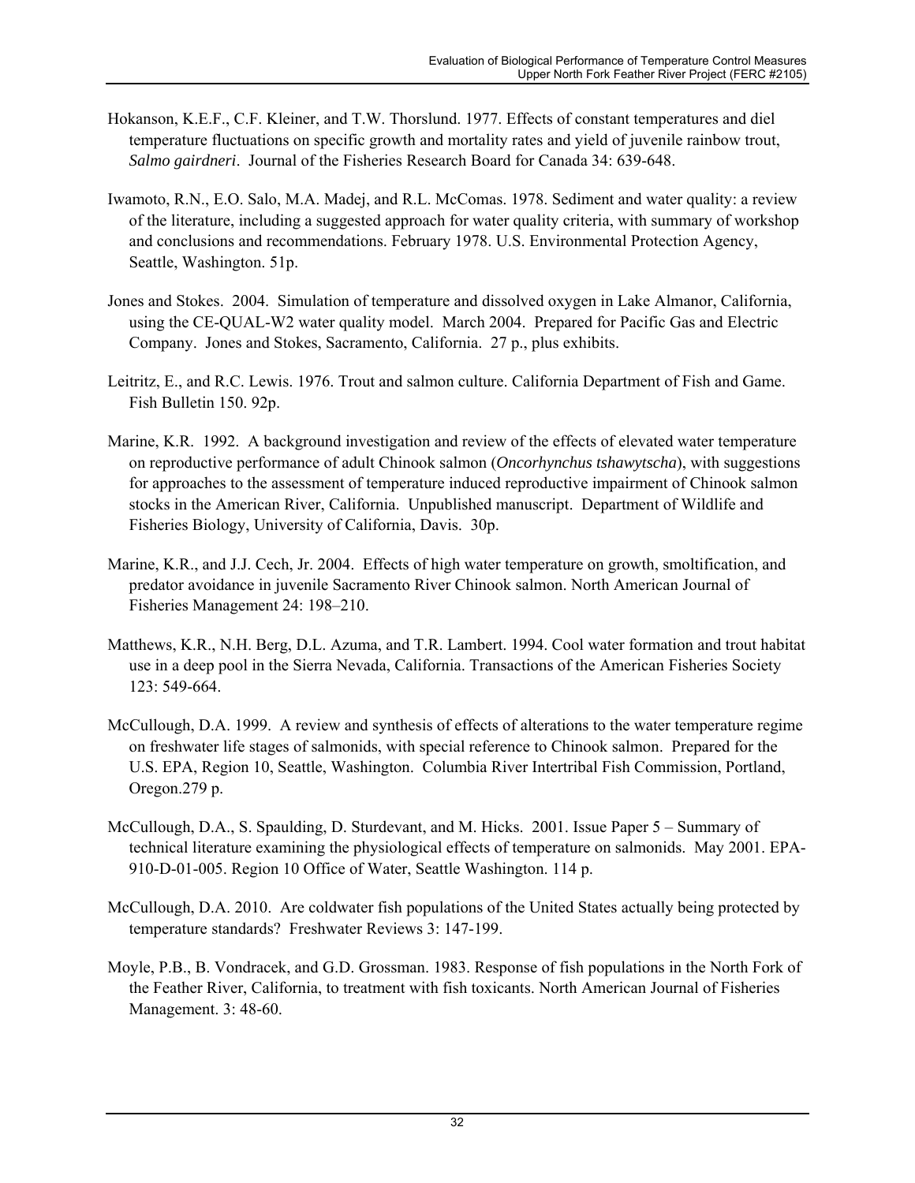Hokanson, K.E.F., C.F. Kleiner, and T.W. Thorslund. 1977. Effects of constant temperatures and diel temperature fluctuations on specific growth and mortality rates and yield of juvenile rainbow trout, *Salmo gairdneri*. Journal of the Fisheries Research Board for Canada 34: 639-648.

Iwamoto, R.N., E.O. Salo, M.A. Madej, and R.L. McComas. 1978. Sediment and water quality: a review of the literature, including a suggested approach for water quality criteria, with summary of workshop and conclusions and recommendations. February 1978. U.S. Environmental Protection Agency, Seattle, Washington. 51p.

Jones and Stokes. 2004. Simulation of temperature and dissolved oxygen in Lake Almanor, California, using the CE-QUAL-W2 water quality model. March 2004. Prepared for Pacific Gas and Electric Company. Jones and Stokes, Sacramento, California. 27 p., plus exhibits.

Leitritz, E., and R.C. Lewis. 1976. Trout and salmon culture. California Department of Fish and Game. Fish Bulletin 150. 92p.

Marine, K.R. 1992. A background investigation and review of the effects of elevated water temperature on reproductive performance of adult Chinook salmon (*Oncorhynchus tshawytscha*), with suggestions for approaches to the assessment of temperature induced reproductive impairment of Chinook salmon stocks in the American River, California. Unpublished manuscript. Department of Wildlife and Fisheries Biology, University of California, Davis. 30p.

Marine, K.R., and J.J. Cech, Jr. 2004. Effects of high water temperature on growth, smoltification, and predator avoidance in juvenile Sacramento River Chinook salmon. North American Journal of Fisheries Management 24: 198–210.

Matthews, K.R., N.H. Berg, D.L. Azuma, and T.R. Lambert. 1994. Cool water formation and trout habitat use in a deep pool in the Sierra Nevada, California. Transactions of the American Fisheries Society 123: 549-664.

McCullough, D.A. 1999. A review and synthesis of effects of alterations to the water temperature regime on freshwater life stages of salmonids, with special reference to Chinook salmon. Prepared for the U.S. EPA, Region 10, Seattle, Washington. Columbia River Intertribal Fish Commission, Portland, Oregon.279 p.

McCullough, D.A., S. Spaulding, D. Sturdevant, and M. Hicks. 2001. Issue Paper 5 – Summary of technical literature examining the physiological effects of temperature on salmonids. May 2001. EPA-910-D-01-005. Region 10 Office of Water, Seattle Washington. 114 p.

McCullough, D.A. 2010. Are coldwater fish populations of the United States actually being protected by temperature standards? Freshwater Reviews 3: 147-199.

Moyle, P.B., B. Vondracek, and G.D. Grossman. 1983. Response of fish populations in the North Fork of the Feather River, California, to treatment with fish toxicants. North American Journal of Fisheries Management. 3: 48-60.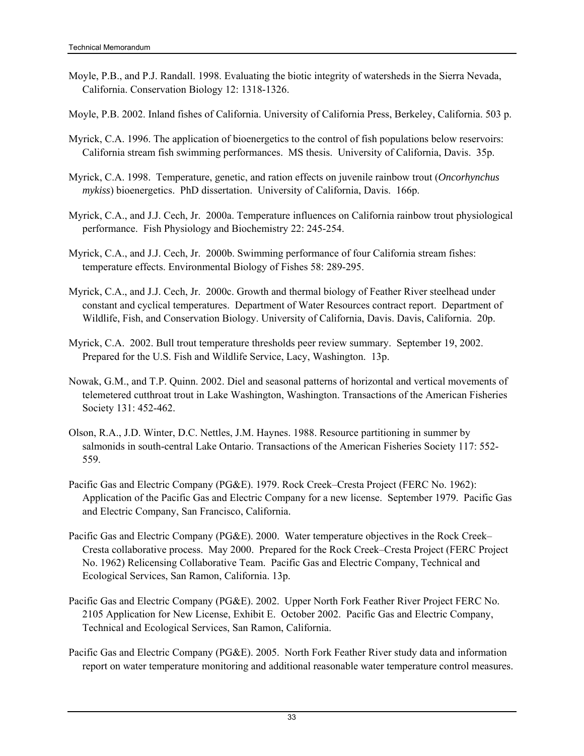Moyle, P.B., and P.J. Randall. 1998. Evaluating the biotic integrity of watersheds in the Sierra Nevada, California. Conservation Biology 12: 1318-1326.

Moyle, P.B. 2002. Inland fishes of California. University of California Press, Berkeley, California. 503 p.

Myrick, C.A. 1996. The application of bioenergetics to the control of fish populations below reservoirs: California stream fish swimming performances. MS thesis. University of California, Davis. 35p.

Myrick, C.A. 1998. Temperature, genetic, and ration effects on juvenile rainbow trout (*Oncorhynchus mykiss*) bioenergetics. PhD dissertation. University of California, Davis. 166p.

Myrick, C.A., and J.J. Cech, Jr. 2000a. Temperature influences on California rainbow trout physiological performance. Fish Physiology and Biochemistry 22: 245-254.

Myrick, C.A., and J.J. Cech, Jr. 2000b. Swimming performance of four California stream fishes: temperature effects. Environmental Biology of Fishes 58: 289-295.

Myrick, C.A., and J.J. Cech, Jr. 2000c. Growth and thermal biology of Feather River steelhead under constant and cyclical temperatures. Department of Water Resources contract report. Department of Wildlife, Fish, and Conservation Biology. University of California, Davis. Davis, California. 20p.

Myrick, C.A. 2002. Bull trout temperature thresholds peer review summary. September 19, 2002. Prepared for the U.S. Fish and Wildlife Service, Lacy, Washington. 13p.

Nowak, G.M., and T.P. Quinn. 2002. Diel and seasonal patterns of horizontal and vertical movements of telemetered cutthroat trout in Lake Washington, Washington. Transactions of the American Fisheries Society 131: 452-462.

Olson, R.A., J.D. Winter, D.C. Nettles, J.M. Haynes. 1988. Resource partitioning in summer by salmonids in south-central Lake Ontario. Transactions of the American Fisheries Society 117: 552-559.

Pacific Gas and Electric Company (PG&E). 1979. Rock Creek–Cresta Project (FERC No. 1962): Application of the Pacific Gas and Electric Company for a new license. September 1979. Pacific Gas and Electric Company, San Francisco, California.

Pacific Gas and Electric Company (PG&E). 2000. Water temperature objectives in the Rock Creek–Cresta collaborative process. May 2000. Prepared for the Rock Creek–Cresta Project (FERC Project No. 1962) Relicensing Collaborative Team. Pacific Gas and Electric Company, Technical and Ecological Services, San Ramon, California. 13p.

Pacific Gas and Electric Company (PG&E). 2002. Upper North Fork Feather River Project FERC No. 2105 Application for New License, Exhibit E. October 2002. Pacific Gas and Electric Company, Technical and Ecological Services, San Ramon, California.

Pacific Gas and Electric Company (PG&E). 2005. North Fork Feather River study data and information report on water temperature monitoring and additional reasonable water temperature control measures.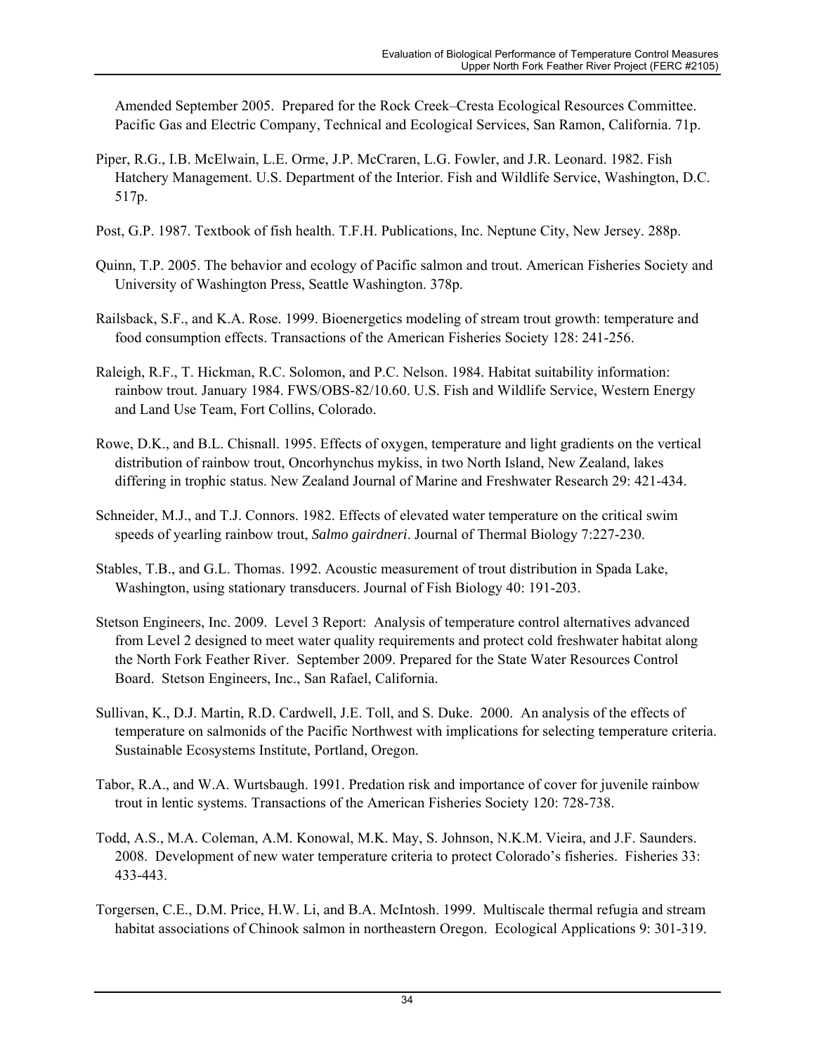Amended September 2005. Prepared for the Rock Creek–Cresta Ecological Resources Committee. Pacific Gas and Electric Company, Technical and Ecological Services, San Ramon, California. 71p.

Piper, R.G., I.B. McElwain, L.E. Orme, J.P. McCraren, L.G. Fowler, and J.R. Leonard. 1982. Fish Hatchery Management. U.S. Department of the Interior. Fish and Wildlife Service, Washington, D.C. 517p.

Post, G.P. 1987. Textbook of fish health. T.F.H. Publications, Inc. Neptune City, New Jersey. 288p.

Quinn, T.P. 2005. The behavior and ecology of Pacific salmon and trout. American Fisheries Society and University of Washington Press, Seattle Washington. 378p.

Railsback, S.F., and K.A. Rose. 1999. Bioenergetics modeling of stream trout growth: temperature and food consumption effects. Transactions of the American Fisheries Society 128: 241-256.

Raleigh, R.F., T. Hickman, R.C. Solomon, and P.C. Nelson. 1984. Habitat suitability information: rainbow trout. January 1984. FWS/OBS-82/10.60. U.S. Fish and Wildlife Service, Western Energy and Land Use Team, Fort Collins, Colorado.

Rowe, D.K., and B.L. Chisnall. 1995. Effects of oxygen, temperature and light gradients on the vertical distribution of rainbow trout, Oncorhynchus mykiss, in two North Island, New Zealand, lakes differing in trophic status. New Zealand Journal of Marine and Freshwater Research 29: 421-434.

Schneider, M.J., and T.J. Connors. 1982. Effects of elevated water temperature on the critical swim speeds of yearling rainbow trout, *Salmo gairdneri*. Journal of Thermal Biology 7:227-230.

Stables, T.B., and G.L. Thomas. 1992. Acoustic measurement of trout distribution in Spada Lake, Washington, using stationary transducers. Journal of Fish Biology 40: 191-203.

Stetson Engineers, Inc. 2009. Level 3 Report: Analysis of temperature control alternatives advanced from Level 2 designed to meet water quality requirements and protect cold freshwater habitat along the North Fork Feather River. September 2009. Prepared for the State Water Resources Control Board. Stetson Engineers, Inc., San Rafael, California.

Sullivan, K., D.J. Martin, R.D. Cardwell, J.E. Toll, and S. Duke. 2000. An analysis of the effects of temperature on salmonids of the Pacific Northwest with implications for selecting temperature criteria. Sustainable Ecosystems Institute, Portland, Oregon.

Tabor, R.A., and W.A. Wurtsbaugh. 1991. Predation risk and importance of cover for juvenile rainbow trout in lentic systems. Transactions of the American Fisheries Society 120: 728-738.

Todd, A.S., M.A. Coleman, A.M. Konowal, M.K. May, S. Johnson, N.K.M. Vieira, and J.F. Saunders. 2008. Development of new water temperature criteria to protect Colorado's fisheries. Fisheries 33: 433-443.

Torgersen, C.E., D.M. Price, H.W. Li, and B.A. McIntosh. 1999. Multiscale thermal refugia and stream habitat associations of Chinook salmon in northeastern Oregon. Ecological Applications 9: 301-319.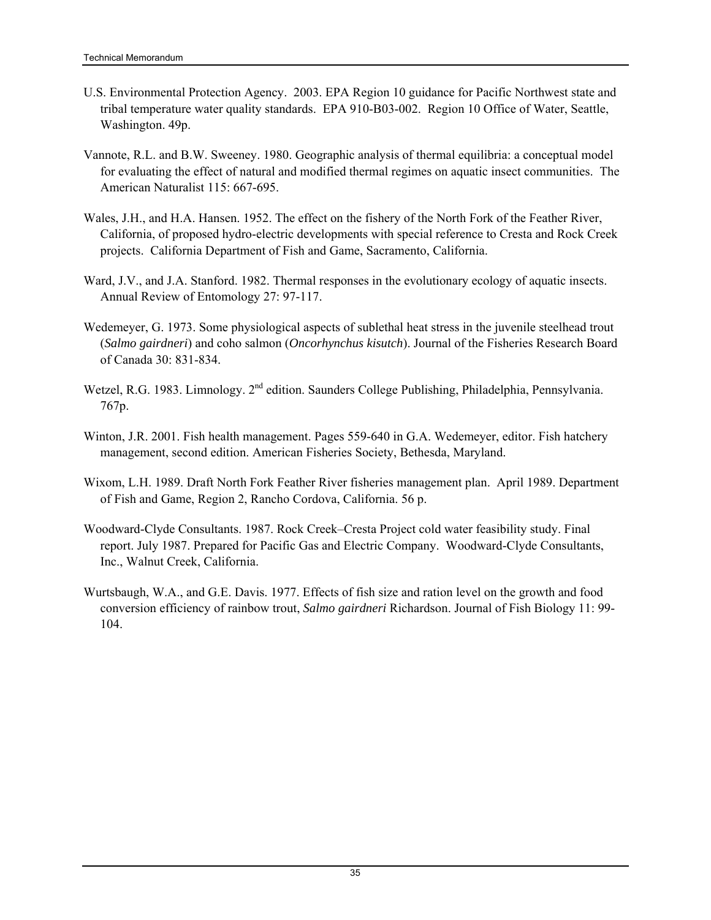U.S. Environmental Protection Agency. 2003. EPA Region 10 guidance for Pacific Northwest state and tribal temperature water quality standards. EPA 910-B03-002. Region 10 Office of Water, Seattle, Washington. 49p.

Vannote, R.L. and B.W. Sweeney. 1980. Geographic analysis of thermal equilibria: a conceptual model for evaluating the effect of natural and modified thermal regimes on aquatic insect communities. The American Naturalist 115: 667-695.

Wales, J.H., and H.A. Hansen. 1952. The effect on the fishery of the North Fork of the Feather River, California, of proposed hydro-electric developments with special reference to Cresta and Rock Creek projects. California Department of Fish and Game, Sacramento, California.

Ward, J.V., and J.A. Stanford. 1982. Thermal responses in the evolutionary ecology of aquatic insects. Annual Review of Entomology 27: 97-117.

Wedemeyer, G. 1973. Some physiological aspects of sublethal heat stress in the juvenile steelhead trout (*Salmo gairdneri*) and coho salmon (*Oncorhynchus kisutch*). Journal of the Fisheries Research Board of Canada 30: 831-834.

Wetzel, R.G. 1983. Limnology. 2nd edition. Saunders College Publishing, Philadelphia, Pennsylvania. 767p.

Winton, J.R. 2001. Fish health management. Pages 559-640 in G.A. Wedemeyer, editor. Fish hatchery management, second edition. American Fisheries Society, Bethesda, Maryland.

Wixom, L.H. 1989. Draft North Fork Feather River fisheries management plan. April 1989. Department of Fish and Game, Region 2, Rancho Cordova, California. 56 p.

Woodward-Clyde Consultants. 1987. Rock Creek–Cresta Project cold water feasibility study. Final report. July 1987. Prepared for Pacific Gas and Electric Company. Woodward-Clyde Consultants, Inc., Walnut Creek, California.

Wurtsbaugh, W.A., and G.E. Davis. 1977. Effects of fish size and ration level on the growth and food conversion efficiency of rainbow trout, *Salmo gairdneri* Richardson. Journal of Fish Biology 11: 99-104.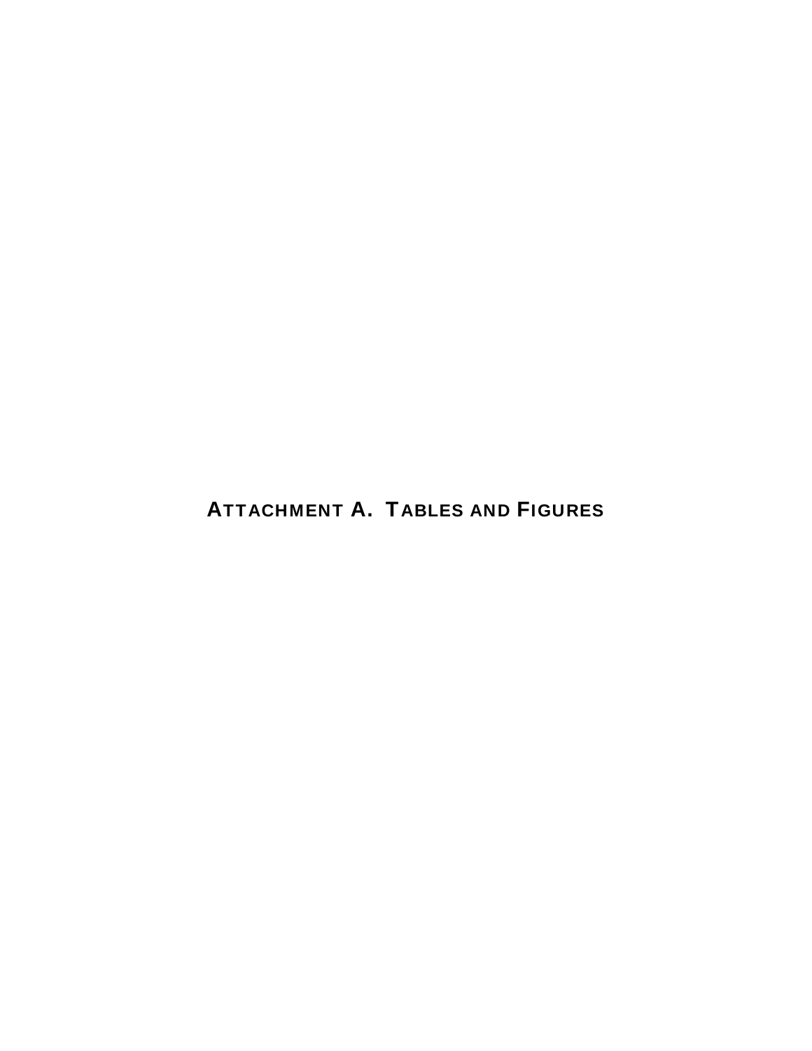# ATTACHMENT A. TABLES AND FIGURES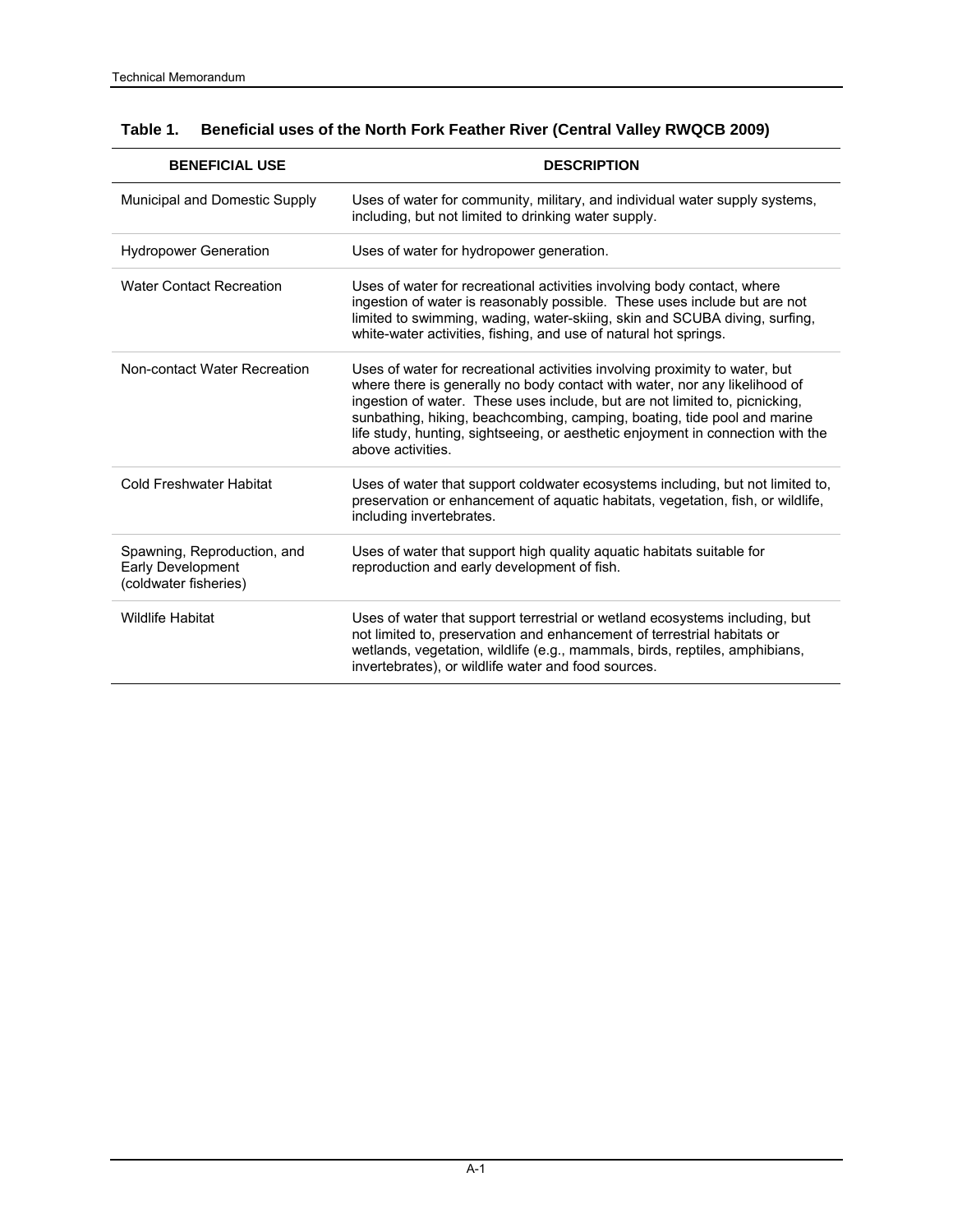**Table 1. Beneficial uses of the North Fork Feather River (Central Valley RWQCB 2009)**

| BENEFICIAL USE | DESCRIPTION |
|---|---|
| Municipal and Domestic Supply | Uses of water for community, military, and individual water supply systems, including, but not limited to drinking water supply. |
| Hydropower Generation | Uses of water for hydropower generation. |
| Water Contact Recreation | Uses of water for recreational activities involving body contact, where ingestion of water is reasonably possible. These uses include but are not limited to swimming, wading, water-skiing, skin and SCUBA diving, surfing, white-water activities, fishing, and use of natural hot springs. |
| Non-contact Water Recreation | Uses of water for recreational activities involving proximity to water, but where there is generally no body contact with water, nor any likelihood of ingestion of water. These uses include, but are not limited to, picnicking, sunbathing, hiking, beachcombing, camping, boating, tide pool and marine life study, hunting, sightseeing, or aesthetic enjoyment in connection with the above activities. |
| Cold Freshwater Habitat | Uses of water that support coldwater ecosystems including, but not limited to, preservation or enhancement of aquatic habitats, vegetation, fish, or wildlife, including invertebrates. |
| Spawning, Reproduction, and Early Development (coldwater fisheries) | Uses of water that support high quality aquatic habitats suitable for reproduction and early development of fish. |
| Wildlife Habitat | Uses of water that support terrestrial or wetland ecosystems including, but not limited to, preservation and enhancement of terrestrial habitats or wetlands, vegetation, wildlife (e.g., mammals, birds, reptiles, amphibians, invertebrates), or wildlife water and food sources. |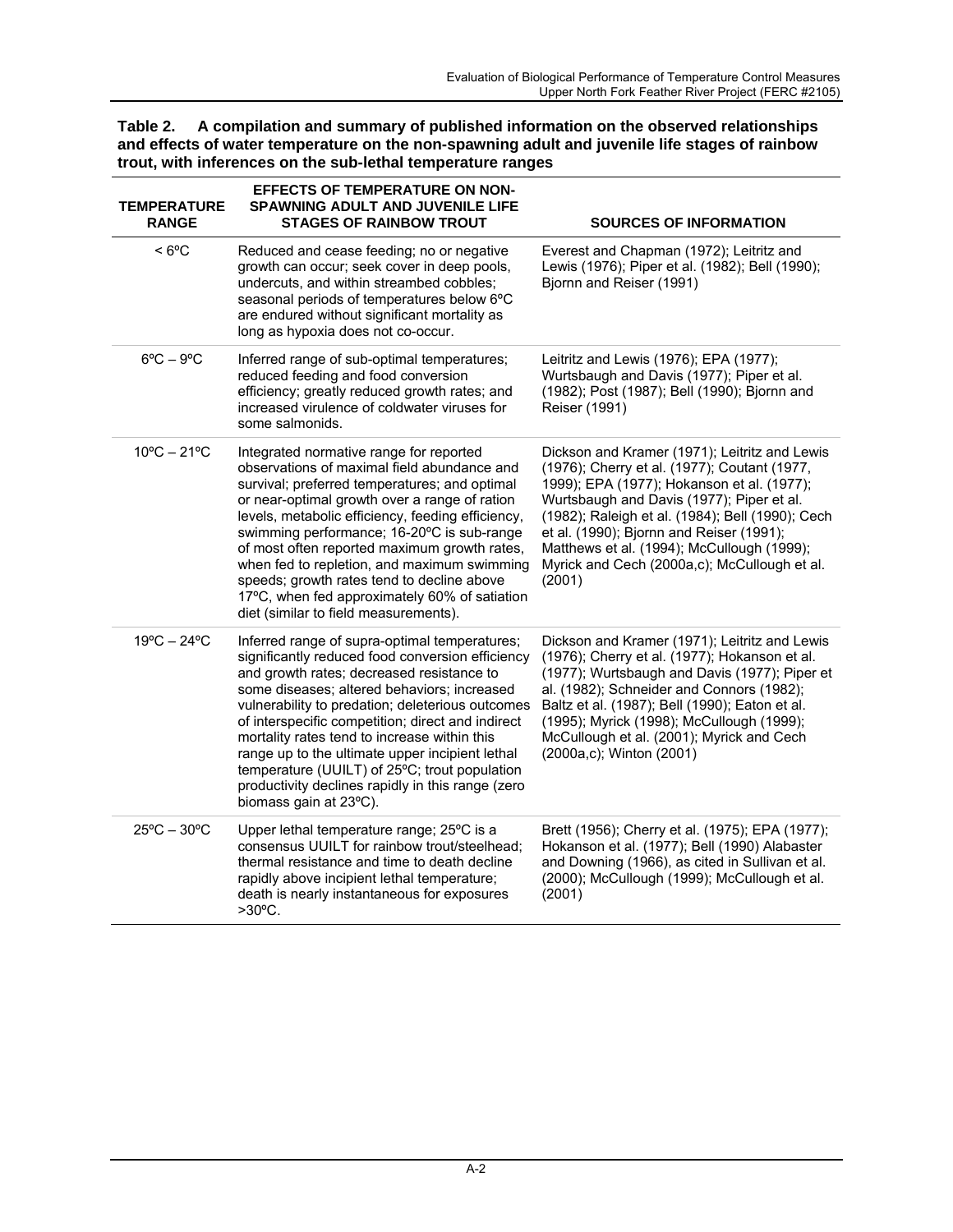**Table 2. A compilation and summary of published information on the observed relationships and effects of water temperature on the non-spawning adult and juvenile life stages of rainbow trout, with inferences on the sub-lethal temperature ranges**

| TEMPERATURE RANGE | EFFECTS OF TEMPERATURE ON NON-SPAWNING ADULT AND JUVENILE LIFE STAGES OF RAINBOW TROUT | SOURCES OF INFORMATION |
|---|---|---|
| < 6ºC | Reduced and cease feeding; no or negative growth can occur; seek cover in deep pools, undercuts, and within streambed cobbles; seasonal periods of temperatures below 6ºC are endured without significant mortality as long as hypoxia does not co-occur. | Everest and Chapman (1972); Leitritz and Lewis (1976); Piper et al. (1982); Bell (1990); Bjornn and Reiser (1991) |
| 6ºC – 9ºC | Inferred range of sub-optimal temperatures; reduced feeding and food conversion efficiency; greatly reduced growth rates; and increased virulence of coldwater viruses for some salmonids. | Leitritz and Lewis (1976); EPA (1977); Wurtsbaugh and Davis (1977); Piper et al. (1982); Post (1987); Bell (1990); Bjornn and Reiser (1991) |
| 10ºC – 21ºC | Integrated normative range for reported observations of maximal field abundance and survival; preferred temperatures; and optimal or near-optimal growth over a range of ration levels, metabolic efficiency, feeding efficiency, swimming performance; 16-20ºC is sub-range of most often reported maximum growth rates, when fed to repletion, and maximum swimming speeds; growth rates tend to decline above 17ºC, when fed approximately 60% of satiation diet (similar to field measurements). | Dickson and Kramer (1971); Leitritz and Lewis (1976); Cherry et al. (1977); Coutant (1977, 1999); EPA (1977); Hokanson et al. (1977); Wurtsbaugh and Davis (1977); Piper et al. (1982); Raleigh et al. (1984); Bell (1990); Cech et al. (1990); Bjornn and Reiser (1991); Matthews et al. (1994); McCullough (1999); Myrick and Cech (2000a,c); McCullough et al. (2001) |
| 19ºC – 24ºC | Inferred range of supra-optimal temperatures; significantly reduced food conversion efficiency and growth rates; decreased resistance to some diseases; altered behaviors; increased vulnerability to predation; deleterious outcomes of interspecific competition; direct and indirect mortality rates tend to increase within this range up to the ultimate upper incipient lethal temperature (UUILT) of 25ºC; trout population productivity declines rapidly in this range (zero biomass gain at 23ºC). | Dickson and Kramer (1971); Leitritz and Lewis (1976); Cherry et al. (1977); Hokanson et al. (1977); Wurtsbaugh and Davis (1977); Piper et al. (1982); Schneider and Connors (1982); Baltz et al. (1987); Bell (1990); Eaton et al. (1995); Myrick (1998); McCullough (1999); McCullough et al. (2001); Myrick and Cech (2000a,c); Winton (2001) |
| 25ºC – 30ºC | Upper lethal temperature range; 25ºC is a consensus UUILT for rainbow trout/steelhead; thermal resistance and time to death decline rapidly above incipient lethal temperature; death is nearly instantaneous for exposures >30ºC. | Brett (1956); Cherry et al. (1975); EPA (1977); Hokanson et al. (1977); Bell (1990) Alabaster and Downing (1966), as cited in Sullivan et al. (2000); McCullough (1999); McCullough et al. (2001) |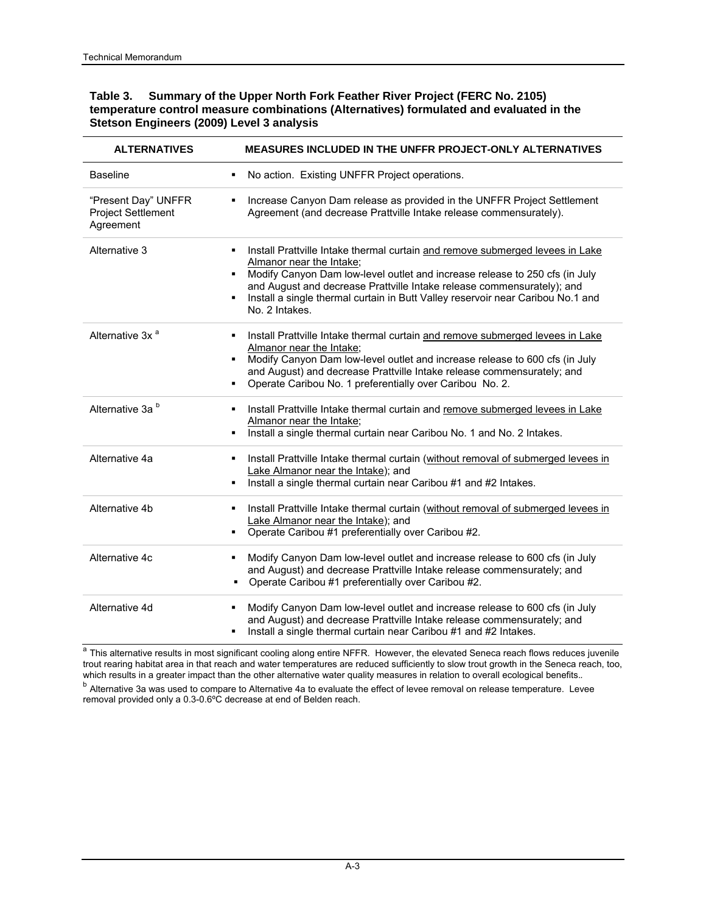**Table 3. Summary of the Upper North Fork Feather River Project (FERC No. 2105) temperature control measure combinations (Alternatives) formulated and evaluated in the Stetson Engineers (2009) Level 3 analysis**

| ALTERNATIVES | MEASURES INCLUDED IN THE UNFFR PROJECT-ONLY ALTERNATIVES |
|---|---|
| Baseline | ▪ No action. Existing UNFFR Project operations. |
| "Present Day" UNFFR Project Settlement Agreement | ▪ Increase Canyon Dam release as provided in the UNFFR Project Settlement Agreement (and decrease Prattville Intake release commensurately). |
| Alternative 3 | ▪ Install Prattville Intake thermal curtain and remove submerged levees in Lake Almanor near the Intake;<br>▪ Modify Canyon Dam low-level outlet and increase release to 250 cfs (in July and August and decrease Prattville Intake release commensurately); and<br>▪ Install a single thermal curtain in Butt Valley reservoir near Caribou No.1 and No. 2 Intakes. |
| Alternative 3x [a] | ▪ Install Prattville Intake thermal curtain and remove submerged levees in Lake Almanor near the Intake;<br>▪ Modify Canyon Dam low-level outlet and increase release to 600 cfs (in July and August) and decrease Prattville Intake release commensurately; and<br>▪ Operate Caribou No. 1 preferentially over Caribou No. 2. |
| Alternative 3a [b] | ▪ Install Prattville Intake thermal curtain and remove submerged levees in Lake Almanor near the Intake;<br>▪ Install a single thermal curtain near Caribou No. 1 and No. 2 Intakes. |
| Alternative 4a | ▪ Install Prattville Intake thermal curtain (without removal of submerged levees in Lake Almanor near the Intake); and<br>▪ Install a single thermal curtain near Caribou #1 and #2 Intakes. |
| Alternative 4b | ▪ Install Prattville Intake thermal curtain (without removal of submerged levees in Lake Almanor near the Intake); and<br>▪ Operate Caribou #1 preferentially over Caribou #2. |
| Alternative 4c | ▪ Modify Canyon Dam low-level outlet and increase release to 600 cfs (in July and August) and decrease Prattville Intake release commensurately; and<br>▪ Operate Caribou #1 preferentially over Caribou #2. |
| Alternative 4d | ▪ Modify Canyon Dam low-level outlet and increase release to 600 cfs (in July and August) and decrease Prattville Intake release commensurately; and<br>▪ Install a single thermal curtain near Caribou #1 and #2 Intakes. |

[a] This alternative results in most significant cooling along entire NFFR. However, the elevated Seneca reach flows reduces juvenile trout rearing habitat area in that reach and water temperatures are reduced sufficiently to slow trout growth in the Seneca reach, too, which results in a greater impact than the other alternative water quality measures in relation to overall ecological benefits..

[b] Alternative 3a was used to compare to Alternative 4a to evaluate the effect of levee removal on release temperature. Levee removal provided only a 0.3-0.6ºC decrease at end of Belden reach.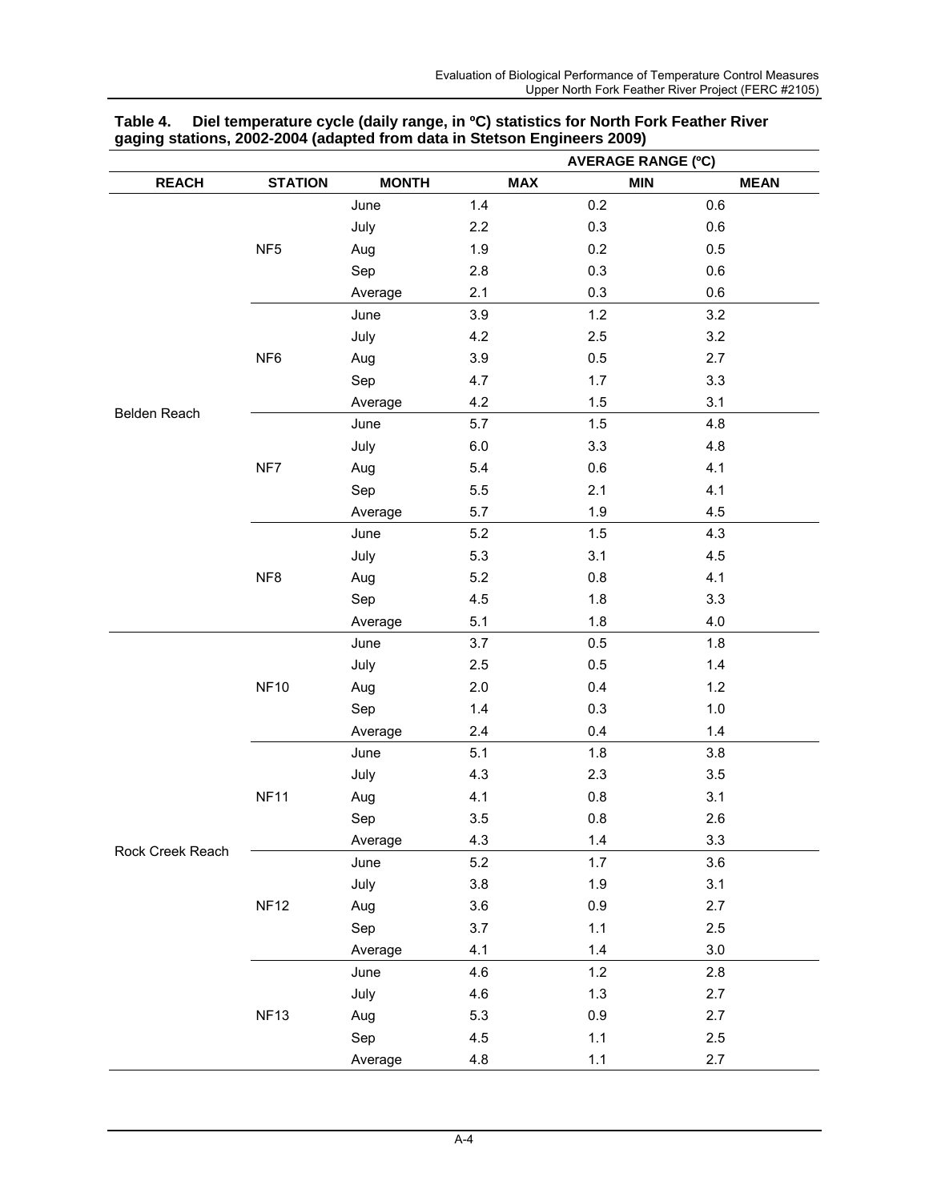**Table 4. Diel temperature cycle (daily range, in ºC) statistics for North Fork Feather River gaging stations, 2002-2004 (adapted from data in Stetson Engineers 2009)**

| | | | AVERAGE RANGE (ºC) | | |
|---|---|---|---|---|---|
| **REACH** | **STATION** | **MONTH** | **MAX** | **MIN** | **MEAN** |
| Belden Reach | NF5 | June | 1.4 | 0.2 | 0.6 |
| | | July | 2.2 | 0.3 | 0.6 |
| | | Aug | 1.9 | 0.2 | 0.5 |
| | | Sep | 2.8 | 0.3 | 0.6 |
| | | Average | 2.1 | 0.3 | 0.6 |
| | NF6 | June | 3.9 | 1.2 | 3.2 |
| | | July | 4.2 | 2.5 | 3.2 |
| | | Aug | 3.9 | 0.5 | 2.7 |
| | | Sep | 4.7 | 1.7 | 3.3 |
| | | Average | 4.2 | 1.5 | 3.1 |
| | NF7 | June | 5.7 | 1.5 | 4.8 |
| | | July | 6.0 | 3.3 | 4.8 |
| | | Aug | 5.4 | 0.6 | 4.1 |
| | | Sep | 5.5 | 2.1 | 4.1 |
| | | Average | 5.7 | 1.9 | 4.5 |
| | NF8 | June | 5.2 | 1.5 | 4.3 |
| | | July | 5.3 | 3.1 | 4.5 |
| | | Aug | 5.2 | 0.8 | 4.1 |
| | | Sep | 4.5 | 1.8 | 3.3 |
| | | Average | 5.1 | 1.8 | 4.0 |
| Rock Creek Reach | NF10 | June | 3.7 | 0.5 | 1.8 |
| | | July | 2.5 | 0.5 | 1.4 |
| | | Aug | 2.0 | 0.4 | 1.2 |
| | | Sep | 1.4 | 0.3 | 1.0 |
| | | Average | 2.4 | 0.4 | 1.4 |
| | NF11 | June | 5.1 | 1.8 | 3.8 |
| | | July | 4.3 | 2.3 | 3.5 |
| | | Aug | 4.1 | 0.8 | 3.1 |
| | | Sep | 3.5 | 0.8 | 2.6 |
| | | Average | 4.3 | 1.4 | 3.3 |
| | NF12 | June | 5.2 | 1.7 | 3.6 |
| | | July | 3.8 | 1.9 | 3.1 |
| | | Aug | 3.6 | 0.9 | 2.7 |
| | | Sep | 3.7 | 1.1 | 2.5 |
| | | Average | 4.1 | 1.4 | 3.0 |
| | NF13 | June | 4.6 | 1.2 | 2.8 |
| | | July | 4.6 | 1.3 | 2.7 |
| | | Aug | 5.3 | 0.9 | 2.7 |
| | | Sep | 4.5 | 1.1 | 2.5 |
| | | Average | 4.8 | 1.1 | 2.7 |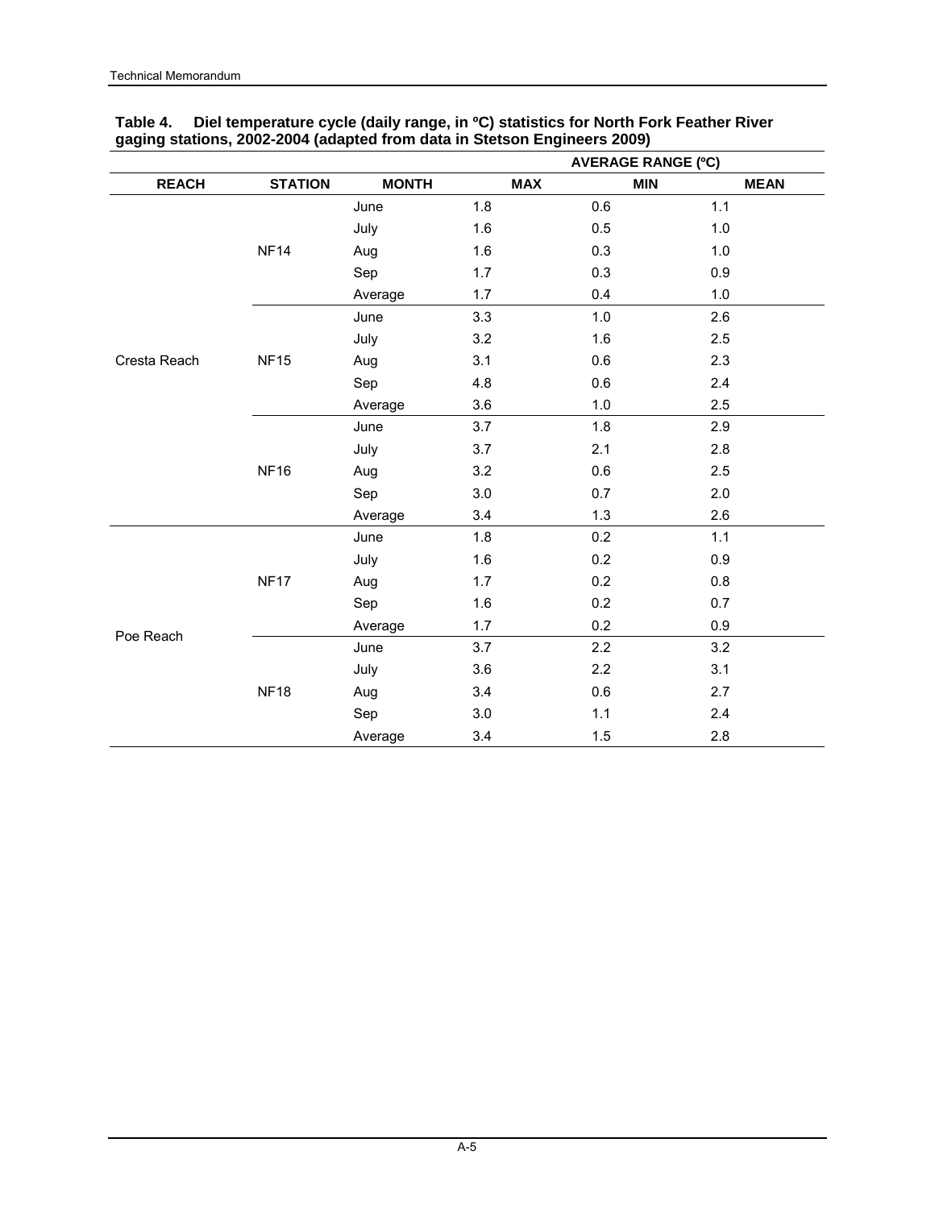**Table 4. Diel temperature cycle (daily range, in ºC) statistics for North Fork Feather River gaging stations, 2002-2004 (adapted from data in Stetson Engineers 2009)**

| REACH | STATION | MONTH | AVERAGE RANGE (ºC) | | |
|---|---|---|---|---|---|
| | | | MAX | MIN | MEAN |
| Cresta Reach | NF14 | June | 1.8 | 0.6 | 1.1 |
| | | July | 1.6 | 0.5 | 1.0 |
| | | Aug | 1.6 | 0.3 | 1.0 |
| | | Sep | 1.7 | 0.3 | 0.9 |
| | | Average | 1.7 | 0.4 | 1.0 |
| | NF15 | June | 3.3 | 1.0 | 2.6 |
| | | July | 3.2 | 1.6 | 2.5 |
| | | Aug | 3.1 | 0.6 | 2.3 |
| | | Sep | 4.8 | 0.6 | 2.4 |
| | | Average | 3.6 | 1.0 | 2.5 |
| | NF16 | June | 3.7 | 1.8 | 2.9 |
| | | July | 3.7 | 2.1 | 2.8 |
| | | Aug | 3.2 | 0.6 | 2.5 |
| | | Sep | 3.0 | 0.7 | 2.0 |
| | | Average | 3.4 | 1.3 | 2.6 |
| Poe Reach | NF17 | June | 1.8 | 0.2 | 1.1 |
| | | July | 1.6 | 0.2 | 0.9 |
| | | Aug | 1.7 | 0.2 | 0.8 |
| | | Sep | 1.6 | 0.2 | 0.7 |
| | | Average | 1.7 | 0.2 | 0.9 |
| | NF18 | June | 3.7 | 2.2 | 3.2 |
| | | July | 3.6 | 2.2 | 3.1 |
| | | Aug | 3.4 | 0.6 | 2.7 |
| | | Sep | 3.0 | 1.1 | 2.4 |
| | | Average | 3.4 | 1.5 | 2.8 |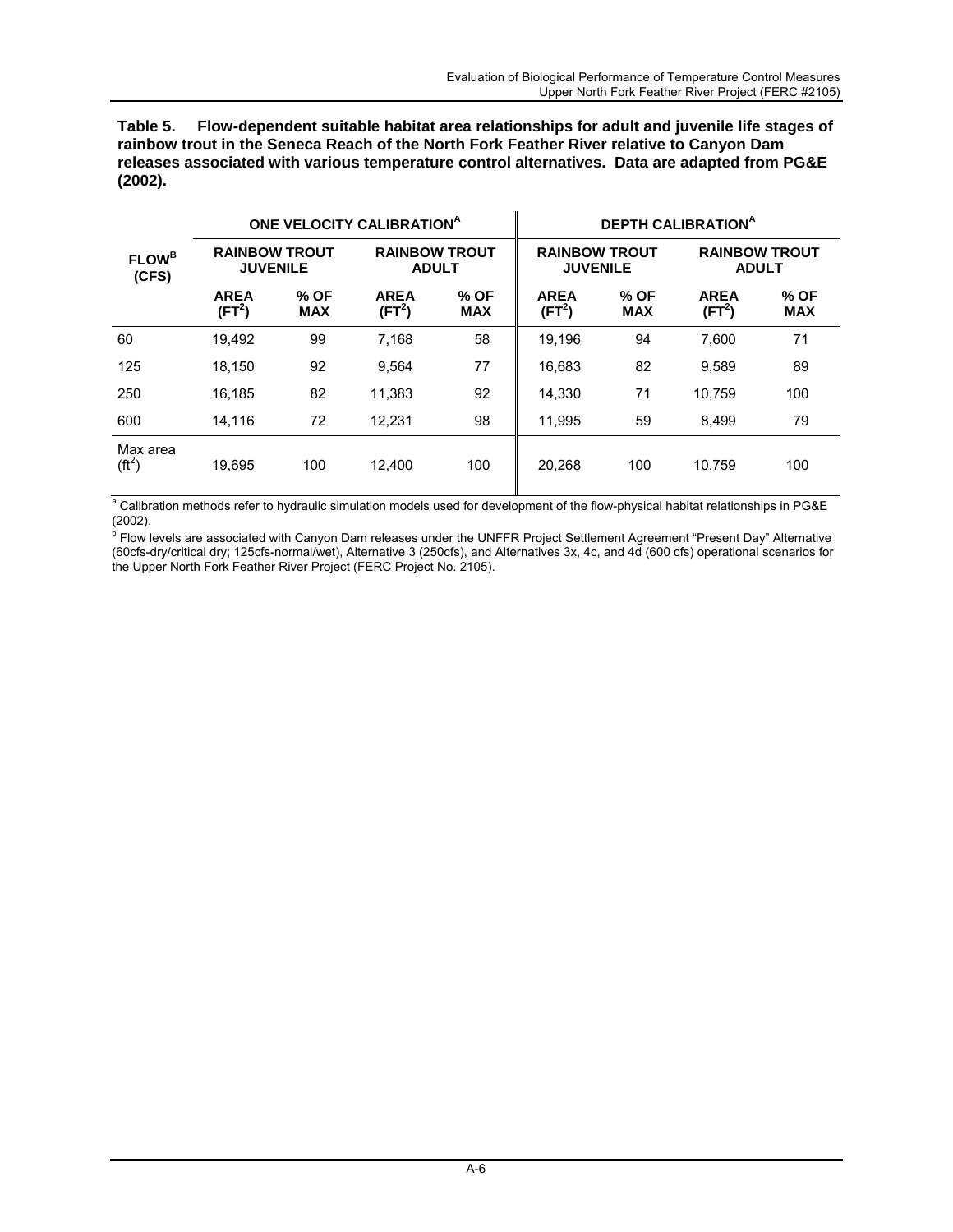**Table 5. Flow-dependent suitable habitat area relationships for adult and juvenile life stages of rainbow trout in the Seneca Reach of the North Fork Feather River relative to Canyon Dam releases associated with various temperature control alternatives. Data are adapted from PG&E (2002).**

| FLOW[B] (CFS) | ONE VELOCITY CALIBRATION[A] | | | | DEPTH CALIBRATION[A] | | | |
|---|---|---|---|---|---|---|---|---|
| | RAINBOW TROUT JUVENILE | | RAINBOW TROUT ADULT | | RAINBOW TROUT JUVENILE | | RAINBOW TROUT ADULT | |
| | AREA ($FT^2$) | % OF MAX | AREA ($FT^2$) | % OF MAX | AREA ($FT^2$) | % OF MAX | AREA ($FT^2$) | % OF MAX |
| 60 | 19,492 | 99 | 7,168 | 58 | 19,196 | 94 | 7,600 | 71 |
| 125 | 18,150 | 92 | 9,564 | 77 | 16,683 | 82 | 9,589 | 89 |
| 250 | 16,185 | 82 | 11,383 | 92 | 14,330 | 71 | 10,759 | 100 |
| 600 | 14,116 | 72 | 12,231 | 98 | 11,995 | 59 | 8,499 | 79 |
| Max area ($ft^2$) | 19,695 | 100 | 12,400 | 100 | 20,268 | 100 | 10,759 | 100 |

[a] Calibration methods refer to hydraulic simulation models used for development of the flow-physical habitat relationships in PG&E (2002).

[b] Flow levels are associated with Canyon Dam releases under the UNFFR Project Settlement Agreement "Present Day" Alternative (60cfs-dry/critical dry; 125cfs-normal/wet), Alternative 3 (250cfs), and Alternatives 3x, 4c, and 4d (600 cfs) operational scenarios for the Upper North Fork Feather River Project (FERC Project No. 2105).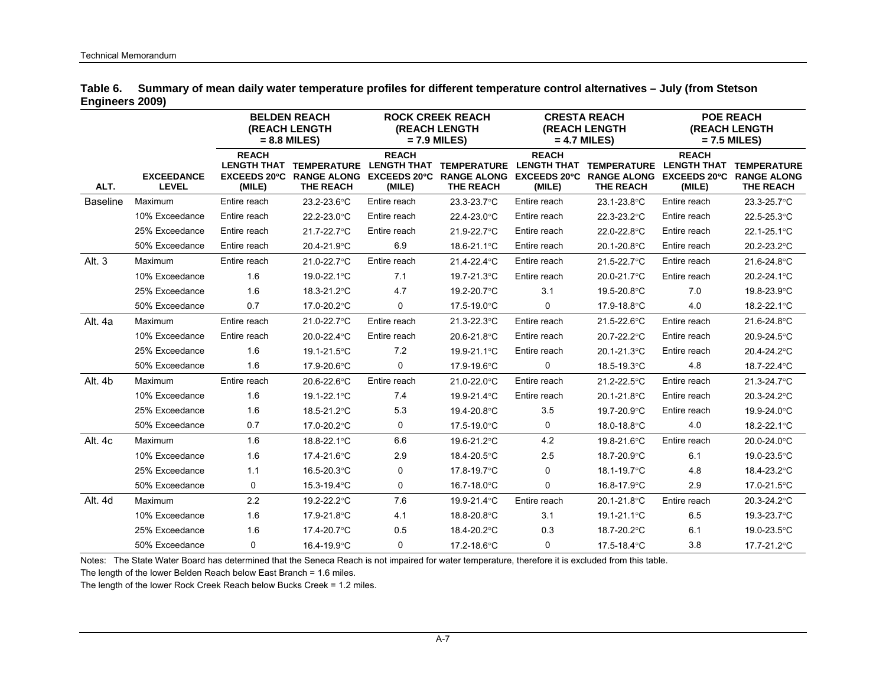**Table 6. Summary of mean daily water temperature profiles for different temperature control alternatives – July (from Stetson Engineers 2009)**

| | | BELDEN REACH (REACH LENGTH = 8.8 MILES) | | ROCK CREEK REACH (REACH LENGTH = 7.9 MILES) | | CRESTA REACH (REACH LENGTH = 4.7 MILES) | | POE REACH (REACH LENGTH = 7.5 MILES) | |
|---|---|---|---|---|---|---|---|---|---|
| ALT. | EXCEEDANCE LEVEL | REACH LENGTH THAT EXCEEDS 20°C (MILE) | TEMPERATURE RANGE ALONG THE REACH | REACH LENGTH THAT EXCEEDS 20°C (MILE) | TEMPERATURE RANGE ALONG THE REACH | REACH LENGTH THAT EXCEEDS 20°C (MILE) | TEMPERATURE RANGE ALONG THE REACH | REACH LENGTH THAT EXCEEDS 20°C (MILE) | TEMPERATURE RANGE ALONG THE REACH |
| Baseline | Maximum | Entire reach | 23.2-23.6°C | Entire reach | 23.3-23.7°C | Entire reach | 23.1-23.8°C | Entire reach | 23.3-25.7°C |
| | 10% Exceedance | Entire reach | 22.2-23.0°C | Entire reach | 22.4-23.0°C | Entire reach | 22.3-23.2°C | Entire reach | 22.5-25.3°C |
| | 25% Exceedance | Entire reach | 21.7-22.7°C | Entire reach | 21.9-22.7°C | Entire reach | 22.0-22.8°C | Entire reach | 22.1-25.1°C |
| | 50% Exceedance | Entire reach | 20.4-21.9°C | 6.9 | 18.6-21.1°C | Entire reach | 20.1-20.8°C | Entire reach | 20.2-23.2°C |
| Alt. 3 | Maximum | Entire reach | 21.0-22.7°C | Entire reach | 21.4-22.4°C | Entire reach | 21.5-22.7°C | Entire reach | 21.6-24.8°C |
| | 10% Exceedance | 1.6 | 19.0-22.1°C | 7.1 | 19.7-21.3°C | Entire reach | 20.0-21.7°C | Entire reach | 20.2-24.1°C |
| | 25% Exceedance | 1.6 | 18.3-21.2°C | 4.7 | 19.2-20.7°C | 3.1 | 19.5-20.8°C | 7.0 | 19.8-23.9°C |
| | 50% Exceedance | 0.7 | 17.0-20.2°C | 0 | 17.5-19.0°C | 0 | 17.9-18.8°C | 4.0 | 18.2-22.1°C |
| Alt. 4a | Maximum | Entire reach | 21.0-22.7°C | Entire reach | 21.3-22.3°C | Entire reach | 21.5-22.6°C | Entire reach | 21.6-24.8°C |
| | 10% Exceedance | Entire reach | 20.0-22.4°C | Entire reach | 20.6-21.8°C | Entire reach | 20.7-22.2°C | Entire reach | 20.9-24.5°C |
| | 25% Exceedance | 1.6 | 19.1-21.5°C | 7.2 | 19.9-21.1°C | Entire reach | 20.1-21.3°C | Entire reach | 20.4-24.2°C |
| | 50% Exceedance | 1.6 | 17.9-20.6°C | 0 | 17.9-19.6°C | 0 | 18.5-19.3°C | 4.8 | 18.7-22.4°C |
| Alt. 4b | Maximum | Entire reach | 20.6-22.6°C | Entire reach | 21.0-22.0°C | Entire reach | 21.2-22.5°C | Entire reach | 21.3-24.7°C |
| | 10% Exceedance | 1.6 | 19.1-22.1°C | 7.4 | 19.9-21.4°C | Entire reach | 20.1-21.8°C | Entire reach | 20.3-24.2°C |
| | 25% Exceedance | 1.6 | 18.5-21.2°C | 5.3 | 19.4-20.8°C | 3.5 | 19.7-20.9°C | Entire reach | 19.9-24.0°C |
| | 50% Exceedance | 0.7 | 17.0-20.2°C | 0 | 17.5-19.0°C | 0 | 18.0-18.8°C | 4.0 | 18.2-22.1°C |
| Alt. 4c | Maximum | 1.6 | 18.8-22.1°C | 6.6 | 19.6-21.2°C | 4.2 | 19.8-21.6°C | Entire reach | 20.0-24.0°C |
| | 10% Exceedance | 1.6 | 17.4-21.6°C | 2.9 | 18.4-20.5°C | 2.5 | 18.7-20.9°C | 6.1 | 19.0-23.5°C |
| | 25% Exceedance | 1.1 | 16.5-20.3°C | 0 | 17.8-19.7°C | 0 | 18.1-19.7°C | 4.8 | 18.4-23.2°C |
| | 50% Exceedance | 0 | 15.3-19.4°C | 0 | 16.7-18.0°C | 0 | 16.8-17.9°C | 2.9 | 17.0-21.5°C |
| Alt. 4d | Maximum | 2.2 | 19.2-22.2°C | 7.6 | 19.9-21.4°C | Entire reach | 20.1-21.8°C | Entire reach | 20.3-24.2°C |
| | 10% Exceedance | 1.6 | 17.9-21.8°C | 4.1 | 18.8-20.8°C | 3.1 | 19.1-21.1°C | 6.5 | 19.3-23.7°C |
| | 25% Exceedance | 1.6 | 17.4-20.7°C | 0.5 | 18.4-20.2°C | 0.3 | 18.7-20.2°C | 6.1 | 19.0-23.5°C |
| | 50% Exceedance | 0 | 16.4-19.9°C | 0 | 17.2-18.6°C | 0 | 17.5-18.4°C | 3.8 | 17.7-21.2°C |

Notes: The State Water Board has determined that the Seneca Reach is not impaired for water temperature, therefore it is excluded from this table.

The length of the lower Belden Reach below East Branch = 1.6 miles.

The length of the lower Rock Creek Reach below Bucks Creek = 1.2 miles.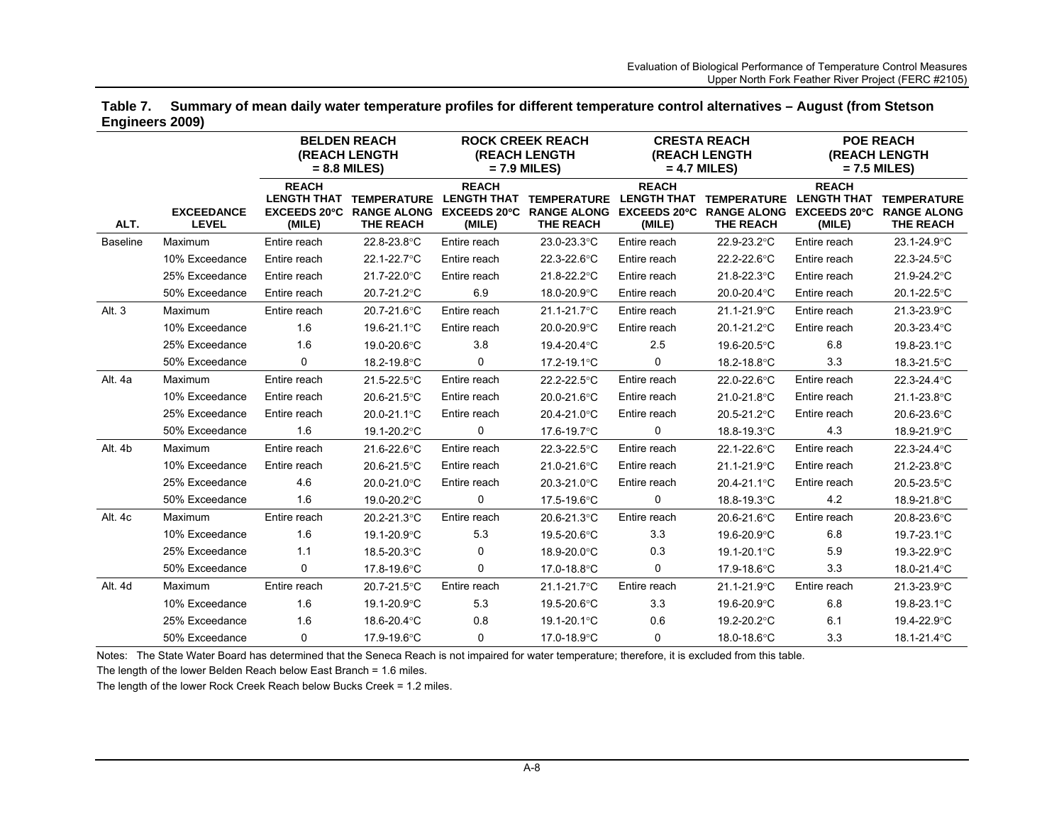**Table 7. Summary of mean daily water temperature profiles for different temperature control alternatives – August (from Stetson Engineers 2009)**

| | | BELDEN REACH (REACH LENGTH = 8.8 MILES) | | ROCK CREEK REACH (REACH LENGTH = 7.9 MILES) | | CRESTA REACH (REACH LENGTH = 4.7 MILES) | | POE REACH (REACH LENGTH = 7.5 MILES) | |
|---|---|---|---|---|---|---|---|---|---|
| ALT. | EXCEEDANCE LEVEL | REACH LENGTH THAT EXCEEDS 20°C (MILE) | TEMPERATURE RANGE ALONG THE REACH | REACH LENGTH THAT EXCEEDS 20°C (MILE) | TEMPERATURE RANGE ALONG THE REACH | REACH LENGTH THAT EXCEEDS 20°C (MILE) | TEMPERATURE RANGE ALONG THE REACH | REACH LENGTH THAT EXCEEDS 20°C (MILE) | TEMPERATURE RANGE ALONG THE REACH |
| Baseline | Maximum | Entire reach | 22.8-23.8°C | Entire reach | 23.0-23.3°C | Entire reach | 22.9-23.2°C | Entire reach | 23.1-24.9°C |
| | 10% Exceedance | Entire reach | 22.1-22.7°C | Entire reach | 22.3-22.6°C | Entire reach | 22.2-22.6°C | Entire reach | 22.3-24.5°C |
| | 25% Exceedance | Entire reach | 21.7-22.0°C | Entire reach | 21.8-22.2°C | Entire reach | 21.8-22.3°C | Entire reach | 21.9-24.2°C |
| | 50% Exceedance | Entire reach | 20.7-21.2°C | 6.9 | 18.0-20.9°C | Entire reach | 20.0-20.4°C | Entire reach | 20.1-22.5°C |
| Alt. 3 | Maximum | Entire reach | 20.7-21.6°C | Entire reach | 21.1-21.7°C | Entire reach | 21.1-21.9°C | Entire reach | 21.3-23.9°C |
| | 10% Exceedance | 1.6 | 19.6-21.1°C | Entire reach | 20.0-20.9°C | Entire reach | 20.1-21.2°C | Entire reach | 20.3-23.4°C |
| | 25% Exceedance | 1.6 | 19.0-20.6°C | 3.8 | 19.4-20.4°C | 2.5 | 19.6-20.5°C | 6.8 | 19.8-23.1°C |
| | 50% Exceedance | 0 | 18.2-19.8°C | 0 | 17.2-19.1°C | 0 | 18.2-18.8°C | 3.3 | 18.3-21.5°C |
| Alt. 4a | Maximum | Entire reach | 21.5-22.5°C | Entire reach | 22.2-22.5°C | Entire reach | 22.0-22.6°C | Entire reach | 22.3-24.4°C |
| | 10% Exceedance | Entire reach | 20.6-21.5°C | Entire reach | 20.0-21.6°C | Entire reach | 21.0-21.8°C | Entire reach | 21.1-23.8°C |
| | 25% Exceedance | Entire reach | 20.0-21.1°C | Entire reach | 20.4-21.0°C | Entire reach | 20.5-21.2°C | Entire reach | 20.6-23.6°C |
| | 50% Exceedance | 1.6 | 19.1-20.2°C | 0 | 17.6-19.7°C | 0 | 18.8-19.3°C | 4.3 | 18.9-21.9°C |
| Alt. 4b | Maximum | Entire reach | 21.6-22.6°C | Entire reach | 22.3-22.5°C | Entire reach | 22.1-22.6°C | Entire reach | 22.3-24.4°C |
| | 10% Exceedance | Entire reach | 20.6-21.5°C | Entire reach | 21.0-21.6°C | Entire reach | 21.1-21.9°C | Entire reach | 21.2-23.8°C |
| | 25% Exceedance | 4.6 | 20.0-21.0°C | Entire reach | 20.3-21.0°C | Entire reach | 20.4-21.1°C | Entire reach | 20.5-23.5°C |
| | 50% Exceedance | 1.6 | 19.0-20.2°C | 0 | 17.5-19.6°C | 0 | 18.8-19.3°C | 4.2 | 18.9-21.8°C |
| Alt. 4c | Maximum | Entire reach | 20.2-21.3°C | Entire reach | 20.6-21.3°C | Entire reach | 20.6-21.6°C | Entire reach | 20.8-23.6°C |
| | 10% Exceedance | 1.6 | 19.1-20.9°C | 5.3 | 19.5-20.6°C | 3.3 | 19.6-20.9°C | 6.8 | 19.7-23.1°C |
| | 25% Exceedance | 1.1 | 18.5-20.3°C | 0 | 18.9-20.0°C | 0.3 | 19.1-20.1°C | 5.9 | 19.3-22.9°C |
| | 50% Exceedance | 0 | 17.8-19.6°C | 0 | 17.0-18.8°C | 0 | 17.9-18.6°C | 3.3 | 18.0-21.4°C |
| Alt. 4d | Maximum | Entire reach | 20.7-21.5°C | Entire reach | 21.1-21.7°C | Entire reach | 21.1-21.9°C | Entire reach | 21.3-23.9°C |
| | 10% Exceedance | 1.6 | 19.1-20.9°C | 5.3 | 19.5-20.6°C | 3.3 | 19.6-20.9°C | 6.8 | 19.8-23.1°C |
| | 25% Exceedance | 1.6 | 18.6-20.4°C | 0.8 | 19.1-20.1°C | 0.6 | 19.2-20.2°C | 6.1 | 19.4-22.9°C |
| | 50% Exceedance | 0 | 17.9-19.6°C | 0 | 17.0-18.9°C | 0 | 18.0-18.6°C | 3.3 | 18.1-21.4°C |

Notes: The State Water Board has determined that the Seneca Reach is not impaired for water temperature; therefore, it is excluded from this table.

The length of the lower Belden Reach below East Branch = 1.6 miles.

The length of the lower Rock Creek Reach below Bucks Creek = 1.2 miles.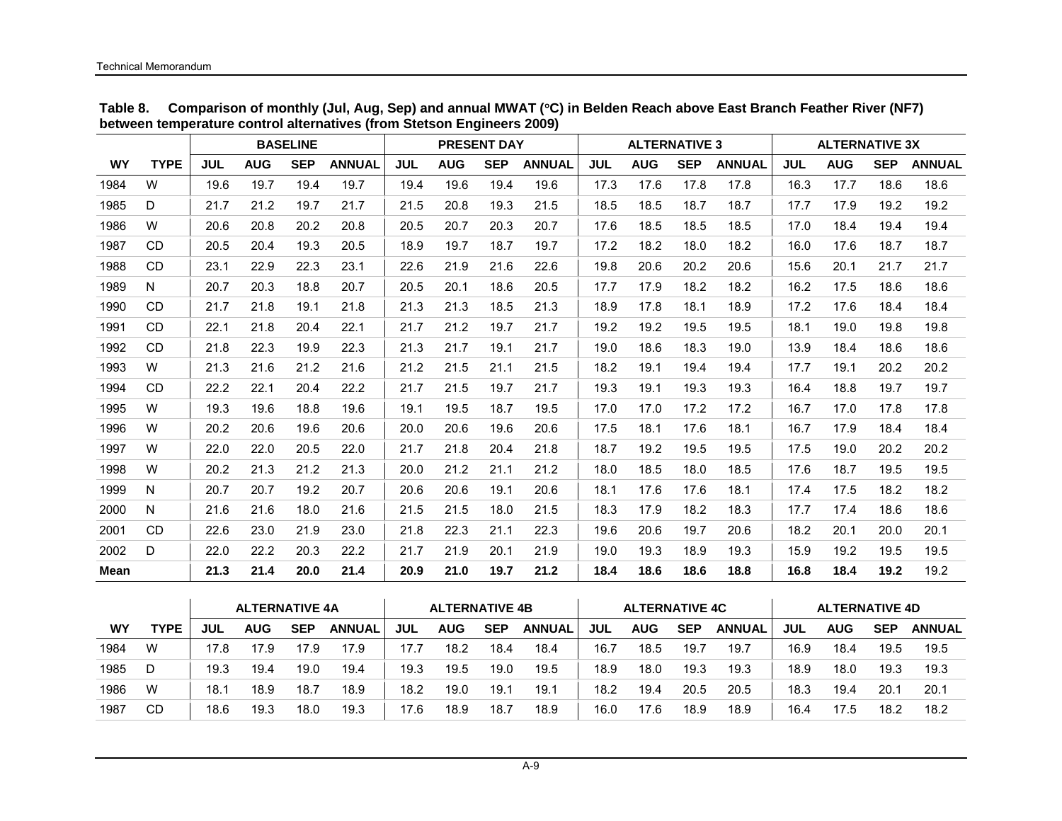**Table 8. Comparison of monthly (Jul, Aug, Sep) and annual MWAT (°C) in Belden Reach above East Branch Feather River (NF7) between temperature control alternatives (from Stetson Engineers 2009)**

| | | BASELINE | | | | PRESENT DAY | | | | ALTERNATIVE 3 | | | | ALTERNATIVE 3X | | | |
|---|---|---|---|---|---|---|---|---|---|---|---|---|---|---|---|---|---|
| WY | TYPE | JUL | AUG | SEP | ANNUAL | JUL | AUG | SEP | ANNUAL | JUL | AUG | SEP | ANNUAL | JUL | AUG | SEP | ANNUAL |
| 1984 | W | 19.6 | 19.7 | 19.4 | 19.7 | 19.4 | 19.6 | 19.4 | 19.6 | 17.3 | 17.6 | 17.8 | 17.8 | 16.3 | 17.7 | 18.6 | 18.6 |
| 1985 | D | 21.7 | 21.2 | 19.7 | 21.7 | 21.5 | 20.8 | 19.3 | 21.5 | 18.5 | 18.5 | 18.7 | 18.7 | 17.7 | 17.9 | 19.2 | 19.2 |
| 1986 | W | 20.6 | 20.8 | 20.2 | 20.8 | 20.5 | 20.7 | 20.3 | 20.7 | 17.6 | 18.5 | 18.5 | 18.5 | 17.0 | 18.4 | 19.4 | 19.4 |
| 1987 | CD | 20.5 | 20.4 | 19.3 | 20.5 | 18.9 | 19.7 | 18.7 | 19.7 | 17.2 | 18.2 | 18.0 | 18.2 | 16.0 | 17.6 | 18.7 | 18.7 |
| 1988 | CD | 23.1 | 22.9 | 22.3 | 23.1 | 22.6 | 21.9 | 21.6 | 22.6 | 19.8 | 20.6 | 20.2 | 20.6 | 15.6 | 20.1 | 21.7 | 21.7 |
| 1989 | N | 20.7 | 20.3 | 18.8 | 20.7 | 20.5 | 20.1 | 18.6 | 20.5 | 17.7 | 17.9 | 18.2 | 18.2 | 16.2 | 17.5 | 18.6 | 18.6 |
| 1990 | CD | 21.7 | 21.8 | 19.1 | 21.8 | 21.3 | 21.3 | 18.5 | 21.3 | 18.9 | 17.8 | 18.1 | 18.9 | 17.2 | 17.6 | 18.4 | 18.4 |
| 1991 | CD | 22.1 | 21.8 | 20.4 | 22.1 | 21.7 | 21.2 | 19.7 | 21.7 | 19.2 | 19.2 | 19.5 | 19.5 | 18.1 | 19.0 | 19.8 | 19.8 |
| 1992 | CD | 21.8 | 22.3 | 19.9 | 22.3 | 21.3 | 21.7 | 19.1 | 21.7 | 19.0 | 18.6 | 18.3 | 19.0 | 13.9 | 18.4 | 18.6 | 18.6 |
| 1993 | W | 21.3 | 21.6 | 21.2 | 21.6 | 21.2 | 21.5 | 21.1 | 21.5 | 18.2 | 19.1 | 19.4 | 19.4 | 17.7 | 19.1 | 20.2 | 20.2 |
| 1994 | CD | 22.2 | 22.1 | 20.4 | 22.2 | 21.7 | 21.5 | 19.7 | 21.7 | 19.3 | 19.1 | 19.3 | 19.3 | 16.4 | 18.8 | 19.7 | 19.7 |
| 1995 | W | 19.3 | 19.6 | 18.8 | 19.6 | 19.1 | 19.5 | 18.7 | 19.5 | 17.0 | 17.0 | 17.2 | 17.2 | 16.7 | 17.0 | 17.8 | 17.8 |
| 1996 | W | 20.2 | 20.6 | 19.6 | 20.6 | 20.0 | 20.6 | 19.6 | 20.6 | 17.5 | 18.1 | 17.6 | 18.1 | 16.7 | 17.9 | 18.4 | 18.4 |
| 1997 | W | 22.0 | 22.0 | 20.5 | 22.0 | 21.7 | 21.8 | 20.4 | 21.8 | 18.7 | 19.2 | 19.5 | 19.5 | 17.5 | 19.0 | 20.2 | 20.2 |
| 1998 | W | 20.2 | 21.3 | 21.2 | 21.3 | 20.0 | 21.2 | 21.1 | 21.2 | 18.0 | 18.5 | 18.0 | 18.5 | 17.6 | 18.7 | 19.5 | 19.5 |
| 1999 | N | 20.7 | 20.7 | 19.2 | 20.7 | 20.6 | 20.6 | 19.1 | 20.6 | 18.1 | 17.6 | 17.6 | 18.1 | 17.4 | 17.5 | 18.2 | 18.2 |
| 2000 | N | 21.6 | 21.6 | 18.0 | 21.6 | 21.5 | 21.5 | 18.0 | 21.5 | 18.3 | 17.9 | 18.2 | 18.3 | 17.7 | 17.4 | 18.6 | 18.6 |
| 2001 | CD | 22.6 | 23.0 | 21.9 | 23.0 | 21.8 | 22.3 | 21.1 | 22.3 | 19.6 | 20.6 | 19.7 | 20.6 | 18.2 | 20.1 | 20.0 | 20.1 |
| 2002 | D | 22.0 | 22.2 | 20.3 | 22.2 | 21.7 | 21.9 | 20.1 | 21.9 | 19.0 | 19.3 | 18.9 | 19.3 | 15.9 | 19.2 | 19.5 | 19.5 |
| **Mean** | | **21.3** | **21.4** | **20.0** | **21.4** | **20.9** | **21.0** | **19.7** | **21.2** | **18.4** | **18.6** | **18.6** | **18.8** | **16.8** | **18.4** | **19.2** | 19.2 |

| | | ALTERNATIVE 4A | | | | ALTERNATIVE 4B | | | | ALTERNATIVE 4C | | | | ALTERNATIVE 4D | | | |
|---|---|---|---|---|---|---|---|---|---|---|---|---|---|---|---|---|---|
| WY | TYPE | JUL | AUG | SEP | ANNUAL | JUL | AUG | SEP | ANNUAL | JUL | AUG | SEP | ANNUAL | JUL | AUG | SEP | ANNUAL |
| 1984 | W | 17.8 | 17.9 | 17.9 | 17.9 | 17.7 | 18.2 | 18.4 | 18.4 | 16.7 | 18.5 | 19.7 | 19.7 | 16.9 | 18.4 | 19.5 | 19.5 |
| 1985 | D | 19.3 | 19.4 | 19.0 | 19.4 | 19.3 | 19.5 | 19.0 | 19.5 | 18.9 | 18.0 | 19.3 | 19.3 | 18.9 | 18.0 | 19.3 | 19.3 |
| 1986 | W | 18.1 | 18.9 | 18.7 | 18.9 | 18.2 | 19.0 | 19.1 | 19.1 | 18.2 | 19.4 | 20.5 | 20.5 | 18.3 | 19.4 | 20.1 | 20.1 |
| 1987 | CD | 18.6 | 19.3 | 18.0 | 19.3 | 17.6 | 18.9 | 18.7 | 18.9 | 16.0 | 17.6 | 18.9 | 18.9 | 16.4 | 17.5 | 18.2 | 18.2 |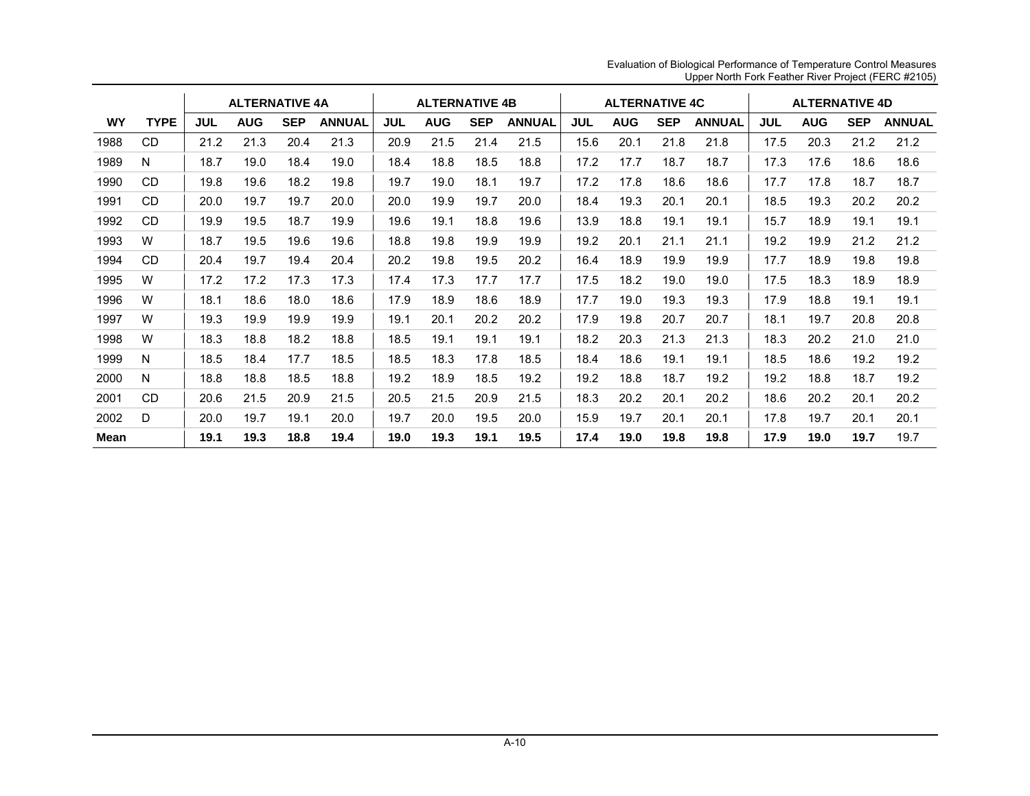| | | ALTERNATIVE 4A | | | | ALTERNATIVE 4B | | | | ALTERNATIVE 4C | | | | ALTERNATIVE 4D | | | |
|---|---|---|---|---|---|---|---|---|---|---|---|---|---|---|---|---|---|
| **WY** | **TYPE** | **JUL** | **AUG** | **SEP** | **ANNUAL** | **JUL** | **AUG** | **SEP** | **ANNUAL** | **JUL** | **AUG** | **SEP** | **ANNUAL** | **JUL** | **AUG** | **SEP** | **ANNUAL** |
| 1988 | CD | 21.2 | 21.3 | 20.4 | 21.3 | 20.9 | 21.5 | 21.4 | 21.5 | 15.6 | 20.1 | 21.8 | 21.8 | 17.5 | 20.3 | 21.2 | 21.2 |
| 1989 | N | 18.7 | 19.0 | 18.4 | 19.0 | 18.4 | 18.8 | 18.5 | 18.8 | 17.2 | 17.7 | 18.7 | 18.7 | 17.3 | 17.6 | 18.6 | 18.6 |
| 1990 | CD | 19.8 | 19.6 | 18.2 | 19.8 | 19.7 | 19.0 | 18.1 | 19.7 | 17.2 | 17.8 | 18.6 | 18.6 | 17.7 | 17.8 | 18.7 | 18.7 |
| 1991 | CD | 20.0 | 19.7 | 19.7 | 20.0 | 20.0 | 19.9 | 19.7 | 20.0 | 18.4 | 19.3 | 20.1 | 20.1 | 18.5 | 19.3 | 20.2 | 20.2 |
| 1992 | CD | 19.9 | 19.5 | 18.7 | 19.9 | 19.6 | 19.1 | 18.8 | 19.6 | 13.9 | 18.8 | 19.1 | 19.1 | 15.7 | 18.9 | 19.1 | 19.1 |
| 1993 | W | 18.7 | 19.5 | 19.6 | 19.6 | 18.8 | 19.8 | 19.9 | 19.9 | 19.2 | 20.1 | 21.1 | 21.1 | 19.2 | 19.9 | 21.2 | 21.2 |
| 1994 | CD | 20.4 | 19.7 | 19.4 | 20.4 | 20.2 | 19.8 | 19.5 | 20.2 | 16.4 | 18.9 | 19.9 | 19.9 | 17.7 | 18.9 | 19.8 | 19.8 |
| 1995 | W | 17.2 | 17.2 | 17.3 | 17.3 | 17.4 | 17.3 | 17.7 | 17.7 | 17.5 | 18.2 | 19.0 | 19.0 | 17.5 | 18.3 | 18.9 | 18.9 |
| 1996 | W | 18.1 | 18.6 | 18.0 | 18.6 | 17.9 | 18.9 | 18.6 | 18.9 | 17.7 | 19.0 | 19.3 | 19.3 | 17.9 | 18.8 | 19.1 | 19.1 |
| 1997 | W | 19.3 | 19.9 | 19.9 | 19.9 | 19.1 | 20.1 | 20.2 | 20.2 | 17.9 | 19.8 | 20.7 | 20.7 | 18.1 | 19.7 | 20.8 | 20.8 |
| 1998 | W | 18.3 | 18.8 | 18.2 | 18.8 | 18.5 | 19.1 | 19.1 | 19.1 | 18.2 | 20.3 | 21.3 | 21.3 | 18.3 | 20.2 | 21.0 | 21.0 |
| 1999 | N | 18.5 | 18.4 | 17.7 | 18.5 | 18.5 | 18.3 | 17.8 | 18.5 | 18.4 | 18.6 | 19.1 | 19.1 | 18.5 | 18.6 | 19.2 | 19.2 |
| 2000 | N | 18.8 | 18.8 | 18.5 | 18.8 | 19.2 | 18.9 | 18.5 | 19.2 | 19.2 | 18.8 | 18.7 | 19.2 | 19.2 | 18.8 | 18.7 | 19.2 |
| 2001 | CD | 20.6 | 21.5 | 20.9 | 21.5 | 20.5 | 21.5 | 20.9 | 21.5 | 18.3 | 20.2 | 20.1 | 20.2 | 18.6 | 20.2 | 20.1 | 20.2 |
| 2002 | D | 20.0 | 19.7 | 19.1 | 20.0 | 19.7 | 20.0 | 19.5 | 20.0 | 15.9 | 19.7 | 20.1 | 20.1 | 17.8 | 19.7 | 20.1 | 20.1 |
| **Mean** | | **19.1** | **19.3** | **18.8** | **19.4** | **19.0** | **19.3** | **19.1** | **19.5** | **17.4** | **19.0** | **19.8** | **19.8** | **17.9** | **19.0** | **19.7** | 19.7 |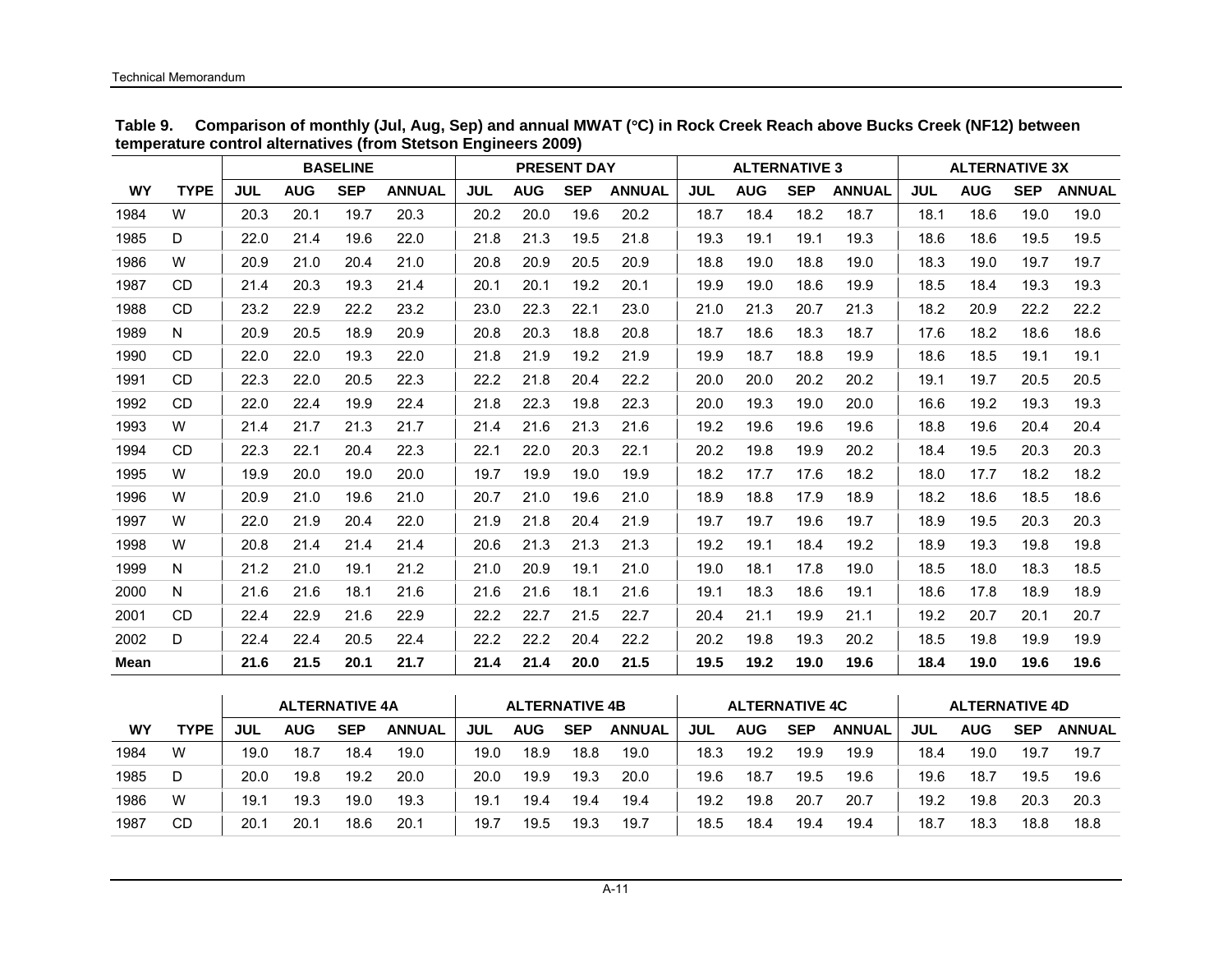**Table 9. Comparison of monthly (Jul, Aug, Sep) and annual MWAT (°C) in Rock Creek Reach above Bucks Creek (NF12) between temperature control alternatives (from Stetson Engineers 2009)**

| | | BASELINE | | | | PRESENT DAY | | | | ALTERNATIVE 3 | | | | ALTERNATIVE 3X | | | |
|---|---|---|---|---|---|---|---|---|---|---|---|---|---|---|---|---|---|
| WY | TYPE | JUL | AUG | SEP | ANNUAL | JUL | AUG | SEP | ANNUAL | JUL | AUG | SEP | ANNUAL | JUL | AUG | SEP | ANNUAL |
| 1984 | W | 20.3 | 20.1 | 19.7 | 20.3 | 20.2 | 20.0 | 19.6 | 20.2 | 18.7 | 18.4 | 18.2 | 18.7 | 18.1 | 18.6 | 19.0 | 19.0 |
| 1985 | D | 22.0 | 21.4 | 19.6 | 22.0 | 21.8 | 21.3 | 19.5 | 21.8 | 19.3 | 19.1 | 19.1 | 19.3 | 18.6 | 18.6 | 19.5 | 19.5 |
| 1986 | W | 20.9 | 21.0 | 20.4 | 21.0 | 20.8 | 20.9 | 20.5 | 20.9 | 18.8 | 19.0 | 18.8 | 19.0 | 18.3 | 19.0 | 19.7 | 19.7 |
| 1987 | CD | 21.4 | 20.3 | 19.3 | 21.4 | 20.1 | 20.1 | 19.2 | 20.1 | 19.9 | 19.0 | 18.6 | 19.9 | 18.5 | 18.4 | 19.3 | 19.3 |
| 1988 | CD | 23.2 | 22.9 | 22.2 | 23.2 | 23.0 | 22.3 | 22.1 | 23.0 | 21.0 | 21.3 | 20.7 | 21.3 | 18.2 | 20.9 | 22.2 | 22.2 |
| 1989 | N | 20.9 | 20.5 | 18.9 | 20.9 | 20.8 | 20.3 | 18.8 | 20.8 | 18.7 | 18.6 | 18.3 | 18.7 | 17.6 | 18.2 | 18.6 | 18.6 |
| 1990 | CD | 22.0 | 22.0 | 19.3 | 22.0 | 21.8 | 21.9 | 19.2 | 21.9 | 19.9 | 18.7 | 18.8 | 19.9 | 18.6 | 18.5 | 19.1 | 19.1 |
| 1991 | CD | 22.3 | 22.0 | 20.5 | 22.3 | 22.2 | 21.8 | 20.4 | 22.2 | 20.0 | 20.0 | 20.2 | 20.2 | 19.1 | 19.7 | 20.5 | 20.5 |
| 1992 | CD | 22.0 | 22.4 | 19.9 | 22.4 | 21.8 | 22.3 | 19.8 | 22.3 | 20.0 | 19.3 | 19.0 | 20.0 | 16.6 | 19.2 | 19.3 | 19.3 |
| 1993 | W | 21.4 | 21.7 | 21.3 | 21.7 | 21.4 | 21.6 | 21.3 | 21.6 | 19.2 | 19.6 | 19.6 | 19.6 | 18.8 | 19.6 | 20.4 | 20.4 |
| 1994 | CD | 22.3 | 22.1 | 20.4 | 22.3 | 22.1 | 22.0 | 20.3 | 22.1 | 20.2 | 19.8 | 19.9 | 20.2 | 18.4 | 19.5 | 20.3 | 20.3 |
| 1995 | W | 19.9 | 20.0 | 19.0 | 20.0 | 19.7 | 19.9 | 19.0 | 19.9 | 18.2 | 17.7 | 17.6 | 18.2 | 18.0 | 17.7 | 18.2 | 18.2 |
| 1996 | W | 20.9 | 21.0 | 19.6 | 21.0 | 20.7 | 21.0 | 19.6 | 21.0 | 18.9 | 18.8 | 17.9 | 18.9 | 18.2 | 18.6 | 18.5 | 18.6 |
| 1997 | W | 22.0 | 21.9 | 20.4 | 22.0 | 21.9 | 21.8 | 20.4 | 21.9 | 19.7 | 19.7 | 19.6 | 19.7 | 18.9 | 19.5 | 20.3 | 20.3 |
| 1998 | W | 20.8 | 21.4 | 21.4 | 21.4 | 20.6 | 21.3 | 21.3 | 21.3 | 19.2 | 19.1 | 18.4 | 19.2 | 18.9 | 19.3 | 19.8 | 19.8 |
| 1999 | N | 21.2 | 21.0 | 19.1 | 21.2 | 21.0 | 20.9 | 19.1 | 21.0 | 19.0 | 18.1 | 17.8 | 19.0 | 18.5 | 18.0 | 18.3 | 18.5 |
| 2000 | N | 21.6 | 21.6 | 18.1 | 21.6 | 21.6 | 21.6 | 18.1 | 21.6 | 19.1 | 18.3 | 18.6 | 19.1 | 18.6 | 17.8 | 18.9 | 18.9 |
| 2001 | CD | 22.4 | 22.9 | 21.6 | 22.9 | 22.2 | 22.7 | 21.5 | 22.7 | 20.4 | 21.1 | 19.9 | 21.1 | 19.2 | 20.7 | 20.1 | 20.7 |
| 2002 | D | 22.4 | 22.4 | 20.5 | 22.4 | 22.2 | 22.2 | 20.4 | 22.2 | 20.2 | 19.8 | 19.3 | 20.2 | 18.5 | 19.8 | 19.9 | 19.9 |
| **Mean** | | **21.6** | **21.5** | **20.1** | **21.7** | **21.4** | **21.4** | **20.0** | **21.5** | **19.5** | **19.2** | **19.0** | **19.6** | **18.4** | **19.0** | **19.6** | **19.6** |

| | | ALTERNATIVE 4A | | | | ALTERNATIVE 4B | | | | ALTERNATIVE 4C | | | | ALTERNATIVE 4D | | | |
|---|---|---|---|---|---|---|---|---|---|---|---|---|---|---|---|---|---|
| WY | TYPE | JUL | AUG | SEP | ANNUAL | JUL | AUG | SEP | ANNUAL | JUL | AUG | SEP | ANNUAL | JUL | AUG | SEP | ANNUAL |
| 1984 | W | 19.0 | 18.7 | 18.4 | 19.0 | 19.0 | 18.9 | 18.8 | 19.0 | 18.3 | 19.2 | 19.9 | 19.9 | 18.4 | 19.0 | 19.7 | 19.7 |
| 1985 | D | 20.0 | 19.8 | 19.2 | 20.0 | 20.0 | 19.9 | 19.3 | 20.0 | 19.6 | 18.7 | 19.5 | 19.6 | 19.6 | 18.7 | 19.5 | 19.6 |
| 1986 | W | 19.1 | 19.3 | 19.0 | 19.3 | 19.1 | 19.4 | 19.4 | 19.4 | 19.2 | 19.8 | 20.7 | 20.7 | 19.2 | 19.8 | 20.3 | 20.3 |
| 1987 | CD | 20.1 | 20.1 | 18.6 | 20.1 | 19.7 | 19.5 | 19.3 | 19.7 | 18.5 | 18.4 | 19.4 | 19.4 | 18.7 | 18.3 | 18.8 | 18.8 |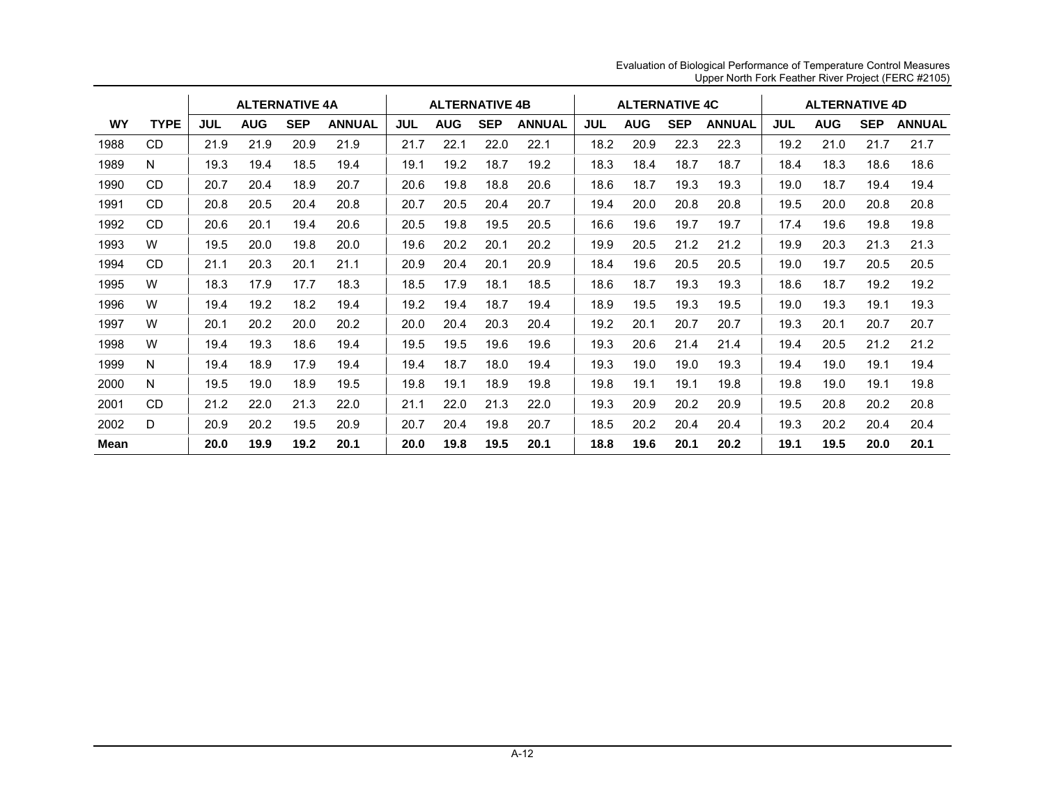| WY | TYPE | ALTERNATIVE 4A | | | | ALTERNATIVE 4B | | | | ALTERNATIVE 4C | | | | ALTERNATIVE 4D | | | |
|---|---|---|---|---|---|---|---|---|---|---|---|---|---|---|---|---|---|
| | | JUL | AUG | SEP | ANNUAL | JUL | AUG | SEP | ANNUAL | JUL | AUG | SEP | ANNUAL | JUL | AUG | SEP | ANNUAL |
| 1988 | CD | 21.9 | 21.9 | 20.9 | 21.9 | 21.7 | 22.1 | 22.0 | 22.1 | 18.2 | 20.9 | 22.3 | 22.3 | 19.2 | 21.0 | 21.7 | 21.7 |
| 1989 | N | 19.3 | 19.4 | 18.5 | 19.4 | 19.1 | 19.2 | 18.7 | 19.2 | 18.3 | 18.4 | 18.7 | 18.7 | 18.4 | 18.3 | 18.6 | 18.6 |
| 1990 | CD | 20.7 | 20.4 | 18.9 | 20.7 | 20.6 | 19.8 | 18.8 | 20.6 | 18.6 | 18.7 | 19.3 | 19.3 | 19.0 | 18.7 | 19.4 | 19.4 |
| 1991 | CD | 20.8 | 20.5 | 20.4 | 20.8 | 20.7 | 20.5 | 20.4 | 20.7 | 19.4 | 20.0 | 20.8 | 20.8 | 19.5 | 20.0 | 20.8 | 20.8 |
| 1992 | CD | 20.6 | 20.1 | 19.4 | 20.6 | 20.5 | 19.8 | 19.5 | 20.5 | 16.6 | 19.6 | 19.7 | 19.7 | 17.4 | 19.6 | 19.8 | 19.8 |
| 1993 | W | 19.5 | 20.0 | 19.8 | 20.0 | 19.6 | 20.2 | 20.1 | 20.2 | 19.9 | 20.5 | 21.2 | 21.2 | 19.9 | 20.3 | 21.3 | 21.3 |
| 1994 | CD | 21.1 | 20.3 | 20.1 | 21.1 | 20.9 | 20.4 | 20.1 | 20.9 | 18.4 | 19.6 | 20.5 | 20.5 | 19.0 | 19.7 | 20.5 | 20.5 |
| 1995 | W | 18.3 | 17.9 | 17.7 | 18.3 | 18.5 | 17.9 | 18.1 | 18.5 | 18.6 | 18.7 | 19.3 | 19.3 | 18.6 | 18.7 | 19.2 | 19.2 |
| 1996 | W | 19.4 | 19.2 | 18.2 | 19.4 | 19.2 | 19.4 | 18.7 | 19.4 | 18.9 | 19.5 | 19.3 | 19.5 | 19.0 | 19.3 | 19.1 | 19.3 |
| 1997 | W | 20.1 | 20.2 | 20.0 | 20.2 | 20.0 | 20.4 | 20.3 | 20.4 | 19.2 | 20.1 | 20.7 | 20.7 | 19.3 | 20.1 | 20.7 | 20.7 |
| 1998 | W | 19.4 | 19.3 | 18.6 | 19.4 | 19.5 | 19.5 | 19.6 | 19.6 | 19.3 | 20.6 | 21.4 | 21.4 | 19.4 | 20.5 | 21.2 | 21.2 |
| 1999 | N | 19.4 | 18.9 | 17.9 | 19.4 | 19.4 | 18.7 | 18.0 | 19.4 | 19.3 | 19.0 | 19.0 | 19.3 | 19.4 | 19.0 | 19.1 | 19.4 |
| 2000 | N | 19.5 | 19.0 | 18.9 | 19.5 | 19.8 | 19.1 | 18.9 | 19.8 | 19.8 | 19.1 | 19.1 | 19.8 | 19.8 | 19.0 | 19.1 | 19.8 |
| 2001 | CD | 21.2 | 22.0 | 21.3 | 22.0 | 21.1 | 22.0 | 21.3 | 22.0 | 19.3 | 20.9 | 20.2 | 20.9 | 19.5 | 20.8 | 20.2 | 20.8 |
| 2002 | D | 20.9 | 20.2 | 19.5 | 20.9 | 20.7 | 20.4 | 19.8 | 20.7 | 18.5 | 20.2 | 20.4 | 20.4 | 19.3 | 20.2 | 20.4 | 20.4 |
| **Mean** | | **20.0** | **19.9** | **19.2** | **20.1** | **20.0** | **19.8** | **19.5** | **20.1** | **18.8** | **19.6** | **20.1** | **20.2** | **19.1** | **19.5** | **20.0** | **20.1** |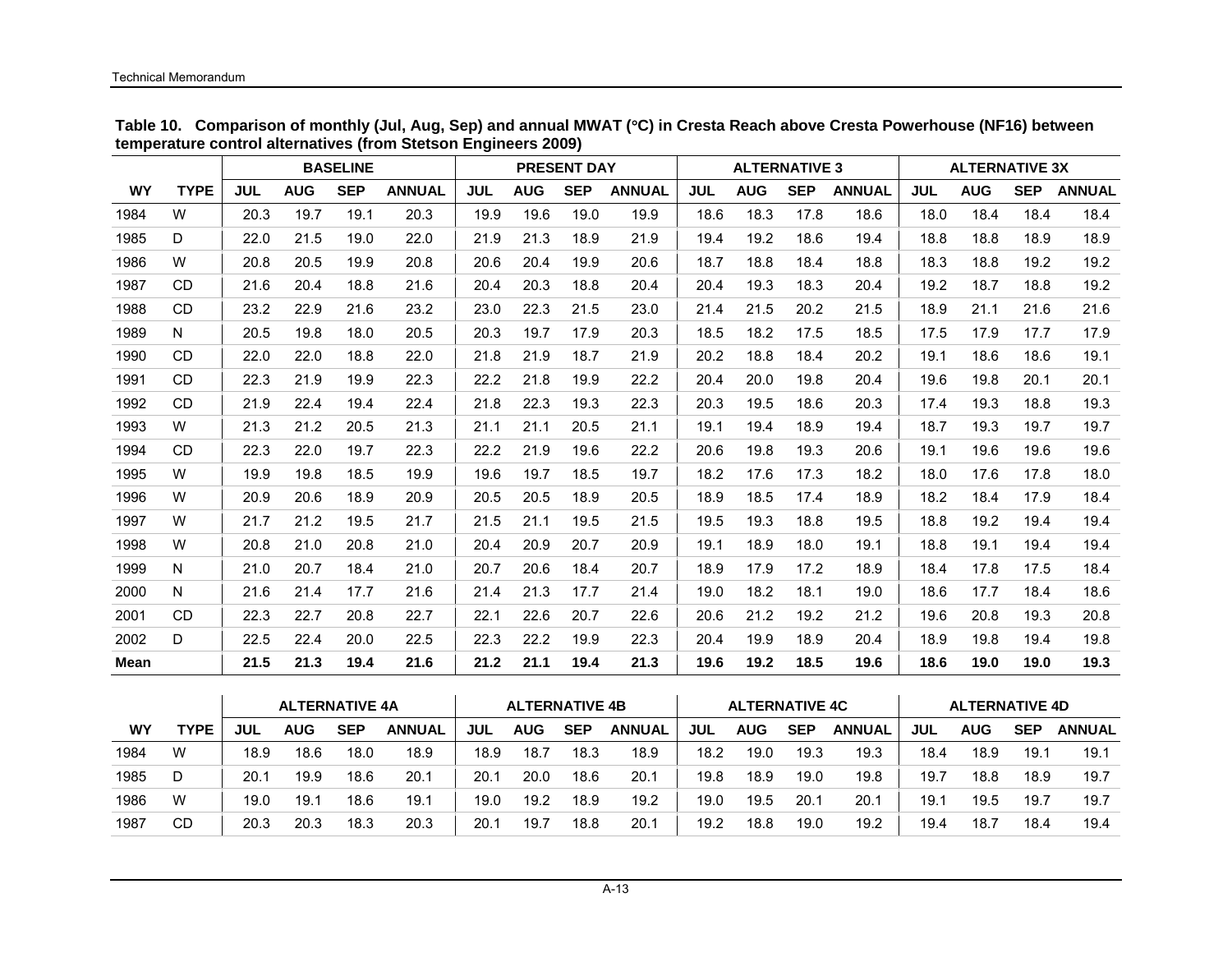**Table 10. Comparison of monthly (Jul, Aug, Sep) and annual MWAT (°C) in Cresta Reach above Cresta Powerhouse (NF16) between temperature control alternatives (from Stetson Engineers 2009)**

| | | BASELINE | | | | PRESENT DAY | | | | ALTERNATIVE 3 | | | | ALTERNATIVE 3X | | | |
|---|---|---|---|---|---|---|---|---|---|---|---|---|---|---|---|---|---|
| WY | TYPE | JUL | AUG | SEP | ANNUAL | JUL | AUG | SEP | ANNUAL | JUL | AUG | SEP | ANNUAL | JUL | AUG | SEP | ANNUAL |
| 1984 | W | 20.3 | 19.7 | 19.1 | 20.3 | 19.9 | 19.6 | 19.0 | 19.9 | 18.6 | 18.3 | 17.8 | 18.6 | 18.0 | 18.4 | 18.4 | 18.4 |
| 1985 | D | 22.0 | 21.5 | 19.0 | 22.0 | 21.9 | 21.3 | 18.9 | 21.9 | 19.4 | 19.2 | 18.6 | 19.4 | 18.8 | 18.8 | 18.9 | 18.9 |
| 1986 | W | 20.8 | 20.5 | 19.9 | 20.8 | 20.6 | 20.4 | 19.9 | 20.6 | 18.7 | 18.8 | 18.4 | 18.8 | 18.3 | 18.8 | 19.2 | 19.2 |
| 1987 | CD | 21.6 | 20.4 | 18.8 | 21.6 | 20.4 | 20.3 | 18.8 | 20.4 | 20.4 | 19.3 | 18.3 | 20.4 | 19.2 | 18.7 | 18.8 | 19.2 |
| 1988 | CD | 23.2 | 22.9 | 21.6 | 23.2 | 23.0 | 22.3 | 21.5 | 23.0 | 21.4 | 21.5 | 20.2 | 21.5 | 18.9 | 21.1 | 21.6 | 21.6 |
| 1989 | N | 20.5 | 19.8 | 18.0 | 20.5 | 20.3 | 19.7 | 17.9 | 20.3 | 18.5 | 18.2 | 17.5 | 18.5 | 17.5 | 17.9 | 17.7 | 17.9 |
| 1990 | CD | 22.0 | 22.0 | 18.8 | 22.0 | 21.8 | 21.9 | 18.7 | 21.9 | 20.2 | 18.8 | 18.4 | 20.2 | 19.1 | 18.6 | 18.6 | 19.1 |
| 1991 | CD | 22.3 | 21.9 | 19.9 | 22.3 | 22.2 | 21.8 | 19.9 | 22.2 | 20.4 | 20.0 | 19.8 | 20.4 | 19.6 | 19.8 | 20.1 | 20.1 |
| 1992 | CD | 21.9 | 22.4 | 19.4 | 22.4 | 21.8 | 22.3 | 19.3 | 22.3 | 20.3 | 19.5 | 18.6 | 20.3 | 17.4 | 19.3 | 18.8 | 19.3 |
| 1993 | W | 21.3 | 21.2 | 20.5 | 21.3 | 21.1 | 21.1 | 20.5 | 21.1 | 19.1 | 19.4 | 18.9 | 19.4 | 18.7 | 19.3 | 19.7 | 19.7 |
| 1994 | CD | 22.3 | 22.0 | 19.7 | 22.3 | 22.2 | 21.9 | 19.6 | 22.2 | 20.6 | 19.8 | 19.3 | 20.6 | 19.1 | 19.6 | 19.6 | 19.6 |
| 1995 | W | 19.9 | 19.8 | 18.5 | 19.9 | 19.6 | 19.7 | 18.5 | 19.7 | 18.2 | 17.6 | 17.3 | 18.2 | 18.0 | 17.6 | 17.8 | 18.0 |
| 1996 | W | 20.9 | 20.6 | 18.9 | 20.9 | 20.5 | 20.5 | 18.9 | 20.5 | 18.9 | 18.5 | 17.4 | 18.9 | 18.2 | 18.4 | 17.9 | 18.4 |
| 1997 | W | 21.7 | 21.2 | 19.5 | 21.7 | 21.5 | 21.1 | 19.5 | 21.5 | 19.5 | 19.3 | 18.8 | 19.5 | 18.8 | 19.2 | 19.4 | 19.4 |
| 1998 | W | 20.8 | 21.0 | 20.8 | 21.0 | 20.4 | 20.9 | 20.7 | 20.9 | 19.1 | 18.9 | 18.0 | 19.1 | 18.8 | 19.1 | 19.4 | 19.4 |
| 1999 | N | 21.0 | 20.7 | 18.4 | 21.0 | 20.7 | 20.6 | 18.4 | 20.7 | 18.9 | 17.9 | 17.2 | 18.9 | 18.4 | 17.8 | 17.5 | 18.4 |
| 2000 | N | 21.6 | 21.4 | 17.7 | 21.6 | 21.4 | 21.3 | 17.7 | 21.4 | 19.0 | 18.2 | 18.1 | 19.0 | 18.6 | 17.7 | 18.4 | 18.6 |
| 2001 | CD | 22.3 | 22.7 | 20.8 | 22.7 | 22.1 | 22.6 | 20.7 | 22.6 | 20.6 | 21.2 | 19.2 | 21.2 | 19.6 | 20.8 | 19.3 | 20.8 |
| 2002 | D | 22.5 | 22.4 | 20.0 | 22.5 | 22.3 | 22.2 | 19.9 | 22.3 | 20.4 | 19.9 | 18.9 | 20.4 | 18.9 | 19.8 | 19.4 | 19.8 |
| **Mean** | | **21.5** | **21.3** | **19.4** | **21.6** | **21.2** | **21.1** | **19.4** | **21.3** | **19.6** | **19.2** | **18.5** | **19.6** | **18.6** | **19.0** | **19.0** | **19.3** |

| | | ALTERNATIVE 4A | | | | ALTERNATIVE 4B | | | | ALTERNATIVE 4C | | | | ALTERNATIVE 4D | | | |
|---|---|---|---|---|---|---|---|---|---|---|---|---|---|---|---|---|---|
| WY | TYPE | JUL | AUG | SEP | ANNUAL | JUL | AUG | SEP | ANNUAL | JUL | AUG | SEP | ANNUAL | JUL | AUG | SEP | ANNUAL |
| 1984 | W | 18.9 | 18.6 | 18.0 | 18.9 | 18.9 | 18.7 | 18.3 | 18.9 | 18.2 | 19.0 | 19.3 | 19.3 | 18.4 | 18.9 | 19.1 | 19.1 |
| 1985 | D | 20.1 | 19.9 | 18.6 | 20.1 | 20.1 | 20.0 | 18.6 | 20.1 | 19.8 | 18.9 | 19.0 | 19.8 | 19.7 | 18.8 | 18.9 | 19.7 |
| 1986 | W | 19.0 | 19.1 | 18.6 | 19.1 | 19.0 | 19.2 | 18.9 | 19.2 | 19.0 | 19.5 | 20.1 | 20.1 | 19.1 | 19.5 | 19.7 | 19.7 |
| 1987 | CD | 20.3 | 20.3 | 18.3 | 20.3 | 20.1 | 19.7 | 18.8 | 20.1 | 19.2 | 18.8 | 19.0 | 19.2 | 19.4 | 18.7 | 18.4 | 19.4 |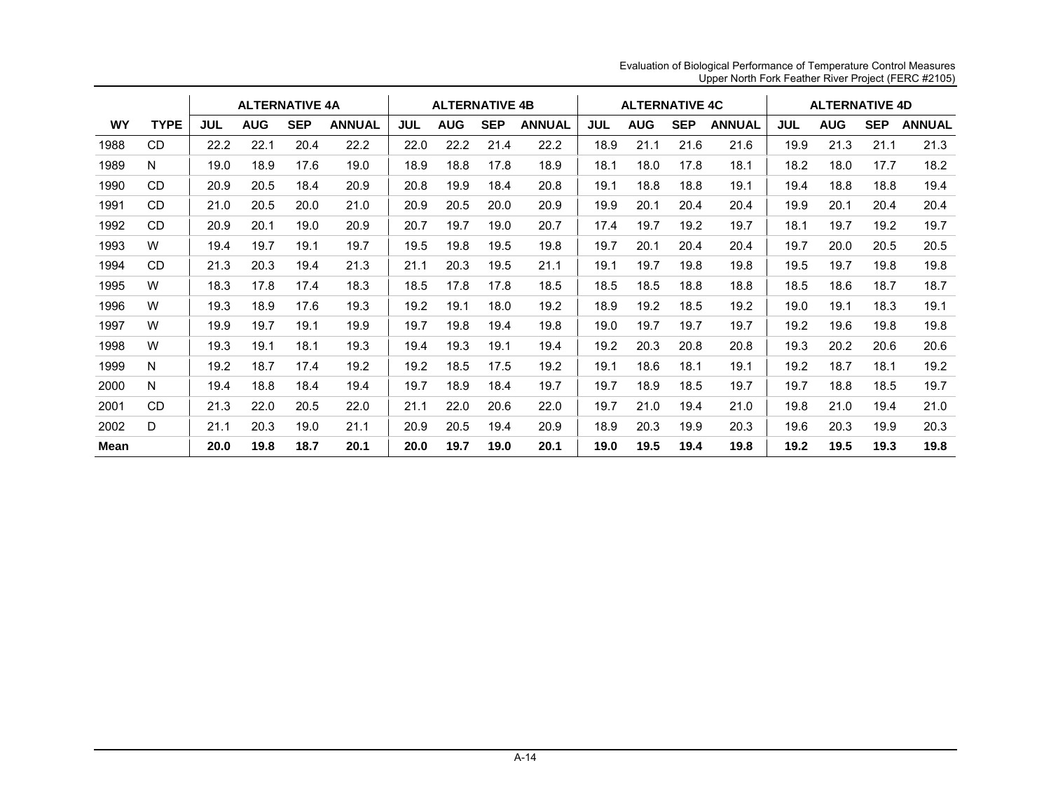| WY | TYPE | ALTERNATIVE 4A | | | | ALTERNATIVE 4B | | | | ALTERNATIVE 4C | | | | ALTERNATIVE 4D | | | |
|---|---|---|---|---|---|---|---|---|---|---|---|---|---|---|---|---|---|
| | | JUL | AUG | SEP | ANNUAL | JUL | AUG | SEP | ANNUAL | JUL | AUG | SEP | ANNUAL | JUL | AUG | SEP | ANNUAL |
| 1988 | CD | 22.2 | 22.1 | 20.4 | 22.2 | 22.0 | 22.2 | 21.4 | 22.2 | 18.9 | 21.1 | 21.6 | 21.6 | 19.9 | 21.3 | 21.1 | 21.3 |
| 1989 | N | 19.0 | 18.9 | 17.6 | 19.0 | 18.9 | 18.8 | 17.8 | 18.9 | 18.1 | 18.0 | 17.8 | 18.1 | 18.2 | 18.0 | 17.7 | 18.2 |
| 1990 | CD | 20.9 | 20.5 | 18.4 | 20.9 | 20.8 | 19.9 | 18.4 | 20.8 | 19.1 | 18.8 | 18.8 | 19.1 | 19.4 | 18.8 | 18.8 | 19.4 |
| 1991 | CD | 21.0 | 20.5 | 20.0 | 21.0 | 20.9 | 20.5 | 20.0 | 20.9 | 19.9 | 20.1 | 20.4 | 20.4 | 19.9 | 20.1 | 20.4 | 20.4 |
| 1992 | CD | 20.9 | 20.1 | 19.0 | 20.9 | 20.7 | 19.7 | 19.0 | 20.7 | 17.4 | 19.7 | 19.2 | 19.7 | 18.1 | 19.7 | 19.2 | 19.7 |
| 1993 | W | 19.4 | 19.7 | 19.1 | 19.7 | 19.5 | 19.8 | 19.5 | 19.8 | 19.7 | 20.1 | 20.4 | 20.4 | 19.7 | 20.0 | 20.5 | 20.5 |
| 1994 | CD | 21.3 | 20.3 | 19.4 | 21.3 | 21.1 | 20.3 | 19.5 | 21.1 | 19.1 | 19.7 | 19.8 | 19.8 | 19.5 | 19.7 | 19.8 | 19.8 |
| 1995 | W | 18.3 | 17.8 | 17.4 | 18.3 | 18.5 | 17.8 | 17.8 | 18.5 | 18.5 | 18.5 | 18.8 | 18.8 | 18.5 | 18.6 | 18.7 | 18.7 |
| 1996 | W | 19.3 | 18.9 | 17.6 | 19.3 | 19.2 | 19.1 | 18.0 | 19.2 | 18.9 | 19.2 | 18.5 | 19.2 | 19.0 | 19.1 | 18.3 | 19.1 |
| 1997 | W | 19.9 | 19.7 | 19.1 | 19.9 | 19.7 | 19.8 | 19.4 | 19.8 | 19.0 | 19.7 | 19.7 | 19.7 | 19.2 | 19.6 | 19.8 | 19.8 |
| 1998 | W | 19.3 | 19.1 | 18.1 | 19.3 | 19.4 | 19.3 | 19.1 | 19.4 | 19.2 | 20.3 | 20.8 | 20.8 | 19.3 | 20.2 | 20.6 | 20.6 |
| 1999 | N | 19.2 | 18.7 | 17.4 | 19.2 | 19.2 | 18.5 | 17.5 | 19.2 | 19.1 | 18.6 | 18.1 | 19.1 | 19.2 | 18.7 | 18.1 | 19.2 |
| 2000 | N | 19.4 | 18.8 | 18.4 | 19.4 | 19.7 | 18.9 | 18.4 | 19.7 | 19.7 | 18.9 | 18.5 | 19.7 | 19.7 | 18.8 | 18.5 | 19.7 |
| 2001 | CD | 21.3 | 22.0 | 20.5 | 22.0 | 21.1 | 22.0 | 20.6 | 22.0 | 19.7 | 21.0 | 19.4 | 21.0 | 19.8 | 21.0 | 19.4 | 21.0 |
| 2002 | D | 21.1 | 20.3 | 19.0 | 21.1 | 20.9 | 20.5 | 19.4 | 20.9 | 18.9 | 20.3 | 19.9 | 20.3 | 19.6 | 20.3 | 19.9 | 20.3 |
| **Mean** | | **20.0** | **19.8** | **18.7** | **20.1** | **20.0** | **19.7** | **19.0** | **20.1** | **19.0** | **19.5** | **19.4** | **19.8** | **19.2** | **19.5** | **19.3** | **19.8** |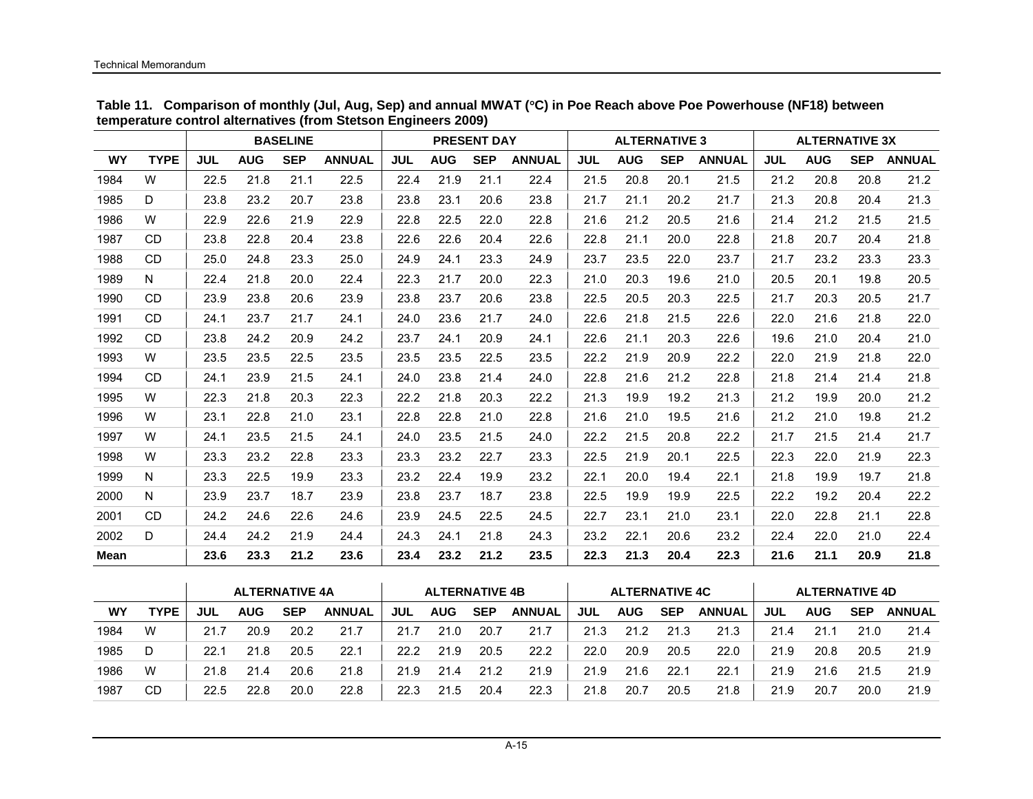**Table 11. Comparison of monthly (Jul, Aug, Sep) and annual MWAT (°C) in Poe Reach above Poe Powerhouse (NF18) between temperature control alternatives (from Stetson Engineers 2009)**

| | | BASELINE | | | | PRESENT DAY | | | | ALTERNATIVE 3 | | | | ALTERNATIVE 3X | | | |
|---|---|---|---|---|---|---|---|---|---|---|---|---|---|---|---|---|---|
| WY | TYPE | JUL | AUG | SEP | ANNUAL | JUL | AUG | SEP | ANNUAL | JUL | AUG | SEP | ANNUAL | JUL | AUG | SEP | ANNUAL |
| 1984 | W | 22.5 | 21.8 | 21.1 | 22.5 | 22.4 | 21.9 | 21.1 | 22.4 | 21.5 | 20.8 | 20.1 | 21.5 | 21.2 | 20.8 | 20.8 | 21.2 |
| 1985 | D | 23.8 | 23.2 | 20.7 | 23.8 | 23.8 | 23.1 | 20.6 | 23.8 | 21.7 | 21.1 | 20.2 | 21.7 | 21.3 | 20.8 | 20.4 | 21.3 |
| 1986 | W | 22.9 | 22.6 | 21.9 | 22.9 | 22.8 | 22.5 | 22.0 | 22.8 | 21.6 | 21.2 | 20.5 | 21.6 | 21.4 | 21.2 | 21.5 | 21.5 |
| 1987 | CD | 23.8 | 22.8 | 20.4 | 23.8 | 22.6 | 22.6 | 20.4 | 22.6 | 22.8 | 21.1 | 20.0 | 22.8 | 21.8 | 20.7 | 20.4 | 21.8 |
| 1988 | CD | 25.0 | 24.8 | 23.3 | 25.0 | 24.9 | 24.1 | 23.3 | 24.9 | 23.7 | 23.5 | 22.0 | 23.7 | 21.7 | 23.2 | 23.3 | 23.3 |
| 1989 | N | 22.4 | 21.8 | 20.0 | 22.4 | 22.3 | 21.7 | 20.0 | 22.3 | 21.0 | 20.3 | 19.6 | 21.0 | 20.5 | 20.1 | 19.8 | 20.5 |
| 1990 | CD | 23.9 | 23.8 | 20.6 | 23.9 | 23.8 | 23.7 | 20.6 | 23.8 | 22.5 | 20.5 | 20.3 | 22.5 | 21.7 | 20.3 | 20.5 | 21.7 |
| 1991 | CD | 24.1 | 23.7 | 21.7 | 24.1 | 24.0 | 23.6 | 21.7 | 24.0 | 22.6 | 21.8 | 21.5 | 22.6 | 22.0 | 21.6 | 21.8 | 22.0 |
| 1992 | CD | 23.8 | 24.2 | 20.9 | 24.2 | 23.7 | 24.1 | 20.9 | 24.1 | 22.6 | 21.1 | 20.3 | 22.6 | 19.6 | 21.0 | 20.4 | 21.0 |
| 1993 | W | 23.5 | 23.5 | 22.5 | 23.5 | 23.5 | 23.5 | 22.5 | 23.5 | 22.2 | 21.9 | 20.9 | 22.2 | 22.0 | 21.9 | 21.8 | 22.0 |
| 1994 | CD | 24.1 | 23.9 | 21.5 | 24.1 | 24.0 | 23.8 | 21.4 | 24.0 | 22.8 | 21.6 | 21.2 | 22.8 | 21.8 | 21.4 | 21.4 | 21.8 |
| 1995 | W | 22.3 | 21.8 | 20.3 | 22.3 | 22.2 | 21.8 | 20.3 | 22.2 | 21.3 | 19.9 | 19.2 | 21.3 | 21.2 | 19.9 | 20.0 | 21.2 |
| 1996 | W | 23.1 | 22.8 | 21.0 | 23.1 | 22.8 | 22.8 | 21.0 | 22.8 | 21.6 | 21.0 | 19.5 | 21.6 | 21.2 | 21.0 | 19.8 | 21.2 |
| 1997 | W | 24.1 | 23.5 | 21.5 | 24.1 | 24.0 | 23.5 | 21.5 | 24.0 | 22.2 | 21.5 | 20.8 | 22.2 | 21.7 | 21.5 | 21.4 | 21.7 |
| 1998 | W | 23.3 | 23.2 | 22.8 | 23.3 | 23.3 | 23.2 | 22.7 | 23.3 | 22.5 | 21.9 | 20.1 | 22.5 | 22.3 | 22.0 | 21.9 | 22.3 |
| 1999 | N | 23.3 | 22.5 | 19.9 | 23.3 | 23.2 | 22.4 | 19.9 | 23.2 | 22.1 | 20.0 | 19.4 | 22.1 | 21.8 | 19.9 | 19.7 | 21.8 |
| 2000 | N | 23.9 | 23.7 | 18.7 | 23.9 | 23.8 | 23.7 | 18.7 | 23.8 | 22.5 | 19.9 | 19.9 | 22.5 | 22.2 | 19.2 | 20.4 | 22.2 |
| 2001 | CD | 24.2 | 24.6 | 22.6 | 24.6 | 23.9 | 24.5 | 22.5 | 24.5 | 22.7 | 23.1 | 21.0 | 23.1 | 22.0 | 22.8 | 21.1 | 22.8 |
| 2002 | D | 24.4 | 24.2 | 21.9 | 24.4 | 24.3 | 24.1 | 21.8 | 24.3 | 23.2 | 22.1 | 20.6 | 23.2 | 22.4 | 22.0 | 21.0 | 22.4 |
| **Mean** | | **23.6** | **23.3** | **21.2** | **23.6** | **23.4** | **23.2** | **21.2** | **23.5** | **22.3** | **21.3** | **20.4** | **22.3** | **21.6** | **21.1** | **20.9** | **21.8** |

| | | ALTERNATIVE 4A | | | | ALTERNATIVE 4B | | | | ALTERNATIVE 4C | | | | ALTERNATIVE 4D | | | |
|---|---|---|---|---|---|---|---|---|---|---|---|---|---|---|---|---|---|
| WY | TYPE | JUL | AUG | SEP | ANNUAL | JUL | AUG | SEP | ANNUAL | JUL | AUG | SEP | ANNUAL | JUL | AUG | SEP | ANNUAL |
| 1984 | W | 21.7 | 20.9 | 20.2 | 21.7 | 21.7 | 21.0 | 20.7 | 21.7 | 21.3 | 21.2 | 21.3 | 21.3 | 21.4 | 21.1 | 21.0 | 21.4 |
| 1985 | D | 22.1 | 21.8 | 20.5 | 22.1 | 22.2 | 21.9 | 20.5 | 22.2 | 22.0 | 20.9 | 20.5 | 22.0 | 21.9 | 20.8 | 20.5 | 21.9 |
| 1986 | W | 21.8 | 21.4 | 20.6 | 21.8 | 21.9 | 21.4 | 21.2 | 21.9 | 21.9 | 21.6 | 22.1 | 22.1 | 21.9 | 21.6 | 21.5 | 21.9 |
| 1987 | CD | 22.5 | 22.8 | 20.0 | 22.8 | 22.3 | 21.5 | 20.4 | 22.3 | 21.8 | 20.7 | 20.5 | 21.8 | 21.9 | 20.7 | 20.0 | 21.9 |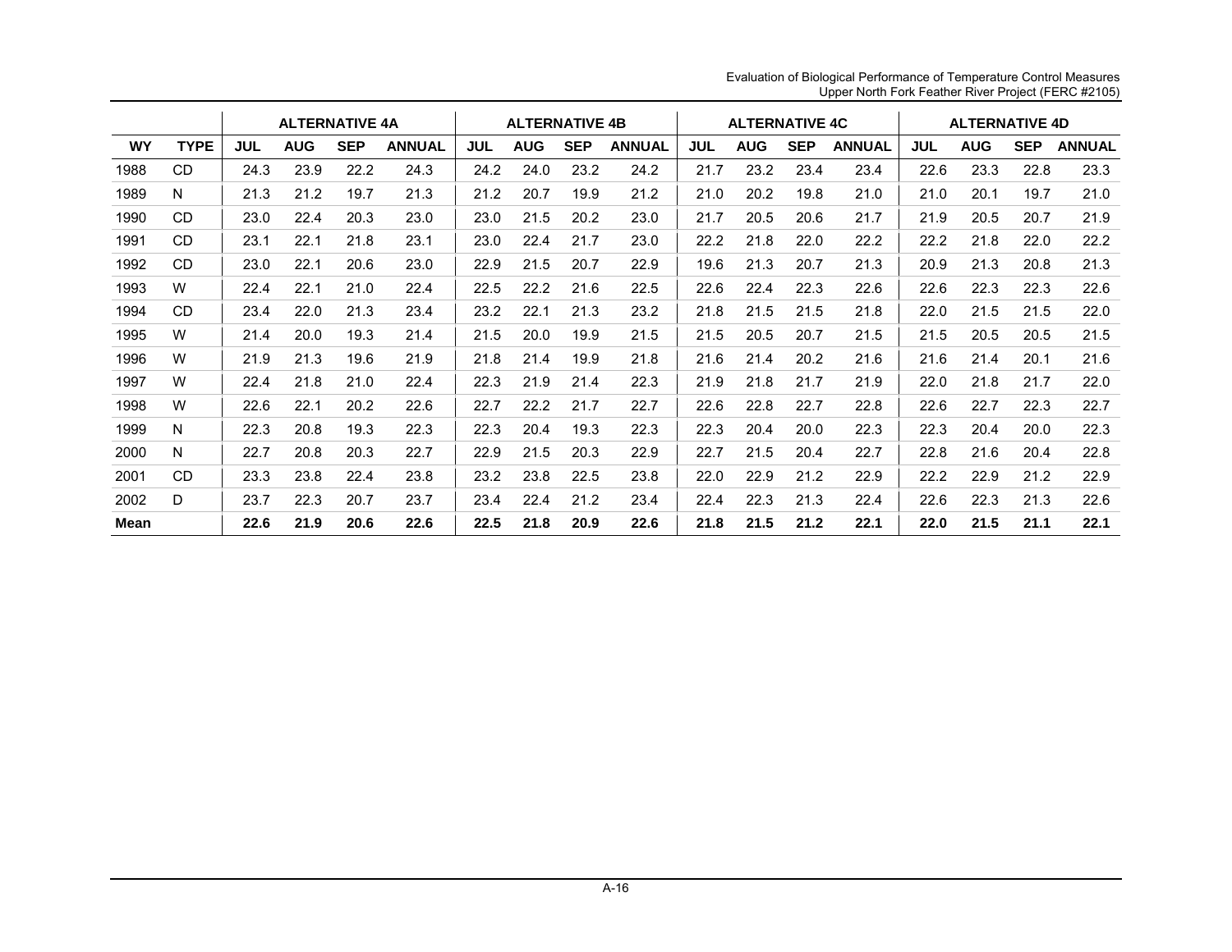| | | ALTERNATIVE 4A | | | | ALTERNATIVE 4B | | | | ALTERNATIVE 4C | | | | ALTERNATIVE 4D | | | |
|---|---|---|---|---|---|---|---|---|---|---|---|---|---|---|---|---|---|
| WY | TYPE | JUL | AUG | SEP | ANNUAL | JUL | AUG | SEP | ANNUAL | JUL | AUG | SEP | ANNUAL | JUL | AUG | SEP | ANNUAL |
| 1988 | CD | 24.3 | 23.9 | 22.2 | 24.3 | 24.2 | 24.0 | 23.2 | 24.2 | 21.7 | 23.2 | 23.4 | 23.4 | 22.6 | 23.3 | 22.8 | 23.3 |
| 1989 | N | 21.3 | 21.2 | 19.7 | 21.3 | 21.2 | 20.7 | 19.9 | 21.2 | 21.0 | 20.2 | 19.8 | 21.0 | 21.0 | 20.1 | 19.7 | 21.0 |
| 1990 | CD | 23.0 | 22.4 | 20.3 | 23.0 | 23.0 | 21.5 | 20.2 | 23.0 | 21.7 | 20.5 | 20.6 | 21.7 | 21.9 | 20.5 | 20.7 | 21.9 |
| 1991 | CD | 23.1 | 22.1 | 21.8 | 23.1 | 23.0 | 22.4 | 21.7 | 23.0 | 22.2 | 21.8 | 22.0 | 22.2 | 22.2 | 21.8 | 22.0 | 22.2 |
| 1992 | CD | 23.0 | 22.1 | 20.6 | 23.0 | 22.9 | 21.5 | 20.7 | 22.9 | 19.6 | 21.3 | 20.7 | 21.3 | 20.9 | 21.3 | 20.8 | 21.3 |
| 1993 | W | 22.4 | 22.1 | 21.0 | 22.4 | 22.5 | 22.2 | 21.6 | 22.5 | 22.6 | 22.4 | 22.3 | 22.6 | 22.6 | 22.3 | 22.3 | 22.6 |
| 1994 | CD | 23.4 | 22.0 | 21.3 | 23.4 | 23.2 | 22.1 | 21.3 | 23.2 | 21.8 | 21.5 | 21.5 | 21.8 | 22.0 | 21.5 | 21.5 | 22.0 |
| 1995 | W | 21.4 | 20.0 | 19.3 | 21.4 | 21.5 | 20.0 | 19.9 | 21.5 | 21.5 | 20.5 | 20.7 | 21.5 | 21.5 | 20.5 | 20.5 | 21.5 |
| 1996 | W | 21.9 | 21.3 | 19.6 | 21.9 | 21.8 | 21.4 | 19.9 | 21.8 | 21.6 | 21.4 | 20.2 | 21.6 | 21.6 | 21.4 | 20.1 | 21.6 |
| 1997 | W | 22.4 | 21.8 | 21.0 | 22.4 | 22.3 | 21.9 | 21.4 | 22.3 | 21.9 | 21.8 | 21.7 | 21.9 | 22.0 | 21.8 | 21.7 | 22.0 |
| 1998 | W | 22.6 | 22.1 | 20.2 | 22.6 | 22.7 | 22.2 | 21.7 | 22.7 | 22.6 | 22.8 | 22.7 | 22.8 | 22.6 | 22.7 | 22.3 | 22.7 |
| 1999 | N | 22.3 | 20.8 | 19.3 | 22.3 | 22.3 | 20.4 | 19.3 | 22.3 | 22.3 | 20.4 | 20.0 | 22.3 | 22.3 | 20.4 | 20.0 | 22.3 |
| 2000 | N | 22.7 | 20.8 | 20.3 | 22.7 | 22.9 | 21.5 | 20.3 | 22.9 | 22.7 | 21.5 | 20.4 | 22.7 | 22.8 | 21.6 | 20.4 | 22.8 |
| 2001 | CD | 23.3 | 23.8 | 22.4 | 23.8 | 23.2 | 23.8 | 22.5 | 23.8 | 22.0 | 22.9 | 21.2 | 22.9 | 22.2 | 22.9 | 21.2 | 22.9 |
| 2002 | D | 23.7 | 22.3 | 20.7 | 23.7 | 23.4 | 22.4 | 21.2 | 23.4 | 22.4 | 22.3 | 21.3 | 22.4 | 22.6 | 22.3 | 21.3 | 22.6 |
| **Mean** | | **22.6** | **21.9** | **20.6** | **22.6** | **22.5** | **21.8** | **20.9** | **22.6** | **21.8** | **21.5** | **21.2** | **22.1** | **22.0** | **21.5** | **21.1** | **22.1** |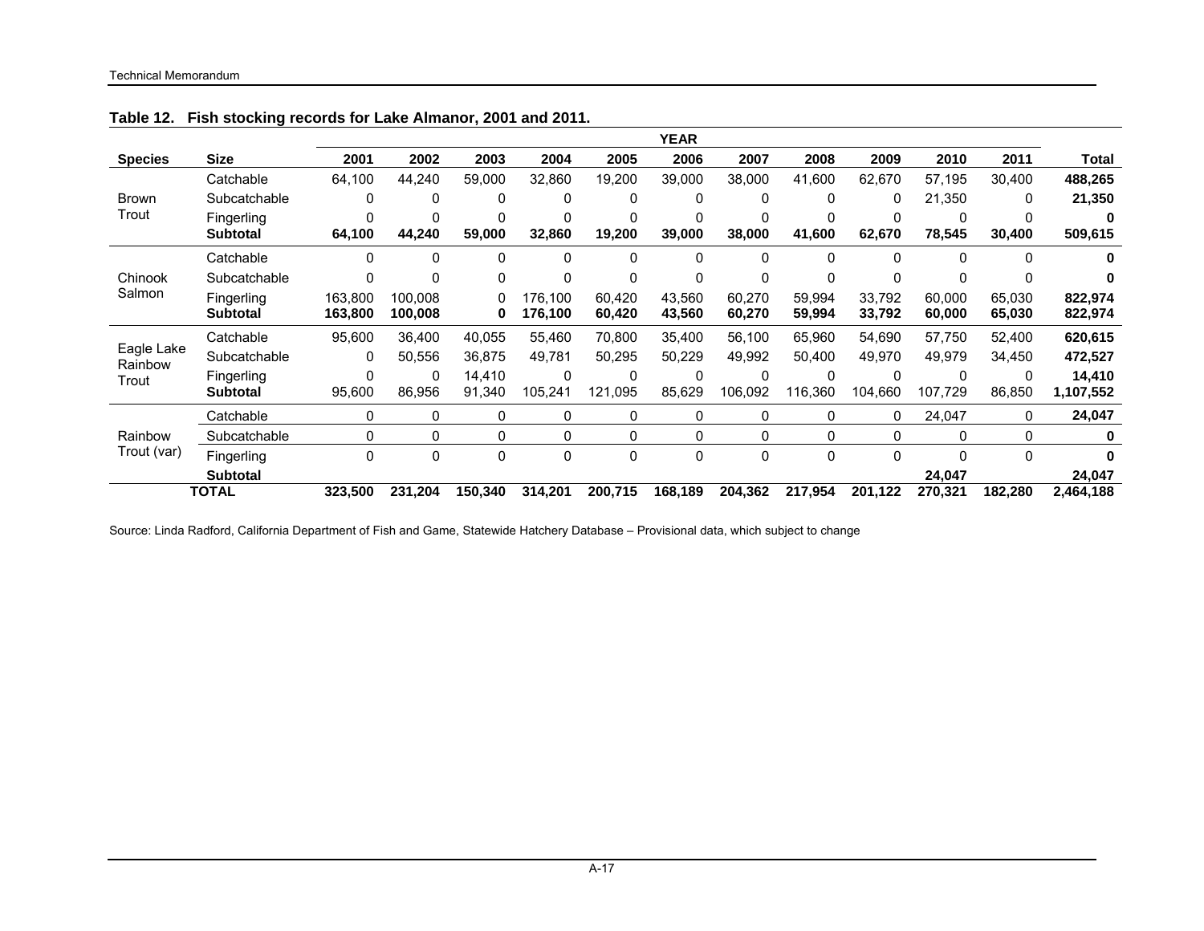**Table 12. Fish stocking records for Lake Almanor, 2001 and 2011.**

| Species | Size | YEAR | | | | | | | | | | | Total |
|---|---|---|---|---|---|---|---|---|---|---|---|---|---|
| | | 2001 | 2002 | 2003 | 2004 | 2005 | 2006 | 2007 | 2008 | 2009 | 2010 | 2011 | |
| Brown Trout | Catchable | 64,100 | 44,240 | 59,000 | 32,860 | 19,200 | 39,000 | 38,000 | 41,600 | 62,670 | 57,195 | 30,400 | **488,265** |
| | Subcatchable | 0 | 0 | 0 | 0 | 0 | 0 | 0 | 0 | 0 | 21,350 | 0 | **21,350** |
| | Fingerling | 0 | 0 | 0 | 0 | 0 | 0 | 0 | 0 | 0 | 0 | 0 | **0** |
| | **Subtotal** | **64,100** | **44,240** | **59,000** | **32,860** | **19,200** | **39,000** | **38,000** | **41,600** | **62,670** | **78,545** | **30,400** | **509,615** |
| Chinook Salmon | Catchable | 0 | 0 | 0 | 0 | 0 | 0 | 0 | 0 | 0 | 0 | 0 | **0** |
| | Subcatchable | 0 | 0 | 0 | 0 | 0 | 0 | 0 | 0 | 0 | 0 | 0 | **0** |
| | Fingerling | 163,800 | 100,008 | 0 | 176,100 | 60,420 | 43,560 | 60,270 | 59,994 | 33,792 | 60,000 | 65,030 | **822,974** |
| | **Subtotal** | **163,800** | **100,008** | **0** | **176,100** | **60,420** | **43,560** | **60,270** | **59,994** | **33,792** | **60,000** | **65,030** | **822,974** |
| Eagle Lake Rainbow Trout | Catchable | 95,600 | 36,400 | 40,055 | 55,460 | 70,800 | 35,400 | 56,100 | 65,960 | 54,690 | 57,750 | 52,400 | **620,615** |
| | Subcatchable | 0 | 50,556 | 36,875 | 49,781 | 50,295 | 50,229 | 49,992 | 50,400 | 49,970 | 49,979 | 34,450 | **472,527** |
| | Fingerling | 0 | 0 | 14,410 | 0 | 0 | 0 | 0 | 0 | 0 | 0 | 0 | **14,410** |
| | **Subtotal** | 95,600 | 86,956 | 91,340 | 105,241 | 121,095 | 85,629 | 106,092 | 116,360 | 104,660 | 107,729 | 86,850 | **1,107,552** |
| Rainbow Trout (var) | Catchable | 0 | 0 | 0 | 0 | 0 | 0 | 0 | 0 | 0 | 24,047 | 0 | **24,047** |
| | Subcatchable | 0 | 0 | 0 | 0 | 0 | 0 | 0 | 0 | 0 | 0 | 0 | **0** |
| | Fingerling | 0 | 0 | 0 | 0 | 0 | 0 | 0 | 0 | 0 | 0 | 0 | **0** |
| | **Subtotal** | | | | | | | | | | **24,047** | | **24,047** |
| **TOTAL** | | **323,500** | **231,204** | **150,340** | **314,201** | **200,715** | **168,189** | **204,362** | **217,954** | **201,122** | **270,321** | **182,280** | **2,464,188** |

Source: Linda Radford, California Department of Fish and Game, Statewide Hatchery Database – Provisional data, which subject to change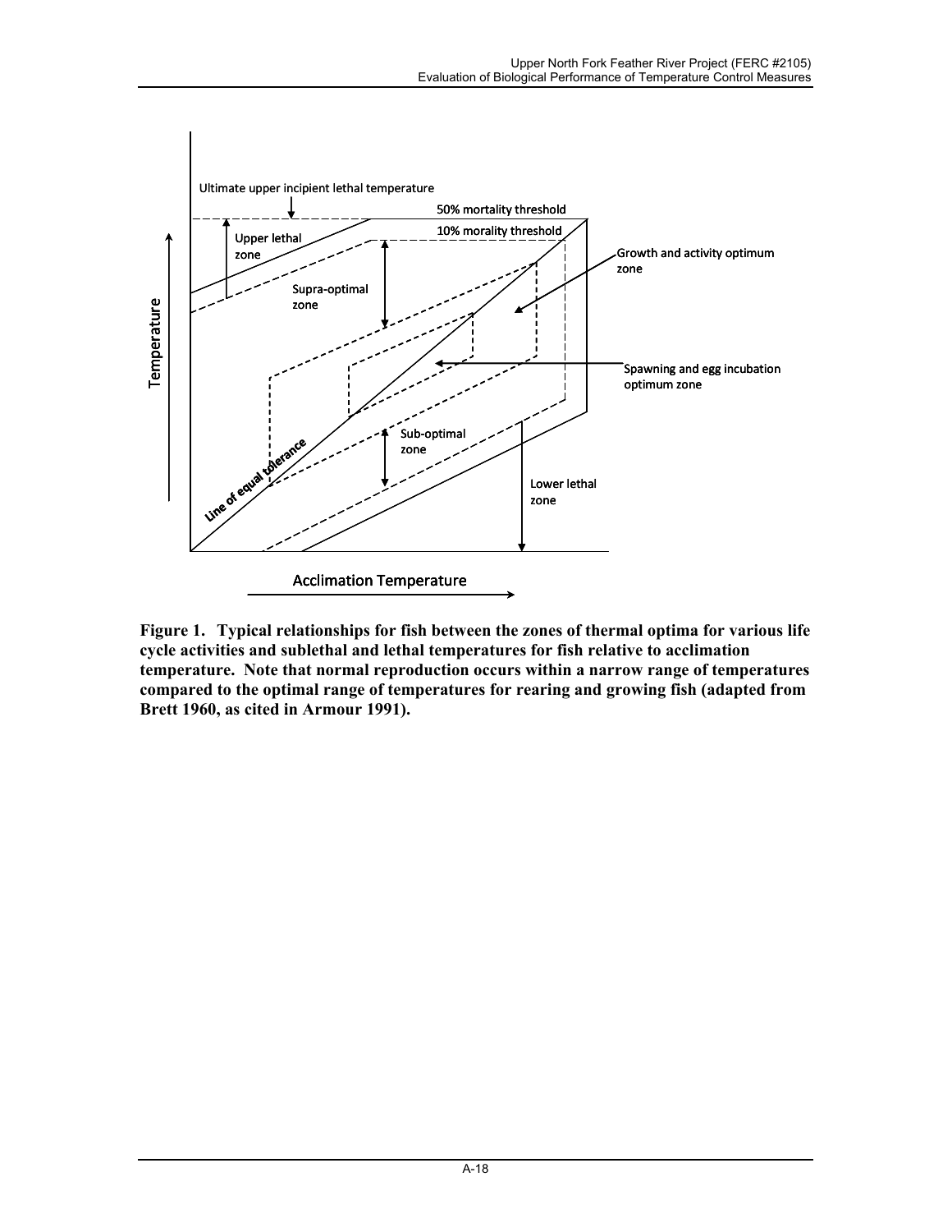Ultimate upper incipient lethal temperature

50% mortality threshold

10% morality threshold

Upper lethal zone

Supra-optimal zone

Growth and activity optimum zone

Spawning and egg incubation optimum zone

Sub-optimal zone

Lower lethal zone

Line of equal tolerance

Temperature

Acclimation Temperature

**Figure 1. Typical relationships for fish between the zones of thermal optima for various life cycle activities and sublethal and lethal temperatures for fish relative to acclimation temperature. Note that normal reproduction occurs within a narrow range of temperatures compared to the optimal range of temperatures for rearing and growing fish (adapted from Brett 1960, as cited in Armour 1991).**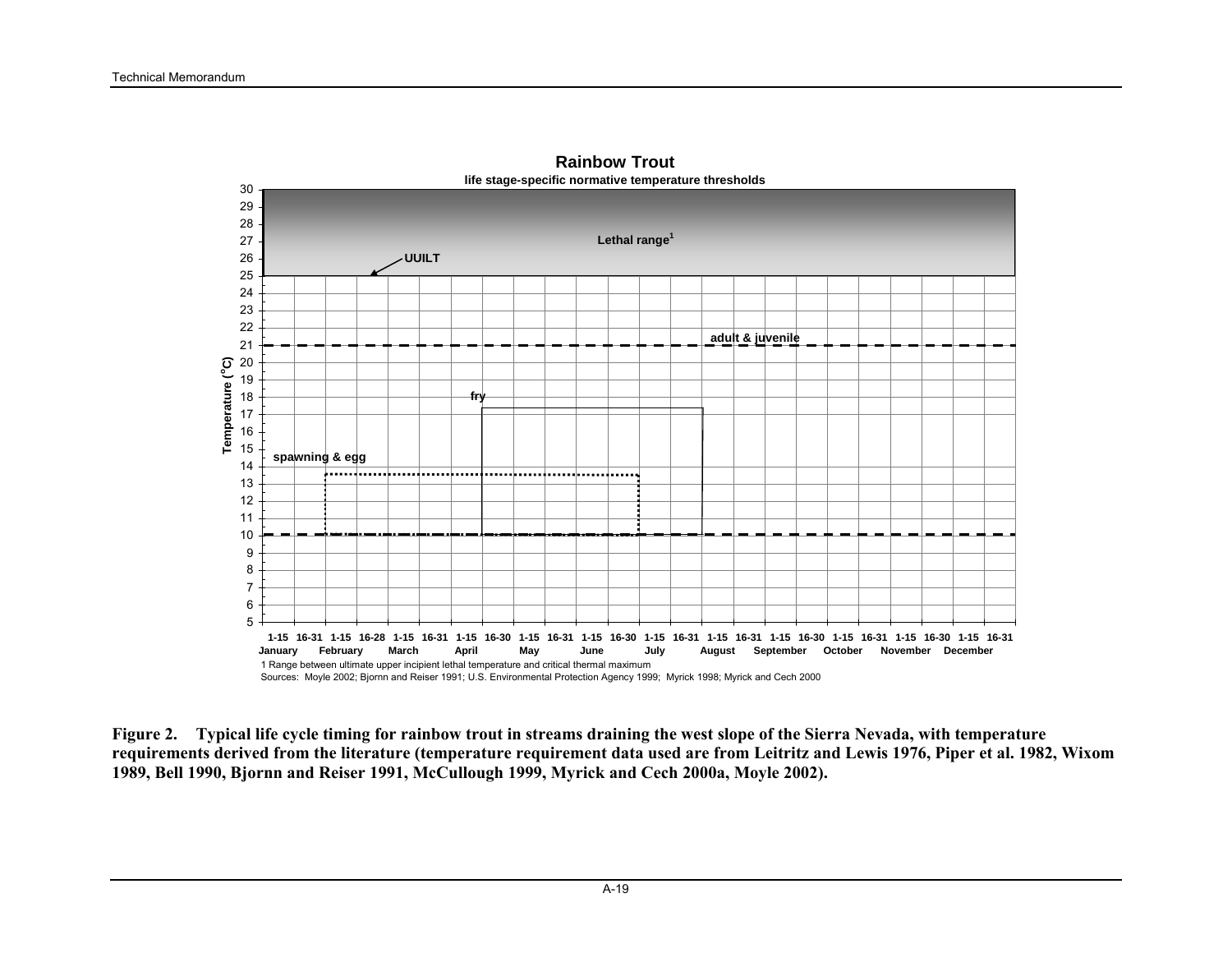**Rainbow Trout**

life stage-specific normative temperature thresholds

Lethal range[1]

UUILT

adult & juvenile

fry

spawning & egg

Temperature (°C)

1-15 16-31 1-15 16-28 1-15 16-31 1-15 16-30 1-15 16-31 1-15 16-30 1-15 16-31 1-15 16-31 1-15 16-30 1-15 16-31 1-15 16-30 1-15 16-31
January February March April May June July August September October November December

1 Range between ultimate upper incipient lethal temperature and critical thermal maximum

Sources: Moyle 2002; Bjornn and Reiser 1991; U.S. Environmental Protection Agency 1999; Myrick 1998; Myrick and Cech 2000

**Figure 2. Typical life cycle timing for rainbow trout in streams draining the west slope of the Sierra Nevada, with temperature requirements derived from the literature (temperature requirement data used are from Leitritz and Lewis 1976, Piper et al. 1982, Wixom 1989, Bell 1990, Bjornn and Reiser 1991, McCullough 1999, Myrick and Cech 2000a, Moyle 2002).**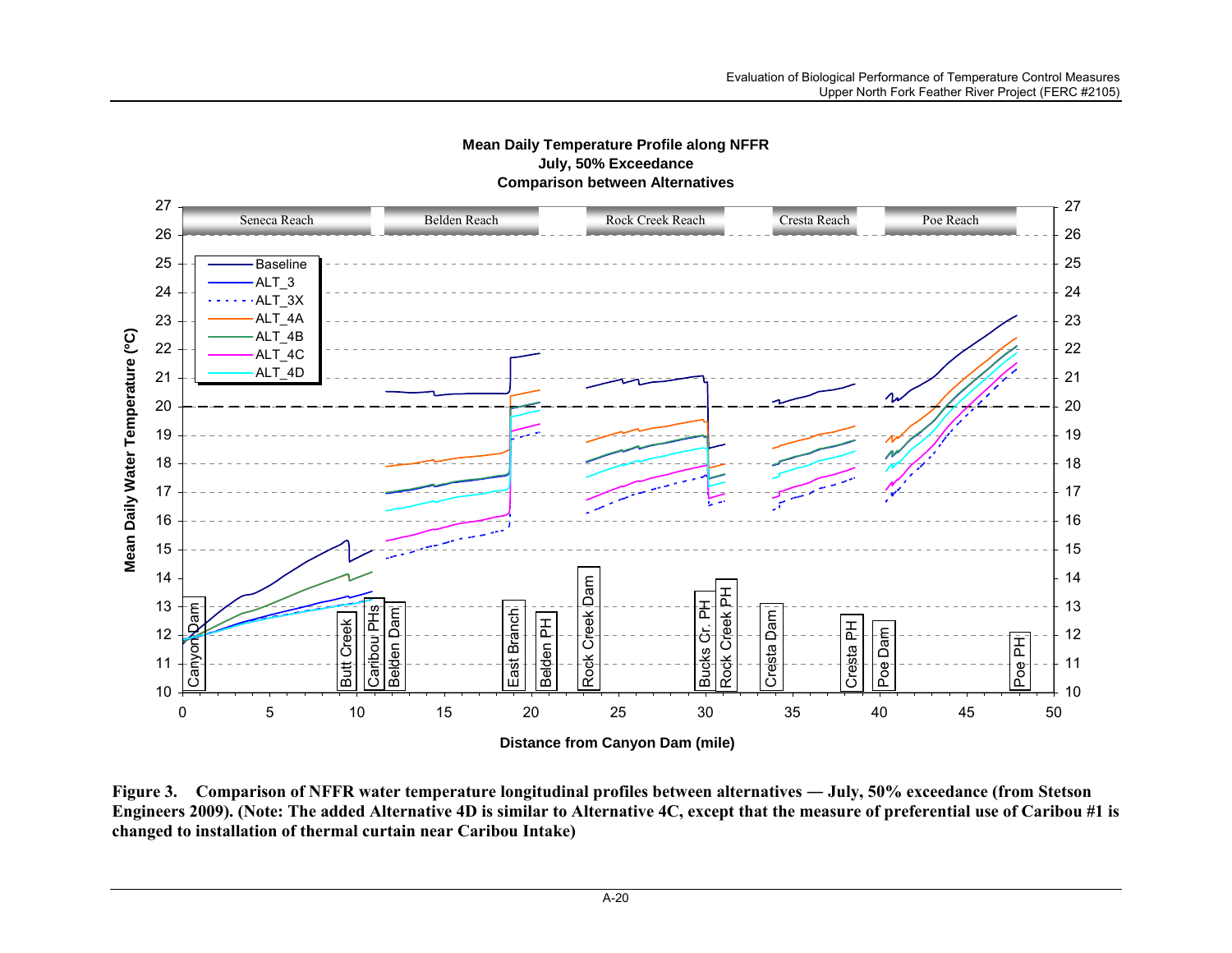**Figure 3. Comparison of NFFR water temperature longitudinal profiles between alternatives — July, 50% exceedance (from Stetson Engineers 2009). (Note: The added Alternative 4D is similar to Alternative 4C, except that the measure of preferential use of Caribou #1 is changed to installation of thermal curtain near Caribou Intake)**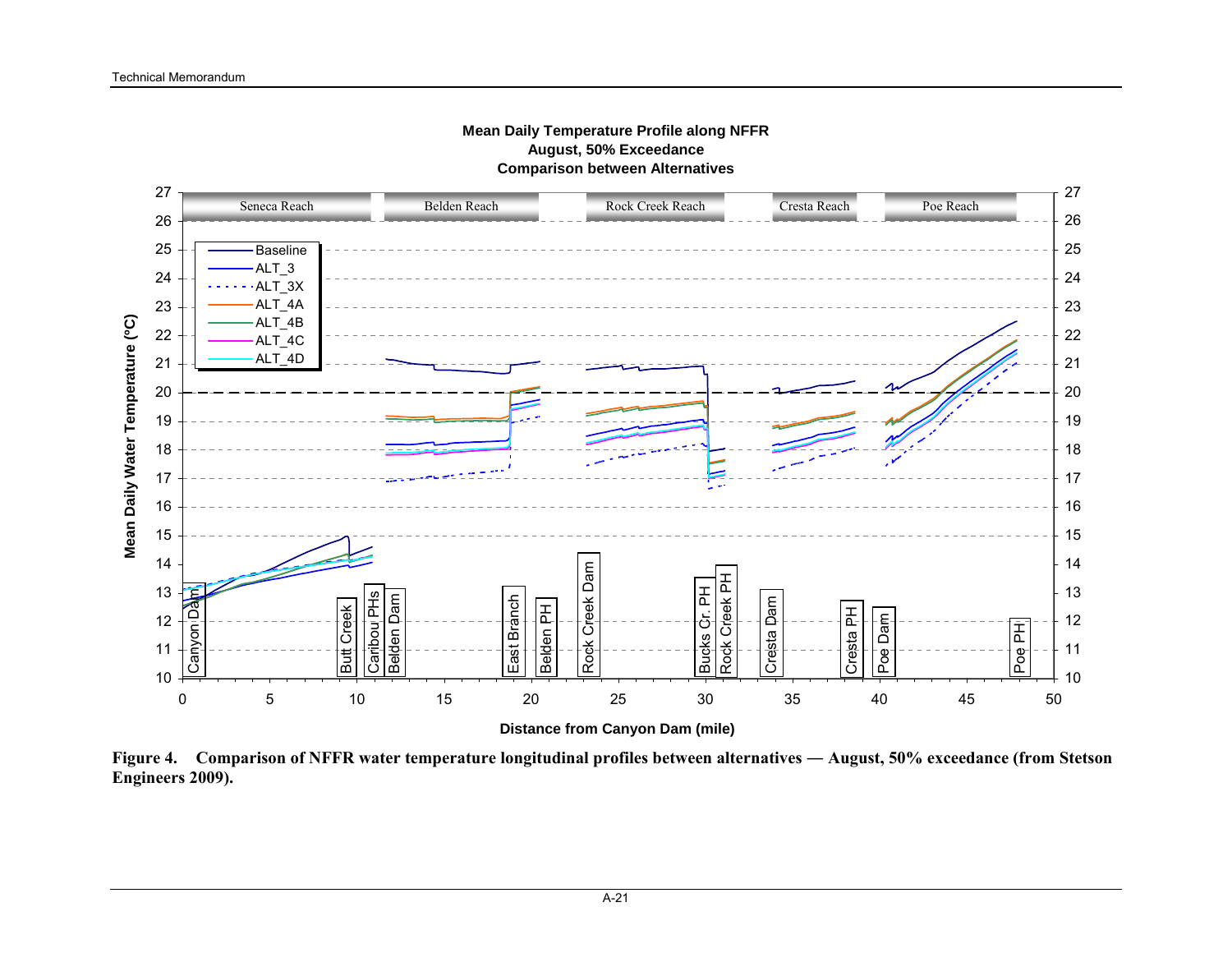**Figure 4. Comparison of NFFR water temperature longitudinal profiles between alternatives — August, 50% exceedance (from Stetson Engineers 2009).**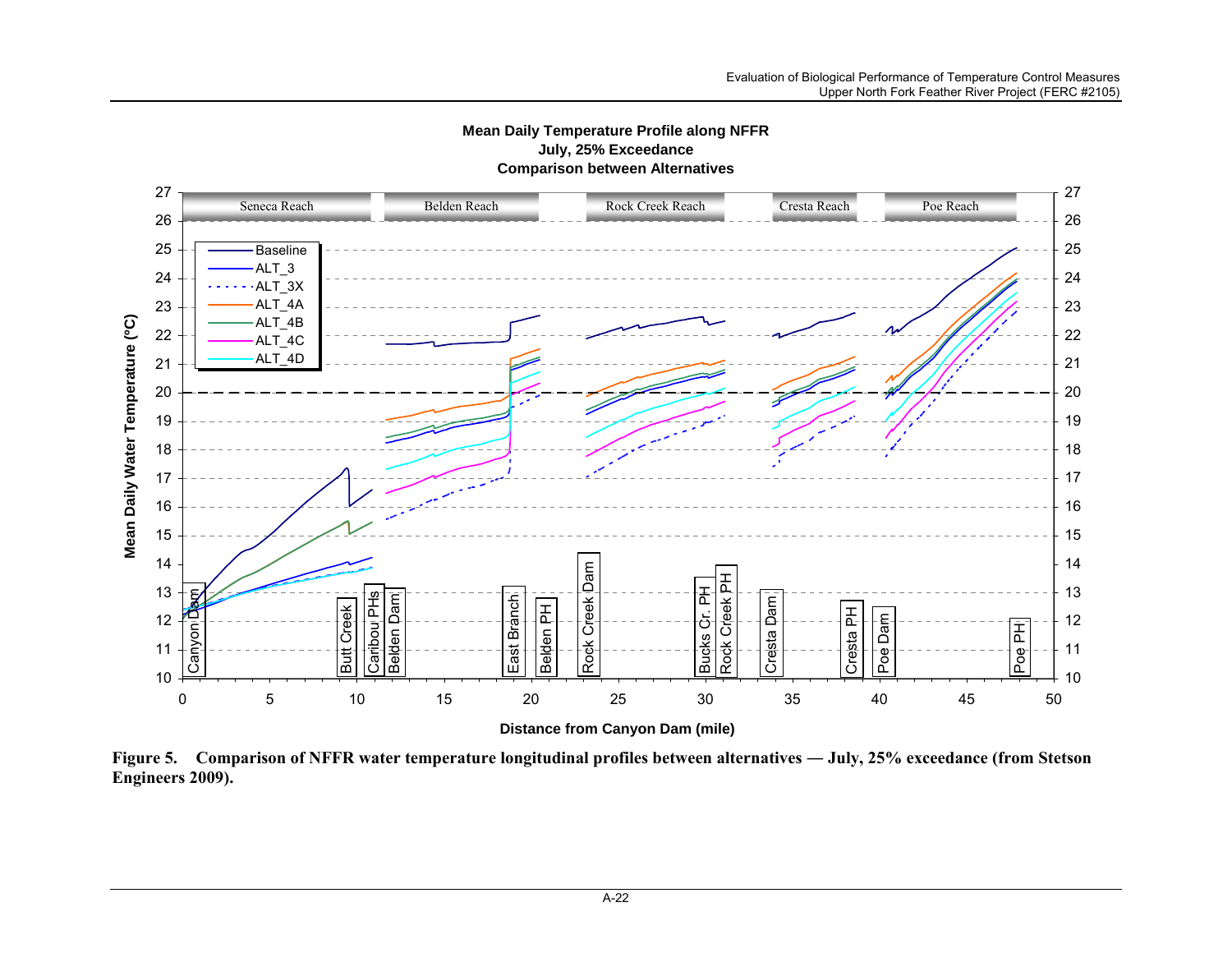Figure 5. Comparison of NFFR water temperature longitudinal profiles between alternatives — July, 25% exceedance (from Stetson Engineers 2009).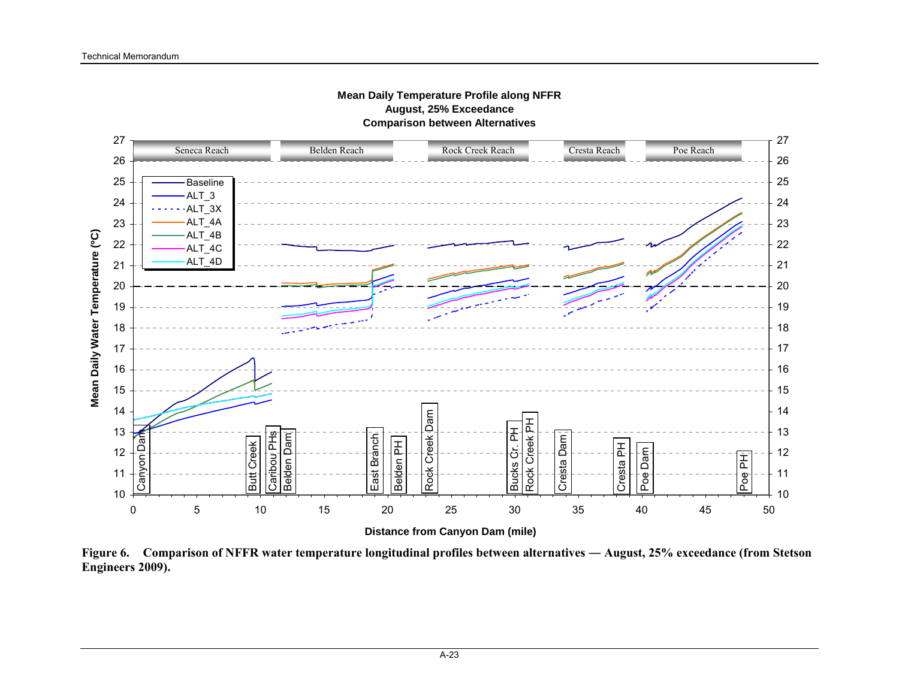Mean Daily Temperature Profile along NFFR
August, 25% Exceedance
Comparison between Alternatives

**Figure 6. Comparison of NFFR water temperature longitudinal profiles between alternatives — August, 25% exceedance (from Stetson Engineers 2009).**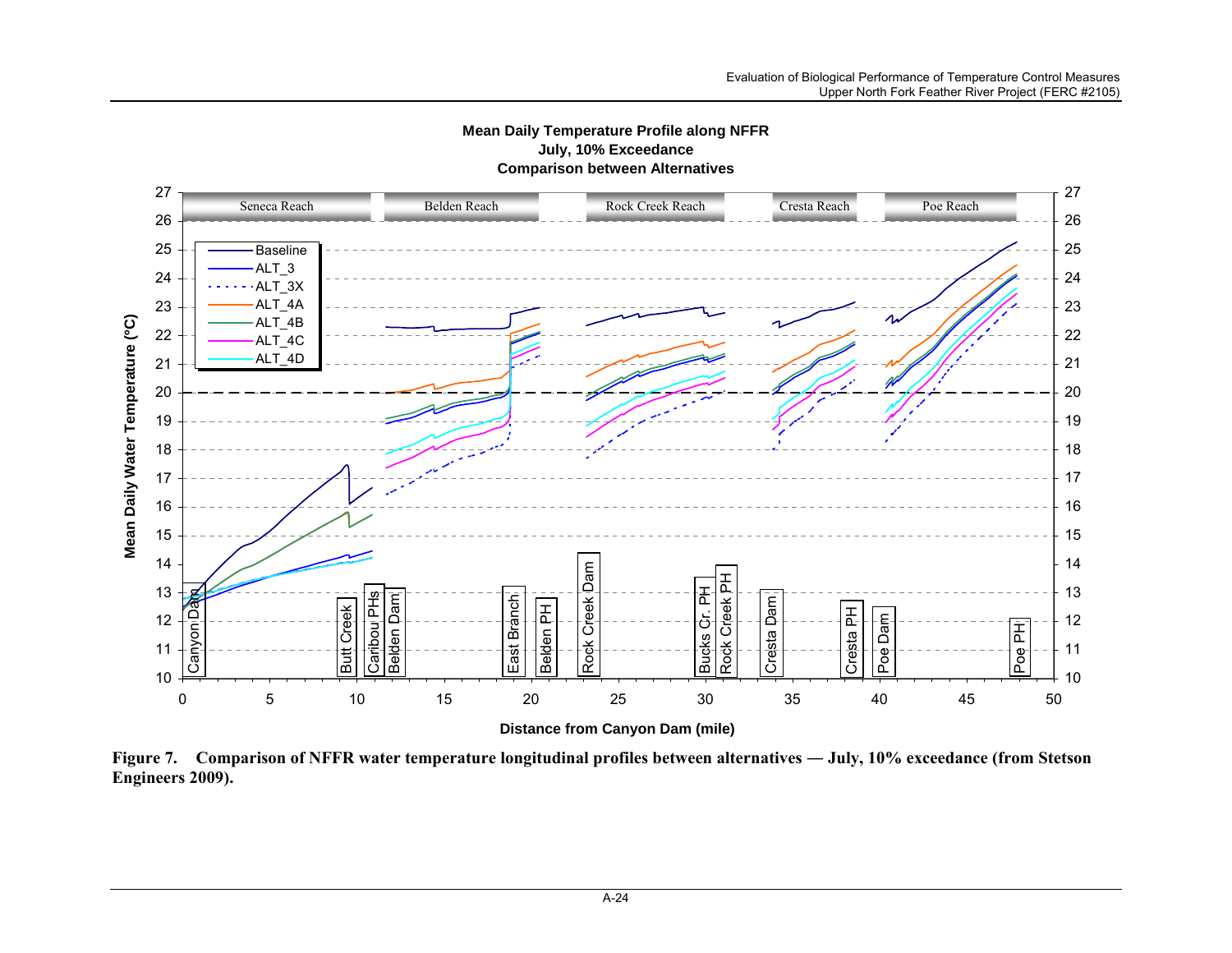**Figure 7. Comparison of NFFR water temperature longitudinal profiles between alternatives — July, 10% exceedance (from Stetson Engineers 2009).**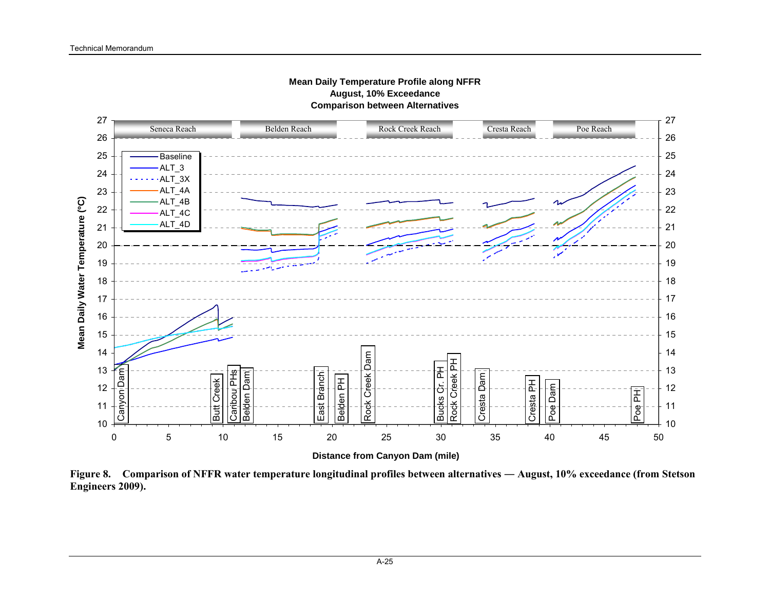**Figure 8. Comparison of NFFR water temperature longitudinal profiles between alternatives — August, 10% exceedance (from Stetson Engineers 2009).**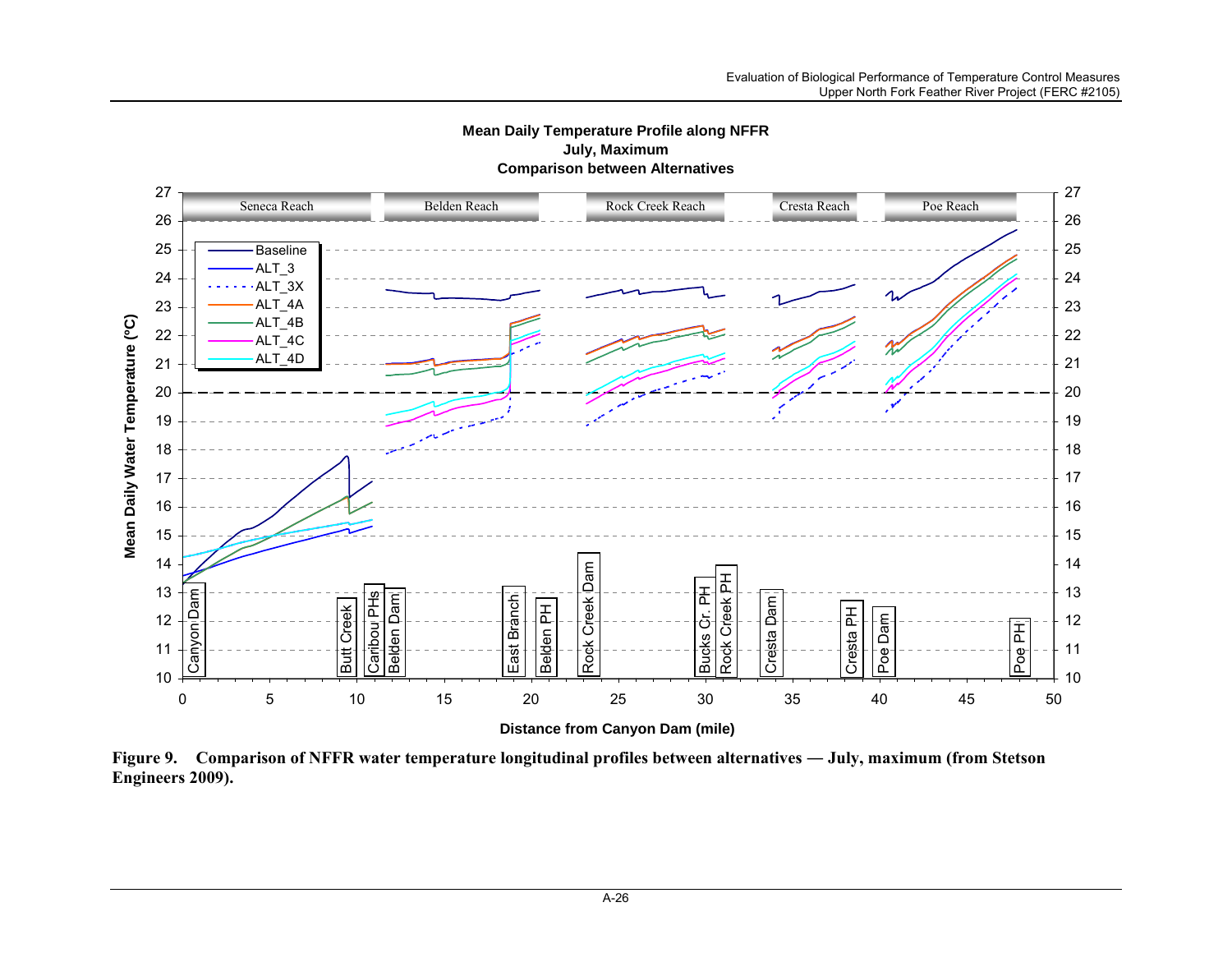**Figure 9. Comparison of NFFR water temperature longitudinal profiles between alternatives — July, maximum (from Stetson Engineers 2009).**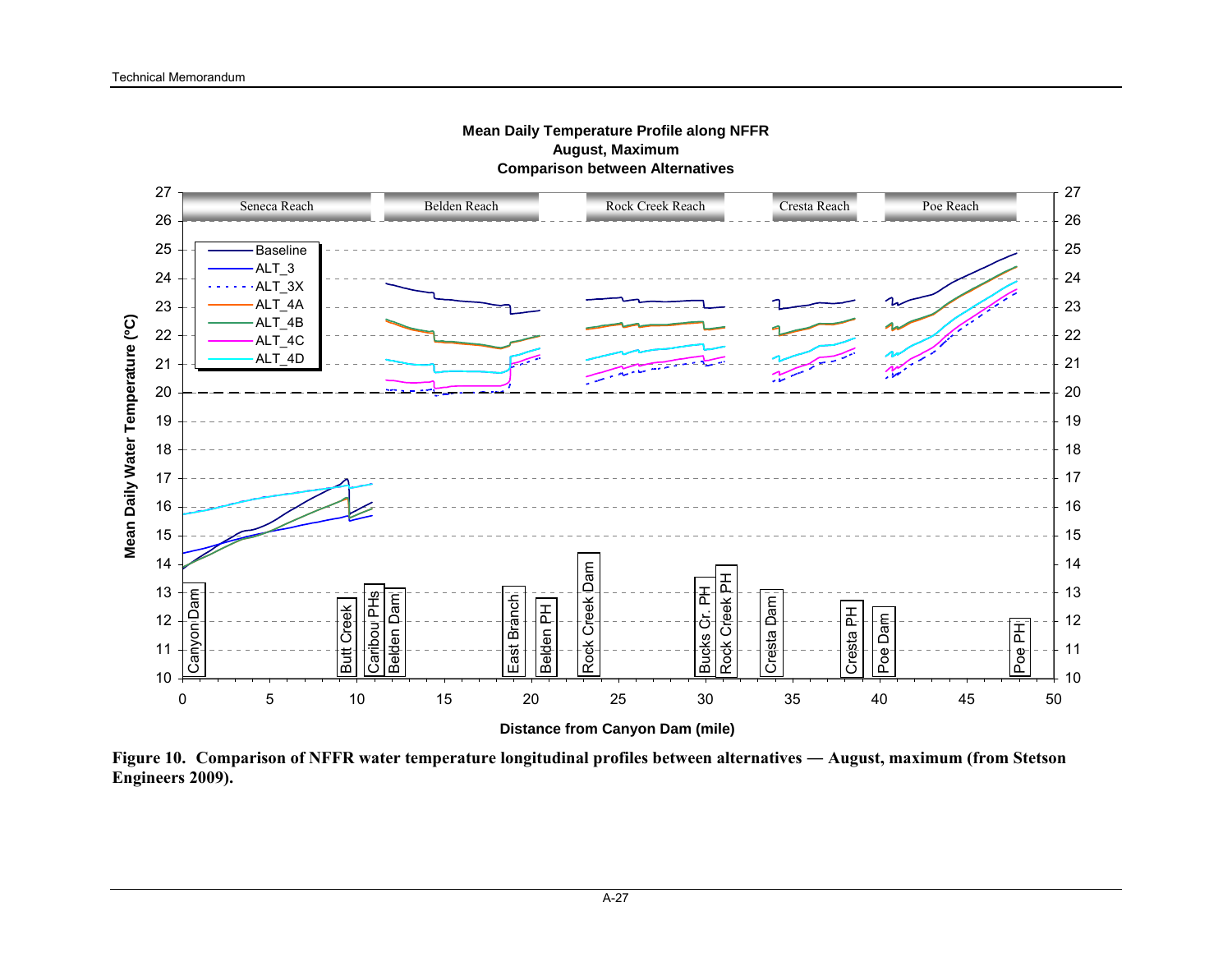**Figure 10. Comparison of NFFR water temperature longitudinal profiles between alternatives — August, maximum (from Stetson Engineers 2009).**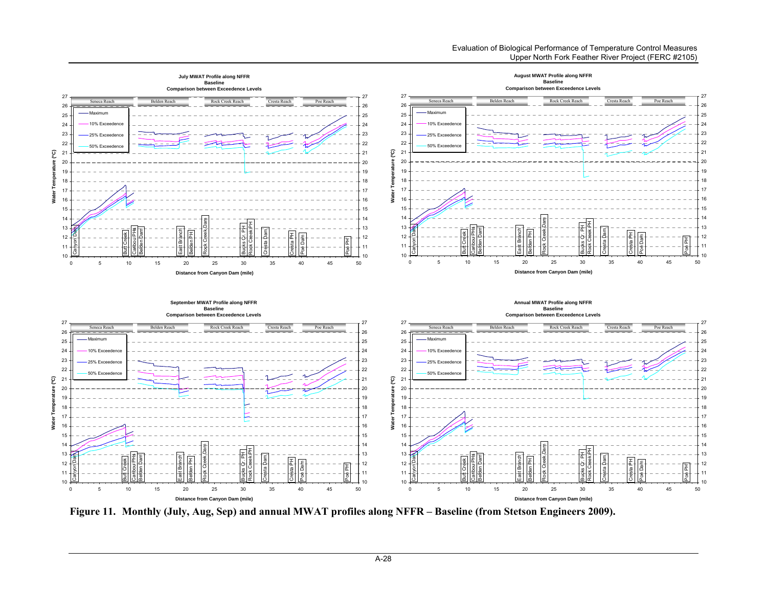**July MWAT Profile along NFFR**
**Baseline**
**Comparison between Exceedence Levels**

**August MWAT Profile along NFFR**
**Baseline**
**Comparison between Exceedence Levels**

**September MWAT Profile along NFFR**
**Baseline**
**Comparison between Exceedence Levels**

**Annual MWAT Profile along NFFR**
**Baseline**
**Comparison between Exceedence Levels**

**Figure 11. Monthly (July, Aug, Sep) and annual MWAT profiles along NFFR – Baseline (from Stetson Engineers 2009).**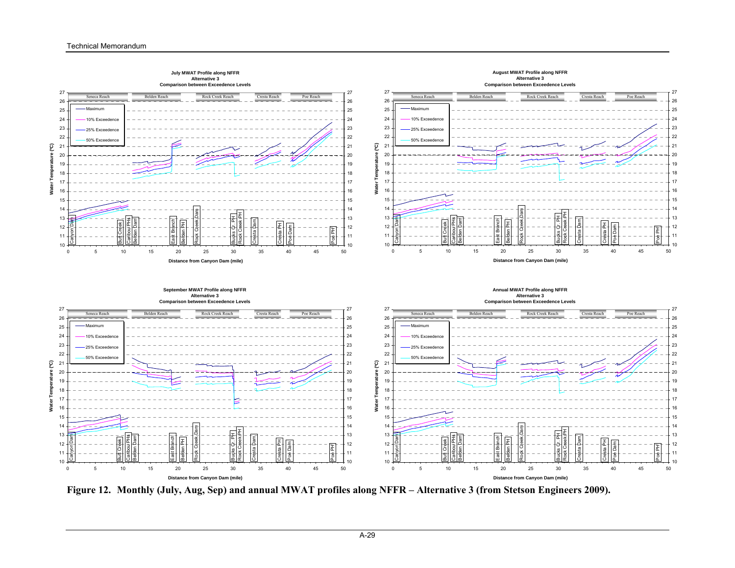**July MWAT Profile along NFFR**
**Alternative 3**
**Comparison between Exceedence Levels**

**August MWAT Profile along NFFR**
**Alternative 3**
**Comparison between Exceedence Levels**

**September MWAT Profile along NFFR**
**Alternative 3**
**Comparison between Exceedence Levels**

**Annual MWAT Profile along NFFR**
**Alternative 3**
**Comparison between Exceedence Levels**

**Figure 12. Monthly (July, Aug, Sep) and annual MWAT profiles along NFFR – Alternative 3 (from Stetson Engineers 2009).**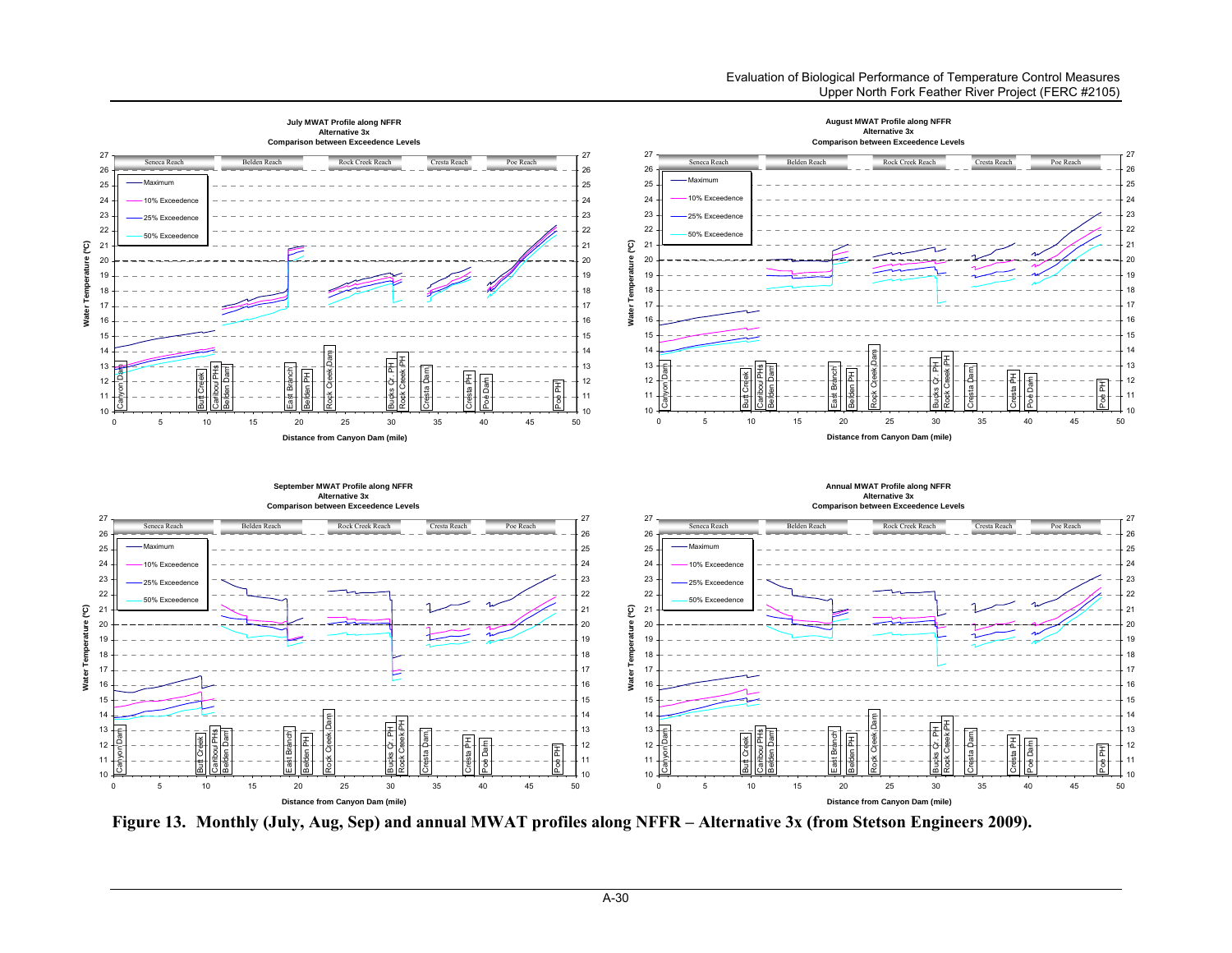**July MWAT Profile along NFFR**
**Alternative 3x**
**Comparison between Exceedence Levels**

Seneca Reach | Belden Reach | Rock Creek Reach | Cresta Reach | Poe Reach

Maximum
10% Exceedence
25% Exceedence
50% Exceedence

Canyon Dam | Butt Creek | Caribou PHs | Belden Dam | East Branch | Belden PH | Rock Creek Dam | Bucks Cr. PH | Rock Creek PH | Cresta Dam | Cresta PH | Poe Dam | Poe PH

Water Temperature (ºC)

Distance from Canyon Dam (mile)

**August MWAT Profile along NFFR**
**Alternative 3x**
**Comparison between Exceedence Levels**

Seneca Reach | Belden Reach | Rock Creek Reach | Cresta Reach | Poe Reach

Maximum
10% Exceedence
25% Exceedence
50% Exceedence

Canyon Dam | Butt Creek | Caribou PHs | Belden Dam | East Branch | Belden PH | Rock Creek Dam | Bucks Cr. PH | Rock Creek PH | Cresta Dam | Cresta PH | Poe Dam | Poe PH

Water Temperature (ºC)

Distance from Canyon Dam (mile)

**September MWAT Profile along NFFR**
**Alternative 3x**
**Comparison between Exceedence Levels**

Seneca Reach | Belden Reach | Rock Creek Reach | Cresta Reach | Poe Reach

Maximum
10% Exceedence
25% Exceedence
50% Exceedence

Canyon Dam | Butt Creek | Caribou PHs | Belden Dam | East Branch | Belden PH | Rock Creek Dam | Bucks Cr. PH | Rock Creek PH | Cresta Dam | Cresta PH | Poe Dam | Poe PH

Water Temperature (ºC)

Distance from Canyon Dam (mile)

**Annual MWAT Profile along NFFR**
**Alternative 3x**
**Comparison between Exceedence Levels**

Seneca Reach | Belden Reach | Rock Creek Reach | Cresta Reach | Poe Reach

Maximum
10% Exceedence
25% Exceedence
50% Exceedence

Canyon Dam | Butt Creek | Caribou PHs | Belden Dam | East Branch | Belden PH | Rock Creek Dam | Bucks Cr. PH | Rock Creek PH | Cresta Dam | Cresta PH | Poe Dam | Poe PH

Water Temperature (ºC)

Distance from Canyon Dam (mile)

**Figure 13. Monthly (July, Aug, Sep) and annual MWAT profiles along NFFR – Alternative 3x (from Stetson Engineers 2009).**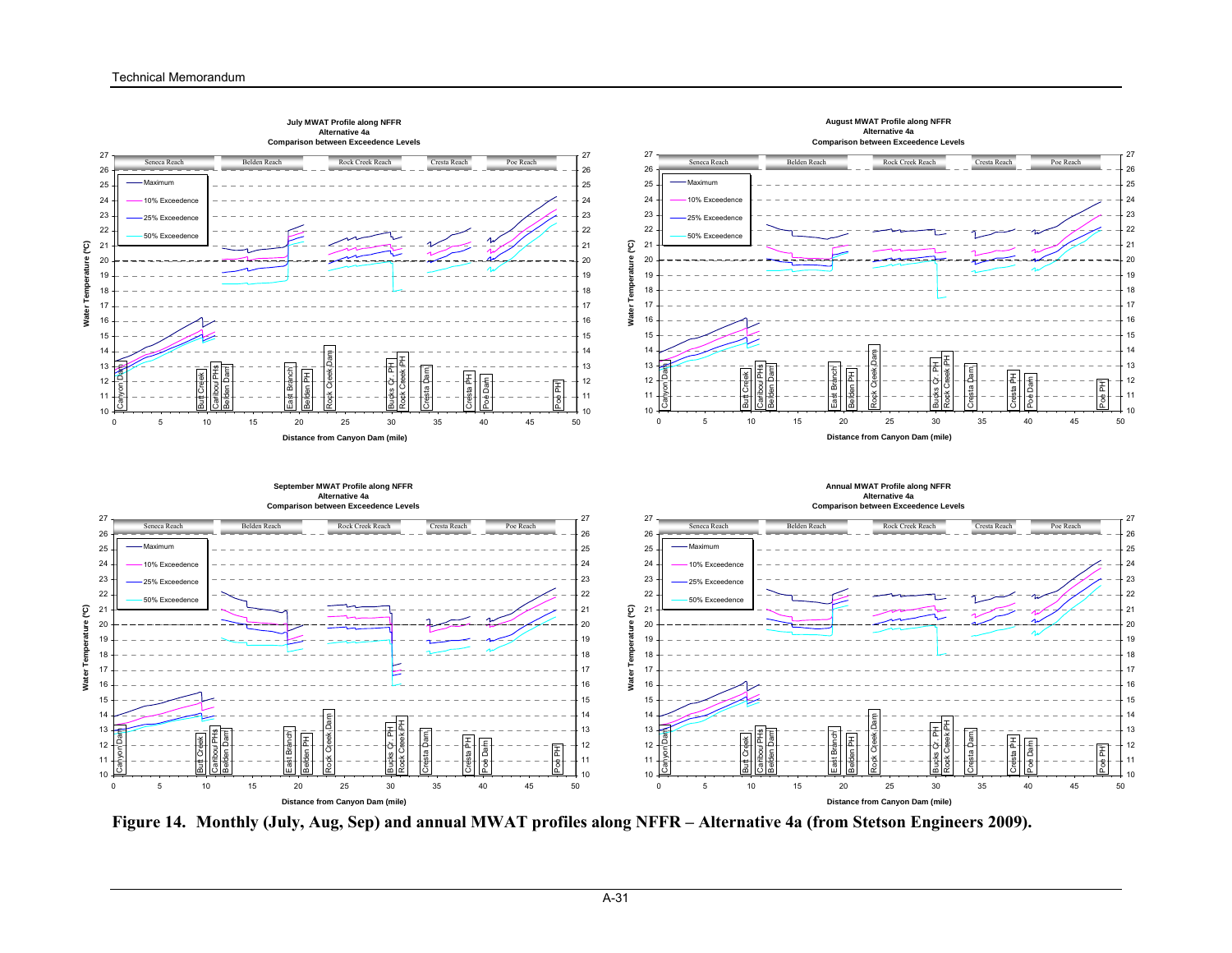**Figure 14. Monthly (July, Aug, Sep) and annual MWAT profiles along NFFR – Alternative 4a (from Stetson Engineers 2009).**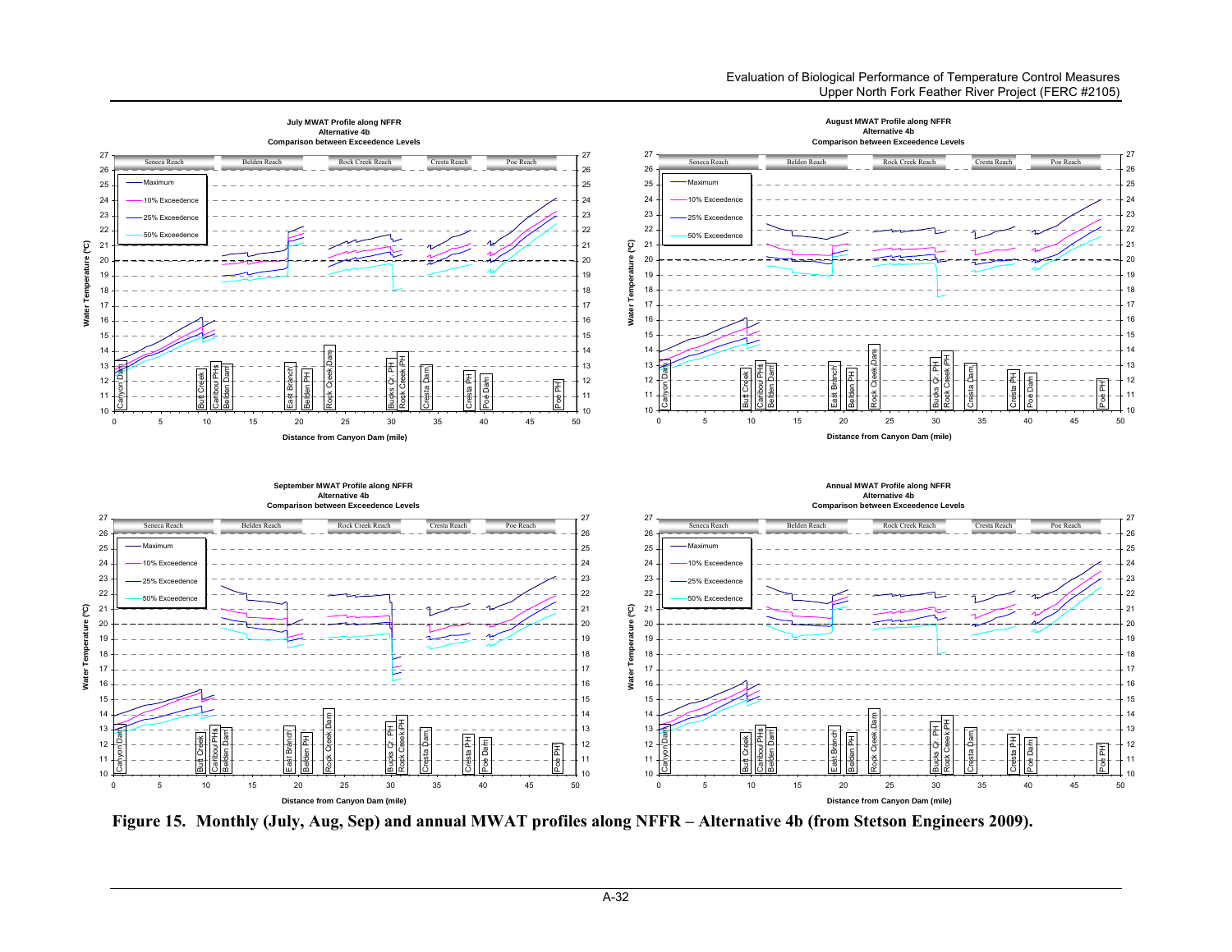**Figure 15. Monthly (July, Aug, Sep) and annual MWAT profiles along NFFR – Alternative 4b (from Stetson Engineers 2009).**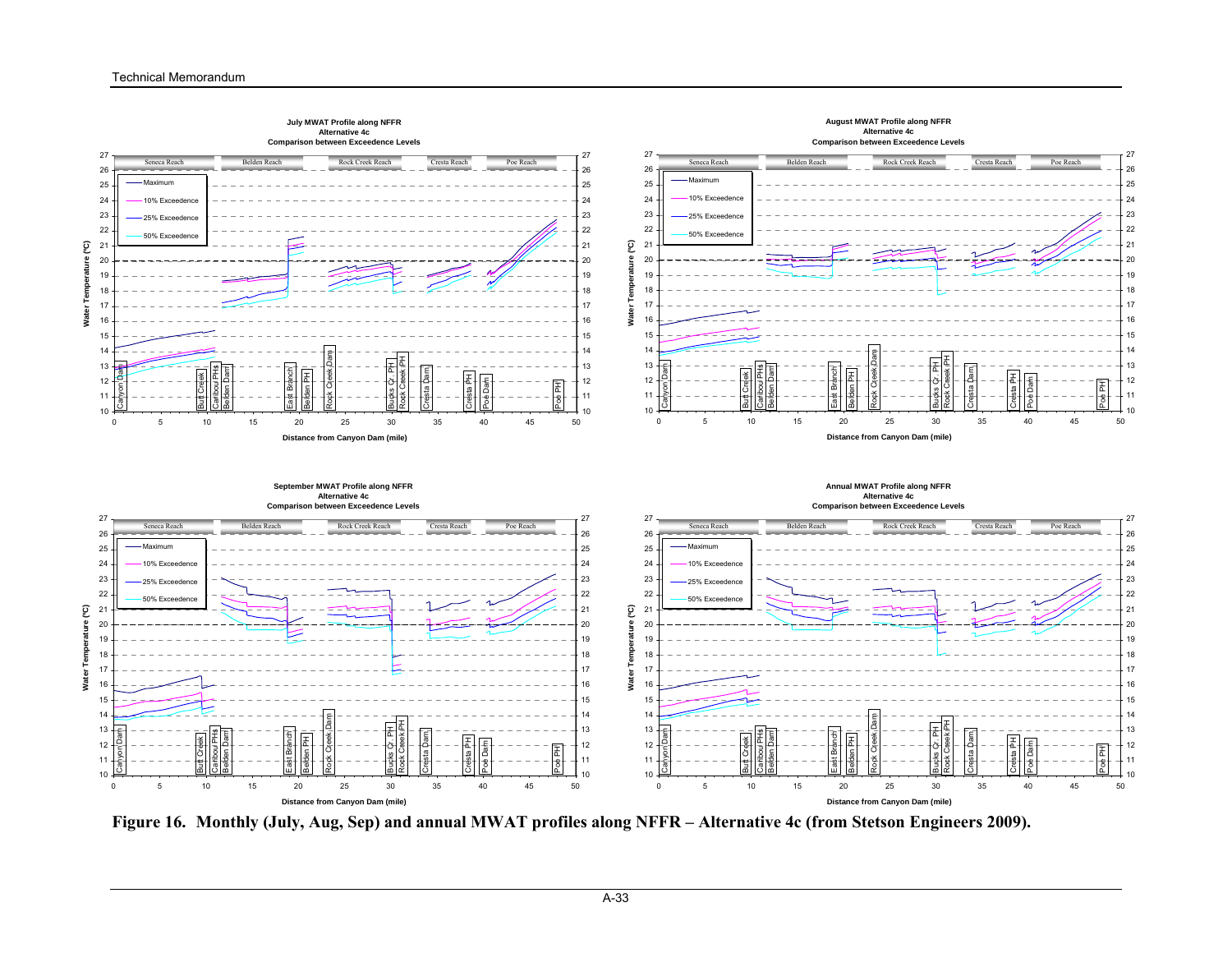**July MWAT Profile along NFFR**
**Alternative 4c**
**Comparison between Exceedence Levels**

Seneca Reach | Belden Reach | Rock Creek Reach | Cresta Reach | Poe Reach

Legend: Maximum; 10% Exceedence; 25% Exceedence; 50% Exceedence

Y-axis: Water Temperature (ºC)

X-axis: Distance from Canyon Dam (mile)

Labels: Canyon Dam, Butt Creek, Caribou PHs, Belden Dam, East Branch, Belden PH, Rock Creek Dam, Bucks Cr. PH, Rock Creek PH, Cresta Dam, Cresta PH, Poe Dam, Poe PH

**August MWAT Profile along NFFR**
**Alternative 4c**
**Comparison between Exceedence Levels**

Seneca Reach | Belden Reach | Rock Creek Reach | Cresta Reach | Poe Reach

Legend: Maximum; 10% Exceedence; 25% Exceedence; 50% Exceedence

Y-axis: Water Temperature (ºC)

X-axis: Distance from Canyon Dam (mile)

Labels: Canyon Dam, Butt Creek, Caribou PHs, Belden Dam, East Branch, Belden PH, Rock Creek Dam, Bucks Cr. PH, Rock Creek PH, Cresta Dam, Cresta PH, Poe Dam, Poe PH

**September MWAT Profile along NFFR**
**Alternative 4c**
**Comparison between Exceedence Levels**

Seneca Reach | Belden Reach | Rock Creek Reach | Cresta Reach | Poe Reach

Legend: Maximum; 10% Exceedence; 25% Exceedence; 50% Exceedence

Y-axis: Water Temperature (ºC)

X-axis: Distance from Canyon Dam (mile)

Labels: Canyon Dam, Butt Creek, Caribou PHs, Belden Dam, East Branch, Belden PH, Rock Creek Dam, Bucks Cr. PH, Rock Creek PH, Cresta Dam, Cresta PH, Poe Dam, Poe PH

**Annual MWAT Profile along NFFR**
**Alternative 4c**
**Comparison between Exceedence Levels**

Seneca Reach | Belden Reach | Rock Creek Reach | Cresta Reach | Poe Reach

Legend: Maximum; 10% Exceedence; 25% Exceedence; 50% Exceedence

Y-axis: Water Temperature (ºC)

X-axis: Distance from Canyon Dam (mile)

Labels: Canyon Dam, Butt Creek, Caribou PHs, Belden Dam, East Branch, Belden PH, Rock Creek Dam, Bucks Cr. PH, Rock Creek PH, Cresta Dam, Cresta PH, Poe Dam, Poe PH

**Figure 16. Monthly (July, Aug, Sep) and annual MWAT profiles along NFFR – Alternative 4c (from Stetson Engineers 2009).**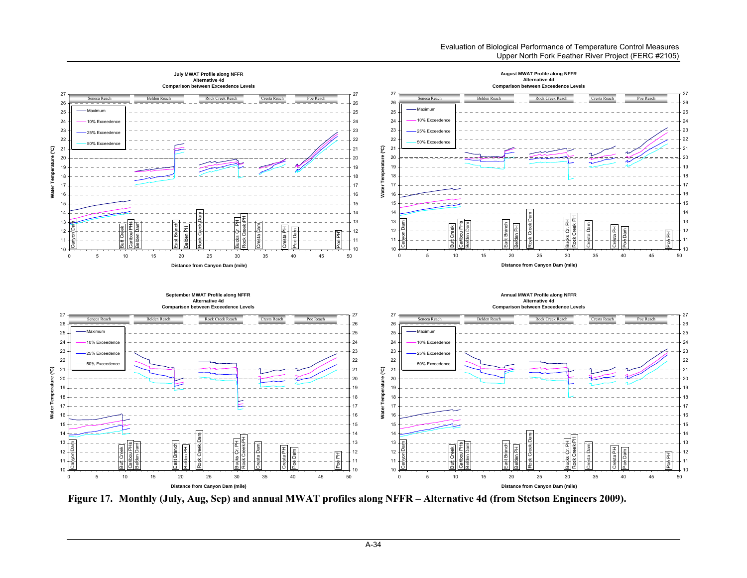**Figure 17. Monthly (July, Aug, Sep) and annual MWAT profiles along NFFR – Alternative 4d (from Stetson Engineers 2009).**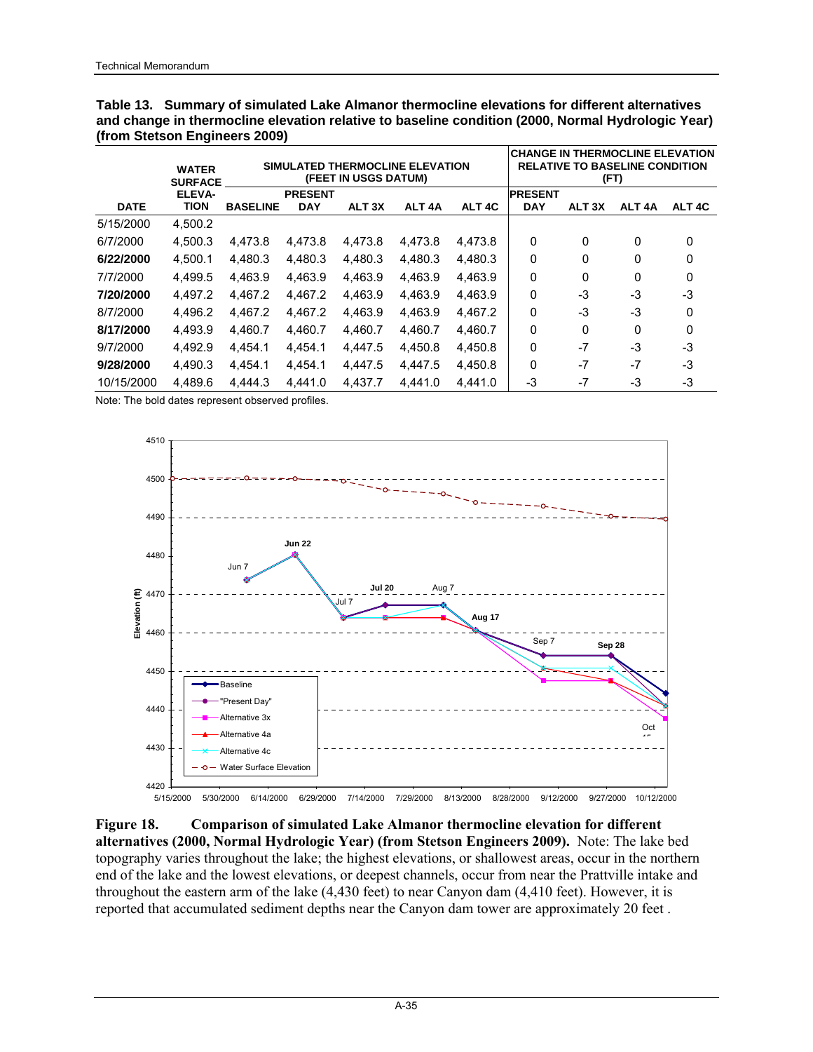**Table 13. Summary of simulated Lake Almanor thermocline elevations for different alternatives and change in thermocline elevation relative to baseline condition (2000, Normal Hydrologic Year) (from Stetson Engineers 2009)**

| DATE | WATER SURFACE ELEVA-TION | SIMULATED THERMOCLINE ELEVATION (FEET IN USGS DATUM) | | | | | CHANGE IN THERMOCLINE ELEVATION RELATIVE TO BASELINE CONDITION (FT) | | | |
|---|---|---|---|---|---|---|---|---|---|---|
| | | BASELINE | PRESENT DAY | ALT 3X | ALT 4A | ALT 4C | PRESENT DAY | ALT 3X | ALT 4A | ALT 4C |
| 5/15/2000 | 4,500.2 | | | | | | | | | |
| 6/7/2000 | 4,500.3 | 4,473.8 | 4,473.8 | 4,473.8 | 4,473.8 | 4,473.8 | 0 | 0 | 0 | 0 |
| **6/22/2000** | 4,500.1 | 4,480.3 | 4,480.3 | 4,480.3 | 4,480.3 | 4,480.3 | 0 | 0 | 0 | 0 |
| 7/7/2000 | 4,499.5 | 4,463.9 | 4,463.9 | 4,463.9 | 4,463.9 | 4,463.9 | 0 | 0 | 0 | 0 |
| **7/20/2000** | 4,497.2 | 4,467.2 | 4,467.2 | 4,463.9 | 4,463.9 | 4,463.9 | 0 | -3 | -3 | -3 |
| 8/7/2000 | 4,496.2 | 4,467.2 | 4,467.2 | 4,463.9 | 4,463.9 | 4,467.2 | 0 | -3 | -3 | 0 |
| **8/17/2000** | 4,493.9 | 4,460.7 | 4,460.7 | 4,460.7 | 4,460.7 | 4,460.7 | 0 | 0 | 0 | 0 |
| 9/7/2000 | 4,492.9 | 4,454.1 | 4,454.1 | 4,447.5 | 4,450.8 | 4,450.8 | 0 | -7 | -3 | -3 |
| **9/28/2000** | 4,490.3 | 4,454.1 | 4,454.1 | 4,447.5 | 4,447.5 | 4,450.8 | 0 | -7 | -7 | -3 |
| 10/15/2000 | 4,489.6 | 4,444.3 | 4,441.0 | 4,437.7 | 4,441.0 | 4,441.0 | -3 | -7 | -3 | -3 |

Note: The bold dates represent observed profiles.

**Figure 18. Comparison of simulated Lake Almanor thermocline elevation for different alternatives (2000, Normal Hydrologic Year) (from Stetson Engineers 2009).** Note: The lake bed topography varies throughout the lake; the highest elevations, or shallowest areas, occur in the northern end of the lake and the lowest elevations, or deepest channels, occur from near the Prattville intake and throughout the eastern arm of the lake (4,430 feet) to near Canyon dam (4,410 feet). However, it is reported that accumulated sediment depths near the Canyon dam tower are approximately 20 feet .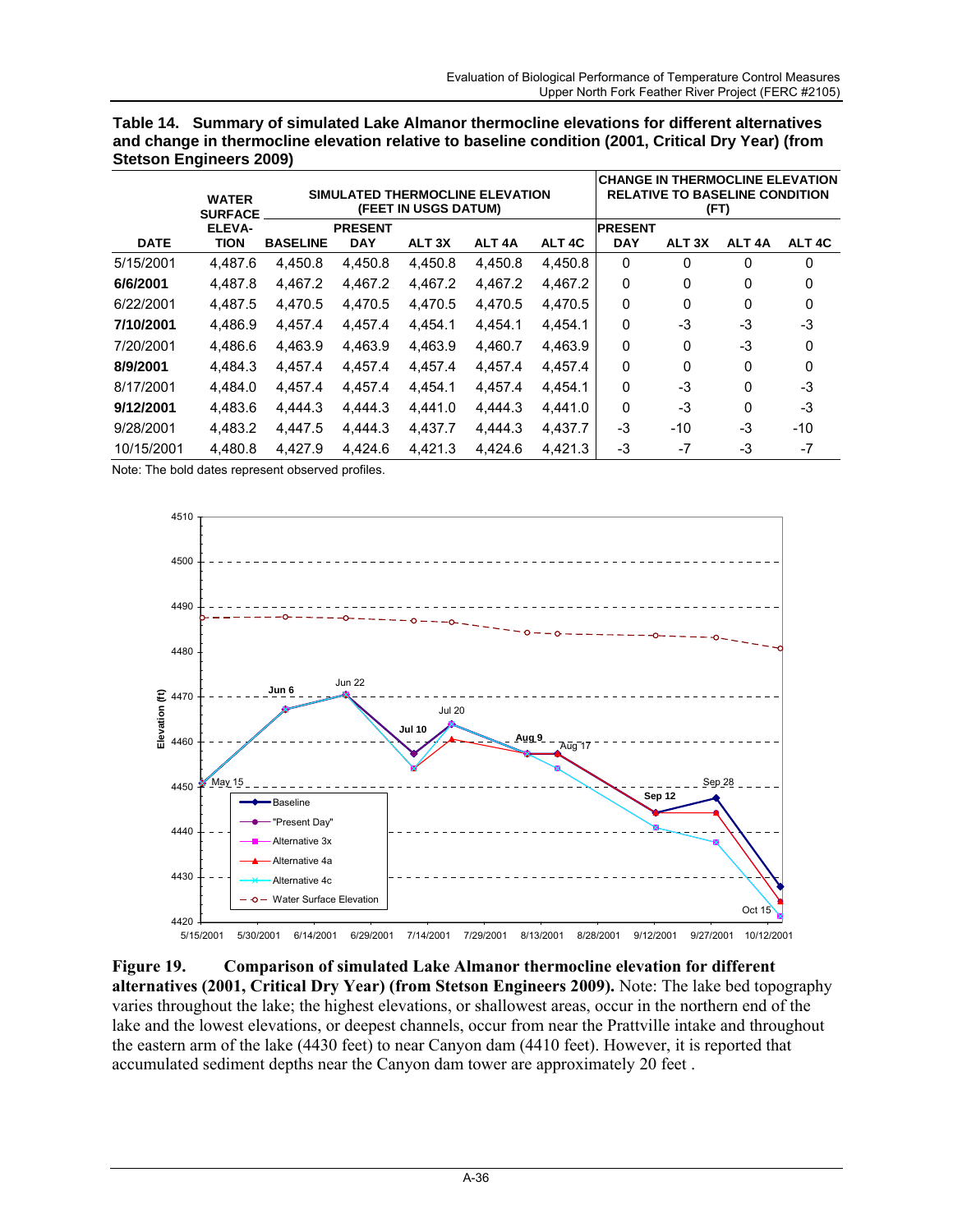**Table 14. Summary of simulated Lake Almanor thermocline elevations for different alternatives and change in thermocline elevation relative to baseline condition (2001, Critical Dry Year) (from Stetson Engineers 2009)**

| DATE | WATER SURFACE ELEVATION | SIMULATED THERMOCLINE ELEVATION (FEET IN USGS DATUM) | | | | | CHANGE IN THERMOCLINE ELEVATION RELATIVE TO BASELINE CONDITION (FT) | | | |
|---|---|---|---|---|---|---|---|---|---|---|
| | | BASELINE | PRESENT DAY | ALT 3X | ALT 4A | ALT 4C | PRESENT DAY | ALT 3X | ALT 4A | ALT 4C |
| 5/15/2001 | 4,487.6 | 4,450.8 | 4,450.8 | 4,450.8 | 4,450.8 | 4,450.8 | 0 | 0 | 0 | 0 |
| **6/6/2001** | 4,487.8 | 4,467.2 | 4,467.2 | 4,467.2 | 4,467.2 | 4,467.2 | 0 | 0 | 0 | 0 |
| 6/22/2001 | 4,487.5 | 4,470.5 | 4,470.5 | 4,470.5 | 4,470.5 | 4,470.5 | 0 | 0 | 0 | 0 |
| **7/10/2001** | 4,486.9 | 4,457.4 | 4,457.4 | 4,454.1 | 4,454.1 | 4,454.1 | 0 | -3 | -3 | -3 |
| 7/20/2001 | 4,486.6 | 4,463.9 | 4,463.9 | 4,463.9 | 4,460.7 | 4,463.9 | 0 | 0 | -3 | 0 |
| **8/9/2001** | 4,484.3 | 4,457.4 | 4,457.4 | 4,457.4 | 4,457.4 | 4,457.4 | 0 | 0 | 0 | 0 |
| 8/17/2001 | 4,484.0 | 4,457.4 | 4,457.4 | 4,454.1 | 4,457.4 | 4,454.1 | 0 | -3 | 0 | -3 |
| **9/12/2001** | 4,483.6 | 4,444.3 | 4,444.3 | 4,441.0 | 4,444.3 | 4,441.0 | 0 | -3 | 0 | -3 |
| 9/28/2001 | 4,483.2 | 4,447.5 | 4,444.3 | 4,437.7 | 4,444.3 | 4,437.7 | -3 | -10 | -3 | -10 |
| 10/15/2001 | 4,480.8 | 4,427.9 | 4,424.6 | 4,421.3 | 4,424.6 | 4,421.3 | -3 | -7 | -3 | -7 |

Note: The bold dates represent observed profiles.

**Figure 19. Comparison of simulated Lake Almanor thermocline elevation for different alternatives (2001, Critical Dry Year) (from Stetson Engineers 2009).** Note: The lake bed topography varies throughout the lake; the highest elevations, or shallowest areas, occur in the northern end of the lake and the lowest elevations, or deepest channels, occur from near the Prattville intake and throughout the eastern arm of the lake (4430 feet) to near Canyon dam (4410 feet). However, it is reported that accumulated sediment depths near the Canyon dam tower are approximately 20 feet .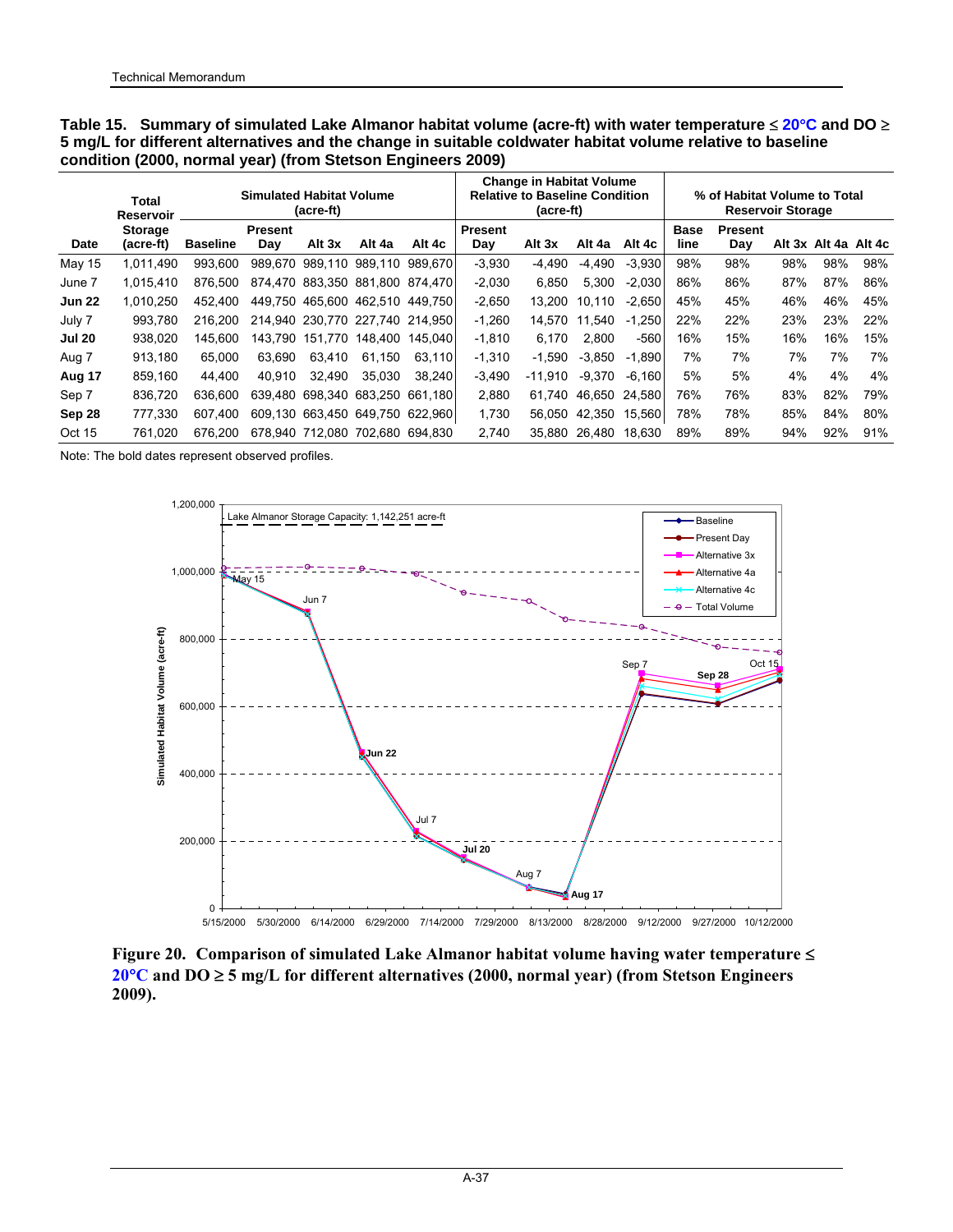**Table 15. Summary of simulated Lake Almanor habitat volume (acre-ft) with water temperature ≤ 20°C and DO ≥ 5 mg/L for different alternatives and the change in suitable coldwater habitat volume relative to baseline condition (2000, normal year) (from Stetson Engineers 2009)**

| Date | Total Reservoir Storage (acre-ft) | Simulated Habitat Volume (acre-ft) | | | | | Change in Habitat Volume Relative to Baseline Condition (acre-ft) | | | | % of Habitat Volume to Total Reservoir Storage | | | | |
|---|---|---|---|---|---|---|---|---|---|---|---|---|---|---|---|
| | | Baseline | Present Day | Alt 3x | Alt 4a | Alt 4c | Present Day | Alt 3x | Alt 4a | Alt 4c | Base line | Present Day | Alt 3x | Alt 4a | Alt 4c |
| May 15 | 1,011,490 | 993,600 | 989,670 | 989,110 | 989,110 | 989,670 | -3,930 | -4,490 | -4,490 | -3,930 | 98% | 98% | 98% | 98% | 98% |
| June 7 | 1,015,410 | 876,500 | 874,470 | 883,350 | 881,800 | 874,470 | -2,030 | 6,850 | 5,300 | -2,030 | 86% | 86% | 87% | 87% | 86% |
| **Jun 22** | 1,010,250 | 452,400 | 449,750 | 465,600 | 462,510 | 449,750 | -2,650 | 13,200 | 10,110 | -2,650 | 45% | 45% | 46% | 46% | 45% |
| July 7 | 993,780 | 216,200 | 214,940 | 230,770 | 227,740 | 214,950 | -1,260 | 14,570 | 11,540 | -1,250 | 22% | 22% | 23% | 23% | 22% |
| **Jul 20** | 938,020 | 145,600 | 143,790 | 151,770 | 148,400 | 145,040 | -1,810 | 6,170 | 2,800 | -560 | 16% | 15% | 16% | 16% | 15% |
| Aug 7 | 913,180 | 65,000 | 63,690 | 63,410 | 61,150 | 63,110 | -1,310 | -1,590 | -3,850 | -1,890 | 7% | 7% | 7% | 7% | 7% |
| **Aug 17** | 859,160 | 44,400 | 40,910 | 32,490 | 35,030 | 38,240 | -3,490 | -11,910 | -9,370 | -6,160 | 5% | 5% | 4% | 4% | 4% |
| Sep 7 | 836,720 | 636,600 | 639,480 | 698,340 | 683,250 | 661,180 | 2,880 | 61,740 | 46,650 | 24,580 | 76% | 76% | 83% | 82% | 79% |
| **Sep 28** | 777,330 | 607,400 | 609,130 | 663,450 | 649,750 | 622,960 | 1,730 | 56,050 | 42,350 | 15,560 | 78% | 78% | 85% | 84% | 80% |
| Oct 15 | 761,020 | 676,200 | 678,940 | 712,080 | 702,680 | 694,830 | 2,740 | 35,880 | 26,480 | 18,630 | 89% | 89% | 94% | 92% | 91% |

Note: The bold dates represent observed profiles.

**Figure 20. Comparison of simulated Lake Almanor habitat volume having water temperature ≤ 20°C and DO ≥ 5 mg/L for different alternatives (2000, normal year) (from Stetson Engineers 2009).**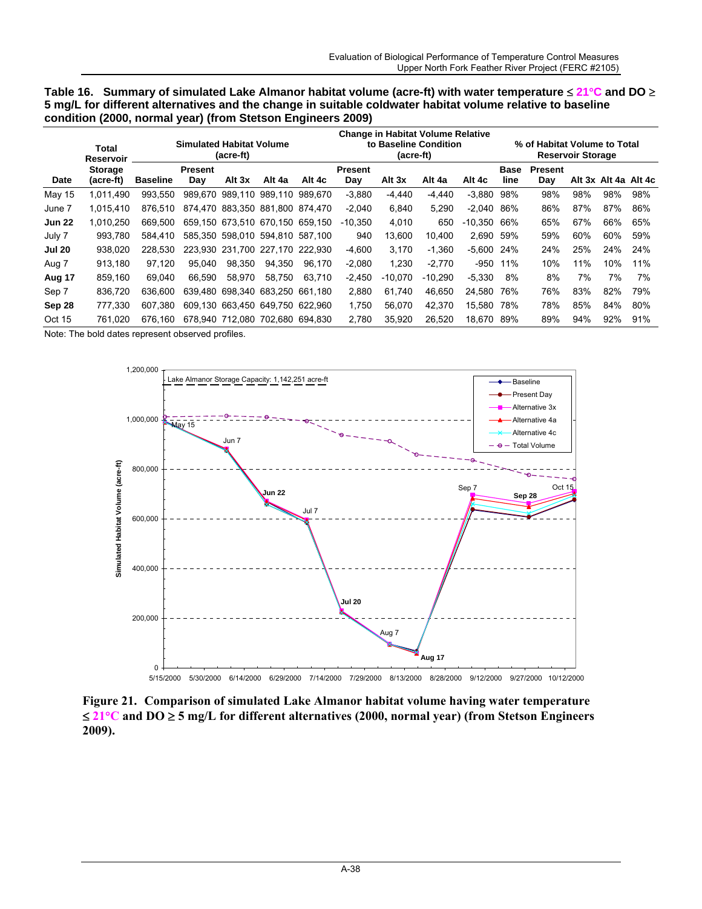**Table 16. Summary of simulated Lake Almanor habitat volume (acre-ft) with water temperature ≤ 21°C and DO ≥ 5 mg/L for different alternatives and the change in suitable coldwater habitat volume relative to baseline condition (2000, normal year) (from Stetson Engineers 2009)**

| Date | Total Reservoir Storage (acre-ft) | Simulated Habitat Volume (acre-ft) | | | | | Change in Habitat Volume Relative to Baseline Condition (acre-ft) | | | | % of Habitat Volume to Total Reservoir Storage | | | | |
|---|---|---|---|---|---|---|---|---|---|---|---|---|---|---|---|
| | | Baseline | Present Day | Alt 3x | Alt 4a | Alt 4c | Present Day | Alt 3x | Alt 4a | Alt 4c | Base line | Present Day | Alt 3x | Alt 4a | Alt 4c |
| May 15 | 1,011,490 | 993,550 | 989,670 | 989,110 | 989,110 | 989,670 | -3,880 | -4,440 | -4,440 | -3,880 | 98% | 98% | 98% | 98% | 98% |
| June 7 | 1,015,410 | 876,510 | 874,470 | 883,350 | 881,800 | 874,470 | -2,040 | 6,840 | 5,290 | -2,040 | 86% | 86% | 87% | 87% | 86% |
| **Jun 22** | 1,010,250 | 669,500 | 659,150 | 673,510 | 670,150 | 659,150 | -10,350 | 4,010 | 650 | -10,350 | 66% | 65% | 67% | 66% | 65% |
| July 7 | 993,780 | 584,410 | 585,350 | 598,010 | 594,810 | 587,100 | 940 | 13,600 | 10,400 | 2,690 | 59% | 59% | 60% | 60% | 59% |
| **Jul 20** | 938,020 | 228,530 | 223,930 | 231,700 | 227,170 | 222,930 | -4,600 | 3,170 | -1,360 | -5,600 | 24% | 24% | 25% | 24% | 24% |
| Aug 7 | 913,180 | 97,120 | 95,040 | 98,350 | 94,350 | 96,170 | -2,080 | 1,230 | -2,770 | -950 | 11% | 10% | 11% | 10% | 11% |
| **Aug 17** | 859,160 | 69,040 | 66,590 | 58,970 | 58,750 | 63,710 | -2,450 | -10,070 | -10,290 | -5,330 | 8% | 8% | 7% | 7% | 7% |
| Sep 7 | 836,720 | 636,600 | 639,480 | 698,340 | 683,250 | 661,180 | 2,880 | 61,740 | 46,650 | 24,580 | 76% | 76% | 83% | 82% | 79% |
| **Sep 28** | 777,330 | 607,380 | 609,130 | 663,450 | 649,750 | 622,960 | 1,750 | 56,070 | 42,370 | 15,580 | 78% | 78% | 85% | 84% | 80% |
| Oct 15 | 761,020 | 676,160 | 678,940 | 712,080 | 702,680 | 694,830 | 2,780 | 35,920 | 26,520 | 18,670 | 89% | 89% | 94% | 92% | 91% |

Note: The bold dates represent observed profiles.

**Figure 21. Comparison of simulated Lake Almanor habitat volume having water temperature ≤ 21°C and DO ≥ 5 mg/L for different alternatives (2000, normal year) (from Stetson Engineers 2009).**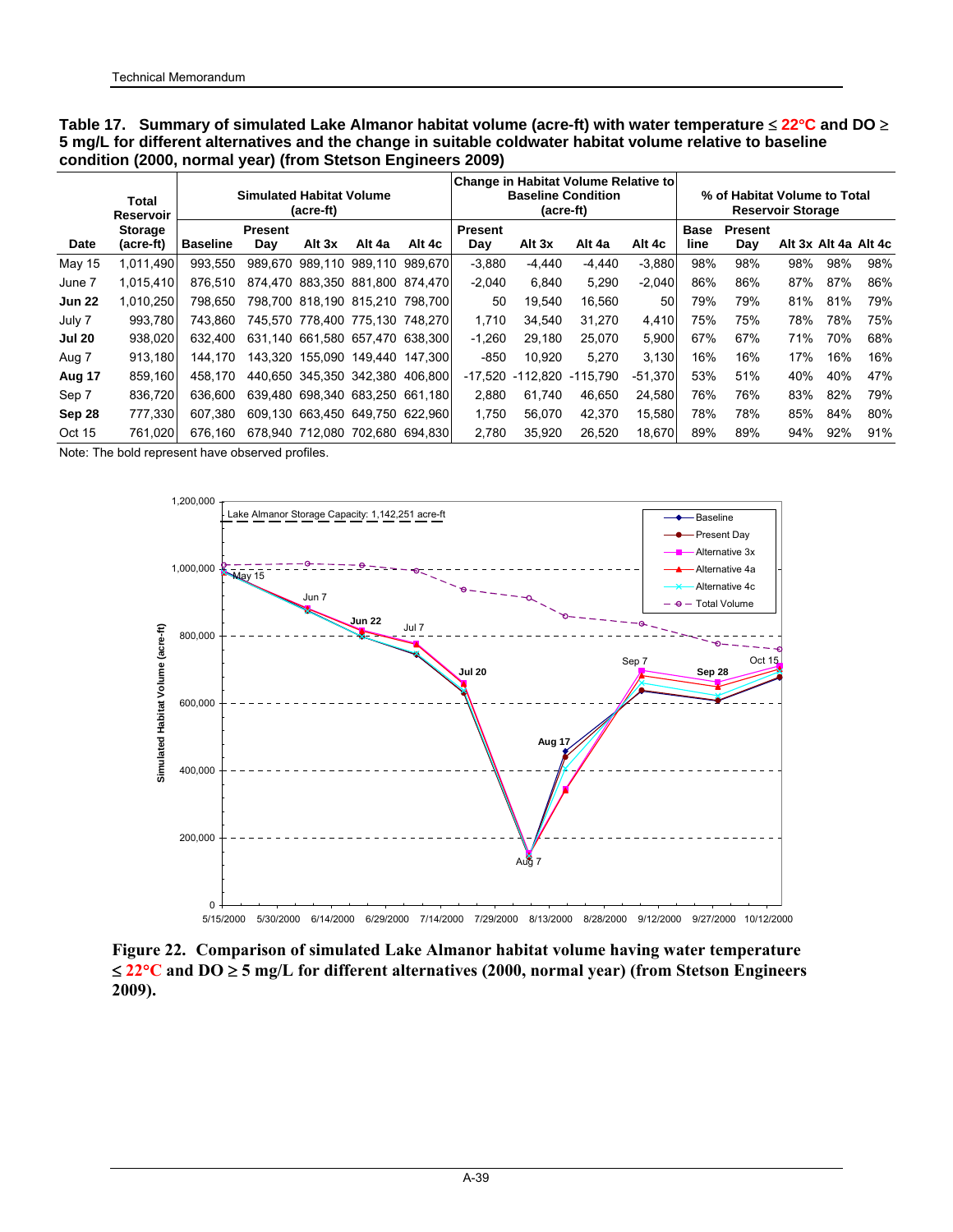**Table 17. Summary of simulated Lake Almanor habitat volume (acre-ft) with water temperature ≤ 22°C and DO ≥ 5 mg/L for different alternatives and the change in suitable coldwater habitat volume relative to baseline condition (2000, normal year) (from Stetson Engineers 2009)**

| Date | Total Reservoir Storage (acre-ft) | Simulated Habitat Volume (acre-ft) | | | | | Change in Habitat Volume Relative to Baseline Condition (acre-ft) | | | | % of Habitat Volume to Total Reservoir Storage | | | | |
|---|---|---|---|---|---|---|---|---|---|---|---|---|---|---|---|
| | | Baseline | Present Day | Alt 3x | Alt 4a | Alt 4c | Present Day | Alt 3x | Alt 4a | Alt 4c | Base line | Present Day | Alt 3x | Alt 4a | Alt 4c |
| May 15 | 1,011,490 | 993,550 | 989,670 | 989,110 | 989,110 | 989,670 | -3,880 | -4,440 | -4,440 | -3,880 | 98% | 98% | 98% | 98% | 98% |
| June 7 | 1,015,410 | 876,510 | 874,470 | 883,350 | 881,800 | 874,470 | -2,040 | 6,840 | 5,290 | -2,040 | 86% | 86% | 87% | 87% | 86% |
| **Jun 22** | 1,010,250 | 798,650 | 798,700 | 818,190 | 815,210 | 798,700 | 50 | 19,540 | 16,560 | 50 | 79% | 79% | 81% | 81% | 79% |
| July 7 | 993,780 | 743,860 | 745,570 | 778,400 | 775,130 | 748,270 | 1,710 | 34,540 | 31,270 | 4,410 | 75% | 75% | 78% | 78% | 75% |
| **Jul 20** | 938,020 | 632,400 | 631,140 | 661,580 | 657,470 | 638,300 | -1,260 | 29,180 | 25,070 | 5,900 | 67% | 67% | 71% | 70% | 68% |
| Aug 7 | 913,180 | 144,170 | 143,320 | 155,090 | 149,440 | 147,300 | -850 | 10,920 | 5,270 | 3,130 | 16% | 16% | 17% | 16% | 16% |
| **Aug 17** | 859,160 | 458,170 | 440,650 | 345,350 | 342,380 | 406,800 | -17,520 | -112,820 | -115,790 | -51,370 | 53% | 51% | 40% | 40% | 47% |
| Sep 7 | 836,720 | 636,600 | 639,480 | 698,340 | 683,250 | 661,180 | 2,880 | 61,740 | 46,650 | 24,580 | 76% | 76% | 83% | 82% | 79% |
| **Sep 28** | 777,330 | 607,380 | 609,130 | 663,450 | 649,750 | 622,960 | 1,750 | 56,070 | 42,370 | 15,580 | 78% | 78% | 85% | 84% | 80% |
| Oct 15 | 761,020 | 676,160 | 678,940 | 712,080 | 702,680 | 694,830 | 2,780 | 35,920 | 26,520 | 18,670 | 89% | 89% | 94% | 92% | 91% |

Note: The bold represent have observed profiles.

**Figure 22. Comparison of simulated Lake Almanor habitat volume having water temperature ≤ 22°C and DO ≥ 5 mg/L for different alternatives (2000, normal year) (from Stetson Engineers 2009).**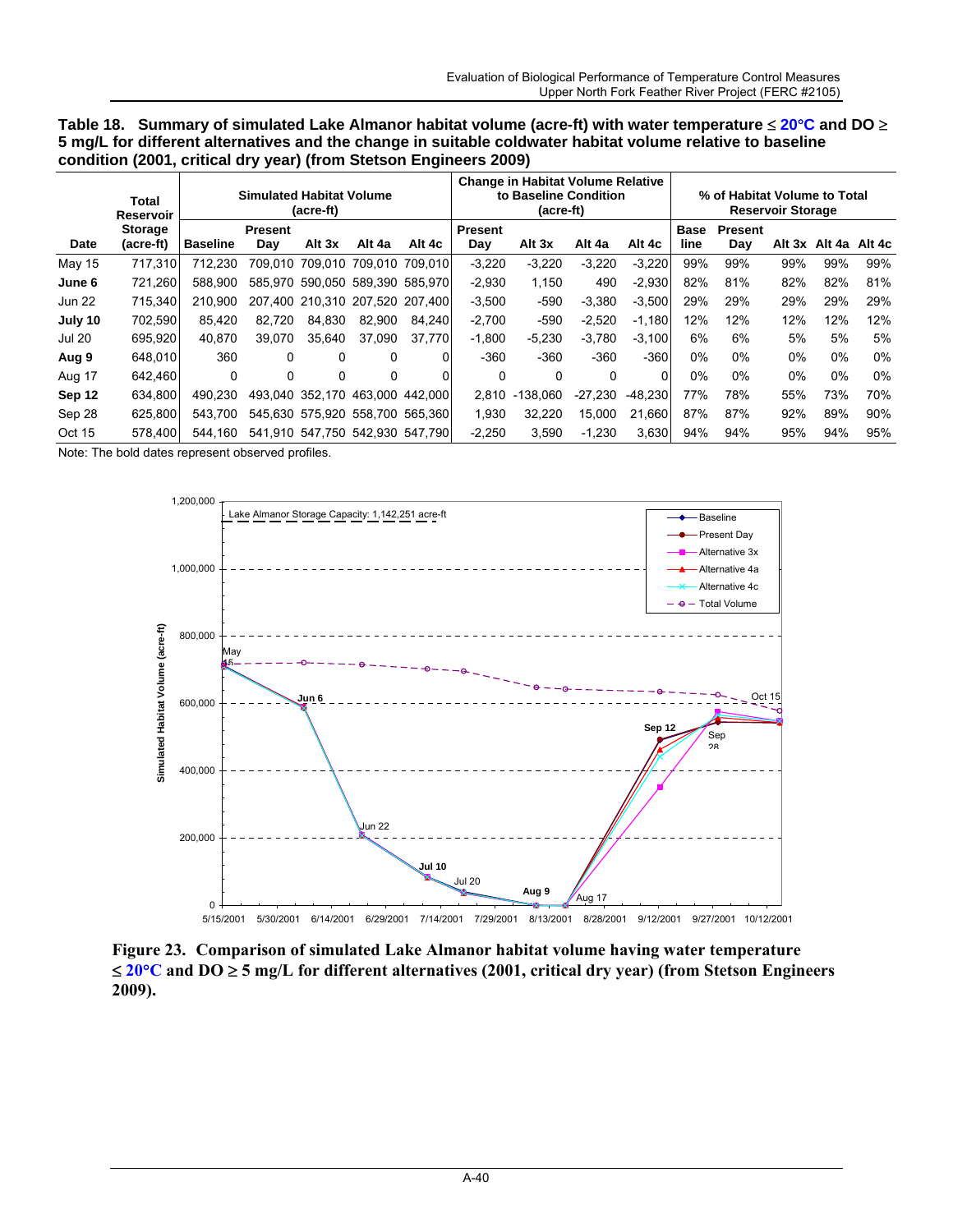**Table 18. Summary of simulated Lake Almanor habitat volume (acre-ft) with water temperature ≤ 20°C and DO ≥ 5 mg/L for different alternatives and the change in suitable coldwater habitat volume relative to baseline condition (2001, critical dry year) (from Stetson Engineers 2009)**

| Date | Total Reservoir Storage (acre-ft) | Simulated Habitat Volume (acre-ft) | | | | | Change in Habitat Volume Relative to Baseline Condition (acre-ft) | | | | % of Habitat Volume to Total Reservoir Storage | | | | |
|---|---|---|---|---|---|---|---|---|---|---|---|---|---|---|---|
| | | Baseline | Present Day | Alt 3x | Alt 4a | Alt 4c | Present Day | Alt 3x | Alt 4a | Alt 4c | Base line | Present Day | Alt 3x | Alt 4a | Alt 4c |
| May 15 | 717,310 | 712,230 | 709,010 | 709,010 | 709,010 | 709,010 | -3,220 | -3,220 | -3,220 | -3,220 | 99% | 99% | 99% | 99% | 99% |
| **June 6** | 721,260 | 588,900 | 585,970 | 590,050 | 589,390 | 585,970 | -2,930 | 1,150 | 490 | -2,930 | 82% | 81% | 82% | 82% | 81% |
| Jun 22 | 715,340 | 210,900 | 207,400 | 210,310 | 207,520 | 207,400 | -3,500 | -590 | -3,380 | -3,500 | 29% | 29% | 29% | 29% | 29% |
| **July 10** | 702,590 | 85,420 | 82,720 | 84,830 | 82,900 | 84,240 | -2,700 | -590 | -2,520 | -1,180 | 12% | 12% | 12% | 12% | 12% |
| Jul 20 | 695,920 | 40,870 | 39,070 | 35,640 | 37,090 | 37,770 | -1,800 | -5,230 | -3,780 | -3,100 | 6% | 6% | 5% | 5% | 5% |
| **Aug 9** | 648,010 | 360 | 0 | 0 | 0 | 0 | -360 | -360 | -360 | -360 | 0% | 0% | 0% | 0% | 0% |
| Aug 17 | 642,460 | 0 | 0 | 0 | 0 | 0 | 0 | 0 | 0 | 0 | 0% | 0% | 0% | 0% | 0% |
| **Sep 12** | 634,800 | 490,230 | 493,040 | 352,170 | 463,000 | 442,000 | 2,810 | -138,060 | -27,230 | -48,230 | 77% | 78% | 55% | 73% | 70% |
| Sep 28 | 625,800 | 543,700 | 545,630 | 575,920 | 558,700 | 565,360 | 1,930 | 32,220 | 15,000 | 21,660 | 87% | 87% | 92% | 89% | 90% |
| Oct 15 | 578,400 | 544,160 | 541,910 | 547,750 | 542,930 | 547,790 | -2,250 | 3,590 | -1,230 | 3,630 | 94% | 94% | 95% | 94% | 95% |

Note: The bold dates represent observed profiles.

**Figure 23. Comparison of simulated Lake Almanor habitat volume having water temperature ≤ 20°C and DO ≥ 5 mg/L for different alternatives (2001, critical dry year) (from Stetson Engineers 2009).**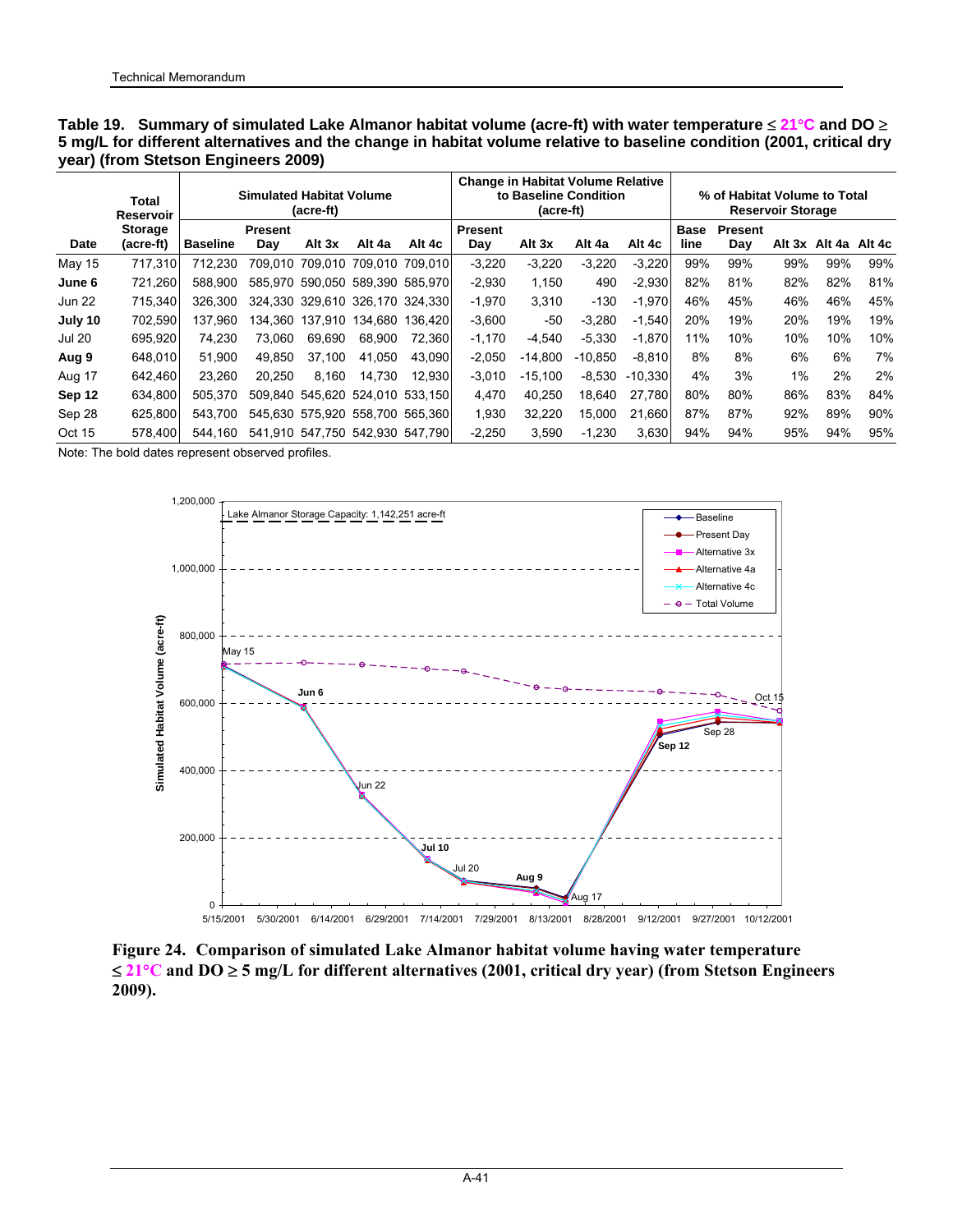**Table 19. Summary of simulated Lake Almanor habitat volume (acre-ft) with water temperature ≤ 21°C and DO ≥ 5 mg/L for different alternatives and the change in habitat volume relative to baseline condition (2001, critical dry year) (from Stetson Engineers 2009)**

| Date | Total Reservoir Storage (acre-ft) | Simulated Habitat Volume (acre-ft) | | | | | Change in Habitat Volume Relative to Baseline Condition (acre-ft) | | | | % of Habitat Volume to Total Reservoir Storage | | | | |
|---|---|---|---|---|---|---|---|---|---|---|---|---|---|---|---|
| | | Baseline | Present Day | Alt 3x | Alt 4a | Alt 4c | Present Day | Alt 3x | Alt 4a | Alt 4c | Base line | Present Day | Alt 3x | Alt 4a | Alt 4c |
| May 15 | 717,310 | 712,230 | 709,010 | 709,010 | 709,010 | 709,010 | -3,220 | -3,220 | -3,220 | -3,220 | 99% | 99% | 99% | 99% | 99% |
| **June 6** | 721,260 | 588,900 | 585,970 | 590,050 | 589,390 | 585,970 | -2,930 | 1,150 | 490 | -2,930 | 82% | 81% | 82% | 82% | 81% |
| Jun 22 | 715,340 | 326,300 | 324,330 | 329,610 | 326,170 | 324,330 | -1,970 | 3,310 | -130 | -1,970 | 46% | 45% | 46% | 46% | 45% |
| **July 10** | 702,590 | 137,960 | 134,360 | 137,910 | 134,680 | 136,420 | -3,600 | -50 | -3,280 | -1,540 | 20% | 19% | 20% | 19% | 19% |
| Jul 20 | 695,920 | 74,230 | 73,060 | 69,690 | 68,900 | 72,360 | -1,170 | -4,540 | -5,330 | -1,870 | 11% | 10% | 10% | 10% | 10% |
| **Aug 9** | 648,010 | 51,900 | 49,850 | 37,100 | 41,050 | 43,090 | -2,050 | -14,800 | -10,850 | -8,810 | 8% | 8% | 6% | 6% | 7% |
| Aug 17 | 642,460 | 23,260 | 20,250 | 8,160 | 14,730 | 12,930 | -3,010 | -15,100 | -8,530 | -10,330 | 4% | 3% | 1% | 2% | 2% |
| **Sep 12** | 634,800 | 505,370 | 509,840 | 545,620 | 524,010 | 533,150 | 4,470 | 40,250 | 18,640 | 27,780 | 80% | 80% | 86% | 83% | 84% |
| Sep 28 | 625,800 | 543,700 | 545,630 | 575,920 | 558,700 | 565,360 | 1,930 | 32,220 | 15,000 | 21,660 | 87% | 87% | 92% | 89% | 90% |
| Oct 15 | 578,400 | 544,160 | 541,910 | 547,750 | 542,930 | 547,790 | -2,250 | 3,590 | -1,230 | 3,630 | 94% | 94% | 95% | 94% | 95% |

Note: The bold dates represent observed profiles.

**Figure 24. Comparison of simulated Lake Almanor habitat volume having water temperature ≤ 21°C and DO ≥ 5 mg/L for different alternatives (2001, critical dry year) (from Stetson Engineers 2009).**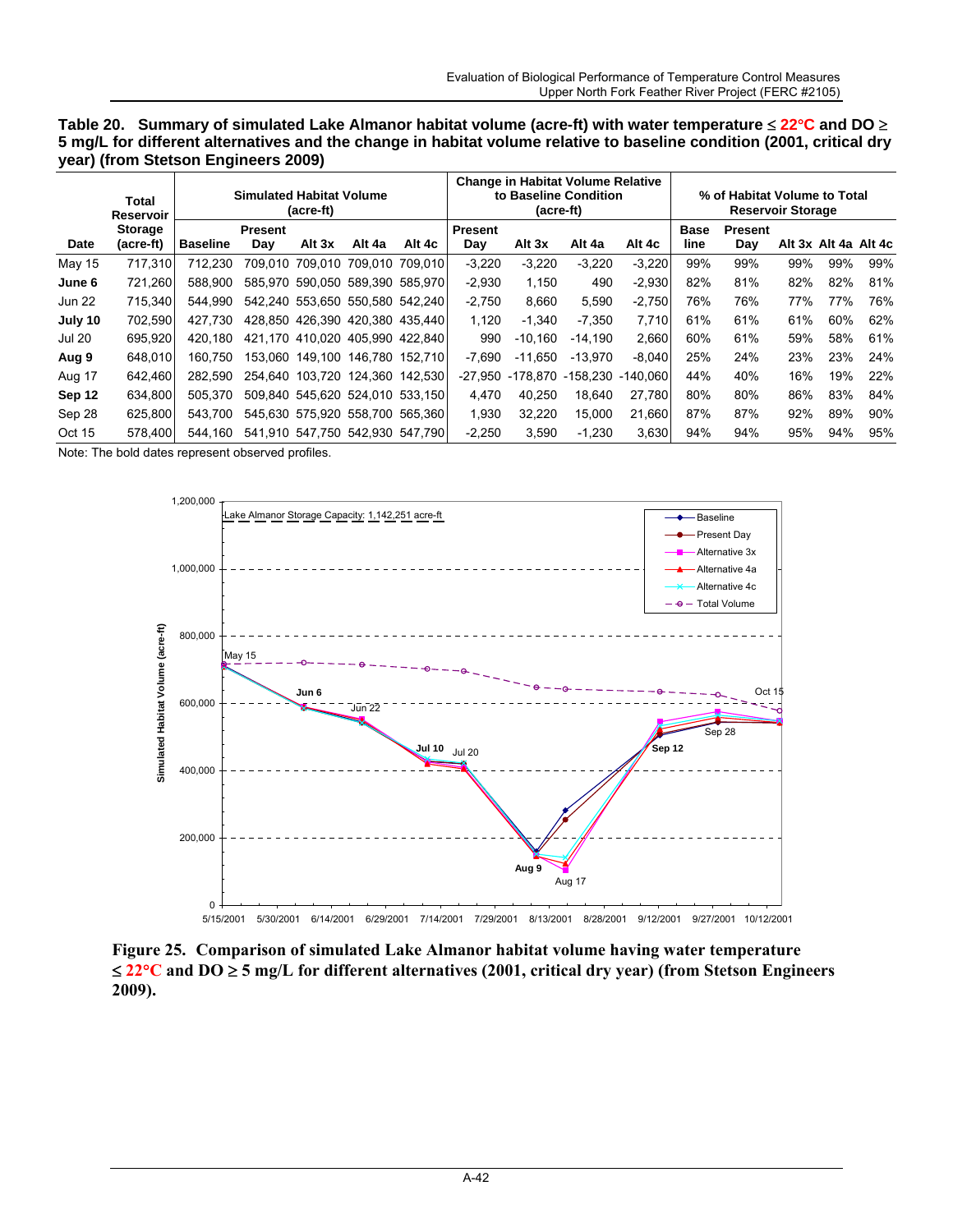**Table 20. Summary of simulated Lake Almanor habitat volume (acre-ft) with water temperature ≤ 22°C and DO ≥ 5 mg/L for different alternatives and the change in habitat volume relative to baseline condition (2001, critical dry year) (from Stetson Engineers 2009)**

| Date | Total Reservoir Storage (acre-ft) | Simulated Habitat Volume (acre-ft) | | | | | Change in Habitat Volume Relative to Baseline Condition (acre-ft) | | | | % of Habitat Volume to Total Reservoir Storage | | | | |
|---|---|---|---|---|---|---|---|---|---|---|---|---|---|---|---|
| | | Baseline | Present Day | Alt 3x | Alt 4a | Alt 4c | Present Day | Alt 3x | Alt 4a | Alt 4c | Base line | Present Day | Alt 3x | Alt 4a | Alt 4c |
| May 15 | 717,310 | 712,230 | 709,010 | 709,010 | 709,010 | 709,010 | -3,220 | -3,220 | -3,220 | -3,220 | 99% | 99% | 99% | 99% | 99% |
| **June 6** | 721,260 | 588,900 | 585,970 | 590,050 | 589,390 | 585,970 | -2,930 | 1,150 | 490 | -2,930 | 82% | 81% | 82% | 82% | 81% |
| Jun 22 | 715,340 | 544,990 | 542,240 | 553,650 | 550,580 | 542,240 | -2,750 | 8,660 | 5,590 | -2,750 | 76% | 76% | 77% | 77% | 76% |
| **July 10** | 702,590 | 427,730 | 428,850 | 426,390 | 420,380 | 435,440 | 1,120 | -1,340 | -7,350 | 7,710 | 61% | 61% | 61% | 60% | 62% |
| Jul 20 | 695,920 | 420,180 | 421,170 | 410,020 | 405,990 | 422,840 | 990 | -10,160 | -14,190 | 2,660 | 60% | 61% | 59% | 58% | 61% |
| **Aug 9** | 648,010 | 160,750 | 153,060 | 149,100 | 146,780 | 152,710 | -7,690 | -11,650 | -13,970 | -8,040 | 25% | 24% | 23% | 23% | 24% |
| Aug 17 | 642,460 | 282,590 | 254,640 | 103,720 | 124,360 | 142,530 | -27,950 | -178,870 | -158,230 | -140,060 | 44% | 40% | 16% | 19% | 22% |
| **Sep 12** | 634,800 | 505,370 | 509,840 | 545,620 | 524,010 | 533,150 | 4,470 | 40,250 | 18,640 | 27,780 | 80% | 80% | 86% | 83% | 84% |
| Sep 28 | 625,800 | 543,700 | 545,630 | 575,920 | 558,700 | 565,360 | 1,930 | 32,220 | 15,000 | 21,660 | 87% | 87% | 92% | 89% | 90% |
| Oct 15 | 578,400 | 544,160 | 541,910 | 547,750 | 542,930 | 547,790 | -2,250 | 3,590 | -1,230 | 3,630 | 94% | 94% | 95% | 94% | 95% |

Note: The bold dates represent observed profiles.

**Figure 25. Comparison of simulated Lake Almanor habitat volume having water temperature ≤ 22°C and DO ≥ 5 mg/L for different alternatives (2001, critical dry year) (from Stetson Engineers 2009).**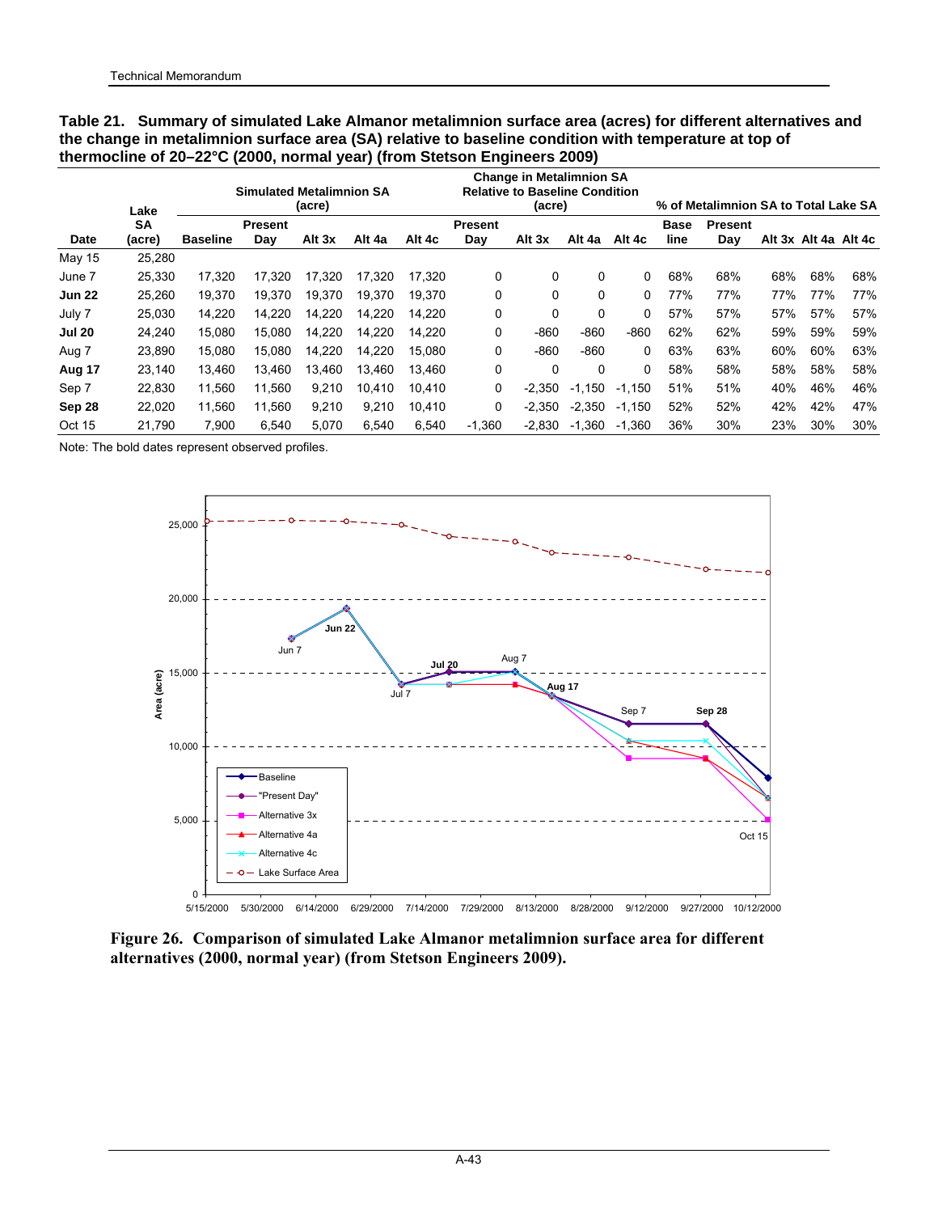**Table 21. Summary of simulated Lake Almanor metalimnion surface area (acres) for different alternatives and the change in metalimnion surface area (SA) relative to baseline condition with temperature at top of thermocline of 20–22°C (2000, normal year) (from Stetson Engineers 2009)**

| Date | Lake SA (acre) | Simulated Metalimnion SA (acre) | | | | | Change in Metalimnion SA Relative to Baseline Condition (acre) | | | | % of Metalimnion SA to Total Lake SA | | | | |
|---|---|---|---|---|---|---|---|---|---|---|---|---|---|---|---|
| | | Baseline | Present Day | Alt 3x | Alt 4a | Alt 4c | Present Day | Alt 3x | Alt 4a | Alt 4c | Base line | Present Day | Alt 3x | Alt 4a | Alt 4c |
| May 15 | 25,280 | | | | | | | | | | | | | | |
| June 7 | 25,330 | 17,320 | 17,320 | 17,320 | 17,320 | 17,320 | 0 | 0 | 0 | 0 | 68% | 68% | 68% | 68% | 68% |
| **Jun 22** | 25,260 | 19,370 | 19,370 | 19,370 | 19,370 | 19,370 | 0 | 0 | 0 | 0 | 77% | 77% | 77% | 77% | 77% |
| July 7 | 25,030 | 14,220 | 14,220 | 14,220 | 14,220 | 14,220 | 0 | 0 | 0 | 0 | 57% | 57% | 57% | 57% | 57% |
| **Jul 20** | 24,240 | 15,080 | 15,080 | 14,220 | 14,220 | 14,220 | 0 | -860 | -860 | -860 | 62% | 62% | 59% | 59% | 59% |
| Aug 7 | 23,890 | 15,080 | 15,080 | 14,220 | 14,220 | 15,080 | 0 | -860 | -860 | 0 | 63% | 63% | 60% | 60% | 63% |
| **Aug 17** | 23,140 | 13,460 | 13,460 | 13,460 | 13,460 | 13,460 | 0 | 0 | 0 | 0 | 58% | 58% | 58% | 58% | 58% |
| Sep 7 | 22,830 | 11,560 | 11,560 | 9,210 | 10,410 | 10,410 | 0 | -2,350 | -1,150 | -1,150 | 51% | 51% | 40% | 46% | 46% |
| **Sep 28** | 22,020 | 11,560 | 11,560 | 9,210 | 9,210 | 10,410 | 0 | -2,350 | -2,350 | -1,150 | 52% | 52% | 42% | 42% | 47% |
| Oct 15 | 21,790 | 7,900 | 6,540 | 5,070 | 6,540 | 6,540 | -1,360 | -2,830 | -1,360 | -1,360 | 36% | 30% | 23% | 30% | 30% |

Note: The bold dates represent observed profiles.

**Figure 26. Comparison of simulated Lake Almanor metalimnion surface area for different alternatives (2000, normal year) (from Stetson Engineers 2009).**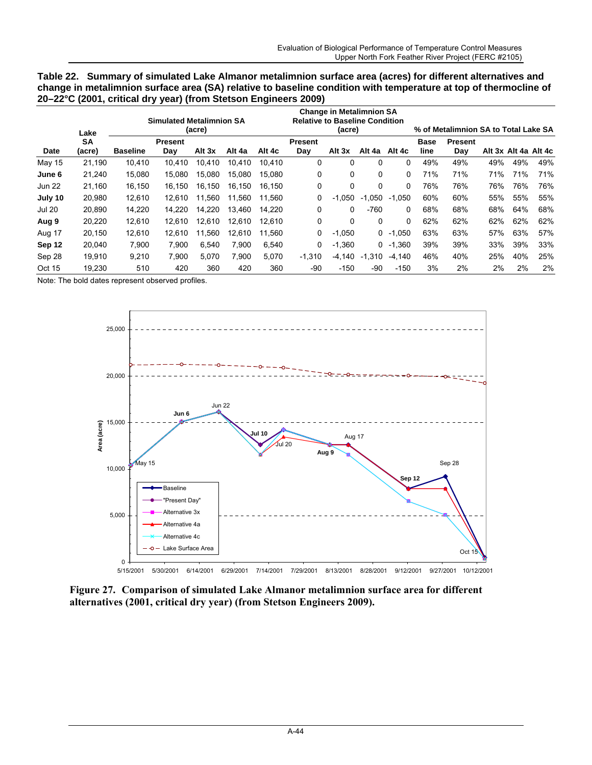**Table 22. Summary of simulated Lake Almanor metalimnion surface area (acres) for different alternatives and change in metalimnion surface area (SA) relative to baseline condition with temperature at top of thermocline of 20–22°C (2001, critical dry year) (from Stetson Engineers 2009)**

| Date | Lake SA (acre) | Simulated Metalimnion SA (acre) | | | | | Change in Metalimnion SA Relative to Baseline Condition (acre) | | | | % of Metalimnion SA to Total Lake SA | | | | |
|---|---|---|---|---|---|---|---|---|---|---|---|---|---|---|---|
| | | Baseline | Present Day | Alt 3x | Alt 4a | Alt 4c | Present Day | Alt 3x | Alt 4a | Alt 4c | Base line | Present Day | Alt 3x | Alt 4a | Alt 4c |
| May 15 | 21,190 | 10,410 | 10,410 | 10,410 | 10,410 | 10,410 | 0 | 0 | 0 | 0 | 49% | 49% | 49% | 49% | 49% |
| **June 6** | 21,240 | 15,080 | 15,080 | 15,080 | 15,080 | 15,080 | 0 | 0 | 0 | 0 | 71% | 71% | 71% | 71% | 71% |
| Jun 22 | 21,160 | 16,150 | 16,150 | 16,150 | 16,150 | 16,150 | 0 | 0 | 0 | 0 | 76% | 76% | 76% | 76% | 76% |
| **July 10** | 20,980 | 12,610 | 12,610 | 11,560 | 11,560 | 11,560 | 0 | -1,050 | -1,050 | -1,050 | 60% | 60% | 55% | 55% | 55% |
| Jul 20 | 20,890 | 14,220 | 14,220 | 14,220 | 13,460 | 14,220 | 0 | 0 | -760 | 0 | 68% | 68% | 68% | 64% | 68% |
| **Aug 9** | 20,220 | 12,610 | 12,610 | 12,610 | 12,610 | 12,610 | 0 | 0 | 0 | 0 | 62% | 62% | 62% | 62% | 62% |
| Aug 17 | 20,150 | 12,610 | 12,610 | 11,560 | 12,610 | 11,560 | 0 | -1,050 | 0 | -1,050 | 63% | 63% | 57% | 63% | 57% |
| **Sep 12** | 20,040 | 7,900 | 7,900 | 6,540 | 7,900 | 6,540 | 0 | -1,360 | 0 | -1,360 | 39% | 39% | 33% | 39% | 33% |
| Sep 28 | 19,910 | 9,210 | 7,900 | 5,070 | 7,900 | 5,070 | -1,310 | -4,140 | -1,310 | -4,140 | 46% | 40% | 25% | 40% | 25% |
| Oct 15 | 19,230 | 510 | 420 | 360 | 420 | 360 | -90 | -150 | -90 | -150 | 3% | 2% | 2% | 2% | 2% |

Note: The bold dates represent observed profiles.

**Figure 27. Comparison of simulated Lake Almanor metalimnion surface area for different alternatives (2001, critical dry year) (from Stetson Engineers 2009).**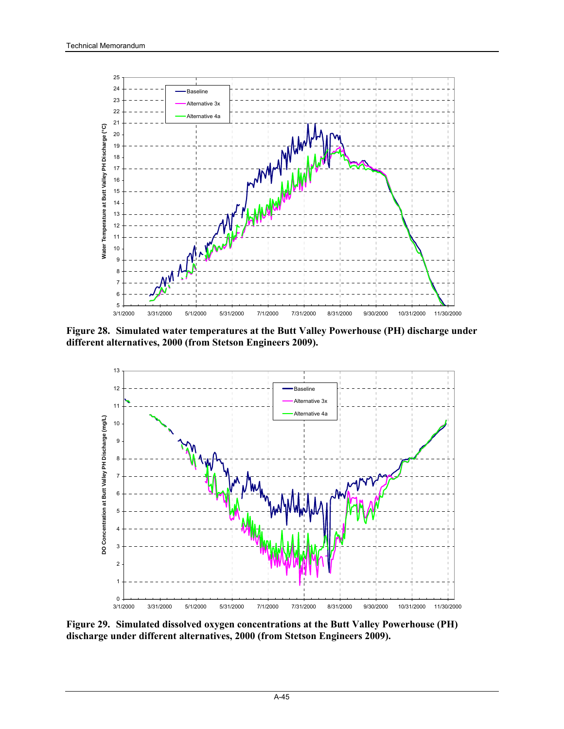**Figure 28. Simulated water temperatures at the Butt Valley Powerhouse (PH) discharge under different alternatives, 2000 (from Stetson Engineers 2009).**

**Figure 29. Simulated dissolved oxygen concentrations at the Butt Valley Powerhouse (PH) discharge under different alternatives, 2000 (from Stetson Engineers 2009).**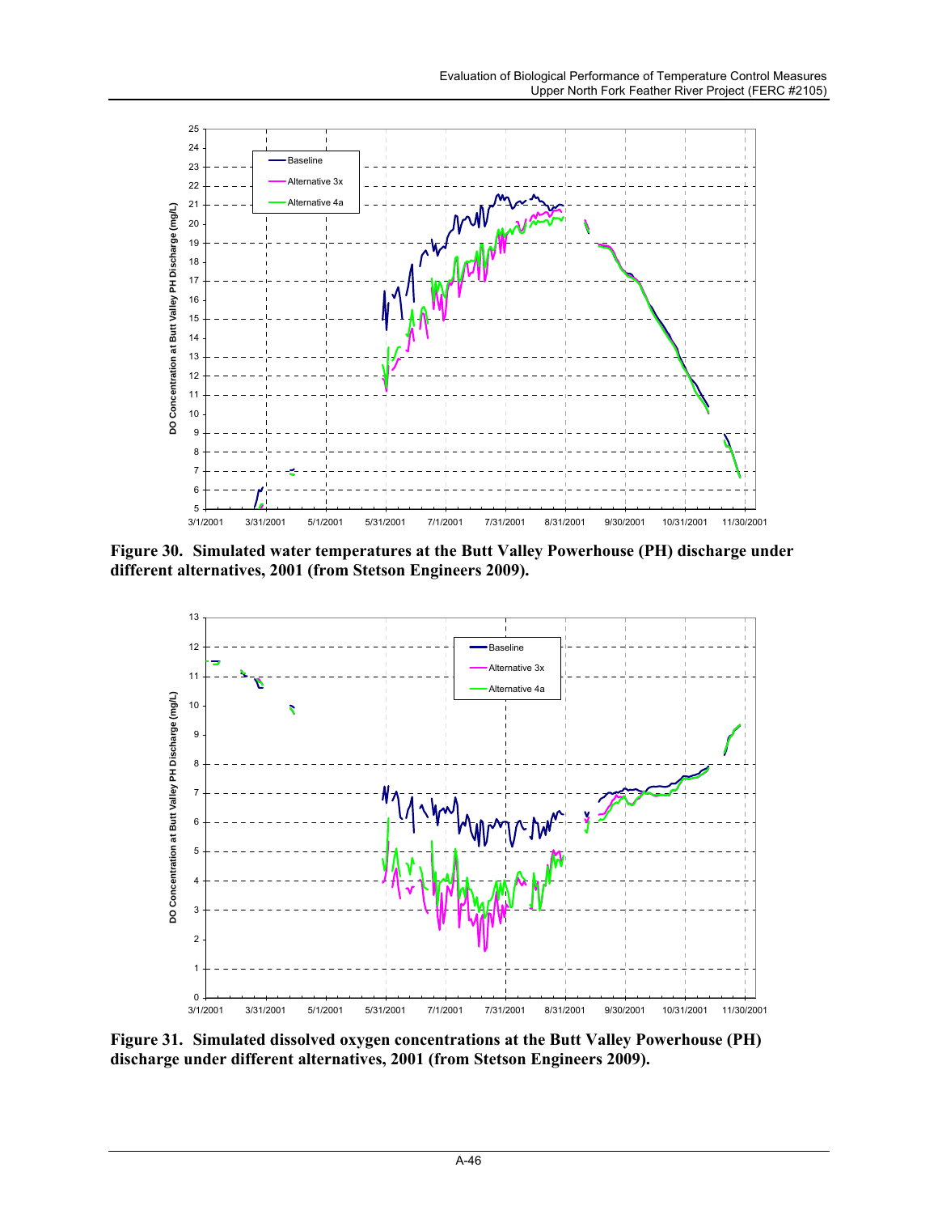**Figure 30. Simulated water temperatures at the Butt Valley Powerhouse (PH) discharge under different alternatives, 2001 (from Stetson Engineers 2009).**

**Figure 31. Simulated dissolved oxygen concentrations at the Butt Valley Powerhouse (PH) discharge under different alternatives, 2001 (from Stetson Engineers 2009).**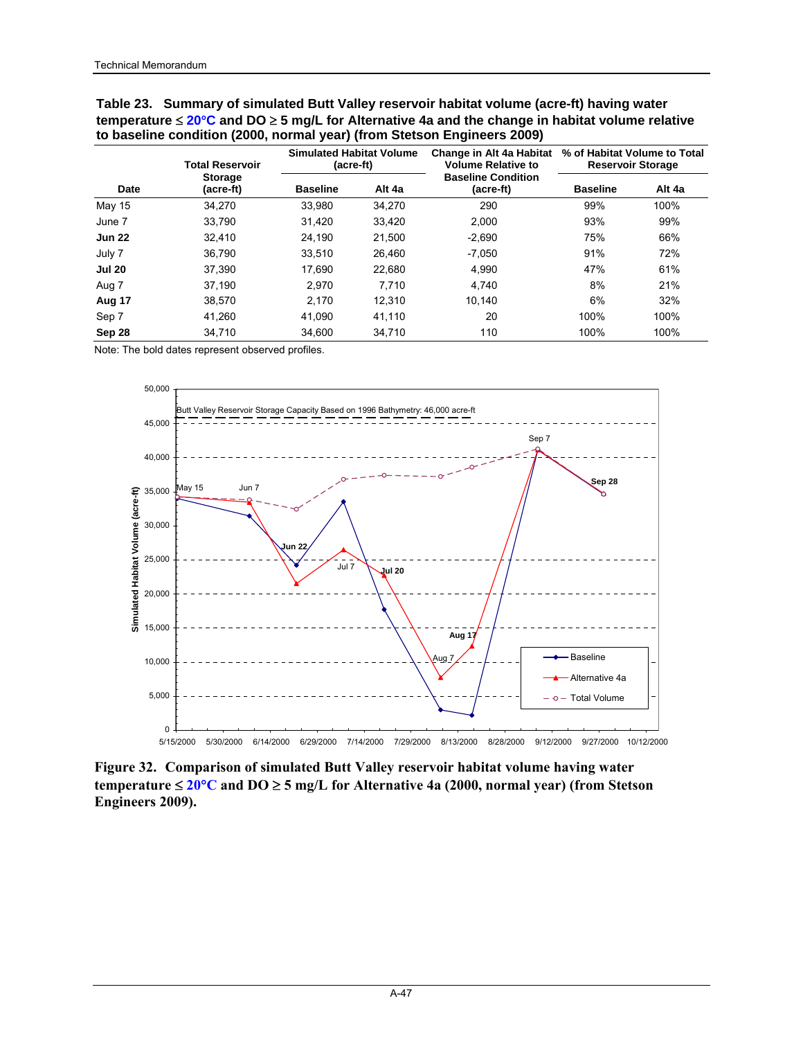**Table 23. Summary of simulated Butt Valley reservoir habitat volume (acre-ft) having water temperature ≤ 20°C and DO ≥ 5 mg/L for Alternative 4a and the change in habitat volume relative to baseline condition (2000, normal year) (from Stetson Engineers 2009)**

| Date | Total Reservoir Storage (acre-ft) | Simulated Habitat Volume (acre-ft) | | Change in Alt 4a Habitat Volume Relative to Baseline Condition (acre-ft) | % of Habitat Volume to Total Reservoir Storage | |
|---|---|---|---|---|---|---|
| | | Baseline | Alt 4a | | Baseline | Alt 4a |
| May 15 | 34,270 | 33,980 | 34,270 | 290 | 99% | 100% |
| June 7 | 33,790 | 31,420 | 33,420 | 2,000 | 93% | 99% |
| **Jun 22** | 32,410 | 24,190 | 21,500 | -2,690 | 75% | 66% |
| July 7 | 36,790 | 33,510 | 26,460 | -7,050 | 91% | 72% |
| **Jul 20** | 37,390 | 17,690 | 22,680 | 4,990 | 47% | 61% |
| Aug 7 | 37,190 | 2,970 | 7,710 | 4,740 | 8% | 21% |
| **Aug 17** | 38,570 | 2,170 | 12,310 | 10,140 | 6% | 32% |
| Sep 7 | 41,260 | 41,090 | 41,110 | 20 | 100% | 100% |
| **Sep 28** | 34,710 | 34,600 | 34,710 | 110 | 100% | 100% |

Note: The bold dates represent observed profiles.

**Figure 32. Comparison of simulated Butt Valley reservoir habitat volume having water temperature ≤ 20°C and DO ≥ 5 mg/L for Alternative 4a (2000, normal year) (from Stetson Engineers 2009).**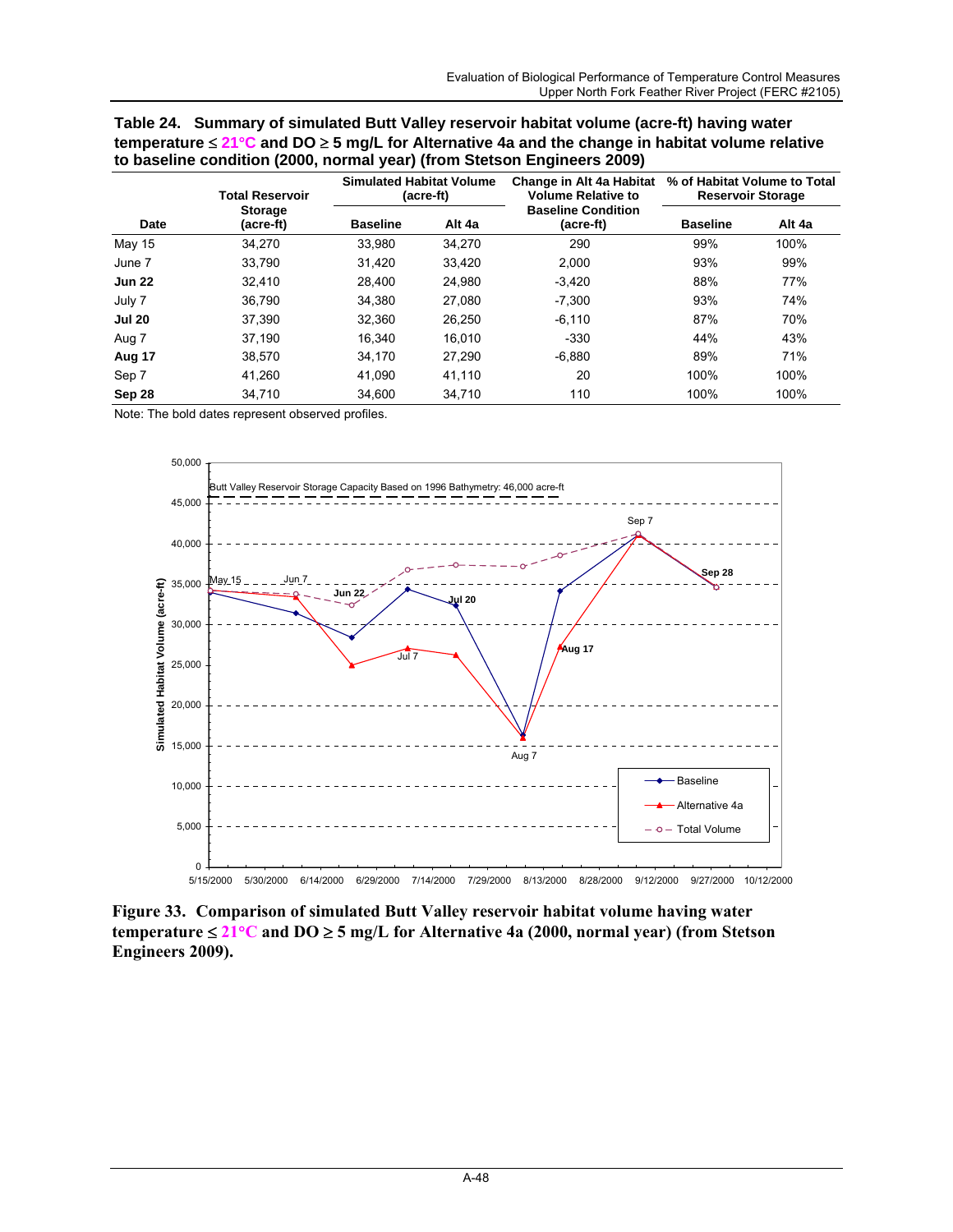**Table 24. Summary of simulated Butt Valley reservoir habitat volume (acre-ft) having water temperature ≤ 21°C and DO ≥ 5 mg/L for Alternative 4a and the change in habitat volume relative to baseline condition (2000, normal year) (from Stetson Engineers 2009)**

| Date | Total Reservoir Storage (acre-ft) | Simulated Habitat Volume (acre-ft) | | Change in Alt 4a Habitat Volume Relative to Baseline Condition (acre-ft) | % of Habitat Volume to Total Reservoir Storage | |
|---|---|---|---|---|---|---|
| | | Baseline | Alt 4a | | Baseline | Alt 4a |
| May 15 | 34,270 | 33,980 | 34,270 | 290 | 99% | 100% |
| June 7 | 33,790 | 31,420 | 33,420 | 2,000 | 93% | 99% |
| **Jun 22** | 32,410 | 28,400 | 24,980 | -3,420 | 88% | 77% |
| July 7 | 36,790 | 34,380 | 27,080 | -7,300 | 93% | 74% |
| **Jul 20** | 37,390 | 32,360 | 26,250 | -6,110 | 87% | 70% |
| Aug 7 | 37,190 | 16,340 | 16,010 | -330 | 44% | 43% |
| **Aug 17** | 38,570 | 34,170 | 27,290 | -6,880 | 89% | 71% |
| Sep 7 | 41,260 | 41,090 | 41,110 | 20 | 100% | 100% |
| **Sep 28** | 34,710 | 34,600 | 34,710 | 110 | 100% | 100% |

Note: The bold dates represent observed profiles.

**Figure 33. Comparison of simulated Butt Valley reservoir habitat volume having water temperature ≤ 21°C and DO ≥ 5 mg/L for Alternative 4a (2000, normal year) (from Stetson Engineers 2009).**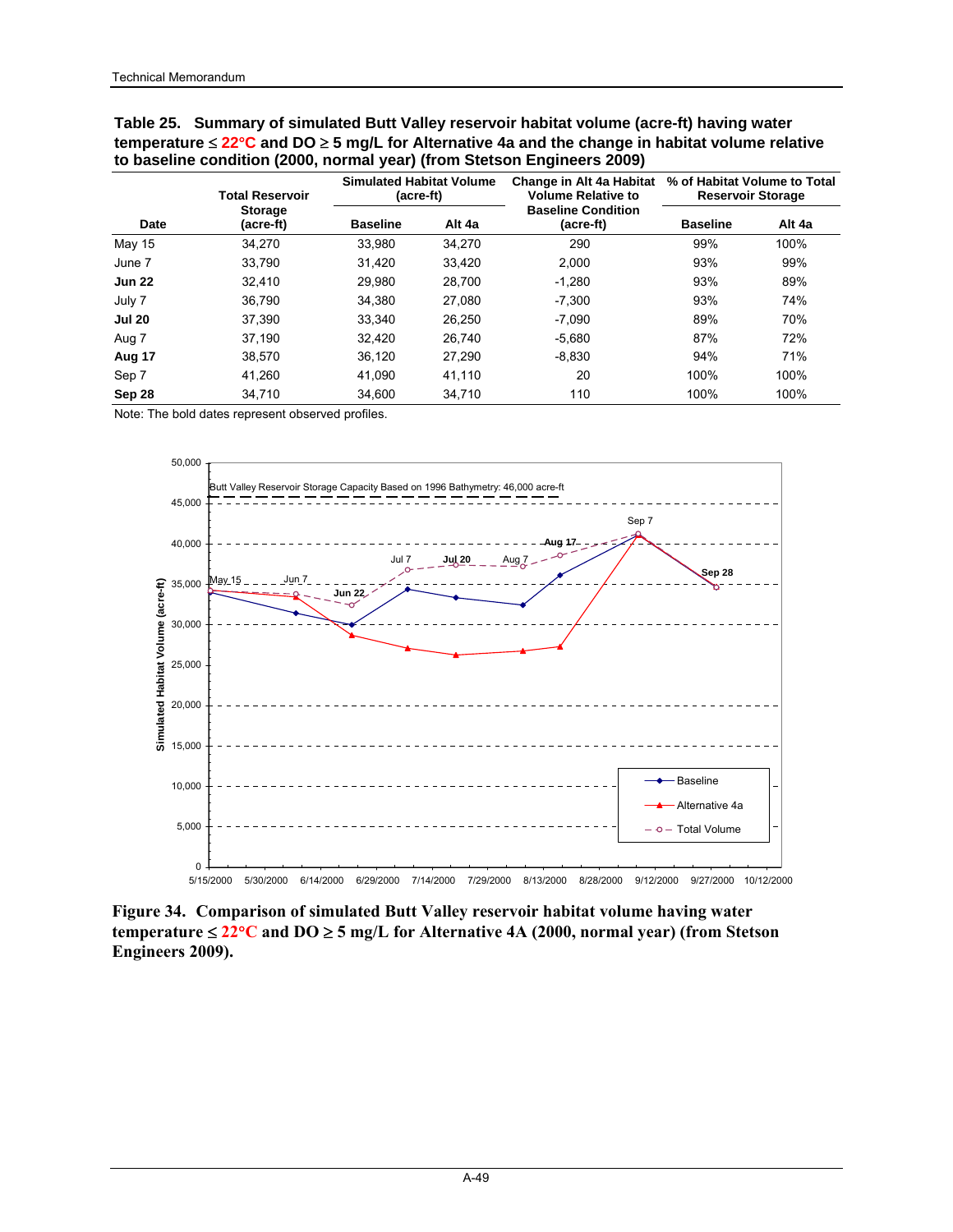**Table 25. Summary of simulated Butt Valley reservoir habitat volume (acre-ft) having water temperature ≤ 22°C and DO ≥ 5 mg/L for Alternative 4a and the change in habitat volume relative to baseline condition (2000, normal year) (from Stetson Engineers 2009)**

| Date | Total Reservoir Storage (acre-ft) | Simulated Habitat Volume (acre-ft) | | Change in Alt 4a Habitat Volume Relative to Baseline Condition (acre-ft) | % of Habitat Volume to Total Reservoir Storage | |
|---|---|---|---|---|---|---|
| | | Baseline | Alt 4a | | Baseline | Alt 4a |
| May 15 | 34,270 | 33,980 | 34,270 | 290 | 99% | 100% |
| June 7 | 33,790 | 31,420 | 33,420 | 2,000 | 93% | 99% |
| **Jun 22** | 32,410 | 29,980 | 28,700 | -1,280 | 93% | 89% |
| July 7 | 36,790 | 34,380 | 27,080 | -7,300 | 93% | 74% |
| **Jul 20** | 37,390 | 33,340 | 26,250 | -7,090 | 89% | 70% |
| Aug 7 | 37,190 | 32,420 | 26,740 | -5,680 | 87% | 72% |
| **Aug 17** | 38,570 | 36,120 | 27,290 | -8,830 | 94% | 71% |
| Sep 7 | 41,260 | 41,090 | 41,110 | 20 | 100% | 100% |
| **Sep 28** | 34,710 | 34,600 | 34,710 | 110 | 100% | 100% |

Note: The bold dates represent observed profiles.

**Figure 34. Comparison of simulated Butt Valley reservoir habitat volume having water temperature ≤ 22°C and DO ≥ 5 mg/L for Alternative 4A (2000, normal year) (from Stetson Engineers 2009).**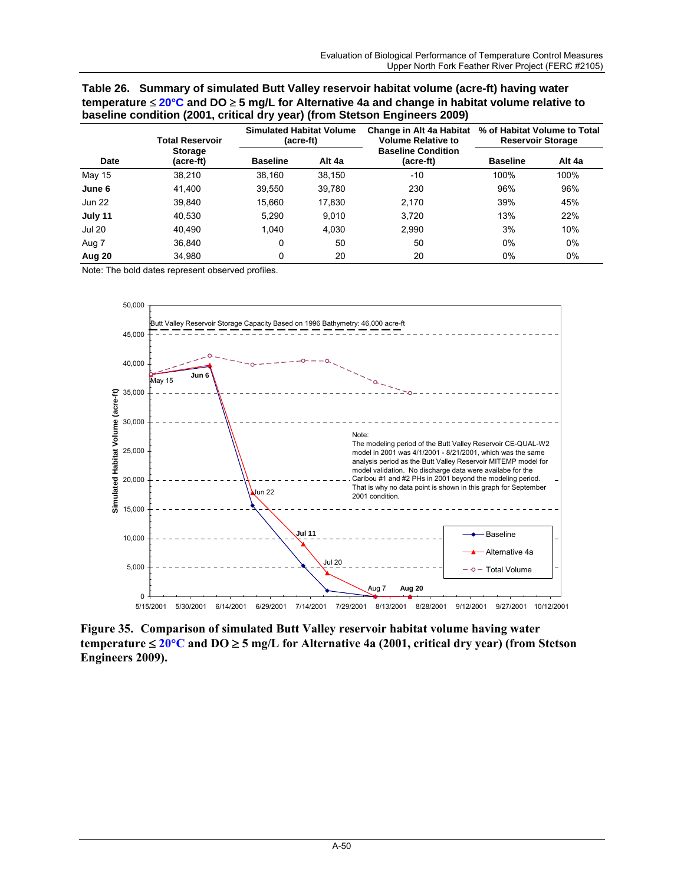**Table 26. Summary of simulated Butt Valley reservoir habitat volume (acre-ft) having water temperature ≤ 20°C and DO ≥ 5 mg/L for Alternative 4a and change in habitat volume relative to baseline condition (2001, critical dry year) (from Stetson Engineers 2009)**

| Date | Total Reservoir Storage (acre-ft) | Simulated Habitat Volume (acre-ft) | | Change in Alt 4a Habitat Volume Relative to Baseline Condition (acre-ft) | % of Habitat Volume to Total Reservoir Storage | |
|---|---|---|---|---|---|---|
| | | Baseline | Alt 4a | | Baseline | Alt 4a |
| May 15 | 38,210 | 38,160 | 38,150 | -10 | 100% | 100% |
| **June 6** | 41,400 | 39,550 | 39,780 | 230 | 96% | 96% |
| Jun 22 | 39,840 | 15,660 | 17,830 | 2,170 | 39% | 45% |
| **July 11** | 40,530 | 5,290 | 9,010 | 3,720 | 13% | 22% |
| Jul 20 | 40,490 | 1,040 | 4,030 | 2,990 | 3% | 10% |
| Aug 7 | 36,840 | 0 | 50 | 50 | 0% | 0% |
| **Aug 20** | 34,980 | 0 | 20 | 20 | 0% | 0% |

Note: The bold dates represent observed profiles.

**Figure 35. Comparison of simulated Butt Valley reservoir habitat volume having water temperature ≤ 20°C and DO ≥ 5 mg/L for Alternative 4a (2001, critical dry year) (from Stetson Engineers 2009).**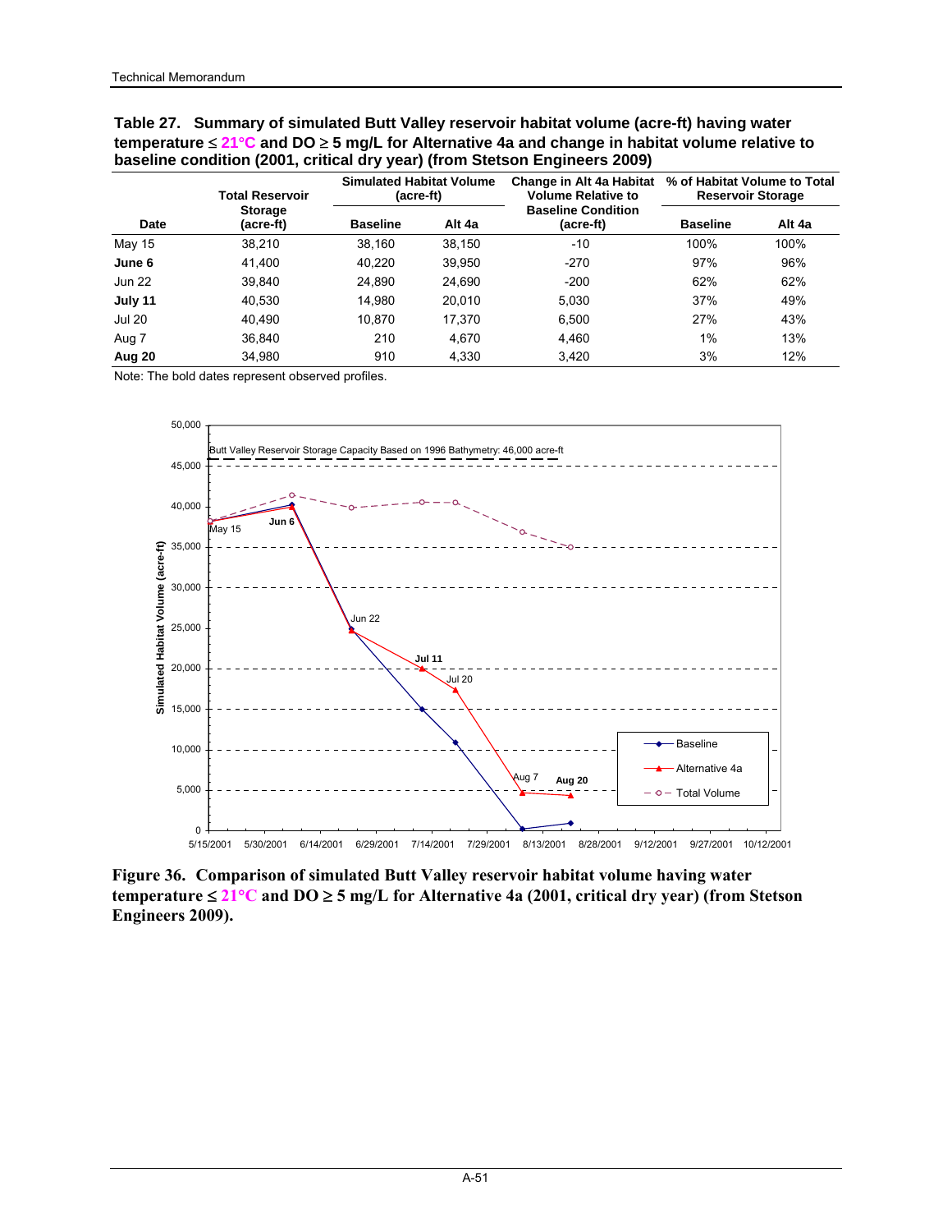**Table 27. Summary of simulated Butt Valley reservoir habitat volume (acre-ft) having water temperature ≤ 21°C and DO ≥ 5 mg/L for Alternative 4a and change in habitat volume relative to baseline condition (2001, critical dry year) (from Stetson Engineers 2009)**

| Date | Total Reservoir Storage (acre-ft) | Simulated Habitat Volume (acre-ft) | | Change in Alt 4a Habitat Volume Relative to Baseline Condition (acre-ft) | % of Habitat Volume to Total Reservoir Storage | |
|---|---|---|---|---|---|---|
| | | Baseline | Alt 4a | | Baseline | Alt 4a |
| May 15 | 38,210 | 38,160 | 38,150 | -10 | 100% | 100% |
| **June 6** | 41,400 | 40,220 | 39,950 | -270 | 97% | 96% |
| Jun 22 | 39,840 | 24,890 | 24,690 | -200 | 62% | 62% |
| **July 11** | 40,530 | 14,980 | 20,010 | 5,030 | 37% | 49% |
| Jul 20 | 40,490 | 10,870 | 17,370 | 6,500 | 27% | 43% |
| Aug 7 | 36,840 | 210 | 4,670 | 4,460 | 1% | 13% |
| **Aug 20** | 34,980 | 910 | 4,330 | 3,420 | 3% | 12% |

Note: The bold dates represent observed profiles.

**Figure 36. Comparison of simulated Butt Valley reservoir habitat volume having water temperature ≤ 21°C and DO ≥ 5 mg/L for Alternative 4a (2001, critical dry year) (from Stetson Engineers 2009).**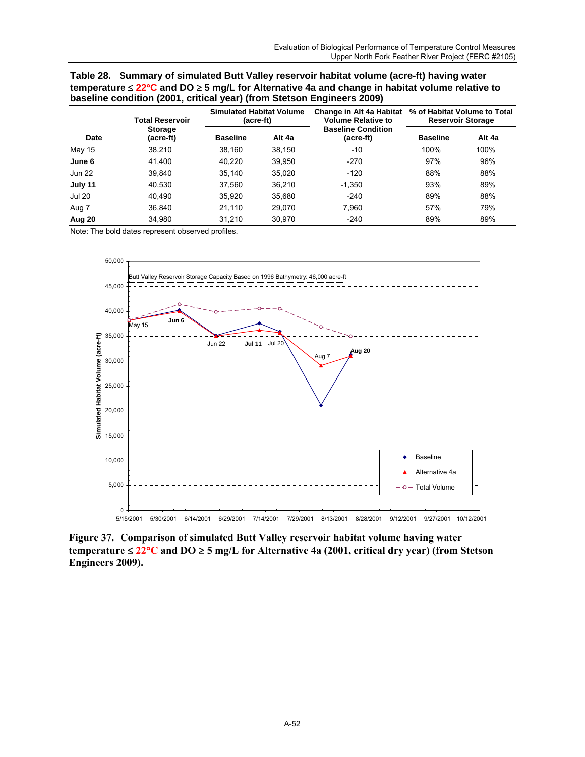**Table 28. Summary of simulated Butt Valley reservoir habitat volume (acre-ft) having water temperature ≤ 22°C and DO ≥ 5 mg/L for Alternative 4a and change in habitat volume relative to baseline condition (2001, critical year) (from Stetson Engineers 2009)**

| Date | Total Reservoir Storage (acre-ft) | Simulated Habitat Volume (acre-ft) | | Change in Alt 4a Habitat Volume Relative to Baseline Condition (acre-ft) | % of Habitat Volume to Total Reservoir Storage | |
|---|---|---|---|---|---|---|
| | | Baseline | Alt 4a | | Baseline | Alt 4a |
| May 15 | 38,210 | 38,160 | 38,150 | -10 | 100% | 100% |
| **June 6** | 41,400 | 40,220 | 39,950 | -270 | 97% | 96% |
| Jun 22 | 39,840 | 35,140 | 35,020 | -120 | 88% | 88% |
| **July 11** | 40,530 | 37,560 | 36,210 | -1,350 | 93% | 89% |
| Jul 20 | 40,490 | 35,920 | 35,680 | -240 | 89% | 88% |
| Aug 7 | 36,840 | 21,110 | 29,070 | 7,960 | 57% | 79% |
| **Aug 20** | 34,980 | 31,210 | 30,970 | -240 | 89% | 89% |

Note: The bold dates represent observed profiles.

**Figure 37. Comparison of simulated Butt Valley reservoir habitat volume having water temperature ≤ 22°C and DO ≥ 5 mg/L for Alternative 4a (2001, critical dry year) (from Stetson Engineers 2009).**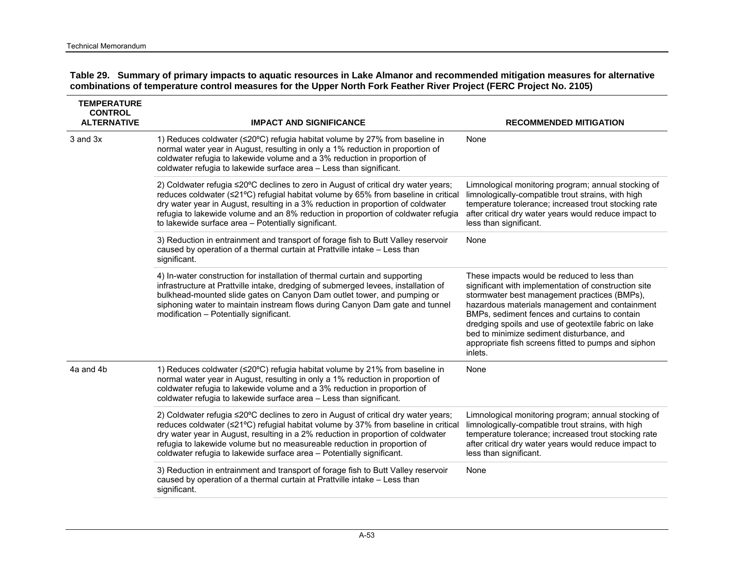**Table 29. Summary of primary impacts to aquatic resources in Lake Almanor and recommended mitigation measures for alternative combinations of temperature control measures for the Upper North Fork Feather River Project (FERC Project No. 2105)**

| TEMPERATURE CONTROL ALTERNATIVE | IMPACT AND SIGNIFICANCE | RECOMMENDED MITIGATION |
|---|---|---|
| 3 and 3x | 1) Reduces coldwater (≤20ºC) refugia habitat volume by 27% from baseline in normal water year in August, resulting in only a 1% reduction in proportion of coldwater refugia to lakewide volume and a 3% reduction in proportion of coldwater refugia to lakewide surface area – Less than significant. | None |
| | 2) Coldwater refugia ≤20ºC declines to zero in August of critical dry water years; reduces coldwater (≤21ºC) refugial habitat volume by 65% from baseline in critical dry water year in August, resulting in a 3% reduction in proportion of coldwater refugia to lakewide volume and an 8% reduction in proportion of coldwater refugia to lakewide surface area – Potentially significant. | Limnological monitoring program; annual stocking of limnologically-compatible trout strains, with high temperature tolerance; increased trout stocking rate after critical dry water years would reduce impact to less than significant. |
| | 3) Reduction in entrainment and transport of forage fish to Butt Valley reservoir caused by operation of a thermal curtain at Prattville intake – Less than significant. | None |
| | 4) In-water construction for installation of thermal curtain and supporting infrastructure at Prattville intake, dredging of submerged levees, installation of bulkhead-mounted slide gates on Canyon Dam outlet tower, and pumping or siphoning water to maintain instream flows during Canyon Dam gate and tunnel modification – Potentially significant. | These impacts would be reduced to less than significant with implementation of construction site stormwater best management practices (BMPs), hazardous materials management and containment BMPs, sediment fences and curtains to contain dredging spoils and use of geotextile fabric on lake bed to minimize sediment disturbance, and appropriate fish screens fitted to pumps and siphon inlets. |
| 4a and 4b | 1) Reduces coldwater (≤20ºC) refugia habitat volume by 21% from baseline in normal water year in August, resulting in only a 1% reduction in proportion of coldwater refugia to lakewide volume and a 3% reduction in proportion of coldwater refugia to lakewide surface area – Less than significant. | None |
| | 2) Coldwater refugia ≤20ºC declines to zero in August of critical dry water years; reduces coldwater (≤21ºC) refugial habitat volume by 37% from baseline in critical dry water year in August, resulting in a 2% reduction in proportion of coldwater refugia to lakewide volume but no measureable reduction in proportion of coldwater refugia to lakewide surface area – Potentially significant. | Limnological monitoring program; annual stocking of limnologically-compatible trout strains, with high temperature tolerance; increased trout stocking rate after critical dry water years would reduce impact to less than significant. |
| | 3) Reduction in entrainment and transport of forage fish to Butt Valley reservoir caused by operation of a thermal curtain at Prattville intake – Less than significant. | None |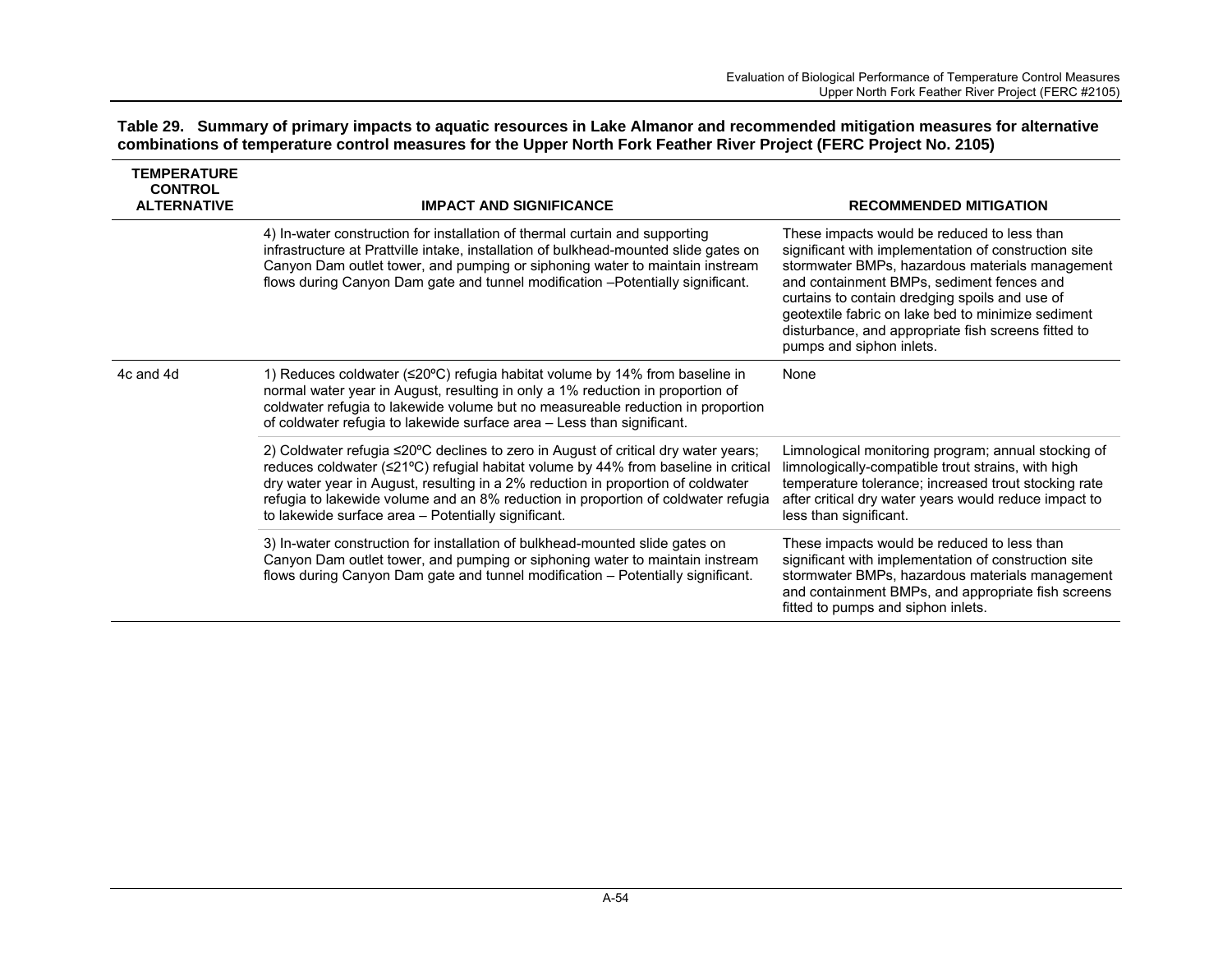**Table 29. Summary of primary impacts to aquatic resources in Lake Almanor and recommended mitigation measures for alternative combinations of temperature control measures for the Upper North Fork Feather River Project (FERC Project No. 2105)**

| TEMPERATURE CONTROL ALTERNATIVE | IMPACT AND SIGNIFICANCE | RECOMMENDED MITIGATION |
|---|---|---|
| | 4) In-water construction for installation of thermal curtain and supporting infrastructure at Prattville intake, installation of bulkhead-mounted slide gates on Canyon Dam outlet tower, and pumping or siphoning water to maintain instream flows during Canyon Dam gate and tunnel modification –Potentially significant. | These impacts would be reduced to less than significant with implementation of construction site stormwater BMPs, hazardous materials management and containment BMPs, sediment fences and curtains to contain dredging spoils and use of geotextile fabric on lake bed to minimize sediment disturbance, and appropriate fish screens fitted to pumps and siphon inlets. |
| 4c and 4d | 1) Reduces coldwater (≤20ºC) refugia habitat volume by 14% from baseline in normal water year in August, resulting in only a 1% reduction in proportion of coldwater refugia to lakewide volume but no measureable reduction in proportion of coldwater refugia to lakewide surface area – Less than significant. | None |
| | 2) Coldwater refugia ≤20ºC declines to zero in August of critical dry water years; reduces coldwater (≤21ºC) refugial habitat volume by 44% from baseline in critical dry water year in August, resulting in a 2% reduction in proportion of coldwater refugia to lakewide volume and an 8% reduction in proportion of coldwater refugia to lakewide surface area – Potentially significant. | Limnological monitoring program; annual stocking of limnologically-compatible trout strains, with high temperature tolerance; increased trout stocking rate after critical dry water years would reduce impact to less than significant. |
| | 3) In-water construction for installation of bulkhead-mounted slide gates on Canyon Dam outlet tower, and pumping or siphoning water to maintain instream flows during Canyon Dam gate and tunnel modification – Potentially significant. | These impacts would be reduced to less than significant with implementation of construction site stormwater BMPs, hazardous materials management and containment BMPs, and appropriate fish screens fitted to pumps and siphon inlets. |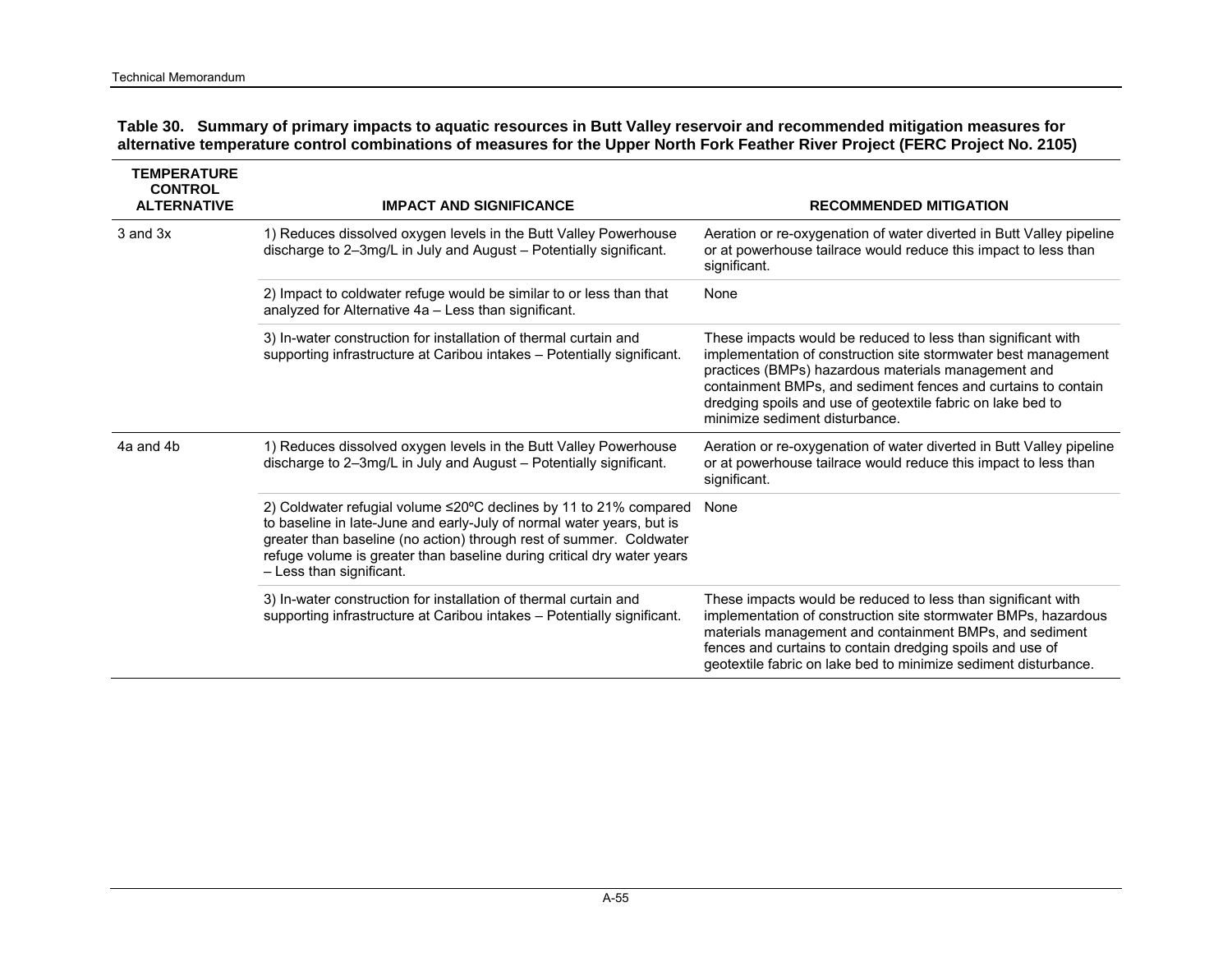**Table 30. Summary of primary impacts to aquatic resources in Butt Valley reservoir and recommended mitigation measures for alternative temperature control combinations of measures for the Upper North Fork Feather River Project (FERC Project No. 2105)**

| TEMPERATURE CONTROL ALTERNATIVE | IMPACT AND SIGNIFICANCE | RECOMMENDED MITIGATION |
|---|---|---|
| 3 and 3x | 1) Reduces dissolved oxygen levels in the Butt Valley Powerhouse discharge to 2–3mg/L in July and August – Potentially significant. | Aeration or re-oxygenation of water diverted in Butt Valley pipeline or at powerhouse tailrace would reduce this impact to less than significant. |
| | 2) Impact to coldwater refuge would be similar to or less than that analyzed for Alternative 4a – Less than significant. | None |
| | 3) In-water construction for installation of thermal curtain and supporting infrastructure at Caribou intakes – Potentially significant. | These impacts would be reduced to less than significant with implementation of construction site stormwater best management practices (BMPs) hazardous materials management and containment BMPs, and sediment fences and curtains to contain dredging spoils and use of geotextile fabric on lake bed to minimize sediment disturbance. |
| 4a and 4b | 1) Reduces dissolved oxygen levels in the Butt Valley Powerhouse discharge to 2–3mg/L in July and August – Potentially significant. | Aeration or re-oxygenation of water diverted in Butt Valley pipeline or at powerhouse tailrace would reduce this impact to less than significant. |
| | 2) Coldwater refugial volume ≤20ºC declines by 11 to 21% compared to baseline in late-June and early-July of normal water years, but is greater than baseline (no action) through rest of summer. Coldwater refuge volume is greater than baseline during critical dry water years – Less than significant. | None |
| | 3) In-water construction for installation of thermal curtain and supporting infrastructure at Caribou intakes – Potentially significant. | These impacts would be reduced to less than significant with implementation of construction site stormwater BMPs, hazardous materials management and containment BMPs, and sediment fences and curtains to contain dredging spoils and use of geotextile fabric on lake bed to minimize sediment disturbance. |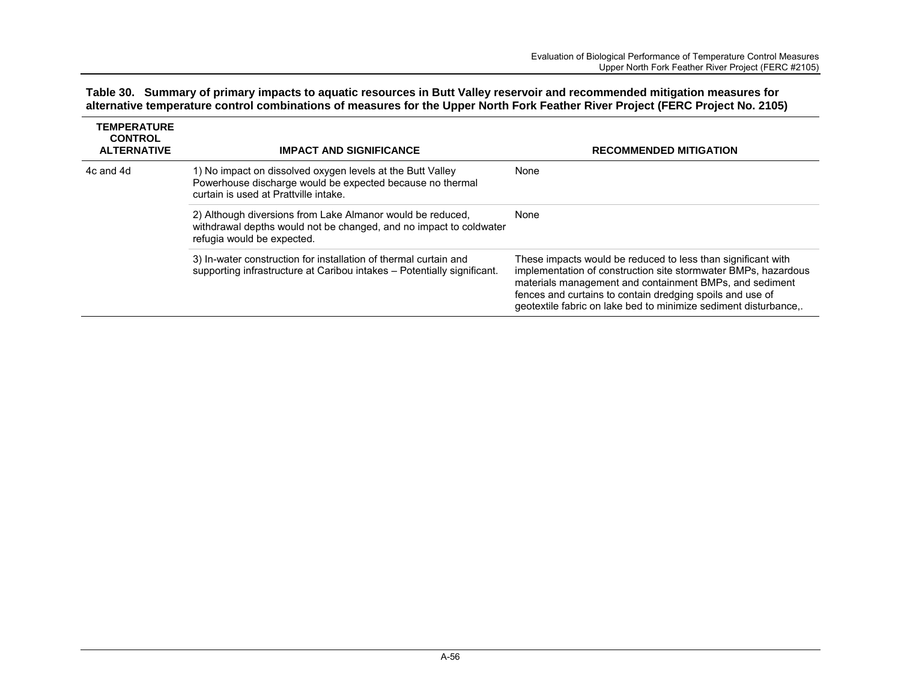**Table 30. Summary of primary impacts to aquatic resources in Butt Valley reservoir and recommended mitigation measures for alternative temperature control combinations of measures for the Upper North Fork Feather River Project (FERC Project No. 2105)**

| TEMPERATURE CONTROL ALTERNATIVE | IMPACT AND SIGNIFICANCE | RECOMMENDED MITIGATION |
|---|---|---|
| 4c and 4d | 1) No impact on dissolved oxygen levels at the Butt Valley Powerhouse discharge would be expected because no thermal curtain is used at Prattville intake. | None |
| | 2) Although diversions from Lake Almanor would be reduced, withdrawal depths would not be changed, and no impact to coldwater refugia would be expected. | None |
| | 3) In-water construction for installation of thermal curtain and supporting infrastructure at Caribou intakes – Potentially significant. | These impacts would be reduced to less than significant with implementation of construction site stormwater BMPs, hazardous materials management and containment BMPs, and sediment fences and curtains to contain dredging spoils and use of geotextile fabric on lake bed to minimize sediment disturbance,. |